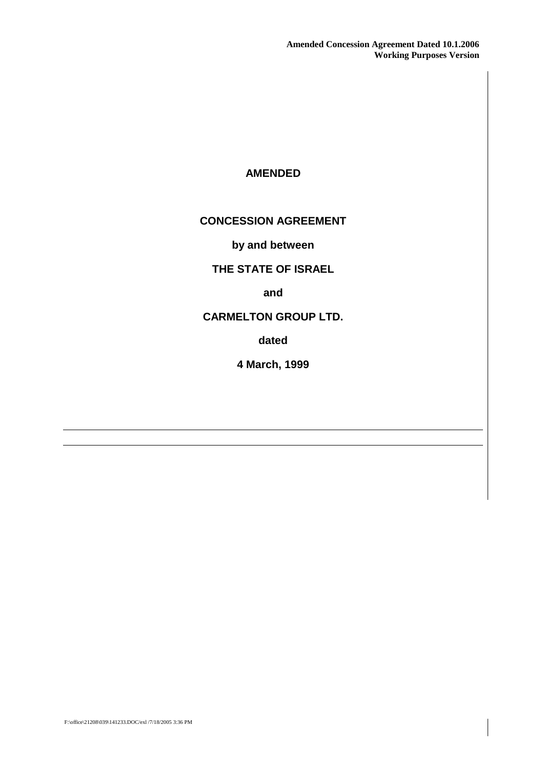**Amended Concession Agreement Dated 10.1.2006**
**Working Purposes Version**

# AMENDED

# CONCESSION AGREEMENT

**by and between**

**THE STATE OF ISRAEL**

**and**

**CARMELTON GROUP LTD.**

**dated**

**4 March, 1999**

---

---

F:\office\21208\039\141233.DOC/exl /7/18/2005 3:36 PM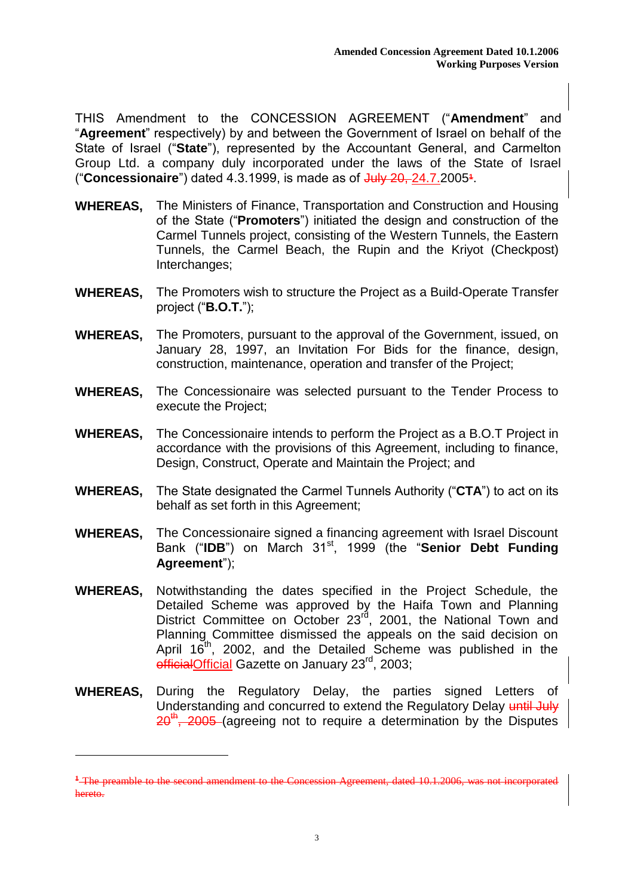THIS Amendment to the CONCESSION AGREEMENT ("**Amendment**" and "**Agreement**" respectively) by and between the Government of Israel on behalf of the State of Israel ("**State**"), represented by the Accountant General, and Carmelton Group Ltd. a company duly incorporated under the laws of the State of Israel ("**Concessionaire**") dated 4.3.1999, is made as of ~~July 20,~~ 24.7.2005[1].

**WHEREAS,** The Ministers of Finance, Transportation and Construction and Housing of the State ("**Promoters**") initiated the design and construction of the Carmel Tunnels project, consisting of the Western Tunnels, the Eastern Tunnels, the Carmel Beach, the Rupin and the Kriyot (Checkpost) Interchanges;

**WHEREAS,** The Promoters wish to structure the Project as a Build-Operate Transfer project ("**B.O.T.**");

**WHEREAS,** The Promoters, pursuant to the approval of the Government, issued, on January 28, 1997, an Invitation For Bids for the finance, design, construction, maintenance, operation and transfer of the Project;

**WHEREAS,** The Concessionaire was selected pursuant to the Tender Process to execute the Project;

**WHEREAS,** The Concessionaire intends to perform the Project as a B.O.T Project in accordance with the provisions of this Agreement, including to finance, Design, Construct, Operate and Maintain the Project; and

**WHEREAS,** The State designated the Carmel Tunnels Authority ("**CTA**") to act on its behalf as set forth in this Agreement;

**WHEREAS,** The Concessionaire signed a financing agreement with Israel Discount Bank ("**IDB**") on March 31st, 1999 (the "**Senior Debt Funding Agreement**");

**WHEREAS,** Notwithstanding the dates specified in the Project Schedule, the Detailed Scheme was approved by the Haifa Town and Planning District Committee on October 23rd, 2001, the National Town and Planning Committee dismissed the appeals on the said decision on April 16th, 2002, and the Detailed Scheme was published in the ~~official~~Official Gazette on January 23rd, 2003;

**WHEREAS,** During the Regulatory Delay, the parties signed Letters of Understanding and concurred to extend the Regulatory Delay ~~until July 20th, 2005~~ (agreeing not to require a determination by the Disputes

---

~~[1] The preamble to the second amendment to the Concession Agreement, dated 10.1.2006, was not incorporated hereto.~~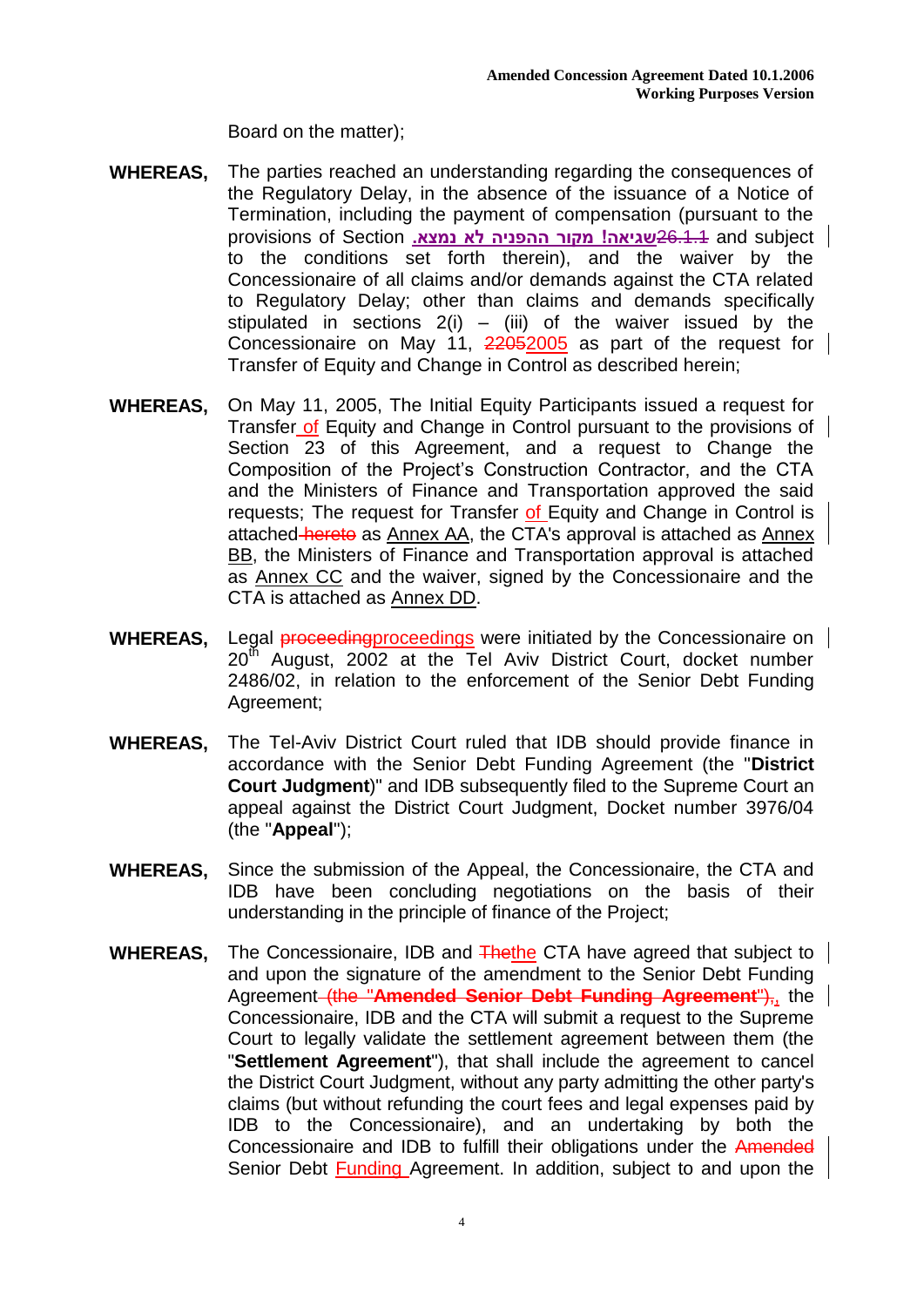Board on the matter);

**WHEREAS,** The parties reached an understanding regarding the consequences of the Regulatory Delay, in the absence of the issuance of a Notice of Termination, including the payment of compensation (pursuant to the provisions of Section **שגיאה! מקור ההפניה לא נמצא.**26.1.1 and subject to the conditions set forth therein), and the waiver by the Concessionaire of all claims and/or demands against the CTA related to Regulatory Delay; other than claims and demands specifically stipulated in sections 2(i) – (iii) of the waiver issued by the Concessionaire on May 11, 22052005 as part of the request for Transfer of Equity and Change in Control as described herein;

**WHEREAS,** On May 11, 2005, The Initial Equity Participants issued a request for Transfer of Equity and Change in Control pursuant to the provisions of Section 23 of this Agreement, and a request to Change the Composition of the Project's Construction Contractor, and the CTA and the Ministers of Finance and Transportation approved the said requests; The request for Transfer of Equity and Change in Control is attached hereto as Annex AA, the CTA's approval is attached as Annex BB, the Ministers of Finance and Transportation approval is attached as Annex CC and the waiver, signed by the Concessionaire and the CTA is attached as Annex DD.

**WHEREAS,** Legal proceedingproceedings were initiated by the Concessionaire on 20th August, 2002 at the Tel Aviv District Court, docket number 2486/02, in relation to the enforcement of the Senior Debt Funding Agreement;

**WHEREAS,** The Tel-Aviv District Court ruled that IDB should provide finance in accordance with the Senior Debt Funding Agreement (the "**District Court Judgment**)" and IDB subsequently filed to the Supreme Court an appeal against the District Court Judgment, Docket number 3976/04 (the "**Appeal**");

**WHEREAS,** Since the submission of the Appeal, the Concessionaire, the CTA and IDB have been concluding negotiations on the basis of their understanding in the principle of finance of the Project;

**WHEREAS,** The Concessionaire, IDB and Thethe CTA have agreed that subject to and upon the signature of the amendment to the Senior Debt Funding Agreement (the "**Amended Senior Debt Funding Agreement**"),, the Concessionaire, IDB and the CTA will submit a request to the Supreme Court to legally validate the settlement agreement between them (the "**Settlement Agreement**"), that shall include the agreement to cancel the District Court Judgment, without any party admitting the other party's claims (but without refunding the court fees and legal expenses paid by IDB to the Concessionaire), and an undertaking by both the Concessionaire and IDB to fulfill their obligations under the Amended Senior Debt Funding Agreement. In addition, subject to and upon the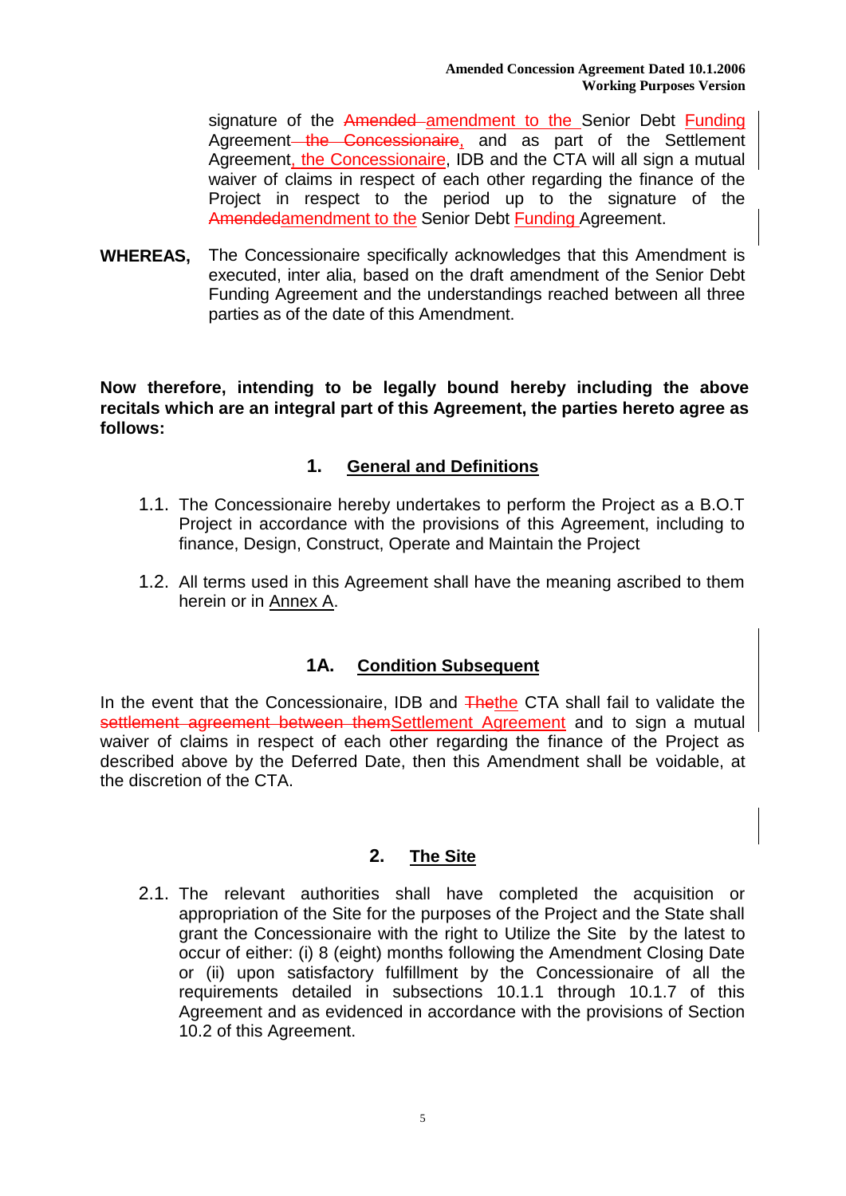signature of the ~~Amended~~ amendment to the Senior Debt Funding Agreement~~ the Concessionaire~~, and as part of the Settlement Agreement, the Concessionaire, IDB and the CTA will all sign a mutual waiver of claims in respect of each other regarding the finance of the Project in respect to the period up to the signature of the ~~Amended~~amendment to the Senior Debt Funding Agreement.

**WHEREAS,** The Concessionaire specifically acknowledges that this Amendment is executed, inter alia, based on the draft amendment of the Senior Debt Funding Agreement and the understandings reached between all three parties as of the date of this Amendment.

**Now therefore, intending to be legally bound hereby including the above recitals which are an integral part of this Agreement, the parties hereto agree as follows:**

## 1. General and Definitions

1.1. The Concessionaire hereby undertakes to perform the Project as a B.O.T Project in accordance with the provisions of this Agreement, including to finance, Design, Construct, Operate and Maintain the Project

1.2. All terms used in this Agreement shall have the meaning ascribed to them herein or in Annex A.

## 1A. Condition Subsequent

In the event that the Concessionaire, IDB and ~~The~~the CTA shall fail to validate the ~~settlement agreement between them~~Settlement Agreement and to sign a mutual waiver of claims in respect of each other regarding the finance of the Project as described above by the Deferred Date, then this Amendment shall be voidable, at the discretion of the CTA.

## 2. The Site

2.1. The relevant authorities shall have completed the acquisition or appropriation of the Site for the purposes of the Project and the State shall grant the Concessionaire with the right to Utilize the Site by the latest to occur of either: (i) 8 (eight) months following the Amendment Closing Date or (ii) upon satisfactory fulfillment by the Concessionaire of all the requirements detailed in subsections 10.1.1 through 10.1.7 of this Agreement and as evidenced in accordance with the provisions of Section 10.2 of this Agreement.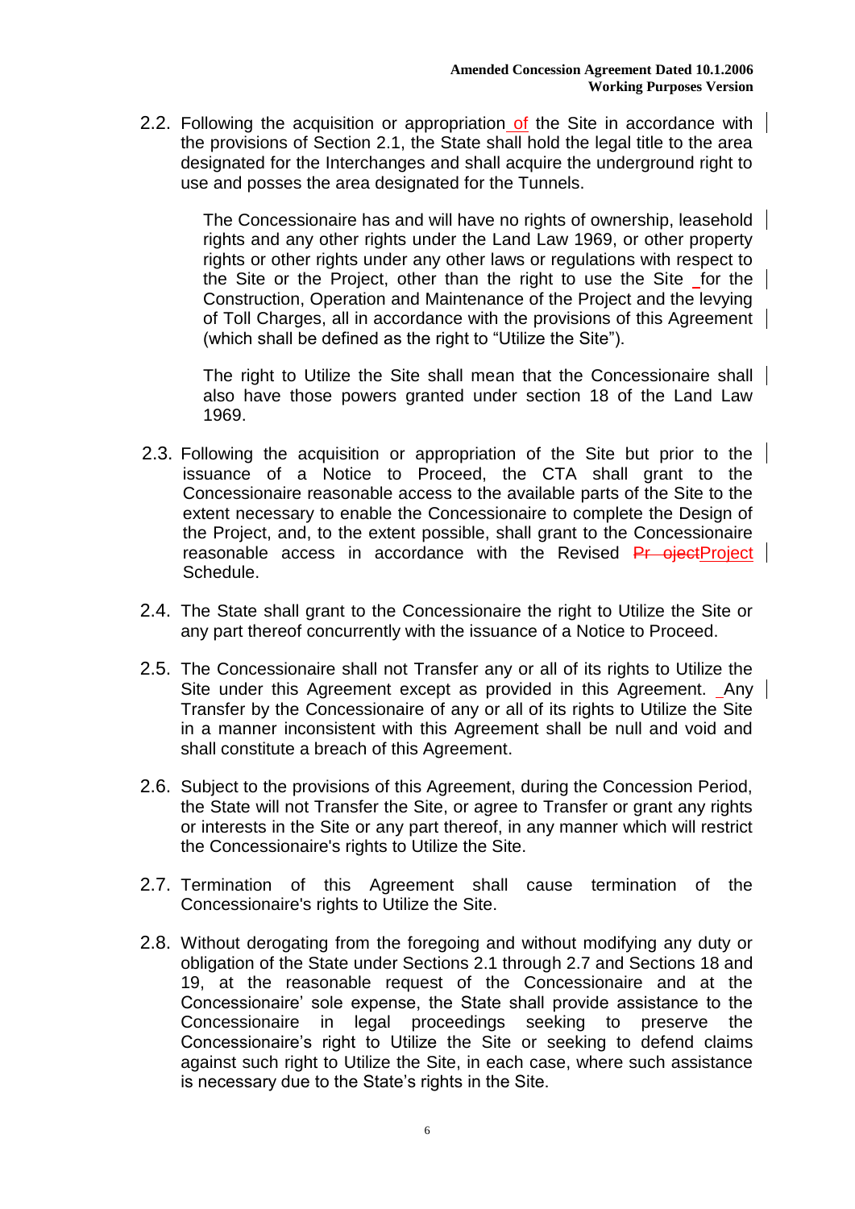2.2. Following the acquisition or appropriation of the Site in accordance with the provisions of Section 2.1, the State shall hold the legal title to the area designated for the Interchanges and shall acquire the underground right to use and posses the area designated for the Tunnels.

   The Concessionaire has and will have no rights of ownership, leasehold rights and any other rights under the Land Law 1969, or other property rights or other rights under any other laws or regulations with respect to the Site or the Project, other than the right to use the Site for the Construction, Operation and Maintenance of the Project and the levying of Toll Charges, all in accordance with the provisions of this Agreement (which shall be defined as the right to "Utilize the Site").

   The right to Utilize the Site shall mean that the Concessionaire shall also have those powers granted under section 18 of the Land Law 1969.

2.3. Following the acquisition or appropriation of the Site but prior to the issuance of a Notice to Proceed, the CTA shall grant to the Concessionaire reasonable access to the available parts of the Site to the extent necessary to enable the Concessionaire to complete the Design of the Project, and, to the extent possible, shall grant to the Concessionaire reasonable access in accordance with the Revised ~~Pr ojectProject~~Project Schedule.

2.4. The State shall grant to the Concessionaire the right to Utilize the Site or any part thereof concurrently with the issuance of a Notice to Proceed.

2.5. The Concessionaire shall not Transfer any or all of its rights to Utilize the Site under this Agreement except as provided in this Agreement. Any Transfer by the Concessionaire of any or all of its rights to Utilize the Site in a manner inconsistent with this Agreement shall be null and void and shall constitute a breach of this Agreement.

2.6. Subject to the provisions of this Agreement, during the Concession Period, the State will not Transfer the Site, or agree to Transfer or grant any rights or interests in the Site or any part thereof, in any manner which will restrict the Concessionaire's rights to Utilize the Site.

2.7. Termination of this Agreement shall cause termination of the Concessionaire's rights to Utilize the Site.

2.8. Without derogating from the foregoing and without modifying any duty or obligation of the State under Sections 2.1 through 2.7 and Sections 18 and 19, at the reasonable request of the Concessionaire and at the Concessionaire' sole expense, the State shall provide assistance to the Concessionaire in legal proceedings seeking to preserve the Concessionaire's right to Utilize the Site or seeking to defend claims against such right to Utilize the Site, in each case, where such assistance is necessary due to the State's rights in the Site.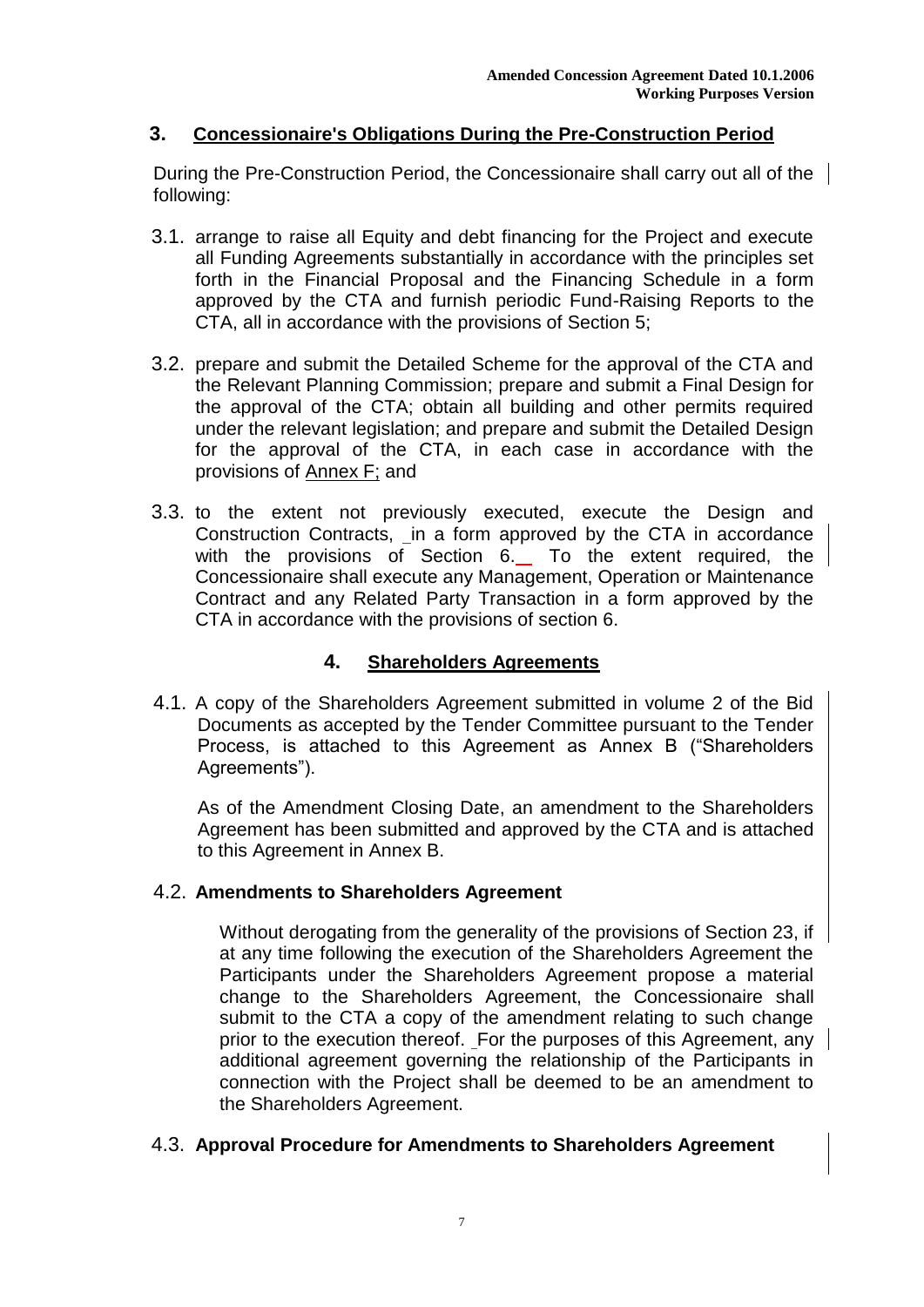## 3. Concessionaire's Obligations During the Pre-Construction Period

During the Pre-Construction Period, the Concessionaire shall carry out all of the following:

3.1. arrange to raise all Equity and debt financing for the Project and execute all Funding Agreements substantially in accordance with the principles set forth in the Financial Proposal and the Financing Schedule in a form approved by the CTA and furnish periodic Fund-Raising Reports to the CTA, all in accordance with the provisions of Section 5;

3.2. prepare and submit the Detailed Scheme for the approval of the CTA and the Relevant Planning Commission; prepare and submit a Final Design for the approval of the CTA; obtain all building and other permits required under the relevant legislation; and prepare and submit the Detailed Design for the approval of the CTA, in each case in accordance with the provisions of Annex F; and

3.3. to the extent not previously executed, execute the Design and Construction Contracts, in a form approved by the CTA in accordance with the provisions of Section 6. To the extent required, the Concessionaire shall execute any Management, Operation or Maintenance Contract and any Related Party Transaction in a form approved by the CTA in accordance with the provisions of section 6.

## 4. Shareholders Agreements

4.1. A copy of the Shareholders Agreement submitted in volume 2 of the Bid Documents as accepted by the Tender Committee pursuant to the Tender Process, is attached to this Agreement as Annex B ("Shareholders Agreements").

As of the Amendment Closing Date, an amendment to the Shareholders Agreement has been submitted and approved by the CTA and is attached to this Agreement in Annex B.

4.2. **Amendments to Shareholders Agreement**

Without derogating from the generality of the provisions of Section 23, if at any time following the execution of the Shareholders Agreement the Participants under the Shareholders Agreement propose a material change to the Shareholders Agreement, the Concessionaire shall submit to the CTA a copy of the amendment relating to such change prior to the execution thereof. For the purposes of this Agreement, any additional agreement governing the relationship of the Participants in connection with the Project shall be deemed to be an amendment to the Shareholders Agreement.

4.3. **Approval Procedure for Amendments to Shareholders Agreement**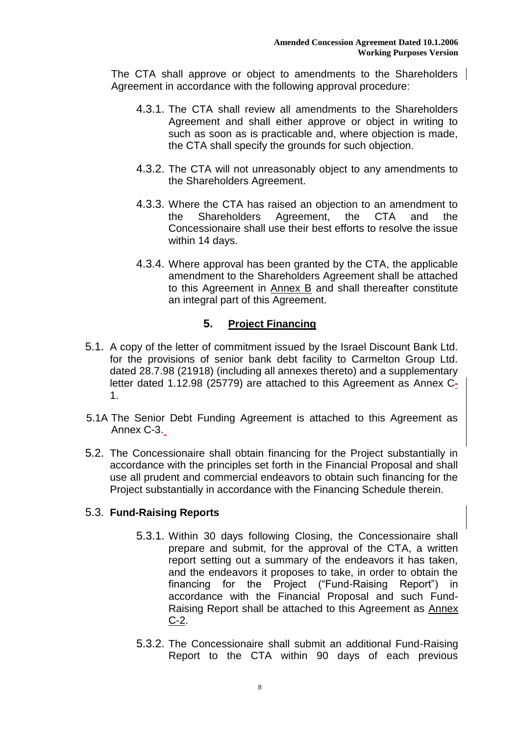The CTA shall approve or object to amendments to the Shareholders Agreement in accordance with the following approval procedure:

4.3.1. The CTA shall review all amendments to the Shareholders Agreement and shall either approve or object in writing to such as soon as is practicable and, where objection is made, the CTA shall specify the grounds for such objection.

4.3.2. The CTA will not unreasonably object to any amendments to the Shareholders Agreement.

4.3.3. Where the CTA has raised an objection to an amendment to the Shareholders Agreement, the CTA and the Concessionaire shall use their best efforts to resolve the issue within 14 days.

4.3.4. Where approval has been granted by the CTA, the applicable amendment to the Shareholders Agreement shall be attached to this Agreement in Annex B and shall thereafter constitute an integral part of this Agreement.

## 5. Project Financing

5.1. A copy of the letter of commitment issued by the Israel Discount Bank Ltd. for the provisions of senior bank debt facility to Carmelton Group Ltd. dated 28.7.98 (21918) (including all annexes thereto) and a supplementary letter dated 1.12.98 (25779) are attached to this Agreement as Annex C-1.

5.1A The Senior Debt Funding Agreement is attached to this Agreement as Annex C-3.

5.2. The Concessionaire shall obtain financing for the Project substantially in accordance with the principles set forth in the Financial Proposal and shall use all prudent and commercial endeavors to obtain such financing for the Project substantially in accordance with the Financing Schedule therein.

5.3. **Fund-Raising Reports**

5.3.1. Within 30 days following Closing, the Concessionaire shall prepare and submit, for the approval of the CTA, a written report setting out a summary of the endeavors it has taken, and the endeavors it proposes to take, in order to obtain the financing for the Project ("Fund-Raising Report") in accordance with the Financial Proposal and such Fund-Raising Report shall be attached to this Agreement as Annex C-2.

5.3.2. The Concessionaire shall submit an additional Fund-Raising Report to the CTA within 90 days of each previous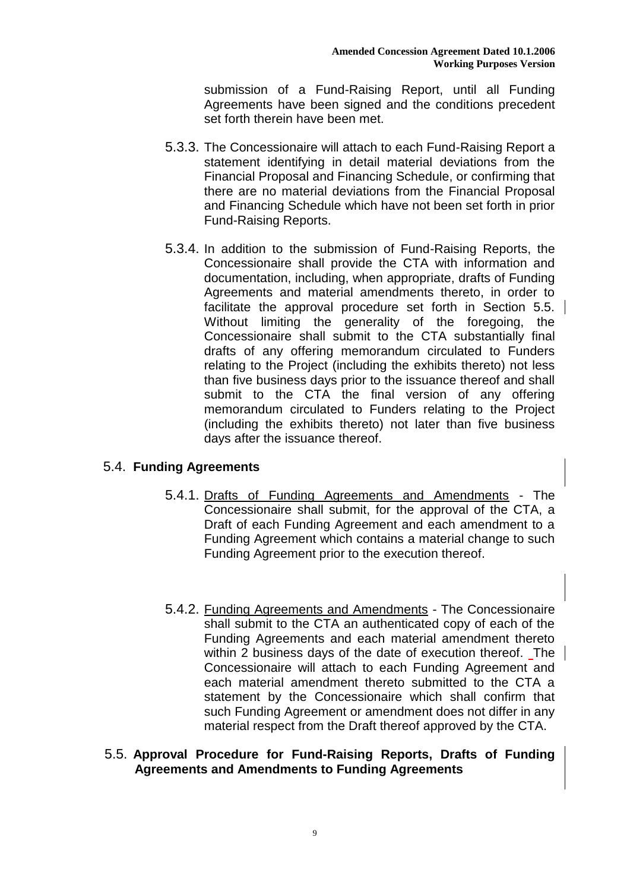submission of a Fund-Raising Report, until all Funding Agreements have been signed and the conditions precedent set forth therein have been met.

5.3.3. The Concessionaire will attach to each Fund-Raising Report a statement identifying in detail material deviations from the Financial Proposal and Financing Schedule, or confirming that there are no material deviations from the Financial Proposal and Financing Schedule which have not been set forth in prior Fund-Raising Reports.

5.3.4. In addition to the submission of Fund-Raising Reports, the Concessionaire shall provide the CTA with information and documentation, including, when appropriate, drafts of Funding Agreements and material amendments thereto, in order to facilitate the approval procedure set forth in Section 5.5. Without limiting the generality of the foregoing, the Concessionaire shall submit to the CTA substantially final drafts of any offering memorandum circulated to Funders relating to the Project (including the exhibits thereto) not less than five business days prior to the issuance thereof and shall submit to the CTA the final version of any offering memorandum circulated to Funders relating to the Project (including the exhibits thereto) not later than five business days after the issuance thereof.

## 5.4. Funding Agreements

5.4.1. Drafts of Funding Agreements and Amendments - The Concessionaire shall submit, for the approval of the CTA, a Draft of each Funding Agreement and each amendment to a Funding Agreement which contains a material change to such Funding Agreement prior to the execution thereof.

5.4.2. Funding Agreements and Amendments - The Concessionaire shall submit to the CTA an authenticated copy of each of the Funding Agreements and each material amendment thereto within 2 business days of the date of execution thereof. The Concessionaire will attach to each Funding Agreement and each material amendment thereto submitted to the CTA a statement by the Concessionaire which shall confirm that such Funding Agreement or amendment does not differ in any material respect from the Draft thereof approved by the CTA.

## 5.5. Approval Procedure for Fund-Raising Reports, Drafts of Funding Agreements and Amendments to Funding Agreements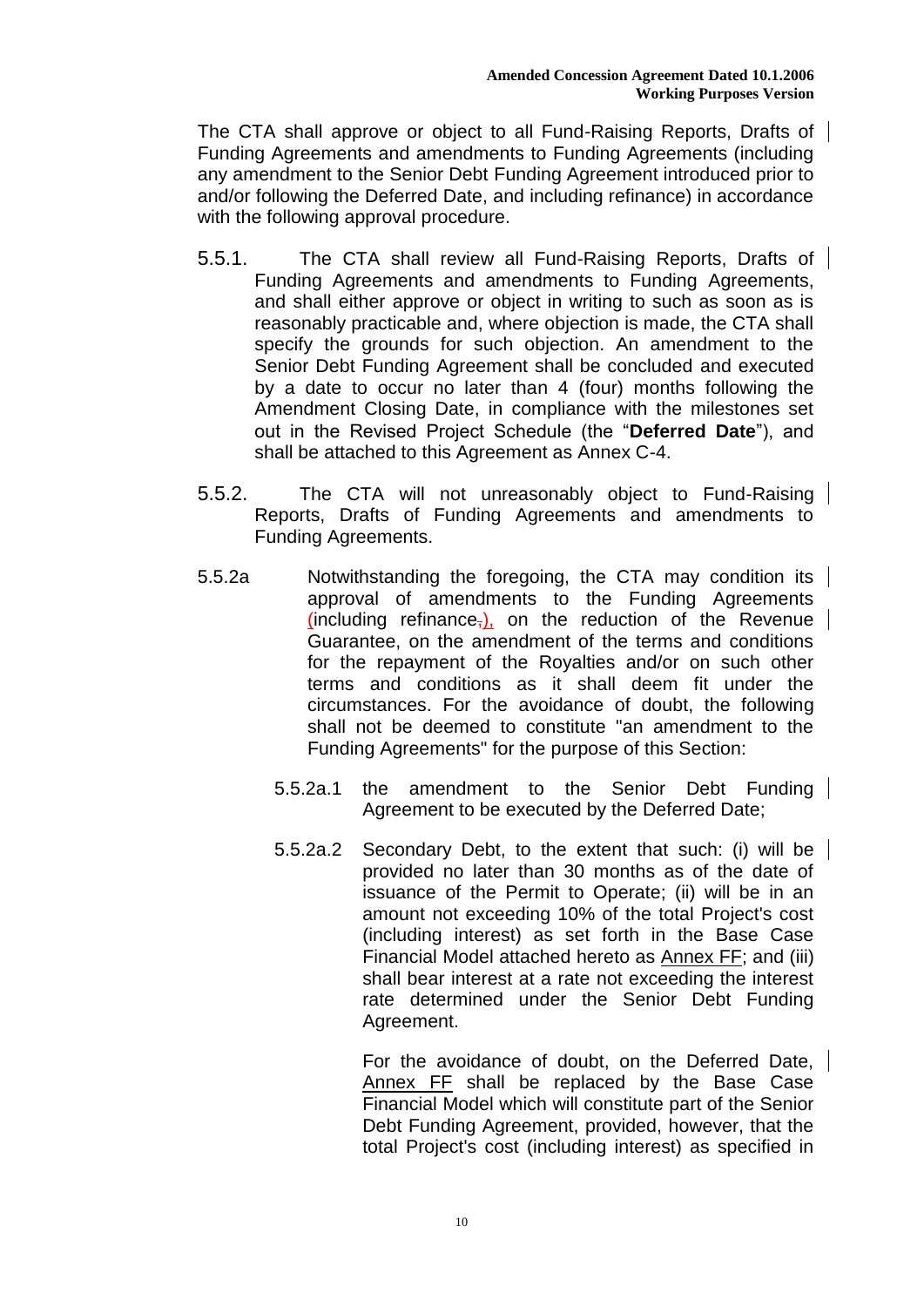The CTA shall approve or object to all Fund-Raising Reports, Drafts of Funding Agreements and amendments to Funding Agreements (including any amendment to the Senior Debt Funding Agreement introduced prior to and/or following the Deferred Date, and including refinance) in accordance with the following approval procedure.

5.5.1. The CTA shall review all Fund-Raising Reports, Drafts of Funding Agreements and amendments to Funding Agreements, and shall either approve or object in writing to such as soon as is reasonably practicable and, where objection is made, the CTA shall specify the grounds for such objection. An amendment to the Senior Debt Funding Agreement shall be concluded and executed by a date to occur no later than 4 (four) months following the Amendment Closing Date, in compliance with the milestones set out in the Revised Project Schedule (the "**Deferred Date**"), and shall be attached to this Agreement as Annex C-4.

5.5.2. The CTA will not unreasonably object to Fund-Raising Reports, Drafts of Funding Agreements and amendments to Funding Agreements.

5.5.2a Notwithstanding the foregoing, the CTA may condition its approval of amendments to the Funding Agreements (including refinance~~,~~), on the reduction of the Revenue Guarantee, on the amendment of the terms and conditions for the repayment of the Royalties and/or on such other terms and conditions as it shall deem fit under the circumstances. For the avoidance of doubt, the following shall not be deemed to constitute "an amendment to the Funding Agreements" for the purpose of this Section:

5.5.2a.1 the amendment to the Senior Debt Funding Agreement to be executed by the Deferred Date;

5.5.2a.2 Secondary Debt, to the extent that such: (i) will be provided no later than 30 months as of the date of issuance of the Permit to Operate; (ii) will be in an amount not exceeding 10% of the total Project's cost (including interest) as set forth in the Base Case Financial Model attached hereto as Annex FF; and (iii) shall bear interest at a rate not exceeding the interest rate determined under the Senior Debt Funding Agreement.

For the avoidance of doubt, on the Deferred Date, Annex FF shall be replaced by the Base Case Financial Model which will constitute part of the Senior Debt Funding Agreement, provided, however, that the total Project's cost (including interest) as specified in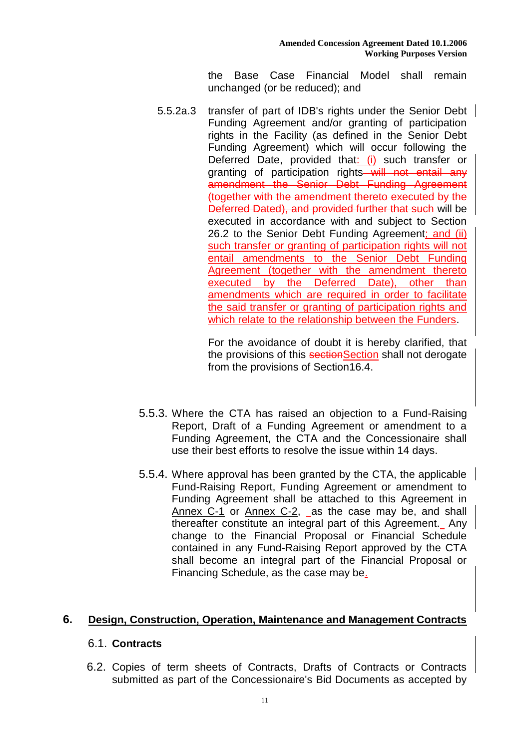the Base Case Financial Model shall remain unchanged (or be reduced); and

5.5.2a.3 transfer of part of IDB's rights under the Senior Debt Funding Agreement and/or granting of participation rights in the Facility (as defined in the Senior Debt Funding Agreement) which will occur following the Deferred Date, provided that: (i) such transfer or granting of participation rights ~~will not entail any amendment the Senior Debt Funding Agreement (together with the amendment thereto executed by the Deferred Dated), and provided further that such~~ will be executed in accordance with and subject to Section 26.2 to the Senior Debt Funding Agreement; and (ii) such transfer or granting of participation rights will not entail amendments to the Senior Debt Funding Agreement (together with the amendment thereto executed by the Deferred Date), other than amendments which are required in order to facilitate the said transfer or granting of participation rights and which relate to the relationship between the Funders.

For the avoidance of doubt it is hereby clarified, that the provisions of this ~~section~~Section shall not derogate from the provisions of Section16.4.

5.5.3. Where the CTA has raised an objection to a Fund-Raising Report, Draft of a Funding Agreement or amendment to a Funding Agreement, the CTA and the Concessionaire shall use their best efforts to resolve the issue within 14 days.

5.5.4. Where approval has been granted by the CTA, the applicable Fund-Raising Report, Funding Agreement or amendment to Funding Agreement shall be attached to this Agreement in Annex C-1 or Annex C-2, as the case may be, and shall thereafter constitute an integral part of this Agreement. Any change to the Financial Proposal or Financial Schedule contained in any Fund-Raising Report approved by the CTA shall become an integral part of the Financial Proposal or Financing Schedule, as the case may be.

## 6. Design, Construction, Operation, Maintenance and Management Contracts

### 6.1. Contracts

6.2. Copies of term sheets of Contracts, Drafts of Contracts or Contracts submitted as part of the Concessionaire's Bid Documents as accepted by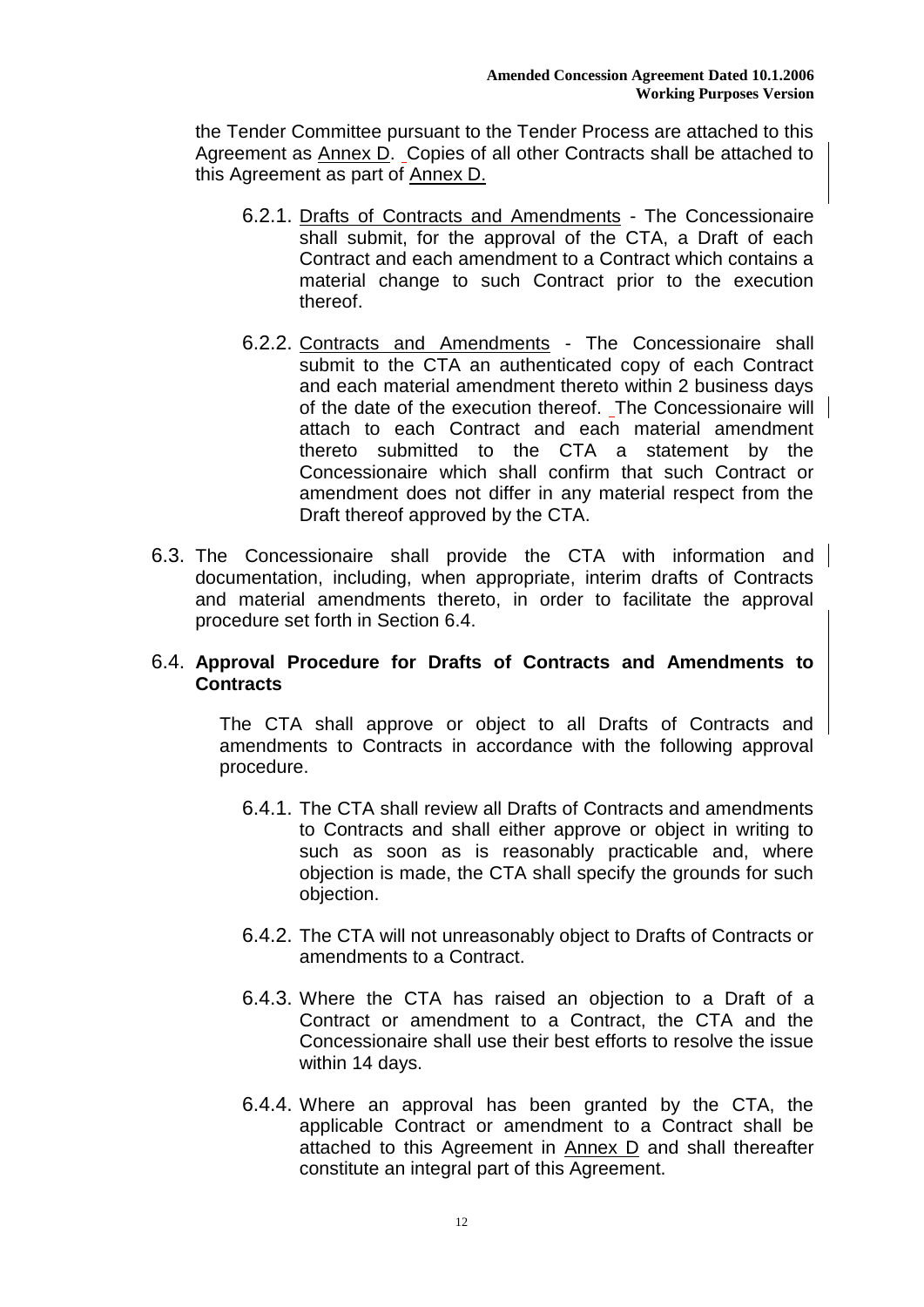the Tender Committee pursuant to the Tender Process are attached to this Agreement as Annex D. Copies of all other Contracts shall be attached to this Agreement as part of Annex D.

6.2.1. Drafts of Contracts and Amendments - The Concessionaire shall submit, for the approval of the CTA, a Draft of each Contract and each amendment to a Contract which contains a material change to such Contract prior to the execution thereof.

6.2.2. Contracts and Amendments - The Concessionaire shall submit to the CTA an authenticated copy of each Contract and each material amendment thereto within 2 business days of the date of the execution thereof. The Concessionaire will attach to each Contract and each material amendment thereto submitted to the CTA a statement by the Concessionaire which shall confirm that such Contract or amendment does not differ in any material respect from the Draft thereof approved by the CTA.

6.3. The Concessionaire shall provide the CTA with information and documentation, including, when appropriate, interim drafts of Contracts and material amendments thereto, in order to facilitate the approval procedure set forth in Section 6.4.

6.4. **Approval Procedure for Drafts of Contracts and Amendments to Contracts**

The CTA shall approve or object to all Drafts of Contracts and amendments to Contracts in accordance with the following approval procedure.

6.4.1. The CTA shall review all Drafts of Contracts and amendments to Contracts and shall either approve or object in writing to such as soon as is reasonably practicable and, where objection is made, the CTA shall specify the grounds for such objection.

6.4.2. The CTA will not unreasonably object to Drafts of Contracts or amendments to a Contract.

6.4.3. Where the CTA has raised an objection to a Draft of a Contract or amendment to a Contract, the CTA and the Concessionaire shall use their best efforts to resolve the issue within 14 days.

6.4.4. Where an approval has been granted by the CTA, the applicable Contract or amendment to a Contract shall be attached to this Agreement in Annex D and shall thereafter constitute an integral part of this Agreement.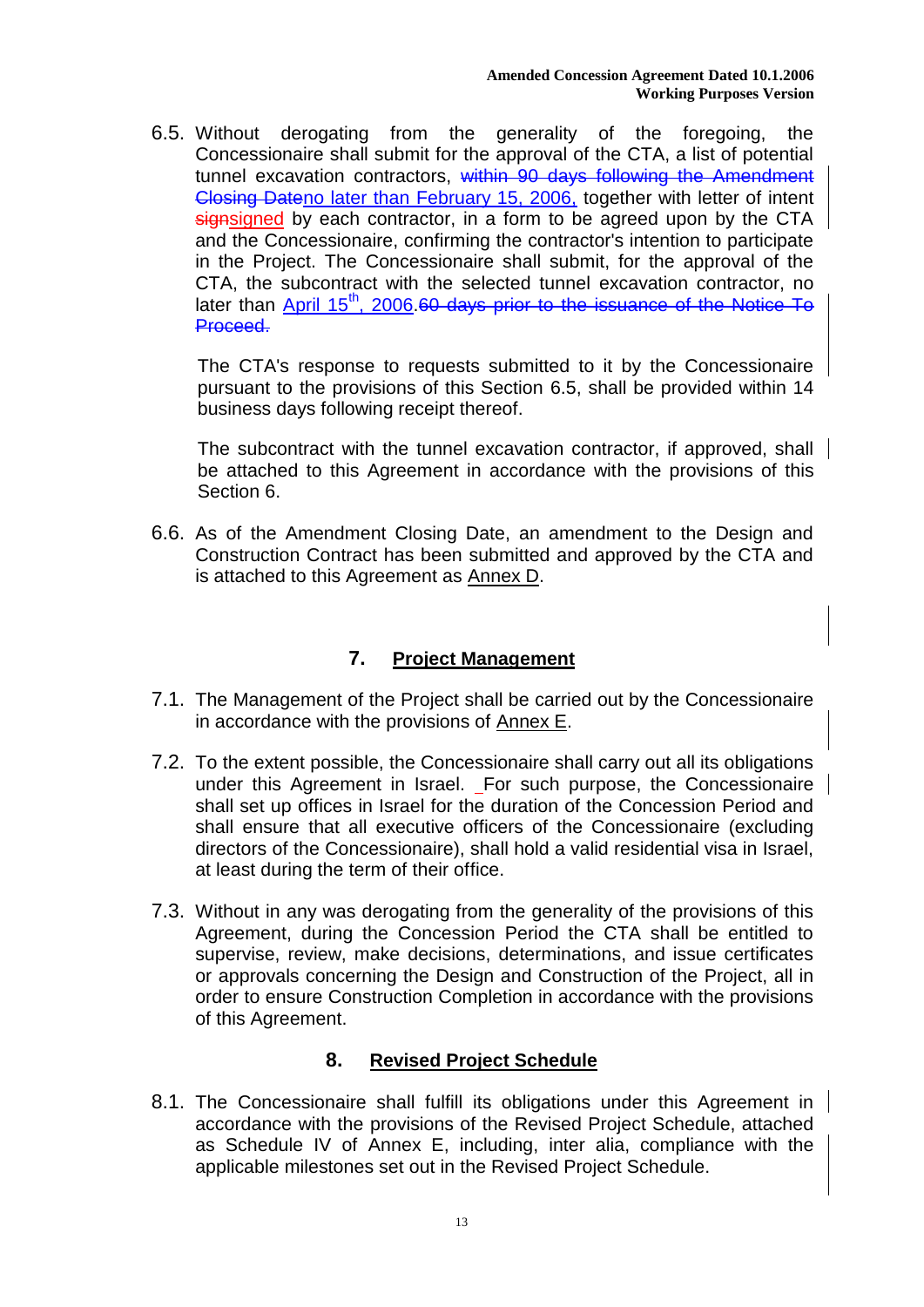6.5. Without derogating from the generality of the foregoing, the Concessionaire shall submit for the approval of the CTA, a list of potential tunnel excavation contractors, ~~within 90 days following the Amendment Closing Date~~no later than February 15, 2006, together with letter of intent ~~sign~~signed by each contractor, in a form to be agreed upon by the CTA and the Concessionaire, confirming the contractor's intention to participate in the Project. The Concessionaire shall submit, for the approval of the CTA, the subcontract with the selected tunnel excavation contractor, no later than April 15th, 2006.~~60 days prior to the issuance of the Notice To Proceed.~~

The CTA's response to requests submitted to it by the Concessionaire pursuant to the provisions of this Section 6.5, shall be provided within 14 business days following receipt thereof.

The subcontract with the tunnel excavation contractor, if approved, shall be attached to this Agreement in accordance with the provisions of this Section 6.

6.6. As of the Amendment Closing Date, an amendment to the Design and Construction Contract has been submitted and approved by the CTA and is attached to this Agreement as Annex D.

## 7. Project Management

7.1. The Management of the Project shall be carried out by the Concessionaire in accordance with the provisions of Annex E.

7.2. To the extent possible, the Concessionaire shall carry out all its obligations under this Agreement in Israel. For such purpose, the Concessionaire shall set up offices in Israel for the duration of the Concession Period and shall ensure that all executive officers of the Concessionaire (excluding directors of the Concessionaire), shall hold a valid residential visa in Israel, at least during the term of their office.

7.3. Without in any was derogating from the generality of the provisions of this Agreement, during the Concession Period the CTA shall be entitled to supervise, review, make decisions, determinations, and issue certificates or approvals concerning the Design and Construction of the Project, all in order to ensure Construction Completion in accordance with the provisions of this Agreement.

## 8. Revised Project Schedule

8.1. The Concessionaire shall fulfill its obligations under this Agreement in accordance with the provisions of the Revised Project Schedule, attached as Schedule IV of Annex E, including, inter alia, compliance with the applicable milestones set out in the Revised Project Schedule.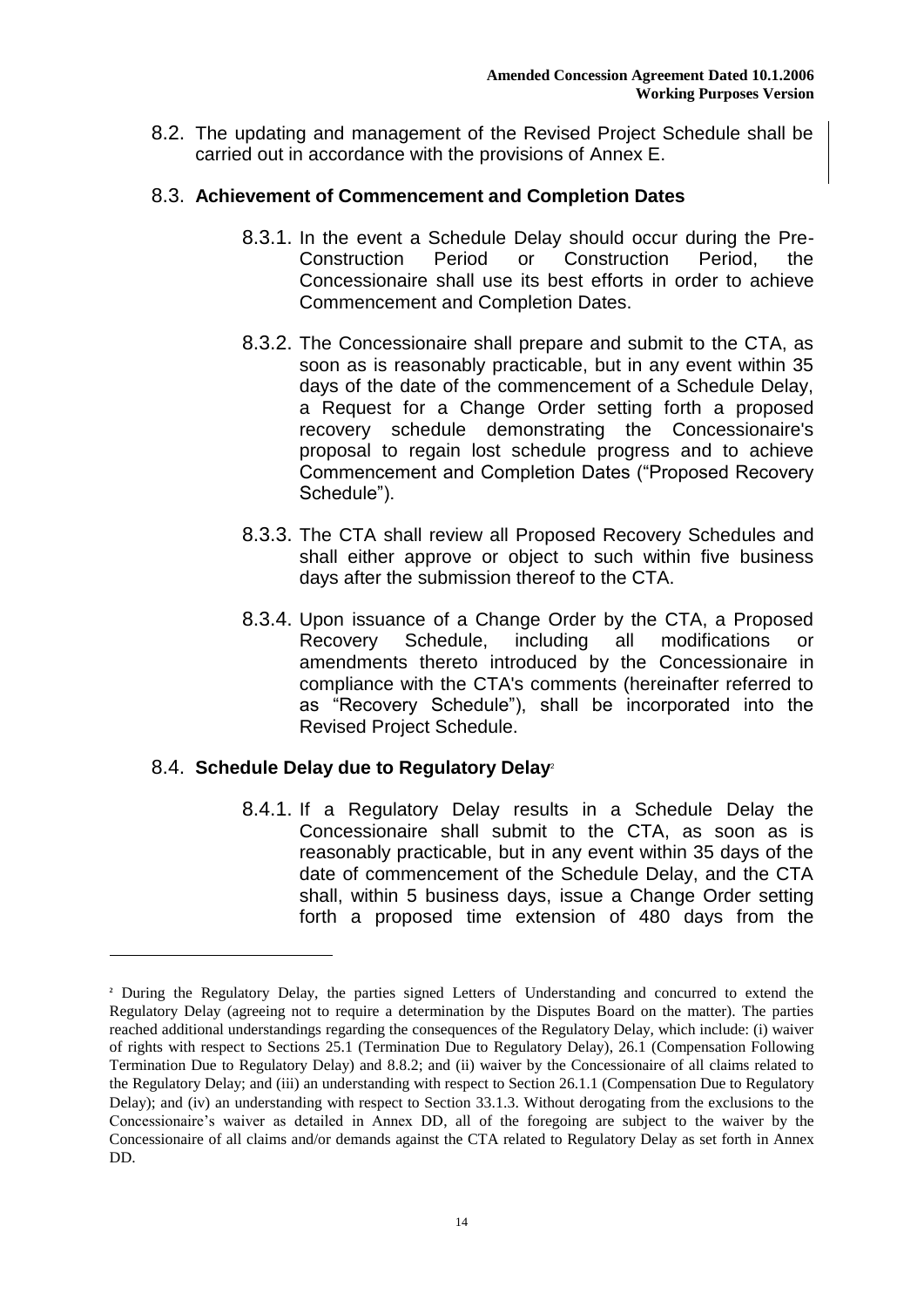8.2. The updating and management of the Revised Project Schedule shall be carried out in accordance with the provisions of Annex E.

## 8.3. Achievement of Commencement and Completion Dates

8.3.1. In the event a Schedule Delay should occur during the Pre-Construction Period or Construction Period, the Concessionaire shall use its best efforts in order to achieve Commencement and Completion Dates.

8.3.2. The Concessionaire shall prepare and submit to the CTA, as soon as is reasonably practicable, but in any event within 35 days of the date of the commencement of a Schedule Delay, a Request for a Change Order setting forth a proposed recovery schedule demonstrating the Concessionaire's proposal to regain lost schedule progress and to achieve Commencement and Completion Dates ("Proposed Recovery Schedule").

8.3.3. The CTA shall review all Proposed Recovery Schedules and shall either approve or object to such within five business days after the submission thereof to the CTA.

8.3.4. Upon issuance of a Change Order by the CTA, a Proposed Recovery Schedule, including all modifications or amendments thereto introduced by the Concessionaire in compliance with the CTA's comments (hereinafter referred to as "Recovery Schedule"), shall be incorporated into the Revised Project Schedule.

## 8.4. Schedule Delay due to Regulatory Delay[2]

8.4.1. If a Regulatory Delay results in a Schedule Delay the Concessionaire shall submit to the CTA, as soon as is reasonably practicable, but in any event within 35 days of the date of commencement of the Schedule Delay, and the CTA shall, within 5 business days, issue a Change Order setting forth a proposed time extension of 480 days from the

---

[2] During the Regulatory Delay, the parties signed Letters of Understanding and concurred to extend the Regulatory Delay (agreeing not to require a determination by the Disputes Board on the matter). The parties reached additional understandings regarding the consequences of the Regulatory Delay, which include: (i) waiver of rights with respect to Sections 25.1 (Termination Due to Regulatory Delay), 26.1 (Compensation Following Termination Due to Regulatory Delay) and 8.8.2; and (ii) waiver by the Concessionaire of all claims related to the Regulatory Delay; and (iii) an understanding with respect to Section 26.1.1 (Compensation Due to Regulatory Delay); and (iv) an understanding with respect to Section 33.1.3. Without derogating from the exclusions to the Concessionaire's waiver as detailed in Annex DD, all of the foregoing are subject to the waiver by the Concessionaire of all claims and/or demands against the CTA related to Regulatory Delay as set forth in Annex DD.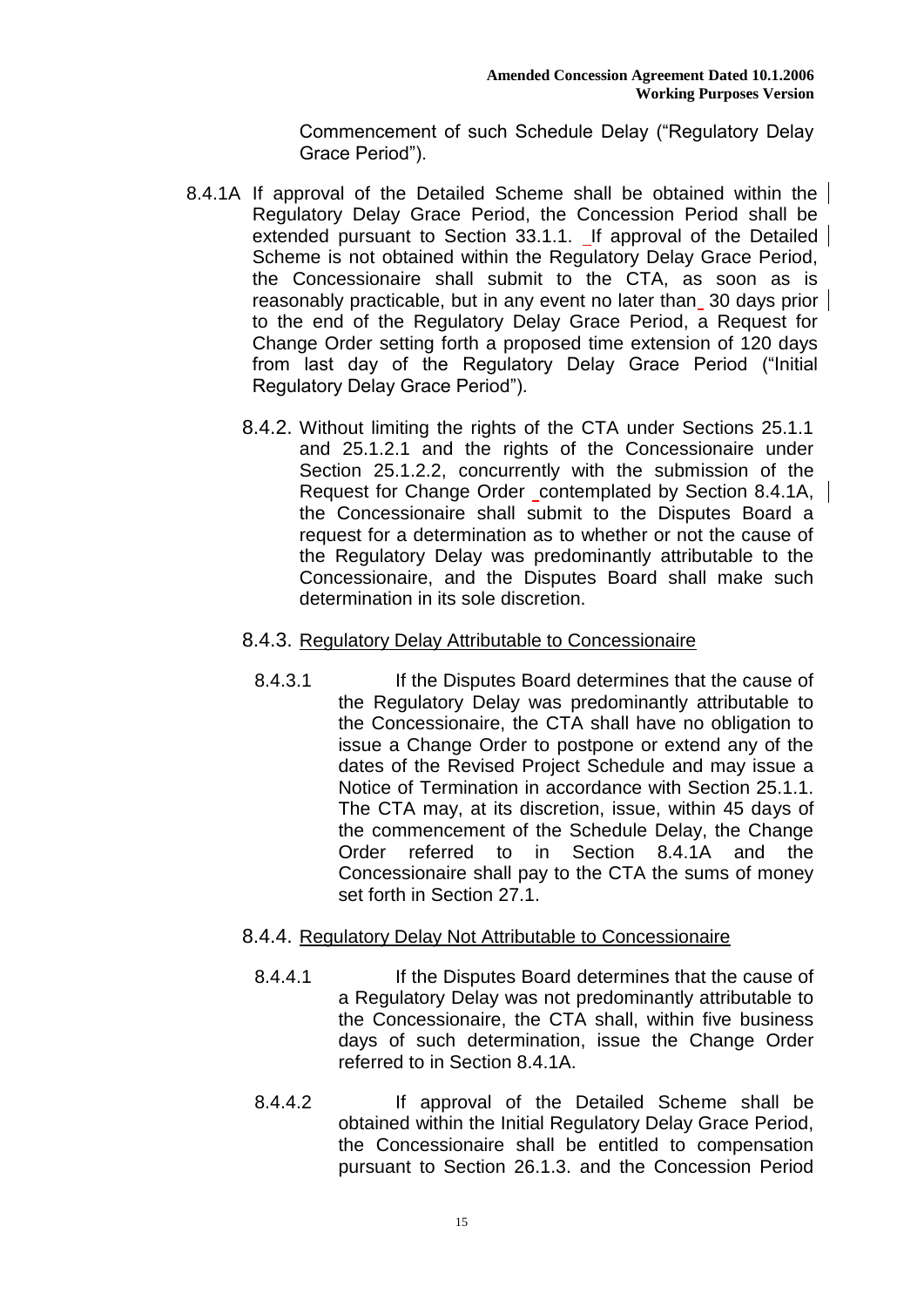Commencement of such Schedule Delay ("Regulatory Delay Grace Period").

8.4.1A If approval of the Detailed Scheme shall be obtained within the Regulatory Delay Grace Period, the Concession Period shall be extended pursuant to Section 33.1.1. If approval of the Detailed Scheme is not obtained within the Regulatory Delay Grace Period, the Concessionaire shall submit to the CTA, as soon as is reasonably practicable, but in any event no later than 30 days prior to the end of the Regulatory Delay Grace Period, a Request for Change Order setting forth a proposed time extension of 120 days from last day of the Regulatory Delay Grace Period ("Initial Regulatory Delay Grace Period").

8.4.2. Without limiting the rights of the CTA under Sections 25.1.1 and 25.1.2.1 and the rights of the Concessionaire under Section 25.1.2.2, concurrently with the submission of the Request for Change Order contemplated by Section 8.4.1A, the Concessionaire shall submit to the Disputes Board a request for a determination as to whether or not the cause of the Regulatory Delay was predominantly attributable to the Concessionaire, and the Disputes Board shall make such determination in its sole discretion.

8.4.3. Regulatory Delay Attributable to Concessionaire

8.4.3.1 If the Disputes Board determines that the cause of the Regulatory Delay was predominantly attributable to the Concessionaire, the CTA shall have no obligation to issue a Change Order to postpone or extend any of the dates of the Revised Project Schedule and may issue a Notice of Termination in accordance with Section 25.1.1. The CTA may, at its discretion, issue, within 45 days of the commencement of the Schedule Delay, the Change Order referred to in Section 8.4.1A and the Concessionaire shall pay to the CTA the sums of money set forth in Section 27.1.

8.4.4. Regulatory Delay Not Attributable to Concessionaire

8.4.4.1 If the Disputes Board determines that the cause of a Regulatory Delay was not predominantly attributable to the Concessionaire, the CTA shall, within five business days of such determination, issue the Change Order referred to in Section 8.4.1A.

8.4.4.2 If approval of the Detailed Scheme shall be obtained within the Initial Regulatory Delay Grace Period, the Concessionaire shall be entitled to compensation pursuant to Section 26.1.3. and the Concession Period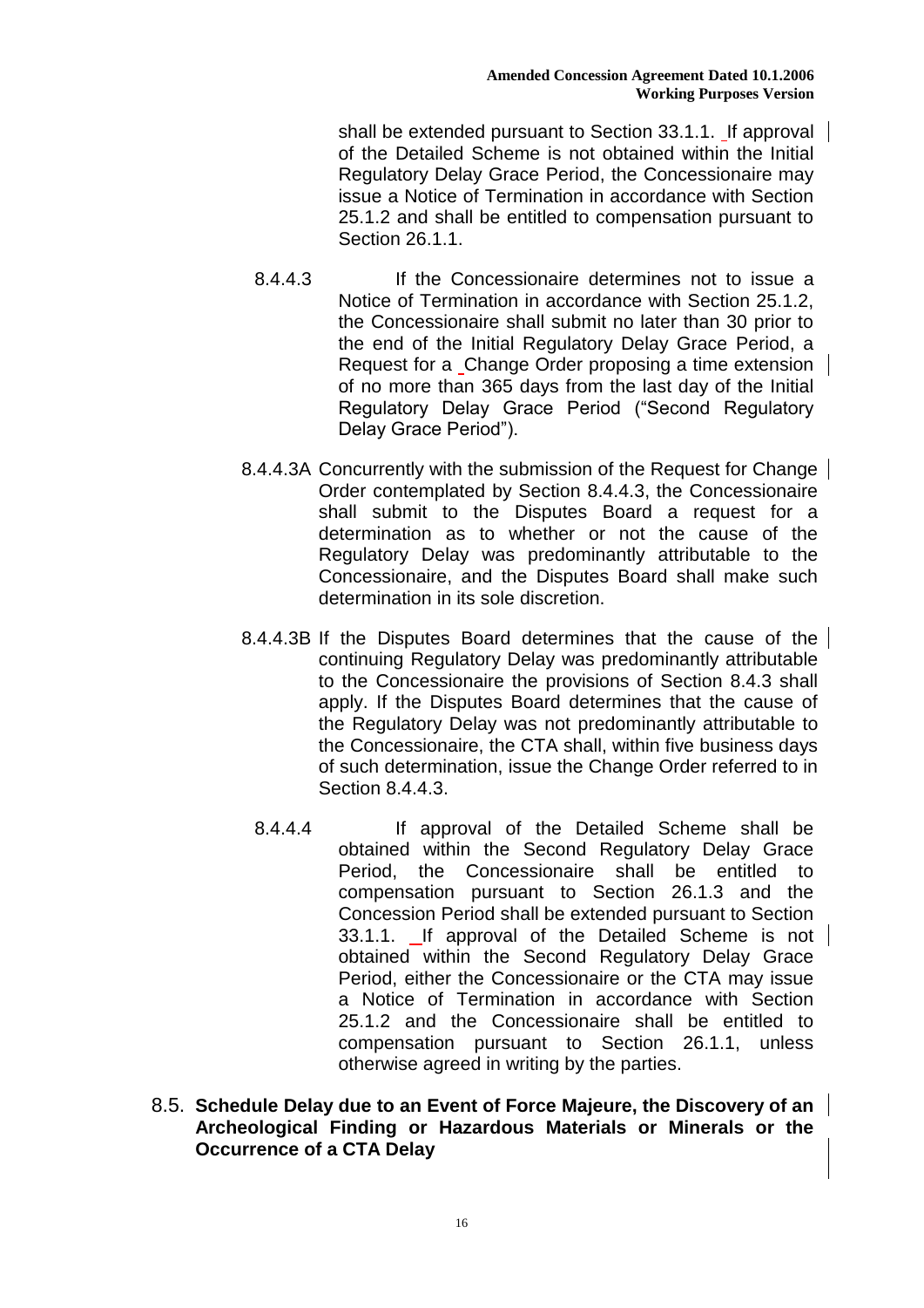shall be extended pursuant to Section 33.1.1. If approval of the Detailed Scheme is not obtained within the Initial Regulatory Delay Grace Period, the Concessionaire may issue a Notice of Termination in accordance with Section 25.1.2 and shall be entitled to compensation pursuant to Section 26.1.1.

8.4.4.3 If the Concessionaire determines not to issue a Notice of Termination in accordance with Section 25.1.2, the Concessionaire shall submit no later than 30 prior to the end of the Initial Regulatory Delay Grace Period, a Request for a Change Order proposing a time extension of no more than 365 days from the last day of the Initial Regulatory Delay Grace Period ("Second Regulatory Delay Grace Period").

8.4.4.3A Concurrently with the submission of the Request for Change Order contemplated by Section 8.4.4.3, the Concessionaire shall submit to the Disputes Board a request for a determination as to whether or not the cause of the Regulatory Delay was predominantly attributable to the Concessionaire, and the Disputes Board shall make such determination in its sole discretion.

8.4.4.3B If the Disputes Board determines that the cause of the continuing Regulatory Delay was predominantly attributable to the Concessionaire the provisions of Section 8.4.3 shall apply. If the Disputes Board determines that the cause of the Regulatory Delay was not predominantly attributable to the Concessionaire, the CTA shall, within five business days of such determination, issue the Change Order referred to in Section 8.4.4.3.

8.4.4.4 If approval of the Detailed Scheme shall be obtained within the Second Regulatory Delay Grace Period, the Concessionaire shall be entitled to compensation pursuant to Section 26.1.3 and the Concession Period shall be extended pursuant to Section 33.1.1. If approval of the Detailed Scheme is not obtained within the Second Regulatory Delay Grace Period, either the Concessionaire or the CTA may issue a Notice of Termination in accordance with Section 25.1.2 and the Concessionaire shall be entitled to compensation pursuant to Section 26.1.1, unless otherwise agreed in writing by the parties.

### 8.5. Schedule Delay due to an Event of Force Majeure, the Discovery of an Archeological Finding or Hazardous Materials or Minerals or the Occurrence of a CTA Delay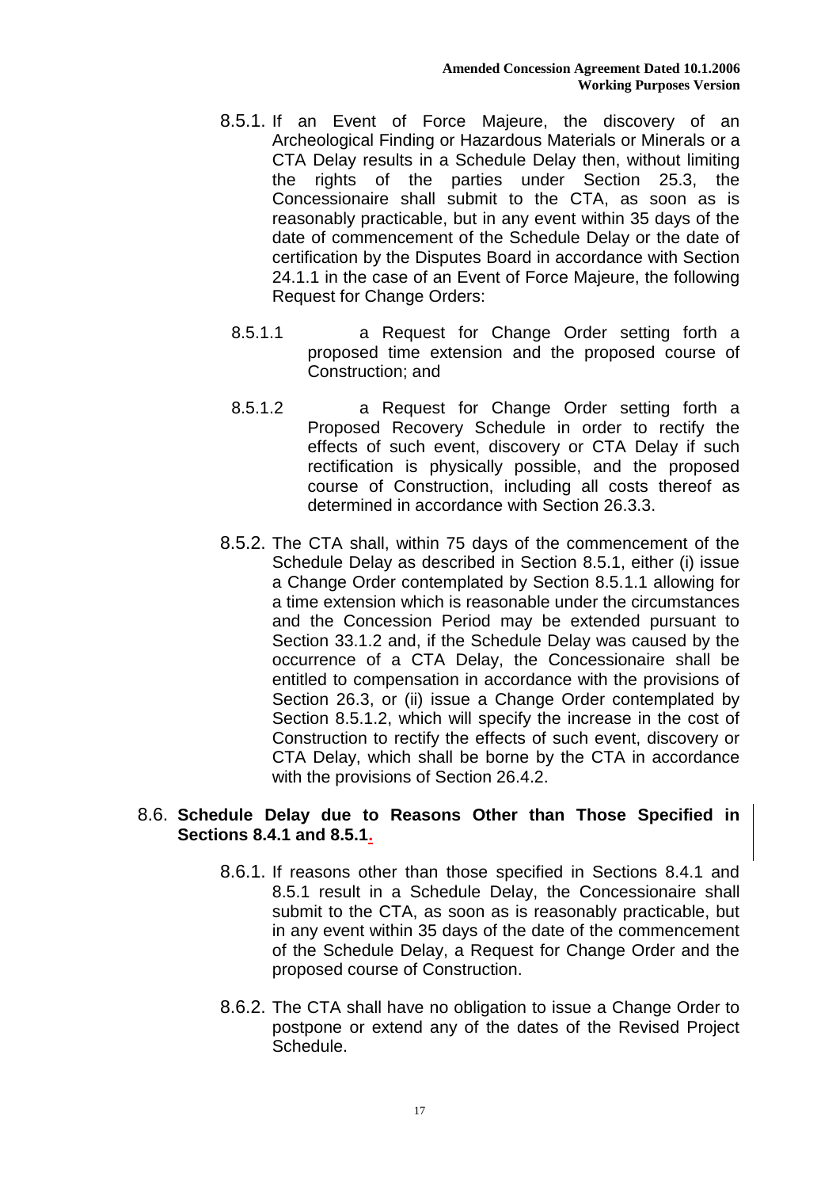8.5.1. If an Event of Force Majeure, the discovery of an Archeological Finding or Hazardous Materials or Minerals or a CTA Delay results in a Schedule Delay then, without limiting the rights of the parties under Section 25.3, the Concessionaire shall submit to the CTA, as soon as is reasonably practicable, but in any event within 35 days of the date of commencement of the Schedule Delay or the date of certification by the Disputes Board in accordance with Section 24.1.1 in the case of an Event of Force Majeure, the following Request for Change Orders:

8.5.1.1 a Request for Change Order setting forth a proposed time extension and the proposed course of Construction; and

8.5.1.2 a Request for Change Order setting forth a Proposed Recovery Schedule in order to rectify the effects of such event, discovery or CTA Delay if such rectification is physically possible, and the proposed course of Construction, including all costs thereof as determined in accordance with Section 26.3.3.

8.5.2. The CTA shall, within 75 days of the commencement of the Schedule Delay as described in Section 8.5.1, either (i) issue a Change Order contemplated by Section 8.5.1.1 allowing for a time extension which is reasonable under the circumstances and the Concession Period may be extended pursuant to Section 33.1.2 and, if the Schedule Delay was caused by the occurrence of a CTA Delay, the Concessionaire shall be entitled to compensation in accordance with the provisions of Section 26.3, or (ii) issue a Change Order contemplated by Section 8.5.1.2, which will specify the increase in the cost of Construction to rectify the effects of such event, discovery or CTA Delay, which shall be borne by the CTA in accordance with the provisions of Section 26.4.2.

## 8.6. Schedule Delay due to Reasons Other than Those Specified in Sections 8.4.1 and 8.5.1.

8.6.1. If reasons other than those specified in Sections 8.4.1 and 8.5.1 result in a Schedule Delay, the Concessionaire shall submit to the CTA, as soon as is reasonably practicable, but in any event within 35 days of the date of the commencement of the Schedule Delay, a Request for Change Order and the proposed course of Construction.

8.6.2. The CTA shall have no obligation to issue a Change Order to postpone or extend any of the dates of the Revised Project Schedule.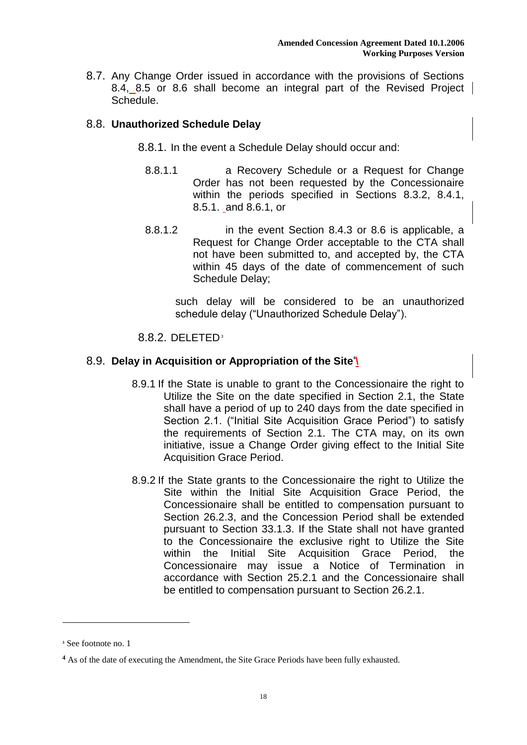8.7. Any Change Order issued in accordance with the provisions of Sections 8.4, 8.5 or 8.6 shall become an integral part of the Revised Project Schedule.

## 8.8. Unauthorized Schedule Delay

8.8.1. In the event a Schedule Delay should occur and:

8.8.1.1 a Recovery Schedule or a Request for Change Order has not been requested by the Concessionaire within the periods specified in Sections 8.3.2, 8.4.1, 8.5.1. and 8.6.1, or

8.8.1.2 in the event Section 8.4.3 or 8.6 is applicable, a Request for Change Order acceptable to the CTA shall not have been submitted to, and accepted by, the CTA within 45 days of the date of commencement of such Schedule Delay;

such delay will be considered to be an unauthorized schedule delay ("Unauthorized Schedule Delay").

8.8.2. DELETED[3]

## 8.9. Delay in Acquisition or Appropriation of the Site[4]

8.9.1 If the State is unable to grant to the Concessionaire the right to Utilize the Site on the date specified in Section 2.1, the State shall have a period of up to 240 days from the date specified in Section 2.1. ("Initial Site Acquisition Grace Period") to satisfy the requirements of Section 2.1. The CTA may, on its own initiative, issue a Change Order giving effect to the Initial Site Acquisition Grace Period.

8.9.2 If the State grants to the Concessionaire the right to Utilize the Site within the Initial Site Acquisition Grace Period, the Concessionaire shall be entitled to compensation pursuant to Section 26.2.3, and the Concession Period shall be extended pursuant to Section 33.1.3. If the State shall not have granted to the Concessionaire the exclusive right to Utilize the Site within the Initial Site Acquisition Grace Period, the Concessionaire may issue a Notice of Termination in accordance with Section 25.2.1 and the Concessionaire shall be entitled to compensation pursuant to Section 26.2.1.

---

[3] See footnote no. 1

[4] As of the date of executing the Amendment, the Site Grace Periods have been fully exhausted.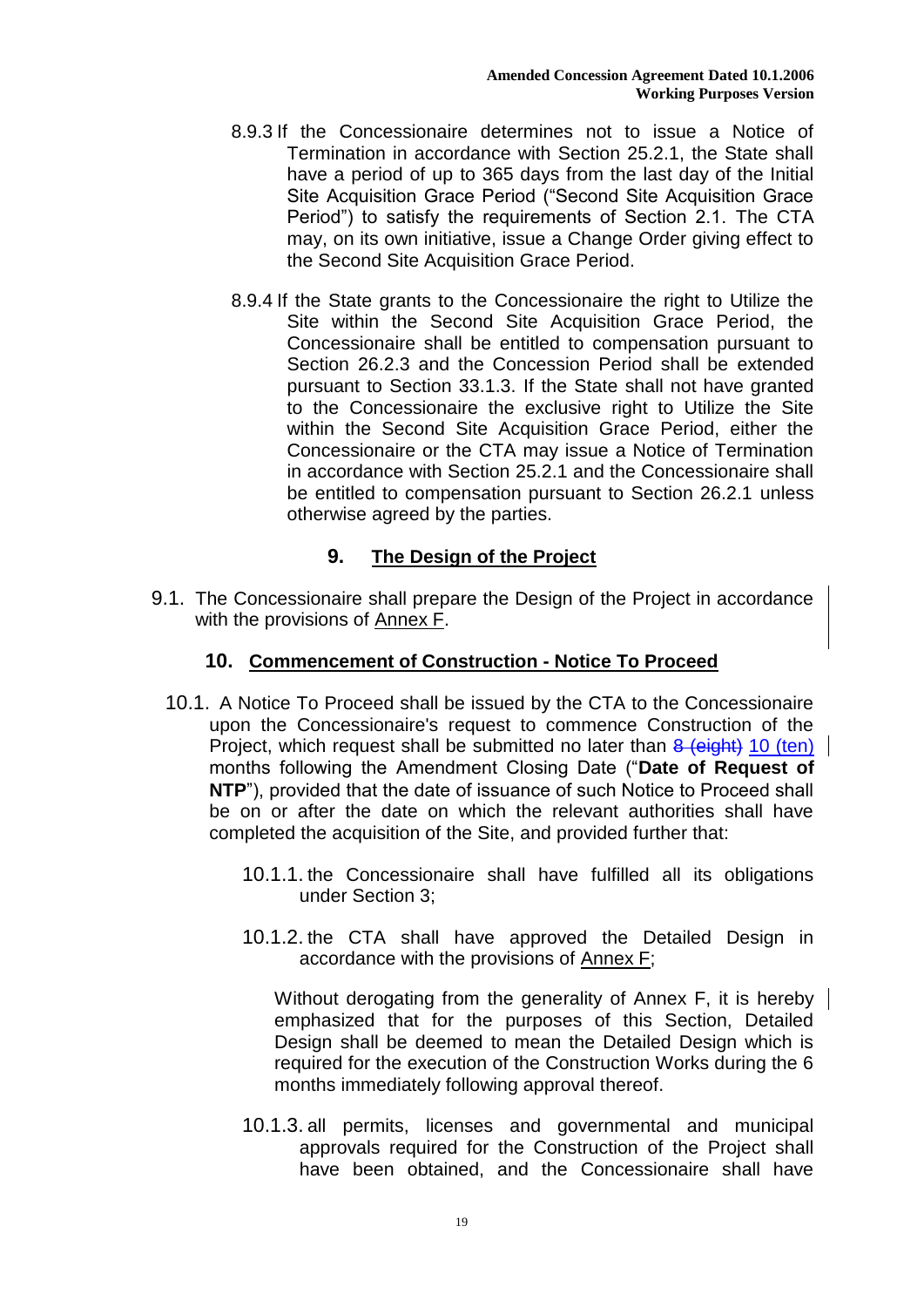8.9.3 If the Concessionaire determines not to issue a Notice of Termination in accordance with Section 25.2.1, the State shall have a period of up to 365 days from the last day of the Initial Site Acquisition Grace Period ("Second Site Acquisition Grace Period") to satisfy the requirements of Section 2.1. The CTA may, on its own initiative, issue a Change Order giving effect to the Second Site Acquisition Grace Period.

8.9.4 If the State grants to the Concessionaire the right to Utilize the Site within the Second Site Acquisition Grace Period, the Concessionaire shall be entitled to compensation pursuant to Section 26.2.3 and the Concession Period shall be extended pursuant to Section 33.1.3. If the State shall not have granted to the Concessionaire the exclusive right to Utilize the Site within the Second Site Acquisition Grace Period, either the Concessionaire or the CTA may issue a Notice of Termination in accordance with Section 25.2.1 and the Concessionaire shall be entitled to compensation pursuant to Section 26.2.1 unless otherwise agreed by the parties.

## 9. The Design of the Project

9.1. The Concessionaire shall prepare the Design of the Project in accordance with the provisions of Annex F.

## 10. Commencement of Construction - Notice To Proceed

10.1. A Notice To Proceed shall be issued by the CTA to the Concessionaire upon the Concessionaire's request to commence Construction of the Project, which request shall be submitted no later than ~~8 (eight)~~ 10 (ten) months following the Amendment Closing Date ("**Date of Request of NTP**"), provided that the date of issuance of such Notice to Proceed shall be on or after the date on which the relevant authorities shall have completed the acquisition of the Site, and provided further that:

10.1.1. the Concessionaire shall have fulfilled all its obligations under Section 3;

10.1.2. the CTA shall have approved the Detailed Design in accordance with the provisions of Annex F;

Without derogating from the generality of Annex F, it is hereby emphasized that for the purposes of this Section, Detailed Design shall be deemed to mean the Detailed Design which is required for the execution of the Construction Works during the 6 months immediately following approval thereof.

10.1.3. all permits, licenses and governmental and municipal approvals required for the Construction of the Project shall have been obtained, and the Concessionaire shall have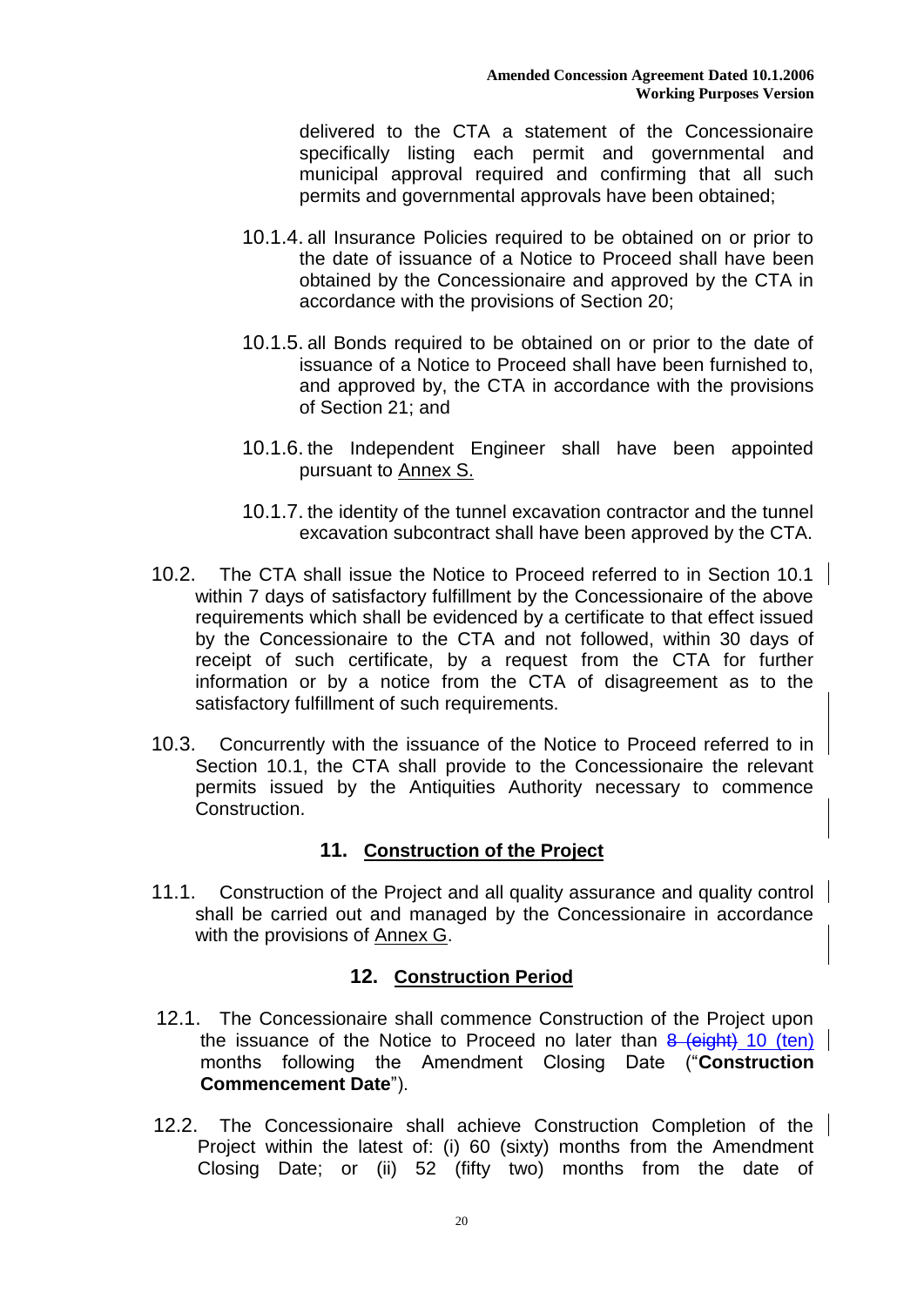delivered to the CTA a statement of the Concessionaire specifically listing each permit and governmental and municipal approval required and confirming that all such permits and governmental approvals have been obtained;

10.1.4. all Insurance Policies required to be obtained on or prior to the date of issuance of a Notice to Proceed shall have been obtained by the Concessionaire and approved by the CTA in accordance with the provisions of Section 20;

10.1.5. all Bonds required to be obtained on or prior to the date of issuance of a Notice to Proceed shall have been furnished to, and approved by, the CTA in accordance with the provisions of Section 21; and

10.1.6. the Independent Engineer shall have been appointed pursuant to Annex S.

10.1.7. the identity of the tunnel excavation contractor and the tunnel excavation subcontract shall have been approved by the CTA.

10.2. The CTA shall issue the Notice to Proceed referred to in Section 10.1 within 7 days of satisfactory fulfillment by the Concessionaire of the above requirements which shall be evidenced by a certificate to that effect issued by the Concessionaire to the CTA and not followed, within 30 days of receipt of such certificate, by a request from the CTA for further information or by a notice from the CTA of disagreement as to the satisfactory fulfillment of such requirements.

10.3. Concurrently with the issuance of the Notice to Proceed referred to in Section 10.1, the CTA shall provide to the Concessionaire the relevant permits issued by the Antiquities Authority necessary to commence Construction.

## 11. Construction of the Project

11.1. Construction of the Project and all quality assurance and quality control shall be carried out and managed by the Concessionaire in accordance with the provisions of Annex G.

## 12. Construction Period

12.1. The Concessionaire shall commence Construction of the Project upon the issuance of the Notice to Proceed no later than ~~8 (eight)~~ 10 (ten) months following the Amendment Closing Date ("**Construction Commencement Date**").

12.2. The Concessionaire shall achieve Construction Completion of the Project within the latest of: (i) 60 (sixty) months from the Amendment Closing Date; or (ii) 52 (fifty two) months from the date of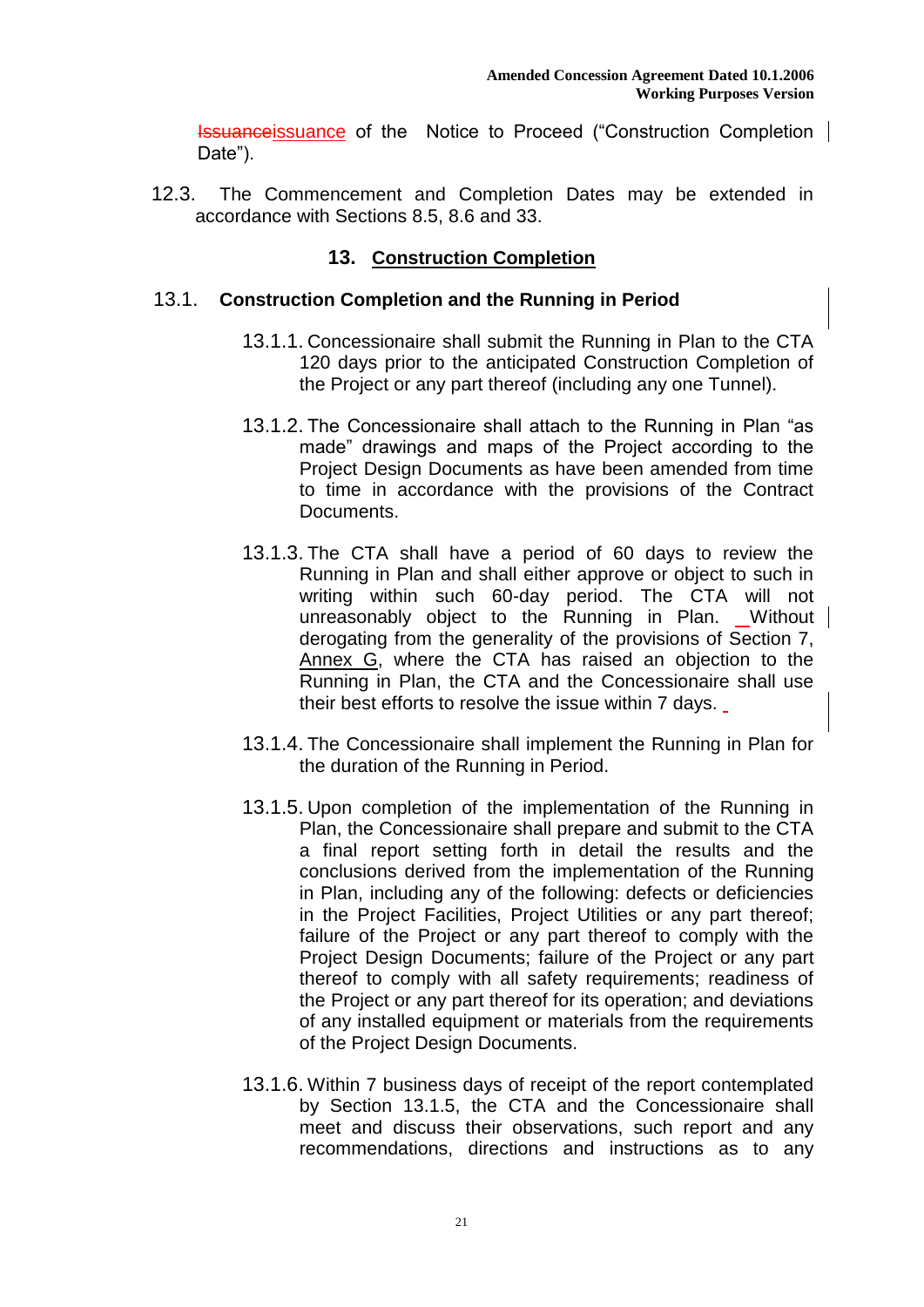Issuanceissuance of the Notice to Proceed ("Construction Completion Date").

12.3. The Commencement and Completion Dates may be extended in accordance with Sections 8.5, 8.6 and 33.

## 13. Construction Completion

### 13.1. Construction Completion and the Running in Period

13.1.1. Concessionaire shall submit the Running in Plan to the CTA 120 days prior to the anticipated Construction Completion of the Project or any part thereof (including any one Tunnel).

13.1.2. The Concessionaire shall attach to the Running in Plan "as made" drawings and maps of the Project according to the Project Design Documents as have been amended from time to time in accordance with the provisions of the Contract Documents.

13.1.3. The CTA shall have a period of 60 days to review the Running in Plan and shall either approve or object to such in writing within such 60-day period. The CTA will not unreasonably object to the Running in Plan. Without derogating from the generality of the provisions of Section 7, Annex G, where the CTA has raised an objection to the Running in Plan, the CTA and the Concessionaire shall use their best efforts to resolve the issue within 7 days.

13.1.4. The Concessionaire shall implement the Running in Plan for the duration of the Running in Period.

13.1.5. Upon completion of the implementation of the Running in Plan, the Concessionaire shall prepare and submit to the CTA a final report setting forth in detail the results and the conclusions derived from the implementation of the Running in Plan, including any of the following: defects or deficiencies in the Project Facilities, Project Utilities or any part thereof; failure of the Project or any part thereof to comply with the Project Design Documents; failure of the Project or any part thereof to comply with all safety requirements; readiness of the Project or any part thereof for its operation; and deviations of any installed equipment or materials from the requirements of the Project Design Documents.

13.1.6. Within 7 business days of receipt of the report contemplated by Section 13.1.5, the CTA and the Concessionaire shall meet and discuss their observations, such report and any recommendations, directions and instructions as to any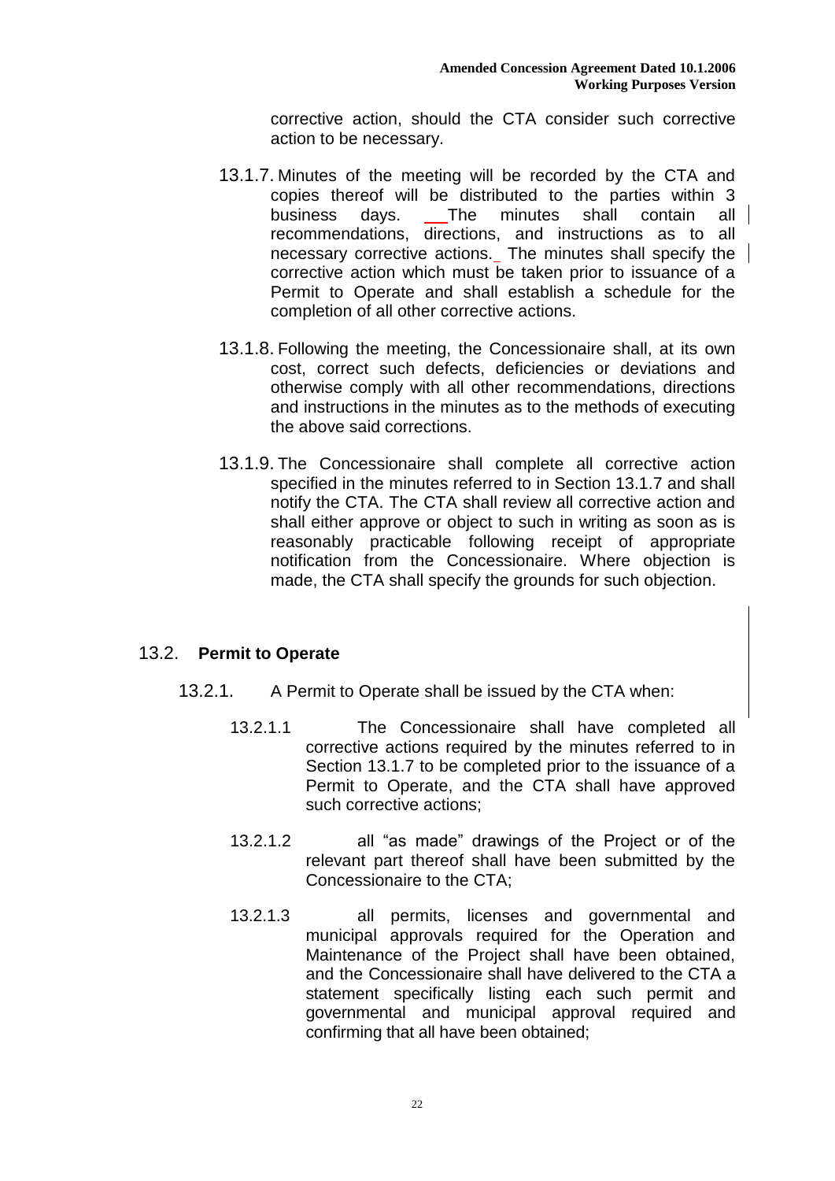corrective action, should the CTA consider such corrective action to be necessary.

13.1.7. Minutes of the meeting will be recorded by the CTA and copies thereof will be distributed to the parties within 3 business days. The minutes shall contain all recommendations, directions, and instructions as to all necessary corrective actions. The minutes shall specify the corrective action which must be taken prior to issuance of a Permit to Operate and shall establish a schedule for the completion of all other corrective actions.

13.1.8. Following the meeting, the Concessionaire shall, at its own cost, correct such defects, deficiencies or deviations and otherwise comply with all other recommendations, directions and instructions in the minutes as to the methods of executing the above said corrections.

13.1.9. The Concessionaire shall complete all corrective action specified in the minutes referred to in Section 13.1.7 and shall notify the CTA. The CTA shall review all corrective action and shall either approve or object to such in writing as soon as is reasonably practicable following receipt of appropriate notification from the Concessionaire. Where objection is made, the CTA shall specify the grounds for such objection.

## 13.2. **Permit to Operate**

13.2.1. A Permit to Operate shall be issued by the CTA when:

13.2.1.1 The Concessionaire shall have completed all corrective actions required by the minutes referred to in Section 13.1.7 to be completed prior to the issuance of a Permit to Operate, and the CTA shall have approved such corrective actions;

13.2.1.2 all "as made" drawings of the Project or of the relevant part thereof shall have been submitted by the Concessionaire to the CTA;

13.2.1.3 all permits, licenses and governmental and municipal approvals required for the Operation and Maintenance of the Project shall have been obtained, and the Concessionaire shall have delivered to the CTA a statement specifically listing each such permit and governmental and municipal approval required and confirming that all have been obtained;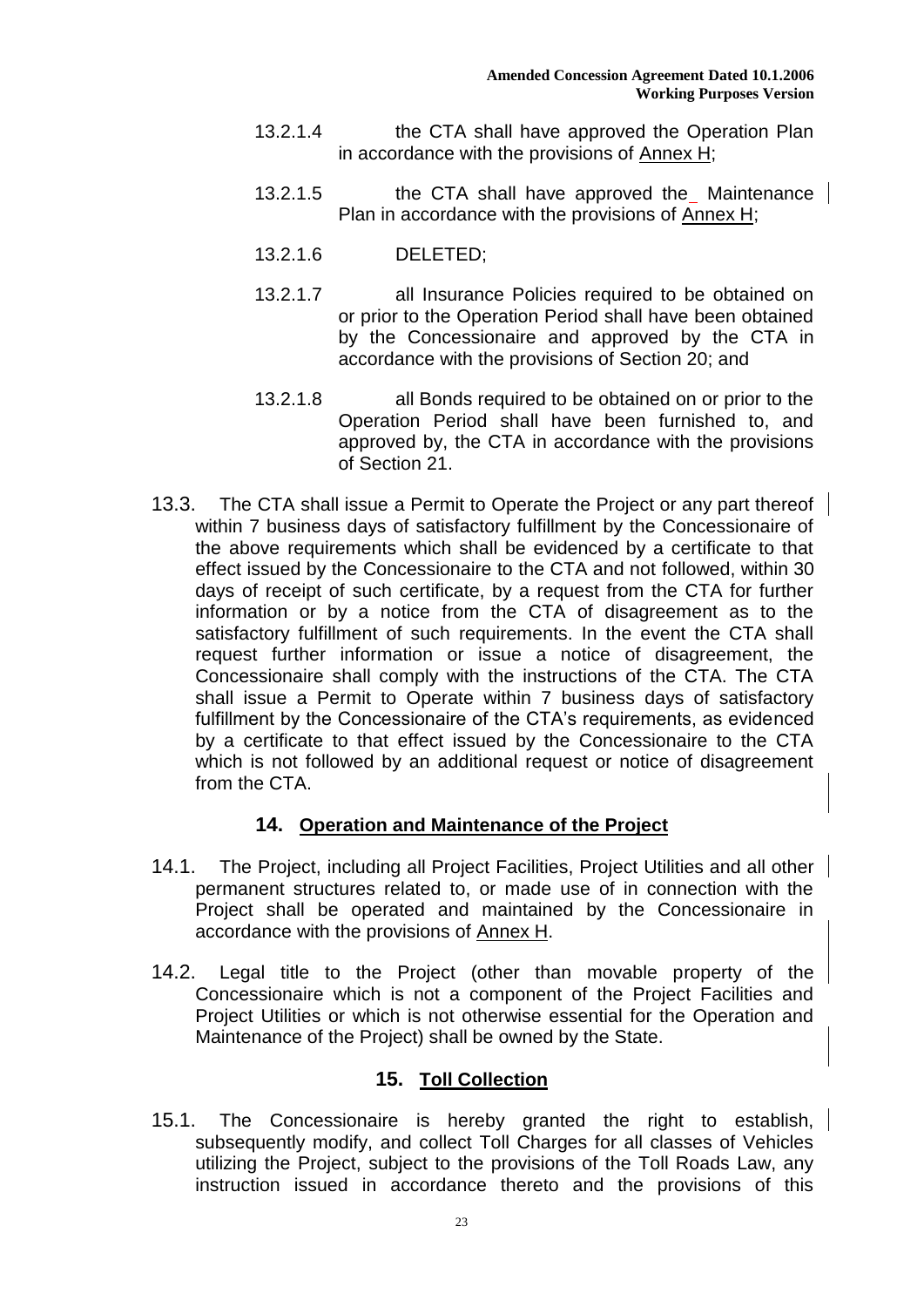13.2.1.4 the CTA shall have approved the Operation Plan in accordance with the provisions of Annex H;

13.2.1.5 the CTA shall have approved the Maintenance Plan in accordance with the provisions of Annex H;

13.2.1.6 DELETED;

13.2.1.7 all Insurance Policies required to be obtained on or prior to the Operation Period shall have been obtained by the Concessionaire and approved by the CTA in accordance with the provisions of Section 20; and

13.2.1.8 all Bonds required to be obtained on or prior to the Operation Period shall have been furnished to, and approved by, the CTA in accordance with the provisions of Section 21.

13.3. The CTA shall issue a Permit to Operate the Project or any part thereof within 7 business days of satisfactory fulfillment by the Concessionaire of the above requirements which shall be evidenced by a certificate to that effect issued by the Concessionaire to the CTA and not followed, within 30 days of receipt of such certificate, by a request from the CTA for further information or by a notice from the CTA of disagreement as to the satisfactory fulfillment of such requirements. In the event the CTA shall request further information or issue a notice of disagreement, the Concessionaire shall comply with the instructions of the CTA. The CTA shall issue a Permit to Operate within 7 business days of satisfactory fulfillment by the Concessionaire of the CTA's requirements, as evidenced by a certificate to that effect issued by the Concessionaire to the CTA which is not followed by an additional request or notice of disagreement from the CTA.

## 14. Operation and Maintenance of the Project

14.1. The Project, including all Project Facilities, Project Utilities and all other permanent structures related to, or made use of in connection with the Project shall be operated and maintained by the Concessionaire in accordance with the provisions of Annex H.

14.2. Legal title to the Project (other than movable property of the Concessionaire which is not a component of the Project Facilities and Project Utilities or which is not otherwise essential for the Operation and Maintenance of the Project) shall be owned by the State.

## 15. Toll Collection

15.1. The Concessionaire is hereby granted the right to establish, subsequently modify, and collect Toll Charges for all classes of Vehicles utilizing the Project, subject to the provisions of the Toll Roads Law, any instruction issued in accordance thereto and the provisions of this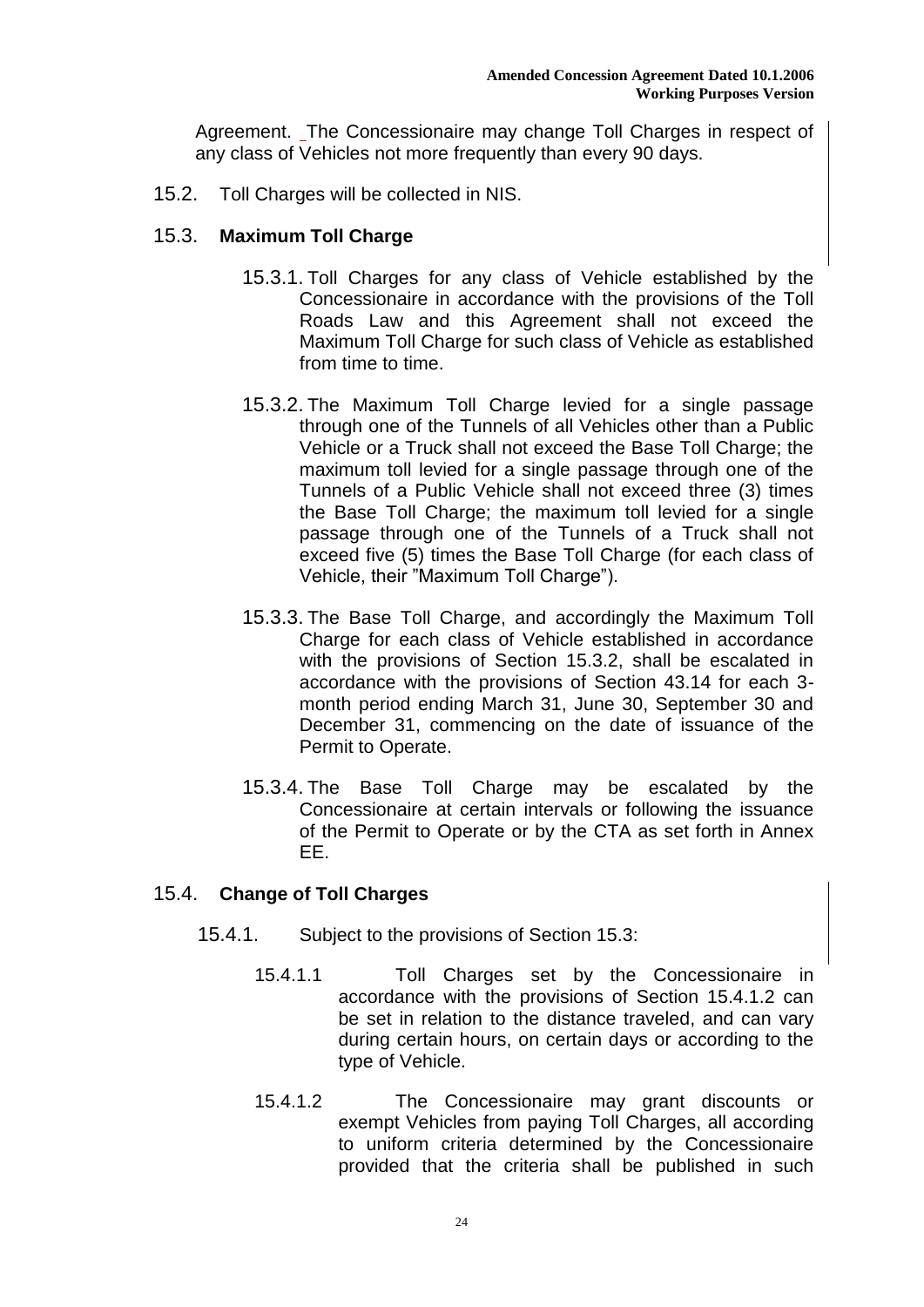Agreement. The Concessionaire may change Toll Charges in respect of any class of Vehicles not more frequently than every 90 days.

15.2. Toll Charges will be collected in NIS.

15.3. **Maximum Toll Charge**

15.3.1. Toll Charges for any class of Vehicle established by the Concessionaire in accordance with the provisions of the Toll Roads Law and this Agreement shall not exceed the Maximum Toll Charge for such class of Vehicle as established from time to time.

15.3.2. The Maximum Toll Charge levied for a single passage through one of the Tunnels of all Vehicles other than a Public Vehicle or a Truck shall not exceed the Base Toll Charge; the maximum toll levied for a single passage through one of the Tunnels of a Public Vehicle shall not exceed three (3) times the Base Toll Charge; the maximum toll levied for a single passage through one of the Tunnels of a Truck shall not exceed five (5) times the Base Toll Charge (for each class of Vehicle, their "Maximum Toll Charge").

15.3.3. The Base Toll Charge, and accordingly the Maximum Toll Charge for each class of Vehicle established in accordance with the provisions of Section 15.3.2, shall be escalated in accordance with the provisions of Section 43.14 for each 3-month period ending March 31, June 30, September 30 and December 31, commencing on the date of issuance of the Permit to Operate.

15.3.4. The Base Toll Charge may be escalated by the Concessionaire at certain intervals or following the issuance of the Permit to Operate or by the CTA as set forth in Annex EE.

15.4. **Change of Toll Charges**

15.4.1. Subject to the provisions of Section 15.3:

15.4.1.1 Toll Charges set by the Concessionaire in accordance with the provisions of Section 15.4.1.2 can be set in relation to the distance traveled, and can vary during certain hours, on certain days or according to the type of Vehicle.

15.4.1.2 The Concessionaire may grant discounts or exempt Vehicles from paying Toll Charges, all according to uniform criteria determined by the Concessionaire provided that the criteria shall be published in such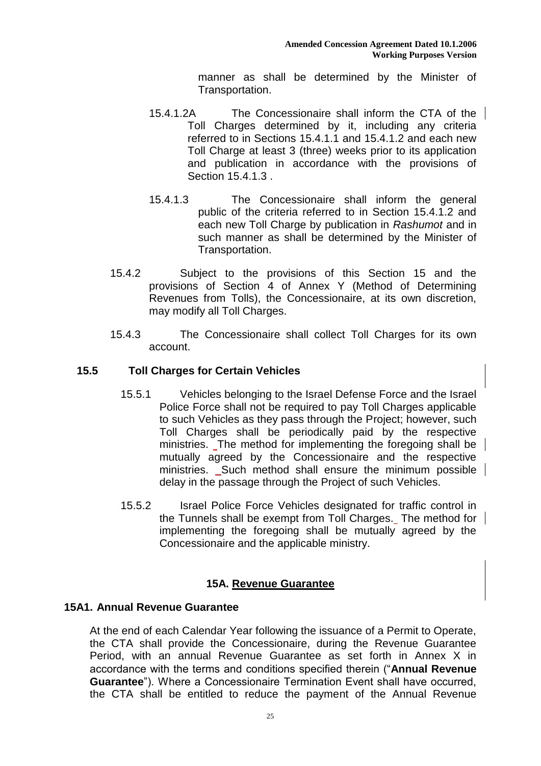manner as shall be determined by the Minister of Transportation.

15.4.1.2A The Concessionaire shall inform the CTA of the Toll Charges determined by it, including any criteria referred to in Sections 15.4.1.1 and 15.4.1.2 and each new Toll Charge at least 3 (three) weeks prior to its application and publication in accordance with the provisions of Section 15.4.1.3 .

15.4.1.3 The Concessionaire shall inform the general public of the criteria referred to in Section 15.4.1.2 and each new Toll Charge by publication in *Rashumot* and in such manner as shall be determined by the Minister of Transportation.

15.4.2 Subject to the provisions of this Section 15 and the provisions of Section 4 of Annex Y (Method of Determining Revenues from Tolls), the Concessionaire, at its own discretion, may modify all Toll Charges.

15.4.3 The Concessionaire shall collect Toll Charges for its own account.

### 15.5 Toll Charges for Certain Vehicles

15.5.1 Vehicles belonging to the Israel Defense Force and the Israel Police Force shall not be required to pay Toll Charges applicable to such Vehicles as they pass through the Project; however, such Toll Charges shall be periodically paid by the respective ministries. The method for implementing the foregoing shall be mutually agreed by the Concessionaire and the respective ministries. Such method shall ensure the minimum possible delay in the passage through the Project of such Vehicles.

15.5.2 Israel Police Force Vehicles designated for traffic control in the Tunnels shall be exempt from Toll Charges. The method for implementing the foregoing shall be mutually agreed by the Concessionaire and the applicable ministry.

## 15A. Revenue Guarantee

### 15A1. Annual Revenue Guarantee

At the end of each Calendar Year following the issuance of a Permit to Operate, the CTA shall provide the Concessionaire, during the Revenue Guarantee Period, with an annual Revenue Guarantee as set forth in Annex X in accordance with the terms and conditions specified therein ("**Annual Revenue Guarantee**"). Where a Concessionaire Termination Event shall have occurred, the CTA shall be entitled to reduce the payment of the Annual Revenue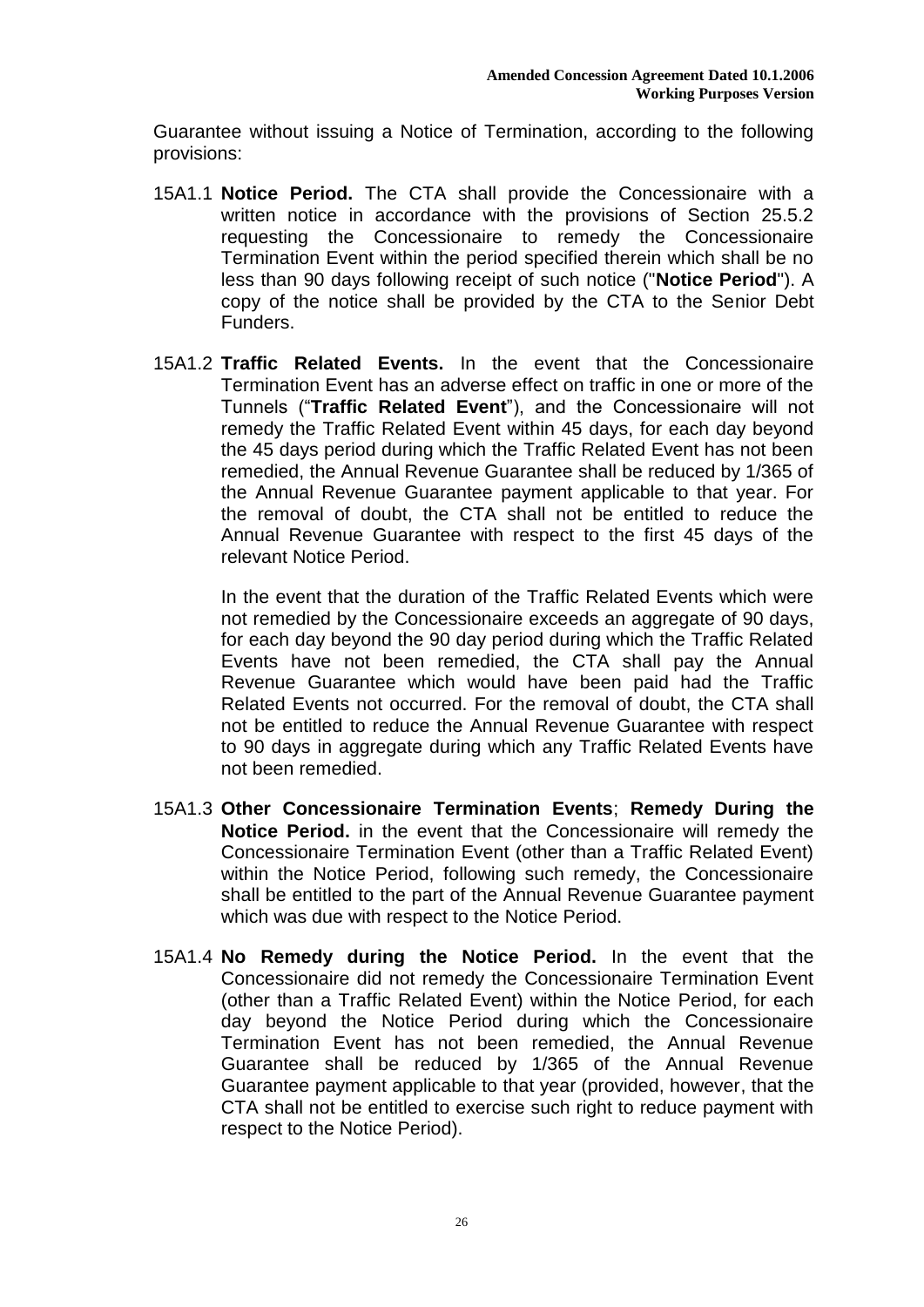Guarantee without issuing a Notice of Termination, according to the following provisions:

15A1.1 **Notice Period.** The CTA shall provide the Concessionaire with a written notice in accordance with the provisions of Section 25.5.2 requesting the Concessionaire to remedy the Concessionaire Termination Event within the period specified therein which shall be no less than 90 days following receipt of such notice ("**Notice Period**"). A copy of the notice shall be provided by the CTA to the Senior Debt Funders.

15A1.2 **Traffic Related Events.** In the event that the Concessionaire Termination Event has an adverse effect on traffic in one or more of the Tunnels ("**Traffic Related Event**"), and the Concessionaire will not remedy the Traffic Related Event within 45 days, for each day beyond the 45 days period during which the Traffic Related Event has not been remedied, the Annual Revenue Guarantee shall be reduced by 1/365 of the Annual Revenue Guarantee payment applicable to that year. For the removal of doubt, the CTA shall not be entitled to reduce the Annual Revenue Guarantee with respect to the first 45 days of the relevant Notice Period.

In the event that the duration of the Traffic Related Events which were not remedied by the Concessionaire exceeds an aggregate of 90 days, for each day beyond the 90 day period during which the Traffic Related Events have not been remedied, the CTA shall pay the Annual Revenue Guarantee which would have been paid had the Traffic Related Events not occurred. For the removal of doubt, the CTA shall not be entitled to reduce the Annual Revenue Guarantee with respect to 90 days in aggregate during which any Traffic Related Events have not been remedied.

15A1.3 **Other Concessionaire Termination Events**; **Remedy During the Notice Period.** in the event that the Concessionaire will remedy the Concessionaire Termination Event (other than a Traffic Related Event) within the Notice Period, following such remedy, the Concessionaire shall be entitled to the part of the Annual Revenue Guarantee payment which was due with respect to the Notice Period.

15A1.4 **No Remedy during the Notice Period.** In the event that the Concessionaire did not remedy the Concessionaire Termination Event (other than a Traffic Related Event) within the Notice Period, for each day beyond the Notice Period during which the Concessionaire Termination Event has not been remedied, the Annual Revenue Guarantee shall be reduced by 1/365 of the Annual Revenue Guarantee payment applicable to that year (provided, however, that the CTA shall not be entitled to exercise such right to reduce payment with respect to the Notice Period).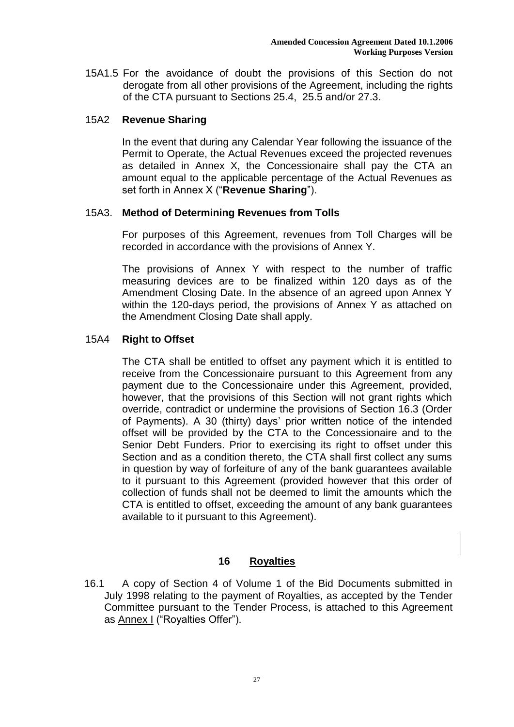15A1.5 For the avoidance of doubt the provisions of this Section do not derogate from all other provisions of the Agreement, including the rights of the CTA pursuant to Sections 25.4, 25.5 and/or 27.3.

### 15A2 Revenue Sharing

In the event that during any Calendar Year following the issuance of the Permit to Operate, the Actual Revenues exceed the projected revenues as detailed in Annex X, the Concessionaire shall pay the CTA an amount equal to the applicable percentage of the Actual Revenues as set forth in Annex X ("**Revenue Sharing**").

### 15A3. Method of Determining Revenues from Tolls

For purposes of this Agreement, revenues from Toll Charges will be recorded in accordance with the provisions of Annex Y.

The provisions of Annex Y with respect to the number of traffic measuring devices are to be finalized within 120 days as of the Amendment Closing Date. In the absence of an agreed upon Annex Y within the 120-days period, the provisions of Annex Y as attached on the Amendment Closing Date shall apply.

### 15A4 Right to Offset

The CTA shall be entitled to offset any payment which it is entitled to receive from the Concessionaire pursuant to this Agreement from any payment due to the Concessionaire under this Agreement, provided, however, that the provisions of this Section will not grant rights which override, contradict or undermine the provisions of Section 16.3 (Order of Payments). A 30 (thirty) days' prior written notice of the intended offset will be provided by the CTA to the Concessionaire and to the Senior Debt Funders. Prior to exercising its right to offset under this Section and as a condition thereto, the CTA shall first collect any sums in question by way of forfeiture of any of the bank guarantees available to it pursuant to this Agreement (provided however that this order of collection of funds shall not be deemed to limit the amounts which the CTA is entitled to offset, exceeding the amount of any bank guarantees available to it pursuant to this Agreement).

## 16 Royalties

16.1 A copy of Section 4 of Volume 1 of the Bid Documents submitted in July 1998 relating to the payment of Royalties, as accepted by the Tender Committee pursuant to the Tender Process, is attached to this Agreement as Annex I ("Royalties Offer").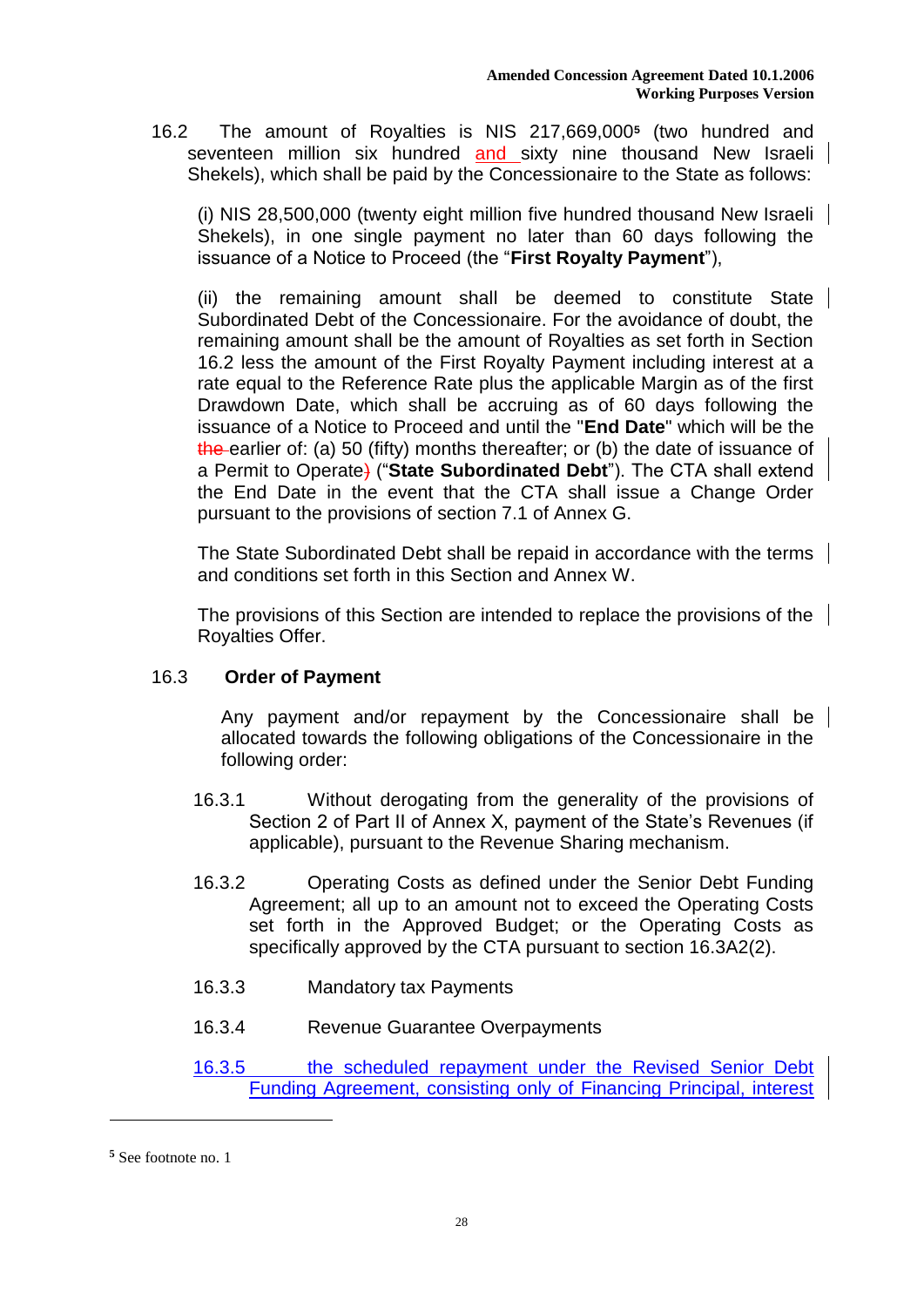16.2 The amount of Royalties is NIS 217,669,000[5] (two hundred and seventeen million six hundred and sixty nine thousand New Israeli Shekels), which shall be paid by the Concessionaire to the State as follows:

(i) NIS 28,500,000 (twenty eight million five hundred thousand New Israeli Shekels), in one single payment no later than 60 days following the issuance of a Notice to Proceed (the "**First Royalty Payment**"),

(ii) the remaining amount shall be deemed to constitute State Subordinated Debt of the Concessionaire. For the avoidance of doubt, the remaining amount shall be the amount of Royalties as set forth in Section 16.2 less the amount of the First Royalty Payment including interest at a rate equal to the Reference Rate plus the applicable Margin as of the first Drawdown Date, which shall be accruing as of 60 days following the issuance of a Notice to Proceed and until the "**End Date**" which will be the the earlier of: (a) 50 (fifty) months thereafter; or (b) the date of issuance of a Permit to Operate) ("**State Subordinated Debt**"). The CTA shall extend the End Date in the event that the CTA shall issue a Change Order pursuant to the provisions of section 7.1 of Annex G.

The State Subordinated Debt shall be repaid in accordance with the terms and conditions set forth in this Section and Annex W.

The provisions of this Section are intended to replace the provisions of the Royalties Offer.

16.3 **Order of Payment**

Any payment and/or repayment by the Concessionaire shall be allocated towards the following obligations of the Concessionaire in the following order:

16.3.1 Without derogating from the generality of the provisions of Section 2 of Part II of Annex X, payment of the State's Revenues (if applicable), pursuant to the Revenue Sharing mechanism.

16.3.2 Operating Costs as defined under the Senior Debt Funding Agreement; all up to an amount not to exceed the Operating Costs set forth in the Approved Budget; or the Operating Costs as specifically approved by the CTA pursuant to section 16.3A2(2).

16.3.3 Mandatory tax Payments

16.3.4 Revenue Guarantee Overpayments

16.3.5 the scheduled repayment under the Revised Senior Debt Funding Agreement, consisting only of Financing Principal, interest

[5] See footnote no. 1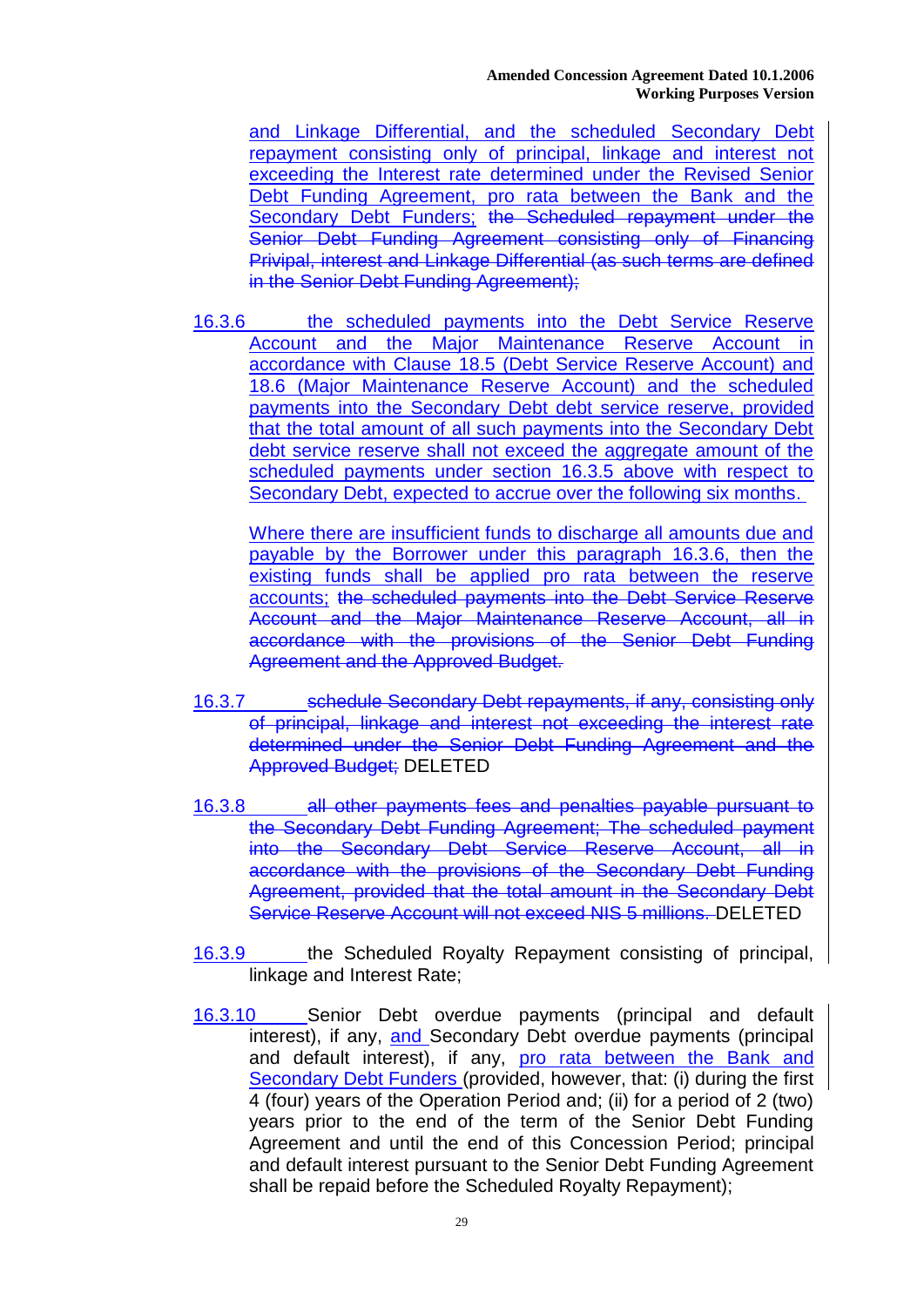and Linkage Differential, and the scheduled Secondary Debt repayment consisting only of principal, linkage and interest not exceeding the Interest rate determined under the Revised Senior Debt Funding Agreement, pro rata between the Bank and the Secondary Debt Funders; ~~the Scheduled repayment under the Senior Debt Funding Agreement consisting only of Financing Privipal, interest and Linkage Differential (as such terms are defined in the Senior Debt Funding Agreement);~~

16.3.6 the scheduled payments into the Debt Service Reserve Account and the Major Maintenance Reserve Account in accordance with Clause 18.5 (Debt Service Reserve Account) and 18.6 (Major Maintenance Reserve Account) and the scheduled payments into the Secondary Debt debt service reserve, provided that the total amount of all such payments into the Secondary Debt debt service reserve shall not exceed the aggregate amount of the scheduled payments under section 16.3.5 above with respect to Secondary Debt, expected to accrue over the following six months.

Where there are insufficient funds to discharge all amounts due and payable by the Borrower under this paragraph 16.3.6, then the existing funds shall be applied pro rata between the reserve accounts; ~~the scheduled payments into the Debt Service Reserve Account and the Major Maintenance Reserve Account, all in accordance with the provisions of the Senior Debt Funding Agreement and the Approved Budget.~~

16.3.7 ~~schedule Secondary Debt repayments, if any, consisting only of principal, linkage and interest not exceeding the interest rate determined under the Senior Debt Funding Agreement and the Approved Budget;~~ DELETED

16.3.8 ~~all other payments fees and penalties payable pursuant to the Secondary Debt Funding Agreement; The scheduled payment into the Secondary Debt Service Reserve Account, all in accordance with the provisions of the Secondary Debt Funding Agreement, provided that the total amount in the Secondary Debt Service Reserve Account will not exceed NIS 5 millions.~~ DELETED

16.3.9 the Scheduled Royalty Repayment consisting of principal, linkage and Interest Rate;

16.3.10 Senior Debt overdue payments (principal and default interest), if any, and Secondary Debt overdue payments (principal and default interest), if any, pro rata between the Bank and Secondary Debt Funders (provided, however, that: (i) during the first 4 (four) years of the Operation Period and; (ii) for a period of 2 (two) years prior to the end of the term of the Senior Debt Funding Agreement and until the end of this Concession Period; principal and default interest pursuant to the Senior Debt Funding Agreement shall be repaid before the Scheduled Royalty Repayment);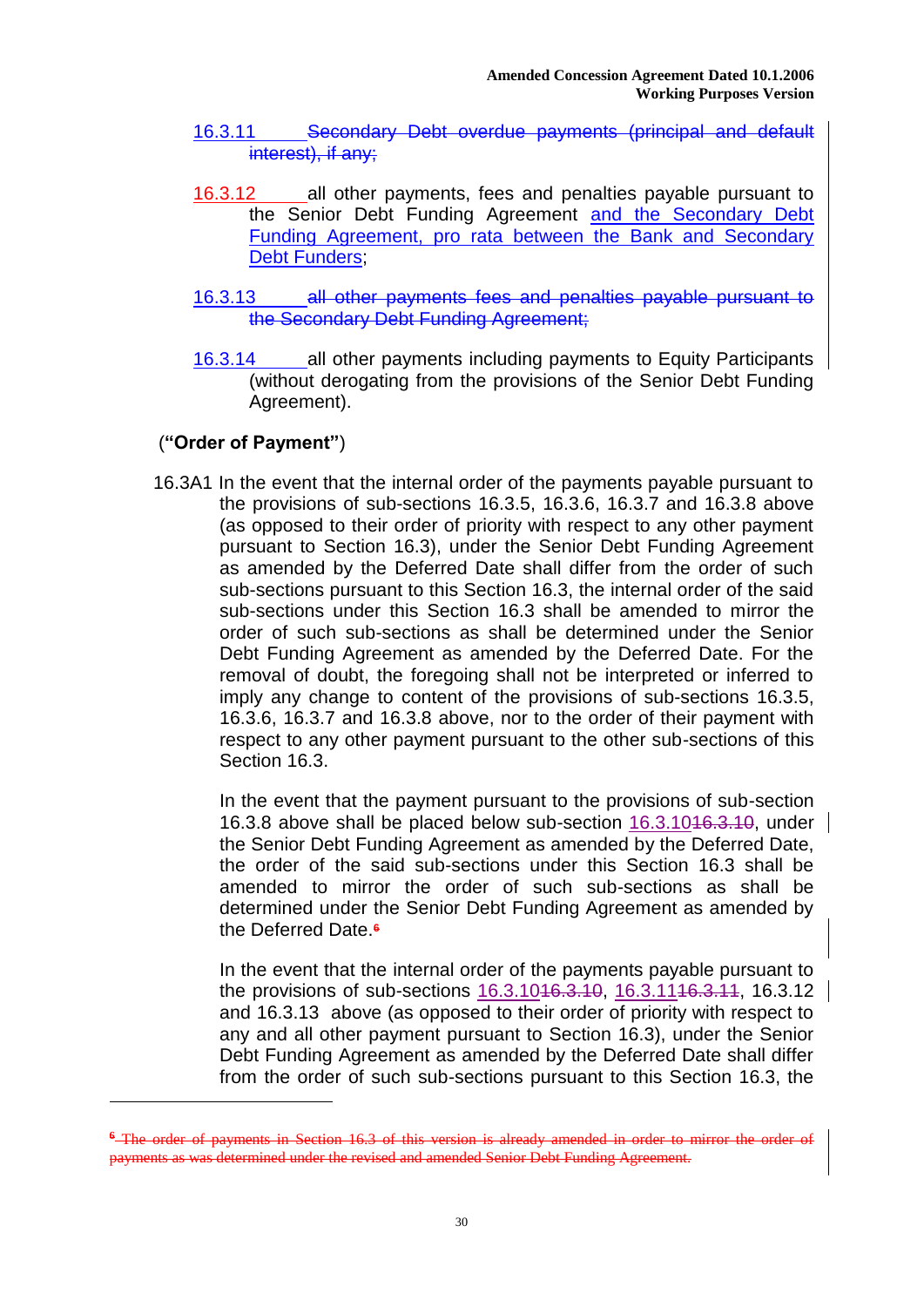16.3.11 ~~Secondary Debt overdue payments (principal and default interest), if any;~~

16.3.12 all other payments, fees and penalties payable pursuant to the Senior Debt Funding Agreement and the Secondary Debt Funding Agreement, pro rata between the Bank and Secondary Debt Funders;

16.3.13 ~~all other payments fees and penalties payable pursuant to the Secondary Debt Funding Agreement;~~

16.3.14 all other payments including payments to Equity Participants (without derogating from the provisions of the Senior Debt Funding Agreement).

(**"Order of Payment"**)

16.3A1 In the event that the internal order of the payments payable pursuant to the provisions of sub-sections 16.3.5, 16.3.6, 16.3.7 and 16.3.8 above (as opposed to their order of priority with respect to any other payment pursuant to Section 16.3), under the Senior Debt Funding Agreement as amended by the Deferred Date shall differ from the order of such sub-sections pursuant to this Section 16.3, the internal order of the said sub-sections under this Section 16.3 shall be amended to mirror the order of such sub-sections as shall be determined under the Senior Debt Funding Agreement as amended by the Deferred Date. For the removal of doubt, the foregoing shall not be interpreted or inferred to imply any change to content of the provisions of sub-sections 16.3.5, 16.3.6, 16.3.7 and 16.3.8 above, nor to the order of their payment with respect to any other payment pursuant to the other sub-sections of this Section 16.3.

In the event that the payment pursuant to the provisions of sub-section 16.3.8 above shall be placed below sub-section 16.3.10~~16.3.10~~, under the Senior Debt Funding Agreement as amended by the Deferred Date, the order of the said sub-sections under this Section 16.3 shall be amended to mirror the order of such sub-sections as shall be determined under the Senior Debt Funding Agreement as amended by the Deferred Date.[6]

In the event that the internal order of the payments payable pursuant to the provisions of sub-sections 16.3.10~~16.3.10~~, 16.3.11~~16.3.11~~, 16.3.12 and 16.3.13 above (as opposed to their order of priority with respect to any and all other payment pursuant to Section 16.3), under the Senior Debt Funding Agreement as amended by the Deferred Date shall differ from the order of such sub-sections pursuant to this Section 16.3, the

---

~~[6] The order of payments in Section 16.3 of this version is already amended in order to mirror the order of payments as was determined under the revised and amended Senior Debt Funding Agreement.~~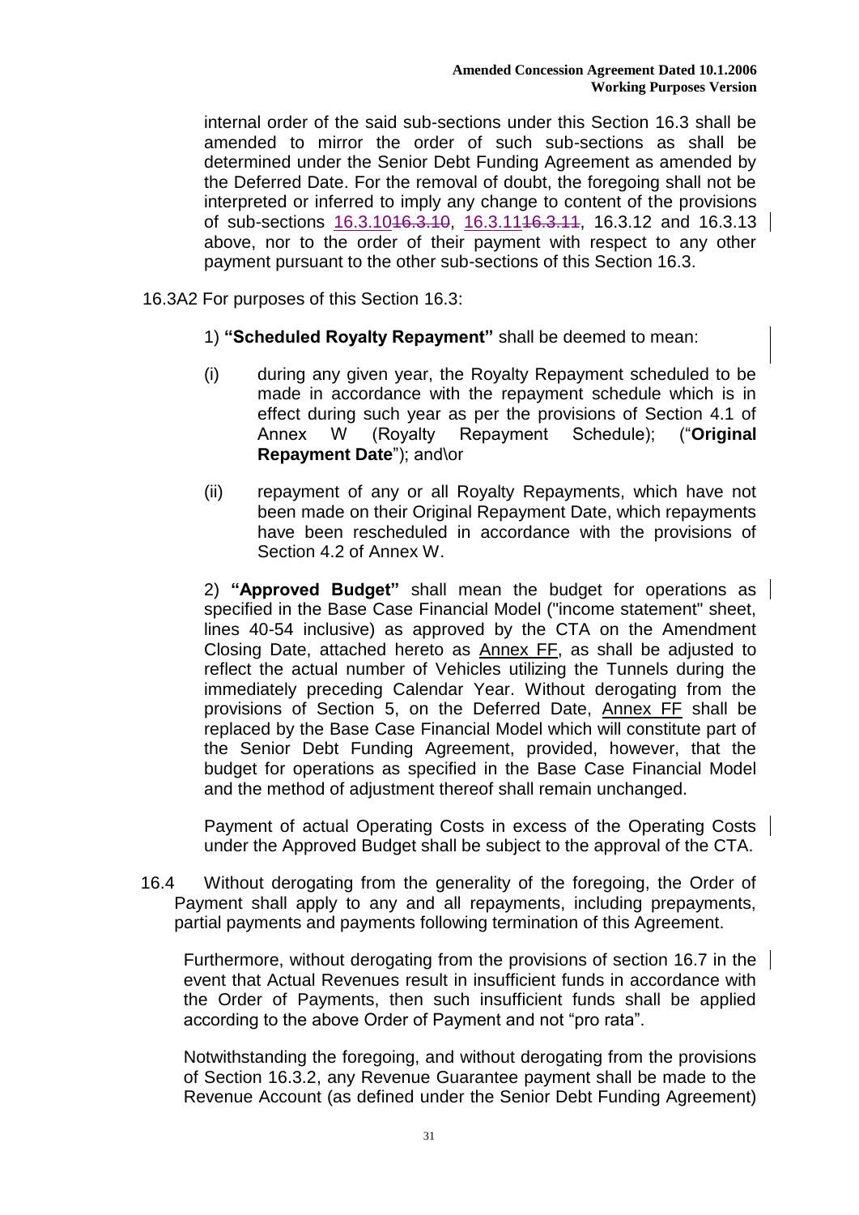internal order of the said sub-sections under this Section 16.3 shall be amended to mirror the order of such sub-sections as shall be determined under the Senior Debt Funding Agreement as amended by the Deferred Date. For the removal of doubt, the foregoing shall not be interpreted or inferred to imply any change to content of the provisions of sub-sections 16.3.10~~16.3.10~~, 16.3.11~~16.3.11~~, 16.3.12 and 16.3.13 above, nor to the order of their payment with respect to any other payment pursuant to the other sub-sections of this Section 16.3.

16.3A2 For purposes of this Section 16.3:

1) **"Scheduled Royalty Repayment"** shall be deemed to mean:

(i) during any given year, the Royalty Repayment scheduled to be made in accordance with the repayment schedule which is in effect during such year as per the provisions of Section 4.1 of Annex W (Royalty Repayment Schedule); ("**Original Repayment Date**"); and\or

(ii) repayment of any or all Royalty Repayments, which have not been made on their Original Repayment Date, which repayments have been rescheduled in accordance with the provisions of Section 4.2 of Annex W.

2) **"Approved Budget"** shall mean the budget for operations as specified in the Base Case Financial Model ("income statement" sheet, lines 40-54 inclusive) as approved by the CTA on the Amendment Closing Date, attached hereto as Annex FF, as shall be adjusted to reflect the actual number of Vehicles utilizing the Tunnels during the immediately preceding Calendar Year. Without derogating from the provisions of Section 5, on the Deferred Date, Annex FF shall be replaced by the Base Case Financial Model which will constitute part of the Senior Debt Funding Agreement, provided, however, that the budget for operations as specified in the Base Case Financial Model and the method of adjustment thereof shall remain unchanged.

Payment of actual Operating Costs in excess of the Operating Costs under the Approved Budget shall be subject to the approval of the CTA.

16.4 Without derogating from the generality of the foregoing, the Order of Payment shall apply to any and all repayments, including prepayments, partial payments and payments following termination of this Agreement.

Furthermore, without derogating from the provisions of section 16.7 in the event that Actual Revenues result in insufficient funds in accordance with the Order of Payments, then such insufficient funds shall be applied according to the above Order of Payment and not "pro rata".

Notwithstanding the foregoing, and without derogating from the provisions of Section 16.3.2, any Revenue Guarantee payment shall be made to the Revenue Account (as defined under the Senior Debt Funding Agreement)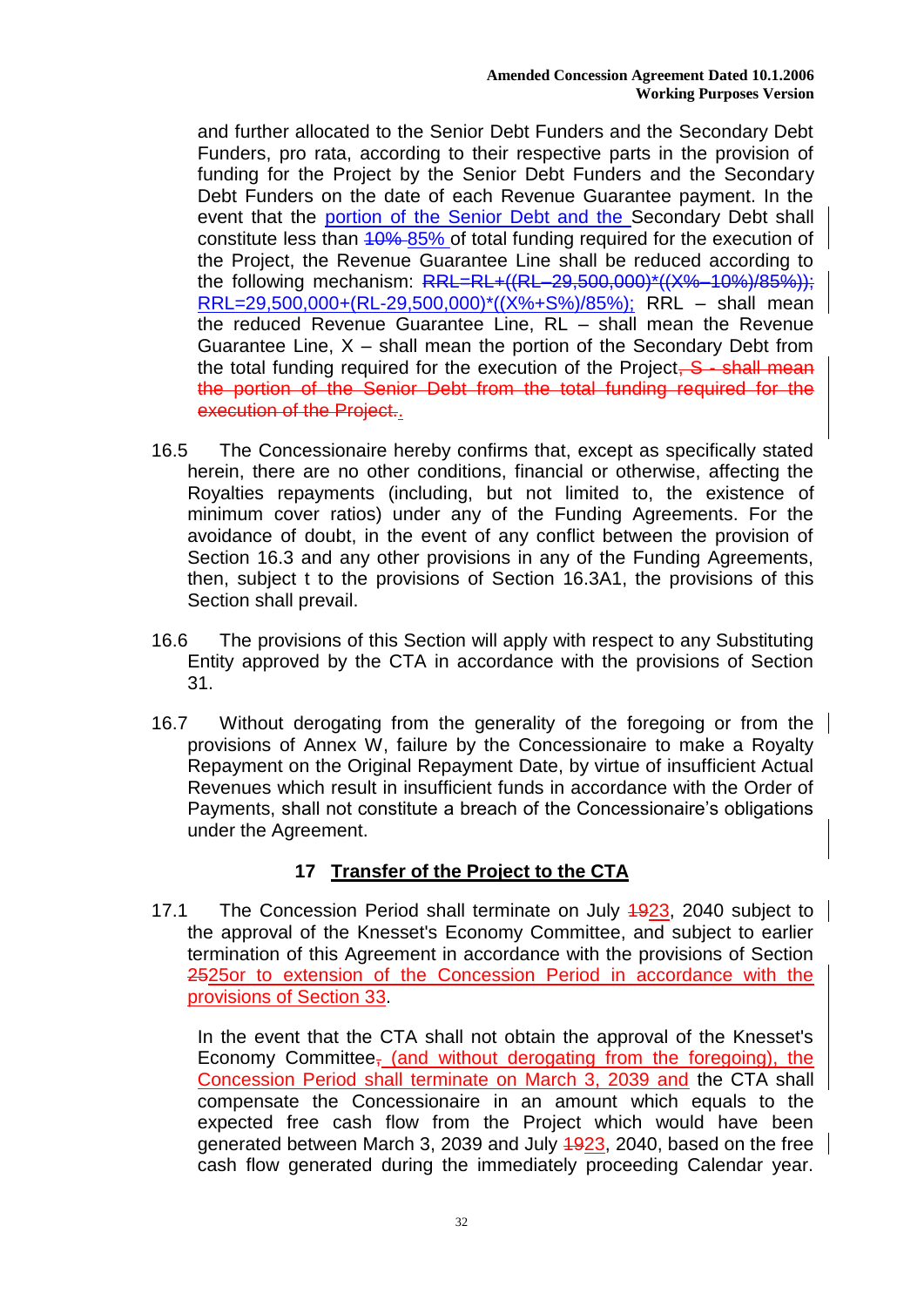and further allocated to the Senior Debt Funders and the Secondary Debt Funders, pro rata, according to their respective parts in the provision of funding for the Project by the Senior Debt Funders and the Secondary Debt Funders on the date of each Revenue Guarantee payment. In the event that the portion of the Senior Debt and the Secondary Debt shall constitute less than ~~10%~~ 85% of total funding required for the execution of the Project, the Revenue Guarantee Line shall be reduced according to the following mechanism: ~~RRL=RL+((RL–29,500,000)\*((X%–10%)/85%));~~ RRL=29,500,000+(RL-29,500,000)\*((X%+S%)/85%); RRL – shall mean the reduced Revenue Guarantee Line, RL – shall mean the Revenue Guarantee Line, X – shall mean the portion of the Secondary Debt from the total funding required for the execution of the Project~~, S - shall mean the portion of the Senior Debt from the total funding required for the execution of the Project.~~.

16.5 The Concessionaire hereby confirms that, except as specifically stated herein, there are no other conditions, financial or otherwise, affecting the Royalties repayments (including, but not limited to, the existence of minimum cover ratios) under any of the Funding Agreements. For the avoidance of doubt, in the event of any conflict between the provision of Section 16.3 and any other provisions in any of the Funding Agreements, then, subject t to the provisions of Section 16.3A1, the provisions of this Section shall prevail.

16.6 The provisions of this Section will apply with respect to any Substituting Entity approved by the CTA in accordance with the provisions of Section 31.

16.7 Without derogating from the generality of the foregoing or from the provisions of Annex W, failure by the Concessionaire to make a Royalty Repayment on the Original Repayment Date, by virtue of insufficient Actual Revenues which result in insufficient funds in accordance with the Order of Payments, shall not constitute a breach of the Concessionaire's obligations under the Agreement.

## 17 Transfer of the Project to the CTA

17.1 The Concession Period shall terminate on July ~~19~~23, 2040 subject to the approval of the Knesset's Economy Committee, and subject to earlier termination of this Agreement in accordance with the provisions of Section ~~25~~25or to extension of the Concession Period in accordance with the provisions of Section 33.

In the event that the CTA shall not obtain the approval of the Knesset's Economy Committee~~,~~ (and without derogating from the foregoing), the Concession Period shall terminate on March 3, 2039 and the CTA shall compensate the Concessionaire in an amount which equals to the expected free cash flow from the Project which would have been generated between March 3, 2039 and July ~~19~~23, 2040, based on the free cash flow generated during the immediately proceeding Calendar year.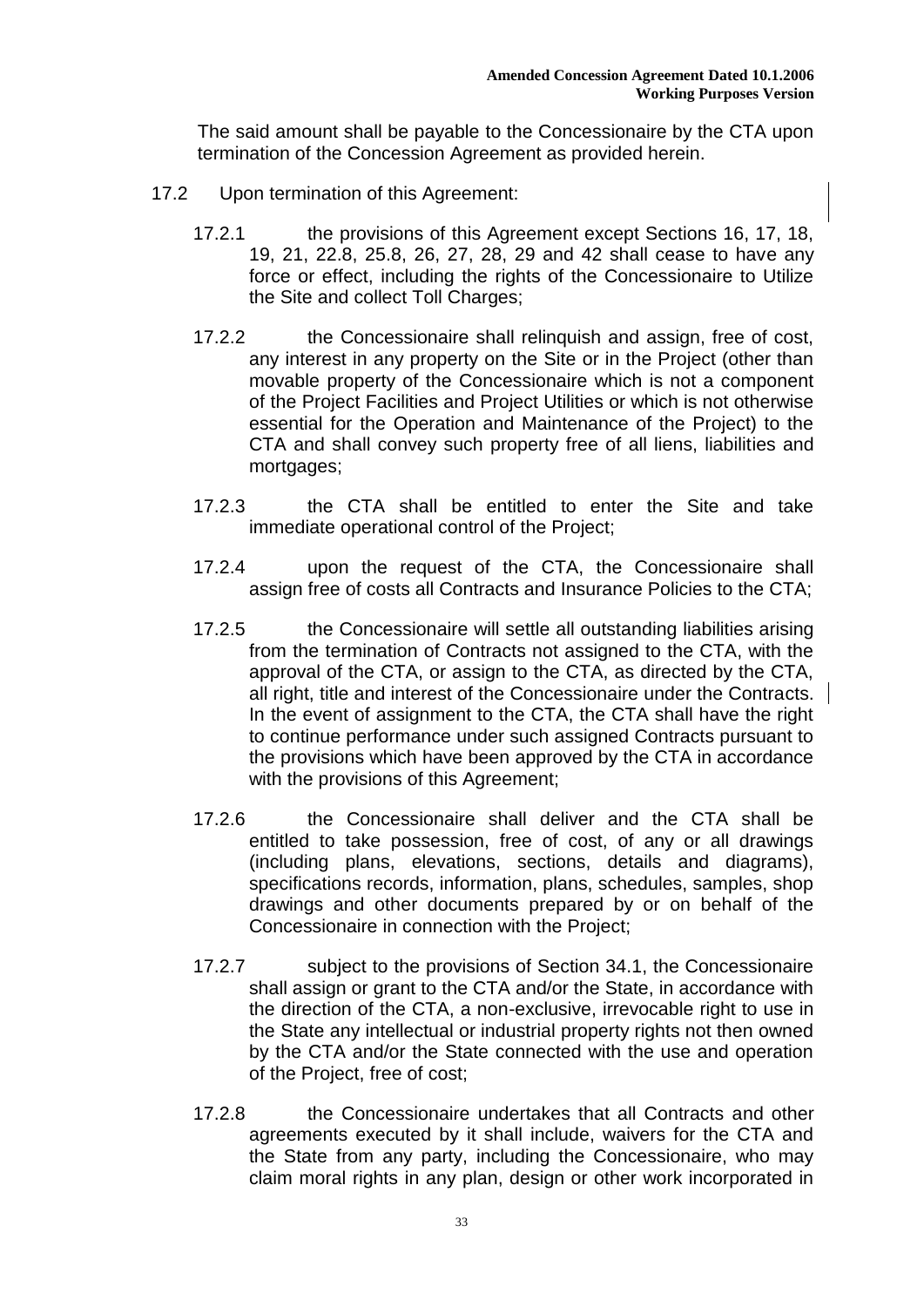The said amount shall be payable to the Concessionaire by the CTA upon termination of the Concession Agreement as provided herein.

17.2 Upon termination of this Agreement:

17.2.1 the provisions of this Agreement except Sections 16, 17, 18, 19, 21, 22.8, 25.8, 26, 27, 28, 29 and 42 shall cease to have any force or effect, including the rights of the Concessionaire to Utilize the Site and collect Toll Charges;

17.2.2 the Concessionaire shall relinquish and assign, free of cost, any interest in any property on the Site or in the Project (other than movable property of the Concessionaire which is not a component of the Project Facilities and Project Utilities or which is not otherwise essential for the Operation and Maintenance of the Project) to the CTA and shall convey such property free of all liens, liabilities and mortgages;

17.2.3 the CTA shall be entitled to enter the Site and take immediate operational control of the Project;

17.2.4 upon the request of the CTA, the Concessionaire shall assign free of costs all Contracts and Insurance Policies to the CTA;

17.2.5 the Concessionaire will settle all outstanding liabilities arising from the termination of Contracts not assigned to the CTA, with the approval of the CTA, or assign to the CTA, as directed by the CTA, all right, title and interest of the Concessionaire under the Contracts. In the event of assignment to the CTA, the CTA shall have the right to continue performance under such assigned Contracts pursuant to the provisions which have been approved by the CTA in accordance with the provisions of this Agreement;

17.2.6 the Concessionaire shall deliver and the CTA shall be entitled to take possession, free of cost, of any or all drawings (including plans, elevations, sections, details and diagrams), specifications records, information, plans, schedules, samples, shop drawings and other documents prepared by or on behalf of the Concessionaire in connection with the Project;

17.2.7 subject to the provisions of Section 34.1, the Concessionaire shall assign or grant to the CTA and/or the State, in accordance with the direction of the CTA, a non-exclusive, irrevocable right to use in the State any intellectual or industrial property rights not then owned by the CTA and/or the State connected with the use and operation of the Project, free of cost;

17.2.8 the Concessionaire undertakes that all Contracts and other agreements executed by it shall include, waivers for the CTA and the State from any party, including the Concessionaire, who may claim moral rights in any plan, design or other work incorporated in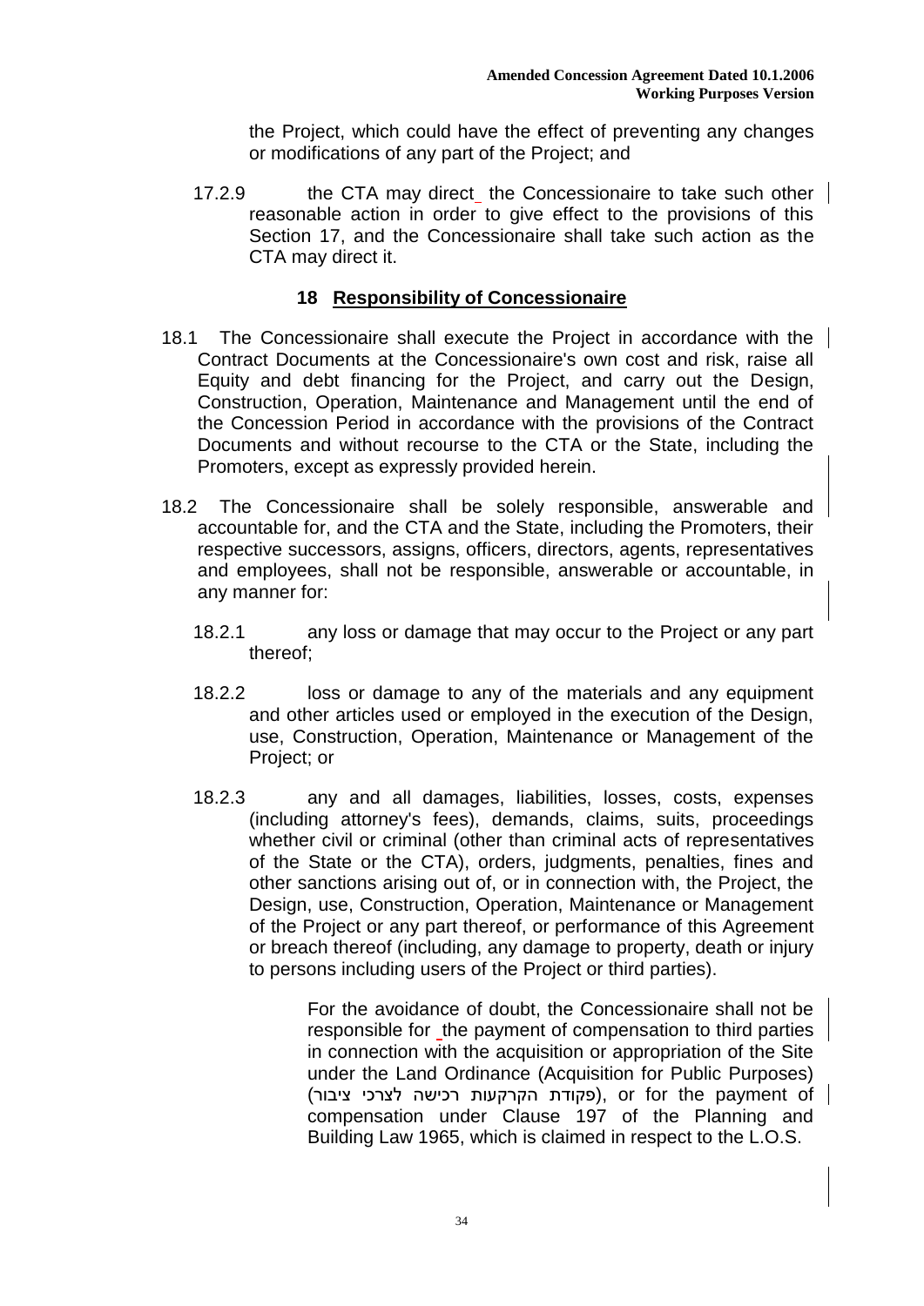the Project, which could have the effect of preventing any changes or modifications of any part of the Project; and

17.2.9 the CTA may direct the Concessionaire to take such other reasonable action in order to give effect to the provisions of this Section 17, and the Concessionaire shall take such action as the CTA may direct it.

## 18 Responsibility of Concessionaire

18.1 The Concessionaire shall execute the Project in accordance with the Contract Documents at the Concessionaire's own cost and risk, raise all Equity and debt financing for the Project, and carry out the Design, Construction, Operation, Maintenance and Management until the end of the Concession Period in accordance with the provisions of the Contract Documents and without recourse to the CTA or the State, including the Promoters, except as expressly provided herein.

18.2 The Concessionaire shall be solely responsible, answerable and accountable for, and the CTA and the State, including the Promoters, their respective successors, assigns, officers, directors, agents, representatives and employees, shall not be responsible, answerable or accountable, in any manner for:

18.2.1 any loss or damage that may occur to the Project or any part thereof;

18.2.2 loss or damage to any of the materials and any equipment and other articles used or employed in the execution of the Design, use, Construction, Operation, Maintenance or Management of the Project; or

18.2.3 any and all damages, liabilities, losses, costs, expenses (including attorney's fees), demands, claims, suits, proceedings whether civil or criminal (other than criminal acts of representatives of the State or the CTA), orders, judgments, penalties, fines and other sanctions arising out of, or in connection with, the Project, the Design, use, Construction, Operation, Maintenance or Management of the Project or any part thereof, or performance of this Agreement or breach thereof (including, any damage to property, death or injury to persons including users of the Project or third parties).

For the avoidance of doubt, the Concessionaire shall not be responsible for the payment of compensation to third parties in connection with the acquisition or appropriation of the Site under the Land Ordinance (Acquisition for Public Purposes) (פקודת הקרקעות רכישה לצרכי ציבור), or for the payment of compensation under Clause 197 of the Planning and Building Law 1965, which is claimed in respect to the L.O.S.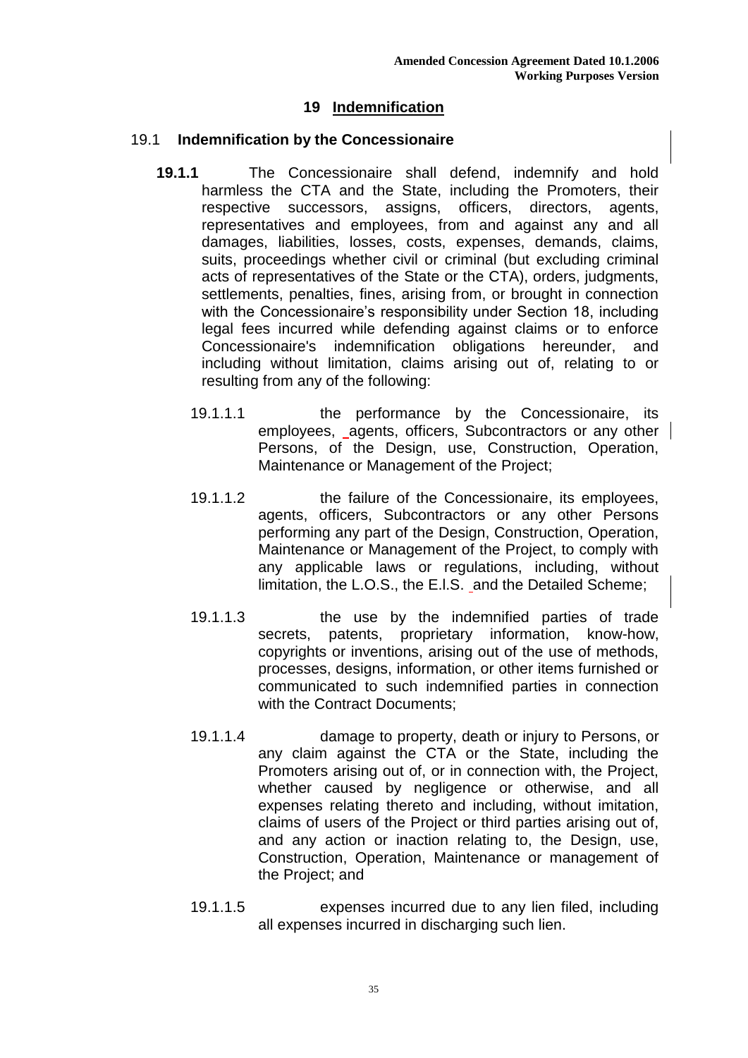# 19 Indemnification

## 19.1 Indemnification by the Concessionaire

**19.1.1** The Concessionaire shall defend, indemnify and hold harmless the CTA and the State, including the Promoters, their respective successors, assigns, officers, directors, agents, representatives and employees, from and against any and all damages, liabilities, losses, costs, expenses, demands, claims, suits, proceedings whether civil or criminal (but excluding criminal acts of representatives of the State or the CTA), orders, judgments, settlements, penalties, fines, arising from, or brought in connection with the Concessionaire's responsibility under Section 18, including legal fees incurred while defending against claims or to enforce Concessionaire's indemnification obligations hereunder, and including without limitation, claims arising out of, relating to or resulting from any of the following:

19.1.1.1 the performance by the Concessionaire, its employees, agents, officers, Subcontractors or any other Persons, of the Design, use, Construction, Operation, Maintenance or Management of the Project;

19.1.1.2 the failure of the Concessionaire, its employees, agents, officers, Subcontractors or any other Persons performing any part of the Design, Construction, Operation, Maintenance or Management of the Project, to comply with any applicable laws or regulations, including, without limitation, the L.O.S., the E.I.S. and the Detailed Scheme;

19.1.1.3 the use by the indemnified parties of trade secrets, patents, proprietary information, know-how, copyrights or inventions, arising out of the use of methods, processes, designs, information, or other items furnished or communicated to such indemnified parties in connection with the Contract Documents;

19.1.1.4 damage to property, death or injury to Persons, or any claim against the CTA or the State, including the Promoters arising out of, or in connection with, the Project, whether caused by negligence or otherwise, and all expenses relating thereto and including, without imitation, claims of users of the Project or third parties arising out of, and any action or inaction relating to, the Design, use, Construction, Operation, Maintenance or management of the Project; and

19.1.1.5 expenses incurred due to any lien filed, including all expenses incurred in discharging such lien.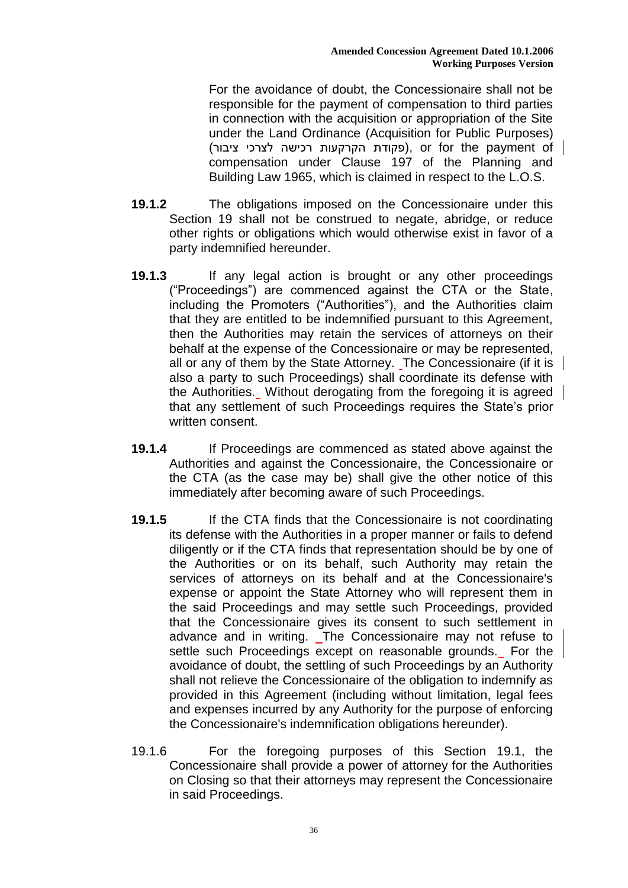For the avoidance of doubt, the Concessionaire shall not be responsible for the payment of compensation to third parties in connection with the acquisition or appropriation of the Site under the Land Ordinance (Acquisition for Public Purposes) (פקודת הקרקעות רכישה לצרכי ציבור), or for the payment of compensation under Clause 197 of the Planning and Building Law 1965, which is claimed in respect to the L.O.S.

**19.1.2** The obligations imposed on the Concessionaire under this Section 19 shall not be construed to negate, abridge, or reduce other rights or obligations which would otherwise exist in favor of a party indemnified hereunder.

**19.1.3** If any legal action is brought or any other proceedings ("Proceedings") are commenced against the CTA or the State, including the Promoters ("Authorities"), and the Authorities claim that they are entitled to be indemnified pursuant to this Agreement, then the Authorities may retain the services of attorneys on their behalf at the expense of the Concessionaire or may be represented, all or any of them by the State Attorney. The Concessionaire (if it is also a party to such Proceedings) shall coordinate its defense with the Authorities. Without derogating from the foregoing it is agreed that any settlement of such Proceedings requires the State's prior written consent.

**19.1.4** If Proceedings are commenced as stated above against the Authorities and against the Concessionaire, the Concessionaire or the CTA (as the case may be) shall give the other notice of this immediately after becoming aware of such Proceedings.

**19.1.5** If the CTA finds that the Concessionaire is not coordinating its defense with the Authorities in a proper manner or fails to defend diligently or if the CTA finds that representation should be by one of the Authorities or on its behalf, such Authority may retain the services of attorneys on its behalf and at the Concessionaire's expense or appoint the State Attorney who will represent them in the said Proceedings and may settle such Proceedings, provided that the Concessionaire gives its consent to such settlement in advance and in writing. The Concessionaire may not refuse to settle such Proceedings except on reasonable grounds. For the avoidance of doubt, the settling of such Proceedings by an Authority shall not relieve the Concessionaire of the obligation to indemnify as provided in this Agreement (including without limitation, legal fees and expenses incurred by any Authority for the purpose of enforcing the Concessionaire's indemnification obligations hereunder).

19.1.6 For the foregoing purposes of this Section 19.1, the Concessionaire shall provide a power of attorney for the Authorities on Closing so that their attorneys may represent the Concessionaire in said Proceedings.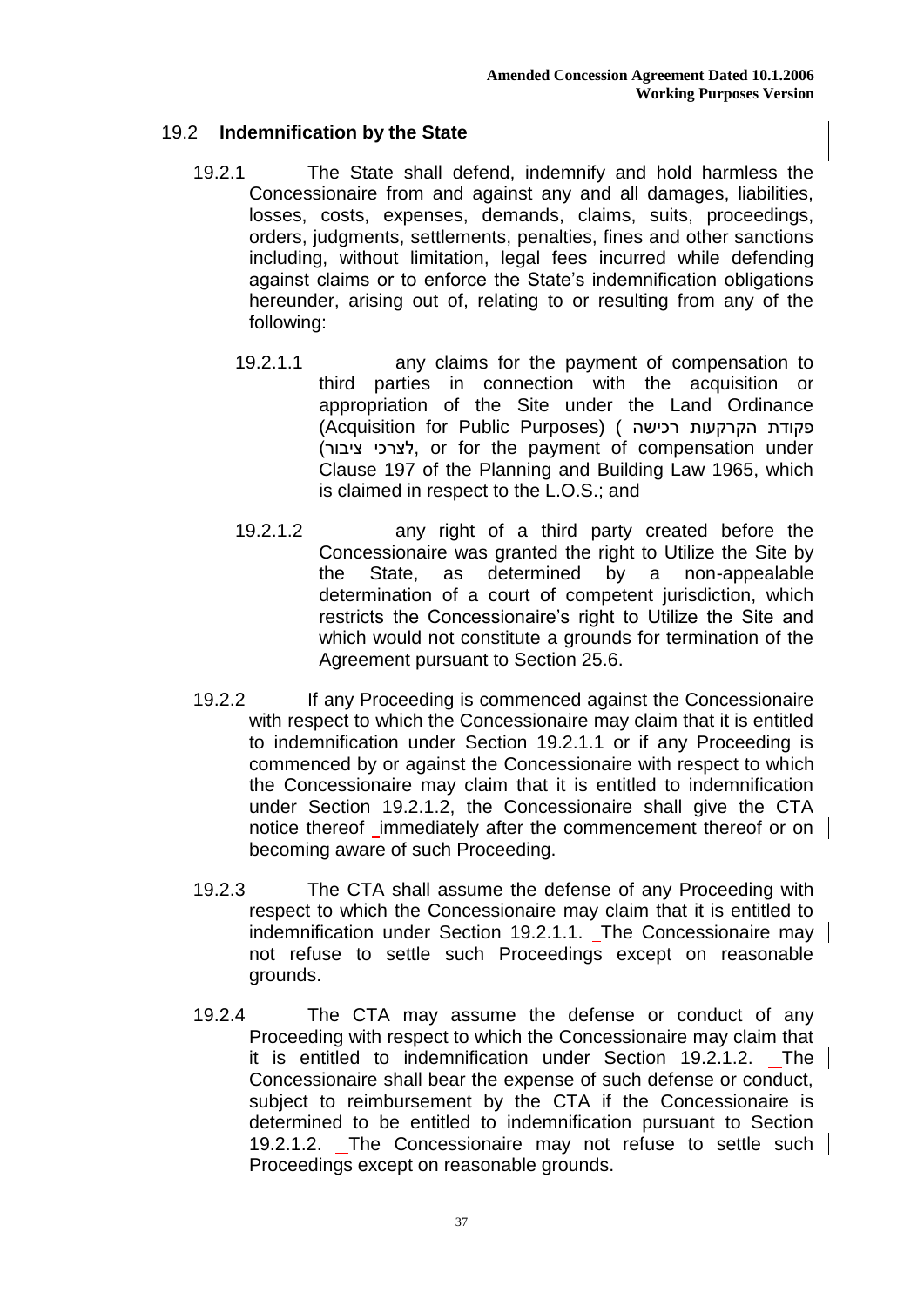## 19.2 **Indemnification by the State**

19.2.1 The State shall defend, indemnify and hold harmless the Concessionaire from and against any and all damages, liabilities, losses, costs, expenses, demands, claims, suits, proceedings, orders, judgments, settlements, penalties, fines and other sanctions including, without limitation, legal fees incurred while defending against claims or to enforce the State's indemnification obligations hereunder, arising out of, relating to or resulting from any of the following:

19.2.1.1 any claims for the payment of compensation to third parties in connection with the acquisition or appropriation of the Site under the Land Ordinance (Acquisition for Public Purposes) (פקודת הקרקעות רכישה לצרכי ציבור), or for the payment of compensation under Clause 197 of the Planning and Building Law 1965, which is claimed in respect to the L.O.S.; and

19.2.1.2 any right of a third party created before the Concessionaire was granted the right to Utilize the Site by the State, as determined by a non-appealable determination of a court of competent jurisdiction, which restricts the Concessionaire's right to Utilize the Site and which would not constitute a grounds for termination of the Agreement pursuant to Section 25.6.

19.2.2 If any Proceeding is commenced against the Concessionaire with respect to which the Concessionaire may claim that it is entitled to indemnification under Section 19.2.1.1 or if any Proceeding is commenced by or against the Concessionaire with respect to which the Concessionaire may claim that it is entitled to indemnification under Section 19.2.1.2, the Concessionaire shall give the CTA notice thereof immediately after the commencement thereof or on becoming aware of such Proceeding.

19.2.3 The CTA shall assume the defense of any Proceeding with respect to which the Concessionaire may claim that it is entitled to indemnification under Section 19.2.1.1. The Concessionaire may not refuse to settle such Proceedings except on reasonable grounds.

19.2.4 The CTA may assume the defense or conduct of any Proceeding with respect to which the Concessionaire may claim that it is entitled to indemnification under Section 19.2.1.2. The Concessionaire shall bear the expense of such defense or conduct, subject to reimbursement by the CTA if the Concessionaire is determined to be entitled to indemnification pursuant to Section 19.2.1.2. The Concessionaire may not refuse to settle such Proceedings except on reasonable grounds.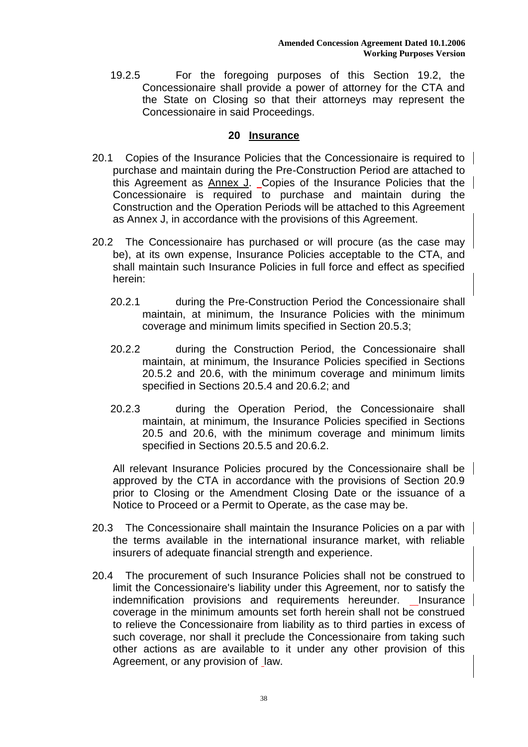19.2.5 For the foregoing purposes of this Section 19.2, the Concessionaire shall provide a power of attorney for the CTA and the State on Closing so that their attorneys may represent the Concessionaire in said Proceedings.

## 20 Insurance

20.1 Copies of the Insurance Policies that the Concessionaire is required to purchase and maintain during the Pre-Construction Period are attached to this Agreement as Annex J. Copies of the Insurance Policies that the Concessionaire is required to purchase and maintain during the Construction and the Operation Periods will be attached to this Agreement as Annex J, in accordance with the provisions of this Agreement.

20.2 The Concessionaire has purchased or will procure (as the case may be), at its own expense, Insurance Policies acceptable to the CTA, and shall maintain such Insurance Policies in full force and effect as specified herein:

20.2.1 during the Pre-Construction Period the Concessionaire shall maintain, at minimum, the Insurance Policies with the minimum coverage and minimum limits specified in Section 20.5.3;

20.2.2 during the Construction Period, the Concessionaire shall maintain, at minimum, the Insurance Policies specified in Sections 20.5.2 and 20.6, with the minimum coverage and minimum limits specified in Sections 20.5.4 and 20.6.2; and

20.2.3 during the Operation Period, the Concessionaire shall maintain, at minimum, the Insurance Policies specified in Sections 20.5 and 20.6, with the minimum coverage and minimum limits specified in Sections 20.5.5 and 20.6.2.

All relevant Insurance Policies procured by the Concessionaire shall be approved by the CTA in accordance with the provisions of Section 20.9 prior to Closing or the Amendment Closing Date or the issuance of a Notice to Proceed or a Permit to Operate, as the case may be.

20.3 The Concessionaire shall maintain the Insurance Policies on a par with the terms available in the international insurance market, with reliable insurers of adequate financial strength and experience.

20.4 The procurement of such Insurance Policies shall not be construed to limit the Concessionaire's liability under this Agreement, nor to satisfy the indemnification provisions and requirements hereunder. Insurance coverage in the minimum amounts set forth herein shall not be construed to relieve the Concessionaire from liability as to third parties in excess of such coverage, nor shall it preclude the Concessionaire from taking such other actions as are available to it under any other provision of this Agreement, or any provision of law.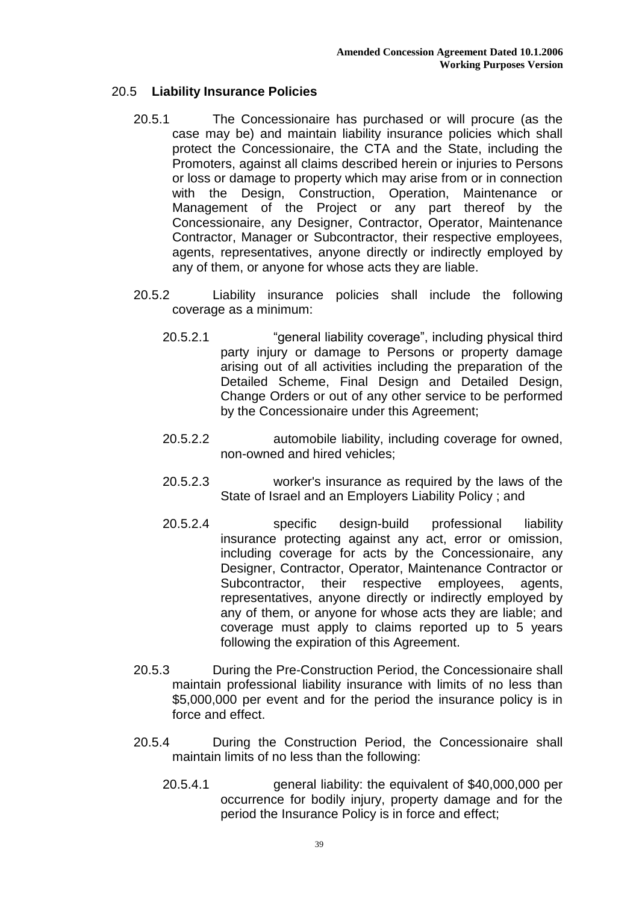## 20.5 Liability Insurance Policies

20.5.1 The Concessionaire has purchased or will procure (as the case may be) and maintain liability insurance policies which shall protect the Concessionaire, the CTA and the State, including the Promoters, against all claims described herein or injuries to Persons or loss or damage to property which may arise from or in connection with the Design, Construction, Operation, Maintenance or Management of the Project or any part thereof by the Concessionaire, any Designer, Contractor, Operator, Maintenance Contractor, Manager or Subcontractor, their respective employees, agents, representatives, anyone directly or indirectly employed by any of them, or anyone for whose acts they are liable.

20.5.2 Liability insurance policies shall include the following coverage as a minimum:

20.5.2.1 "general liability coverage", including physical third party injury or damage to Persons or property damage arising out of all activities including the preparation of the Detailed Scheme, Final Design and Detailed Design, Change Orders or out of any other service to be performed by the Concessionaire under this Agreement;

20.5.2.2 automobile liability, including coverage for owned, non-owned and hired vehicles;

20.5.2.3 worker's insurance as required by the laws of the State of Israel and an Employers Liability Policy ; and

20.5.2.4 specific design-build professional liability insurance protecting against any act, error or omission, including coverage for acts by the Concessionaire, any Designer, Contractor, Operator, Maintenance Contractor or Subcontractor, their respective employees, agents, representatives, anyone directly or indirectly employed by any of them, or anyone for whose acts they are liable; and coverage must apply to claims reported up to 5 years following the expiration of this Agreement.

20.5.3 During the Pre-Construction Period, the Concessionaire shall maintain professional liability insurance with limits of no less than $5,000,000 per event and for the period the insurance policy is in force and effect.

20.5.4 During the Construction Period, the Concessionaire shall maintain limits of no less than the following:

20.5.4.1 general liability: the equivalent of $40,000,000 per occurrence for bodily injury, property damage and for the period the Insurance Policy is in force and effect;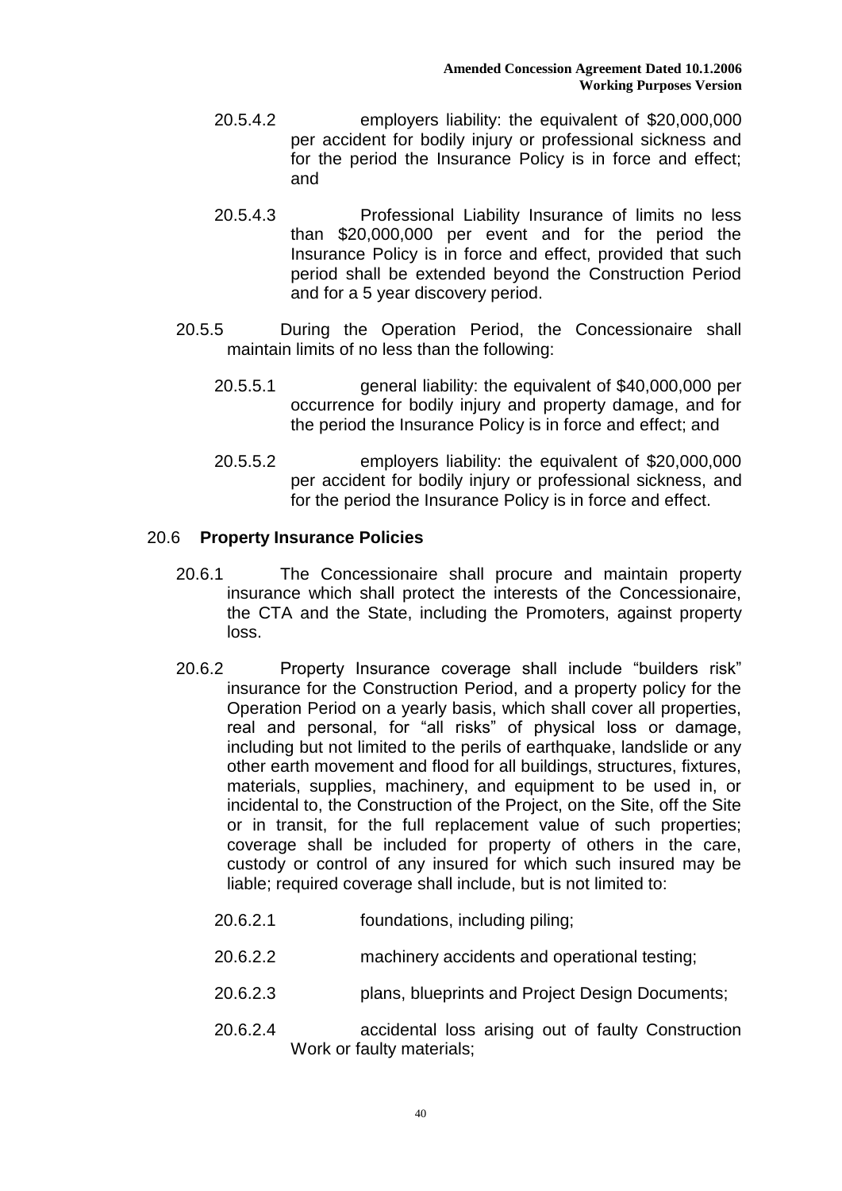20.5.4.2 employers liability: the equivalent of $20,000,000 per accident for bodily injury or professional sickness and for the period the Insurance Policy is in force and effect; and

20.5.4.3 Professional Liability Insurance of limits no less than $20,000,000 per event and for the period the Insurance Policy is in force and effect, provided that such period shall be extended beyond the Construction Period and for a 5 year discovery period.

20.5.5 During the Operation Period, the Concessionaire shall maintain limits of no less than the following:

20.5.5.1 general liability: the equivalent of $40,000,000 per occurrence for bodily injury and property damage, and for the period the Insurance Policy is in force and effect; and

20.5.5.2 employers liability: the equivalent of $20,000,000 per accident for bodily injury or professional sickness, and for the period the Insurance Policy is in force and effect.

## 20.6 **Property Insurance Policies**

20.6.1 The Concessionaire shall procure and maintain property insurance which shall protect the interests of the Concessionaire, the CTA and the State, including the Promoters, against property loss.

20.6.2 Property Insurance coverage shall include "builders risk" insurance for the Construction Period, and a property policy for the Operation Period on a yearly basis, which shall cover all properties, real and personal, for "all risks" of physical loss or damage, including but not limited to the perils of earthquake, landslide or any other earth movement and flood for all buildings, structures, fixtures, materials, supplies, machinery, and equipment to be used in, or incidental to, the Construction of the Project, on the Site, off the Site or in transit, for the full replacement value of such properties; coverage shall be included for property of others in the care, custody or control of any insured for which such insured may be liable; required coverage shall include, but is not limited to:

20.6.2.1 foundations, including piling;

20.6.2.2 machinery accidents and operational testing;

20.6.2.3 plans, blueprints and Project Design Documents;

20.6.2.4 accidental loss arising out of faulty Construction Work or faulty materials;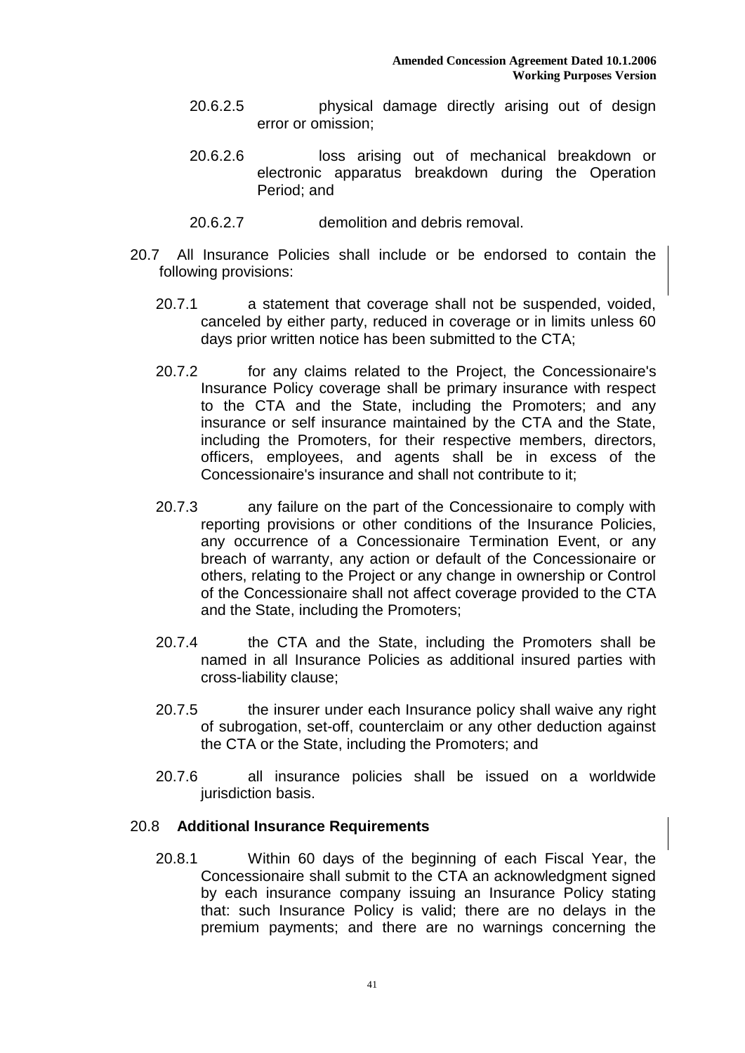20.6.2.5 physical damage directly arising out of design error or omission;

20.6.2.6 loss arising out of mechanical breakdown or electronic apparatus breakdown during the Operation Period; and

20.6.2.7 demolition and debris removal.

20.7 All Insurance Policies shall include or be endorsed to contain the following provisions:

20.7.1 a statement that coverage shall not be suspended, voided, canceled by either party, reduced in coverage or in limits unless 60 days prior written notice has been submitted to the CTA;

20.7.2 for any claims related to the Project, the Concessionaire's Insurance Policy coverage shall be primary insurance with respect to the CTA and the State, including the Promoters; and any insurance or self insurance maintained by the CTA and the State, including the Promoters, for their respective members, directors, officers, employees, and agents shall be in excess of the Concessionaire's insurance and shall not contribute to it;

20.7.3 any failure on the part of the Concessionaire to comply with reporting provisions or other conditions of the Insurance Policies, any occurrence of a Concessionaire Termination Event, or any breach of warranty, any action or default of the Concessionaire or others, relating to the Project or any change in ownership or Control of the Concessionaire shall not affect coverage provided to the CTA and the State, including the Promoters;

20.7.4 the CTA and the State, including the Promoters shall be named in all Insurance Policies as additional insured parties with cross-liability clause;

20.7.5 the insurer under each Insurance policy shall waive any right of subrogation, set-off, counterclaim or any other deduction against the CTA or the State, including the Promoters; and

20.7.6 all insurance policies shall be issued on a worldwide jurisdiction basis.

### 20.8 **Additional Insurance Requirements**

20.8.1 Within 60 days of the beginning of each Fiscal Year, the Concessionaire shall submit to the CTA an acknowledgment signed by each insurance company issuing an Insurance Policy stating that: such Insurance Policy is valid; there are no delays in the premium payments; and there are no warnings concerning the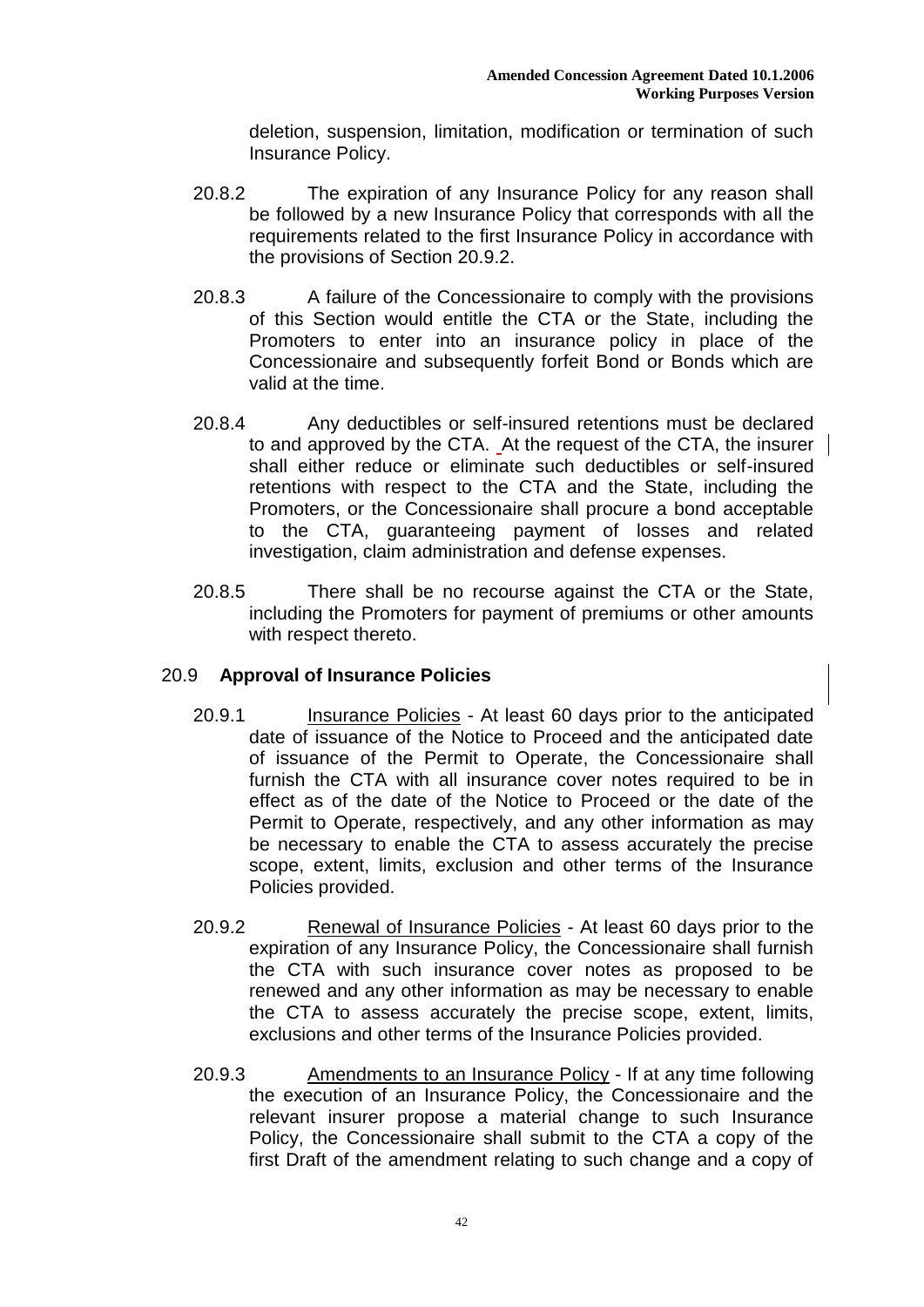deletion, suspension, limitation, modification or termination of such Insurance Policy.

20.8.2 The expiration of any Insurance Policy for any reason shall be followed by a new Insurance Policy that corresponds with all the requirements related to the first Insurance Policy in accordance with the provisions of Section 20.9.2.

20.8.3 A failure of the Concessionaire to comply with the provisions of this Section would entitle the CTA or the State, including the Promoters to enter into an insurance policy in place of the Concessionaire and subsequently forfeit Bond or Bonds which are valid at the time.

20.8.4 Any deductibles or self-insured retentions must be declared to and approved by the CTA. At the request of the CTA, the insurer shall either reduce or eliminate such deductibles or self-insured retentions with respect to the CTA and the State, including the Promoters, or the Concessionaire shall procure a bond acceptable to the CTA, guaranteeing payment of losses and related investigation, claim administration and defense expenses.

20.8.5 There shall be no recourse against the CTA or the State, including the Promoters for payment of premiums or other amounts with respect thereto.

## 20.9 Approval of Insurance Policies

20.9.1 Insurance Policies - At least 60 days prior to the anticipated date of issuance of the Notice to Proceed and the anticipated date of issuance of the Permit to Operate, the Concessionaire shall furnish the CTA with all insurance cover notes required to be in effect as of the date of the Notice to Proceed or the date of the Permit to Operate, respectively, and any other information as may be necessary to enable the CTA to assess accurately the precise scope, extent, limits, exclusion and other terms of the Insurance Policies provided.

20.9.2 Renewal of Insurance Policies - At least 60 days prior to the expiration of any Insurance Policy, the Concessionaire shall furnish the CTA with such insurance cover notes as proposed to be renewed and any other information as may be necessary to enable the CTA to assess accurately the precise scope, extent, limits, exclusions and other terms of the Insurance Policies provided.

20.9.3 Amendments to an Insurance Policy - If at any time following the execution of an Insurance Policy, the Concessionaire and the relevant insurer propose a material change to such Insurance Policy, the Concessionaire shall submit to the CTA a copy of the first Draft of the amendment relating to such change and a copy of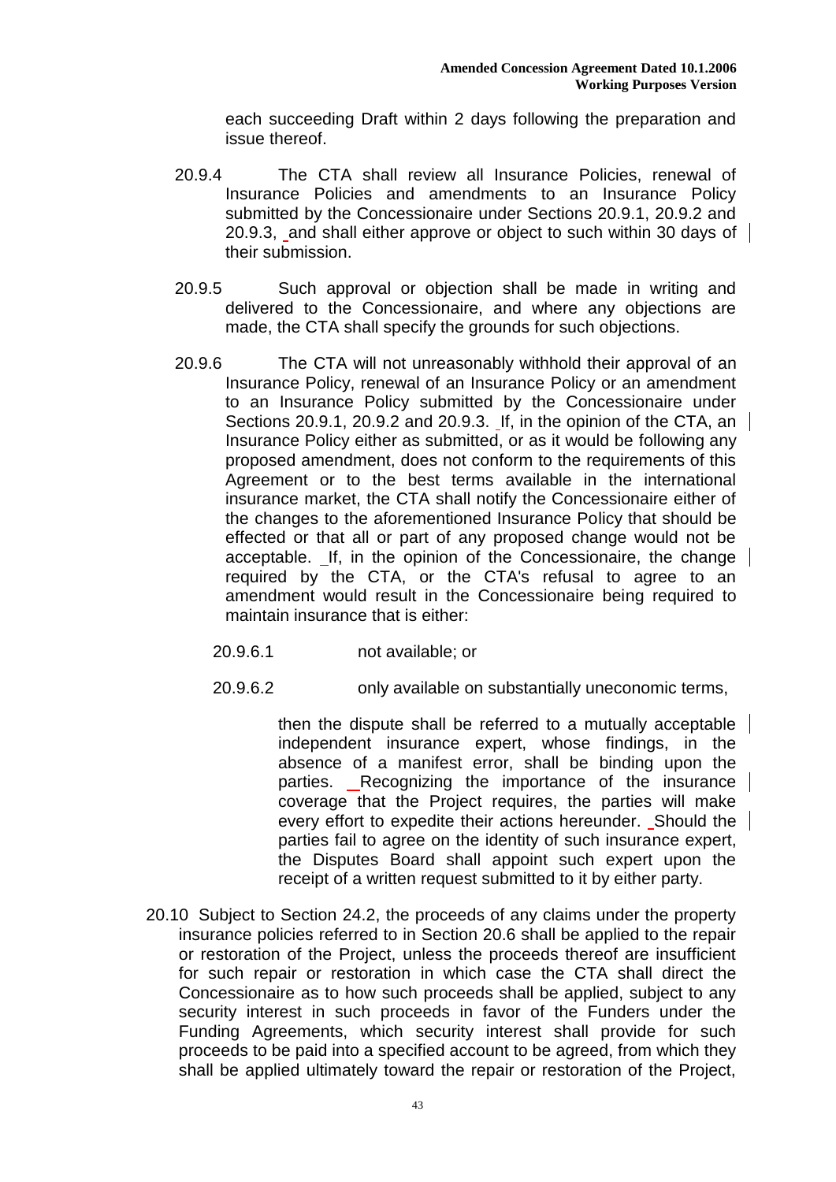each succeeding Draft within 2 days following the preparation and issue thereof.

20.9.4 The CTA shall review all Insurance Policies, renewal of Insurance Policies and amendments to an Insurance Policy submitted by the Concessionaire under Sections 20.9.1, 20.9.2 and 20.9.3, and shall either approve or object to such within 30 days of their submission.

20.9.5 Such approval or objection shall be made in writing and delivered to the Concessionaire, and where any objections are made, the CTA shall specify the grounds for such objections.

20.9.6 The CTA will not unreasonably withhold their approval of an Insurance Policy, renewal of an Insurance Policy or an amendment to an Insurance Policy submitted by the Concessionaire under Sections 20.9.1, 20.9.2 and 20.9.3. If, in the opinion of the CTA, an Insurance Policy either as submitted, or as it would be following any proposed amendment, does not conform to the requirements of this Agreement or to the best terms available in the international insurance market, the CTA shall notify the Concessionaire either of the changes to the aforementioned Insurance Policy that should be effected or that all or part of any proposed change would not be acceptable. If, in the opinion of the Concessionaire, the change required by the CTA, or the CTA's refusal to agree to an amendment would result in the Concessionaire being required to maintain insurance that is either:

20.9.6.1 not available; or

20.9.6.2 only available on substantially uneconomic terms,

then the dispute shall be referred to a mutually acceptable independent insurance expert, whose findings, in the absence of a manifest error, shall be binding upon the parties. Recognizing the importance of the insurance coverage that the Project requires, the parties will make every effort to expedite their actions hereunder. Should the parties fail to agree on the identity of such insurance expert, the Disputes Board shall appoint such expert upon the receipt of a written request submitted to it by either party.

20.10 Subject to Section 24.2, the proceeds of any claims under the property insurance policies referred to in Section 20.6 shall be applied to the repair or restoration of the Project, unless the proceeds thereof are insufficient for such repair or restoration in which case the CTA shall direct the Concessionaire as to how such proceeds shall be applied, subject to any security interest in such proceeds in favor of the Funders under the Funding Agreements, which security interest shall provide for such proceeds to be paid into a specified account to be agreed, from which they shall be applied ultimately toward the repair or restoration of the Project,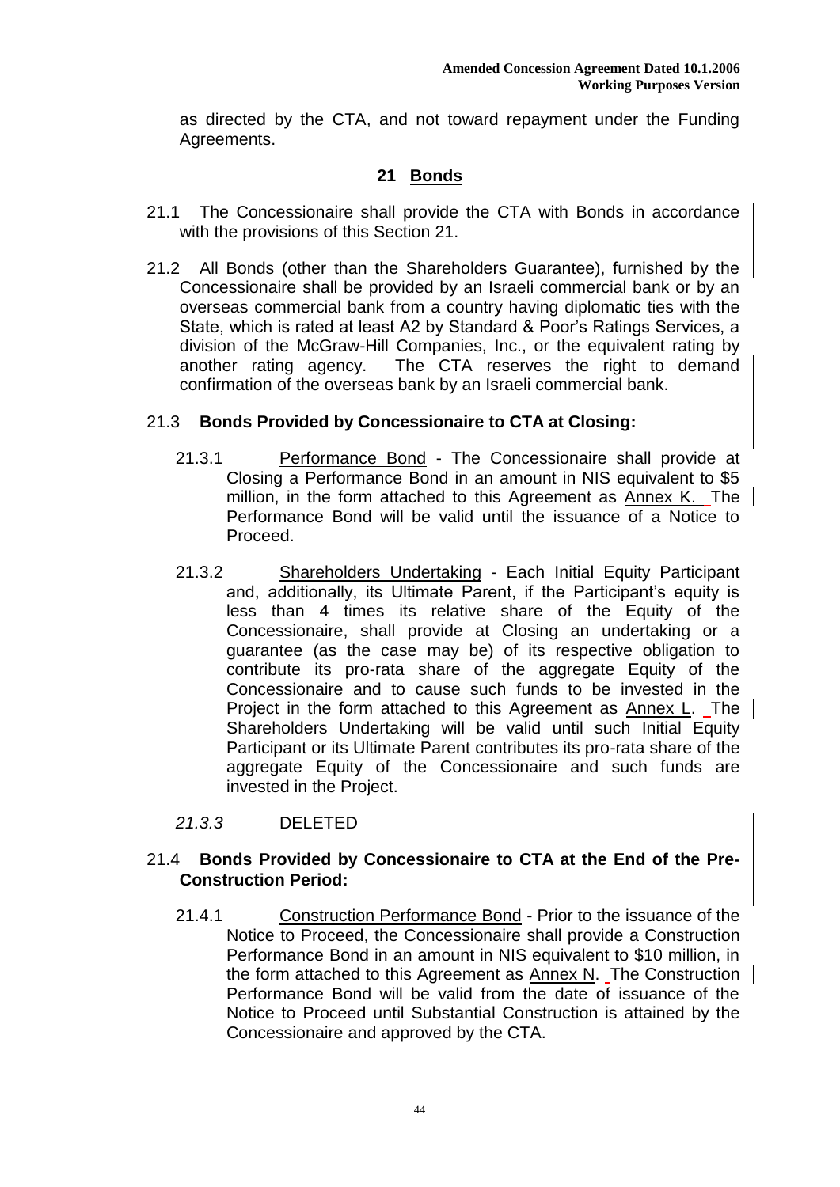as directed by the CTA, and not toward repayment under the Funding Agreements.

## 21 Bonds

21.1 The Concessionaire shall provide the CTA with Bonds in accordance with the provisions of this Section 21.

21.2 All Bonds (other than the Shareholders Guarantee), furnished by the Concessionaire shall be provided by an Israeli commercial bank or by an overseas commercial bank from a country having diplomatic ties with the State, which is rated at least A2 by Standard & Poor's Ratings Services, a division of the McGraw-Hill Companies, Inc., or the equivalent rating by another rating agency. The CTA reserves the right to demand confirmation of the overseas bank by an Israeli commercial bank.

21.3 **Bonds Provided by Concessionaire to CTA at Closing:**

21.3.1 Performance Bond - The Concessionaire shall provide at Closing a Performance Bond in an amount in NIS equivalent to $5 million, in the form attached to this Agreement as Annex K. The Performance Bond will be valid until the issuance of a Notice to Proceed.

21.3.2 Shareholders Undertaking - Each Initial Equity Participant and, additionally, its Ultimate Parent, if the Participant's equity is less than 4 times its relative share of the Equity of the Concessionaire, shall provide at Closing an undertaking or a guarantee (as the case may be) of its respective obligation to contribute its pro-rata share of the aggregate Equity of the Concessionaire and to cause such funds to be invested in the Project in the form attached to this Agreement as Annex L. The Shareholders Undertaking will be valid until such Initial Equity Participant or its Ultimate Parent contributes its pro-rata share of the aggregate Equity of the Concessionaire and such funds are invested in the Project.

*21.3.3* DELETED

21.4 **Bonds Provided by Concessionaire to CTA at the End of the Pre-Construction Period:**

21.4.1 Construction Performance Bond - Prior to the issuance of the Notice to Proceed, the Concessionaire shall provide a Construction Performance Bond in an amount in NIS equivalent to $10 million, in the form attached to this Agreement as Annex N. The Construction Performance Bond will be valid from the date of issuance of the Notice to Proceed until Substantial Construction is attained by the Concessionaire and approved by the CTA.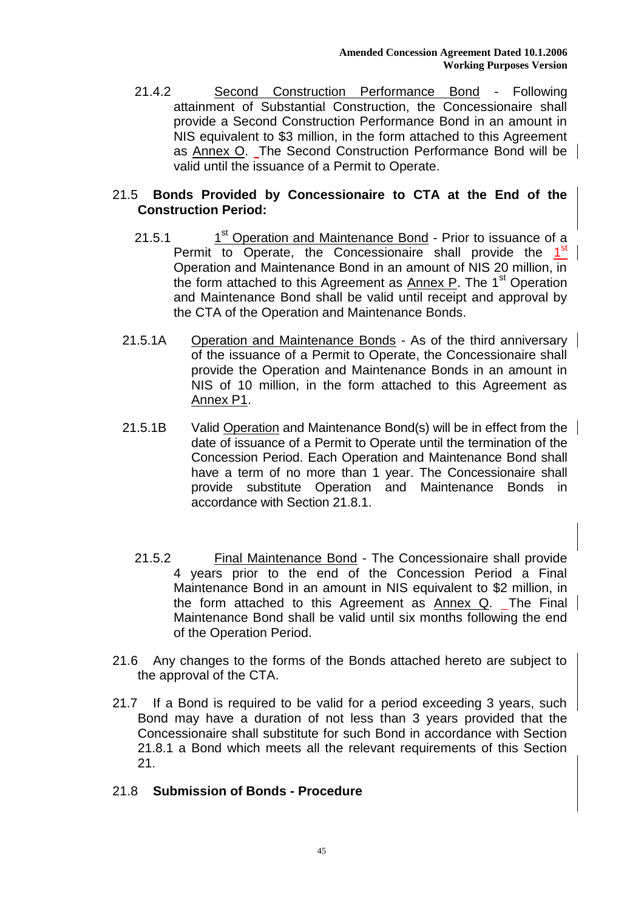21.4.2 Second Construction Performance Bond - Following attainment of Substantial Construction, the Concessionaire shall provide a Second Construction Performance Bond in an amount in NIS equivalent to $3 million, in the form attached to this Agreement as Annex O. The Second Construction Performance Bond will be valid until the issuance of a Permit to Operate.

**21.5 Bonds Provided by Concessionaire to CTA at the End of the Construction Period:**

21.5.1 1st Operation and Maintenance Bond - Prior to issuance of a Permit to Operate, the Concessionaire shall provide the 1st Operation and Maintenance Bond in an amount of NIS 20 million, in the form attached to this Agreement as Annex P. The 1st Operation and Maintenance Bond shall be valid until receipt and approval by the CTA of the Operation and Maintenance Bonds.

21.5.1A Operation and Maintenance Bonds - As of the third anniversary of the issuance of a Permit to Operate, the Concessionaire shall provide the Operation and Maintenance Bonds in an amount in NIS of 10 million, in the form attached to this Agreement as Annex P1.

21.5.1B Valid Operation and Maintenance Bond(s) will be in effect from the date of issuance of a Permit to Operate until the termination of the Concession Period. Each Operation and Maintenance Bond shall have a term of no more than 1 year. The Concessionaire shall provide substitute Operation and Maintenance Bonds in accordance with Section 21.8.1.

21.5.2 Final Maintenance Bond - The Concessionaire shall provide 4 years prior to the end of the Concession Period a Final Maintenance Bond in an amount in NIS equivalent to $2 million, in the form attached to this Agreement as Annex Q. The Final Maintenance Bond shall be valid until six months following the end of the Operation Period.

21.6 Any changes to the forms of the Bonds attached hereto are subject to the approval of the CTA.

21.7 If a Bond is required to be valid for a period exceeding 3 years, such Bond may have a duration of not less than 3 years provided that the Concessionaire shall substitute for such Bond in accordance with Section 21.8.1 a Bond which meets all the relevant requirements of this Section 21.

**21.8 Submission of Bonds - Procedure**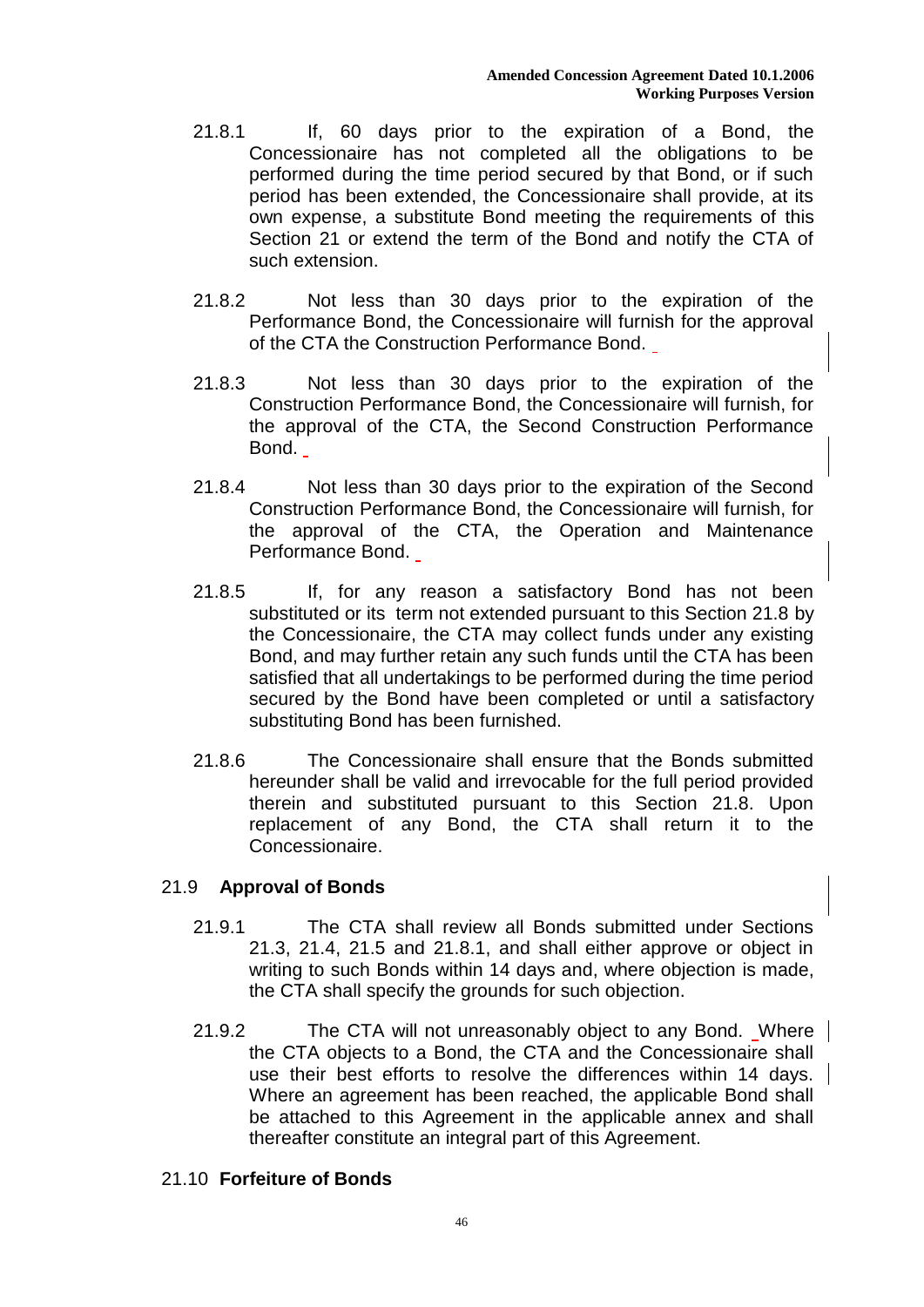21.8.1 If, 60 days prior to the expiration of a Bond, the Concessionaire has not completed all the obligations to be performed during the time period secured by that Bond, or if such period has been extended, the Concessionaire shall provide, at its own expense, a substitute Bond meeting the requirements of this Section 21 or extend the term of the Bond and notify the CTA of such extension.

21.8.2 Not less than 30 days prior to the expiration of the Performance Bond, the Concessionaire will furnish for the approval of the CTA the Construction Performance Bond.

21.8.3 Not less than 30 days prior to the expiration of the Construction Performance Bond, the Concessionaire will furnish, for the approval of the CTA, the Second Construction Performance Bond.

21.8.4 Not less than 30 days prior to the expiration of the Second Construction Performance Bond, the Concessionaire will furnish, for the approval of the CTA, the Operation and Maintenance Performance Bond.

21.8.5 If, for any reason a satisfactory Bond has not been substituted or its term not extended pursuant to this Section 21.8 by the Concessionaire, the CTA may collect funds under any existing Bond, and may further retain any such funds until the CTA has been satisfied that all undertakings to be performed during the time period secured by the Bond have been completed or until a satisfactory substituting Bond has been furnished.

21.8.6 The Concessionaire shall ensure that the Bonds submitted hereunder shall be valid and irrevocable for the full period provided therein and substituted pursuant to this Section 21.8. Upon replacement of any Bond, the CTA shall return it to the Concessionaire.

## 21.9 Approval of Bonds

21.9.1 The CTA shall review all Bonds submitted under Sections 21.3, 21.4, 21.5 and 21.8.1, and shall either approve or object in writing to such Bonds within 14 days and, where objection is made, the CTA shall specify the grounds for such objection.

21.9.2 The CTA will not unreasonably object to any Bond. Where the CTA objects to a Bond, the CTA and the Concessionaire shall use their best efforts to resolve the differences within 14 days. Where an agreement has been reached, the applicable Bond shall be attached to this Agreement in the applicable annex and shall thereafter constitute an integral part of this Agreement.

## 21.10 Forfeiture of Bonds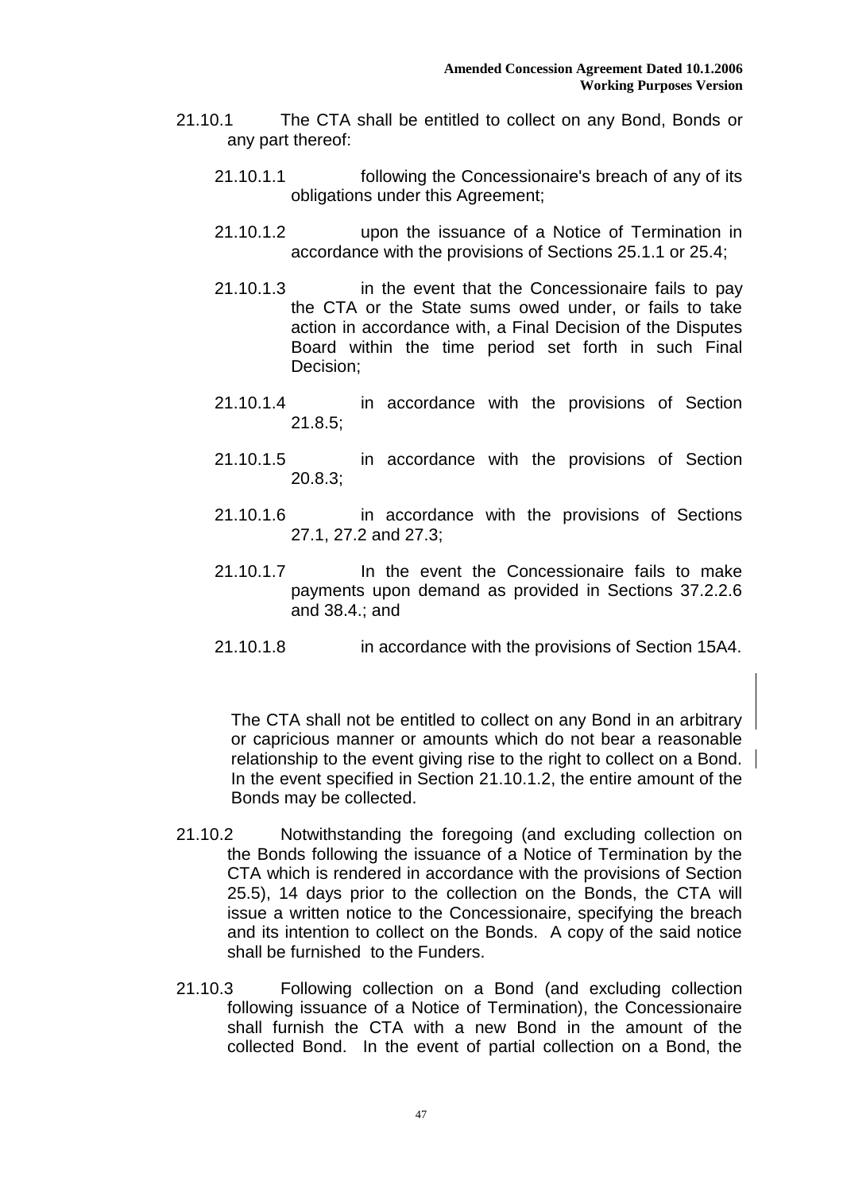21.10.1 The CTA shall be entitled to collect on any Bond, Bonds or any part thereof:

21.10.1.1 following the Concessionaire's breach of any of its obligations under this Agreement;

21.10.1.2 upon the issuance of a Notice of Termination in accordance with the provisions of Sections 25.1.1 or 25.4;

21.10.1.3 in the event that the Concessionaire fails to pay the CTA or the State sums owed under, or fails to take action in accordance with, a Final Decision of the Disputes Board within the time period set forth in such Final Decision;

21.10.1.4 in accordance with the provisions of Section 21.8.5;

21.10.1.5 in accordance with the provisions of Section 20.8.3;

21.10.1.6 in accordance with the provisions of Sections 27.1, 27.2 and 27.3;

21.10.1.7 In the event the Concessionaire fails to make payments upon demand as provided in Sections 37.2.2.6 and 38.4.; and

21.10.1.8 in accordance with the provisions of Section 15A4.

The CTA shall not be entitled to collect on any Bond in an arbitrary or capricious manner or amounts which do not bear a reasonable relationship to the event giving rise to the right to collect on a Bond. In the event specified in Section 21.10.1.2, the entire amount of the Bonds may be collected.

21.10.2 Notwithstanding the foregoing (and excluding collection on the Bonds following the issuance of a Notice of Termination by the CTA which is rendered in accordance with the provisions of Section 25.5), 14 days prior to the collection on the Bonds, the CTA will issue a written notice to the Concessionaire, specifying the breach and its intention to collect on the Bonds. A copy of the said notice shall be furnished to the Funders.

21.10.3 Following collection on a Bond (and excluding collection following issuance of a Notice of Termination), the Concessionaire shall furnish the CTA with a new Bond in the amount of the collected Bond. In the event of partial collection on a Bond, the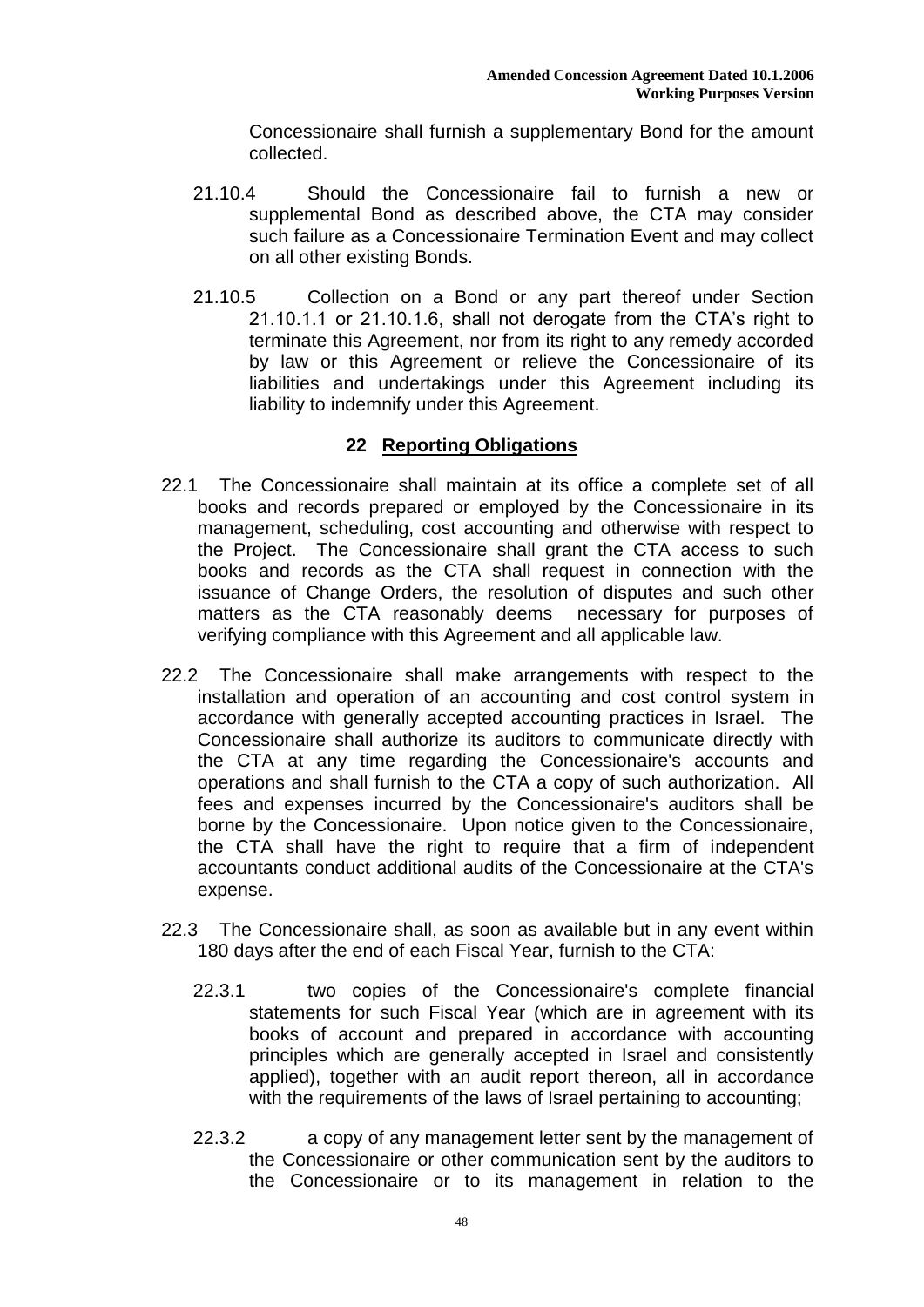Concessionaire shall furnish a supplementary Bond for the amount collected.

21.10.4 Should the Concessionaire fail to furnish a new or supplemental Bond as described above, the CTA may consider such failure as a Concessionaire Termination Event and may collect on all other existing Bonds.

21.10.5 Collection on a Bond or any part thereof under Section 21.10.1.1 or 21.10.1.6, shall not derogate from the CTA's right to terminate this Agreement, nor from its right to any remedy accorded by law or this Agreement or relieve the Concessionaire of its liabilities and undertakings under this Agreement including its liability to indemnify under this Agreement.

## 22 Reporting Obligations

22.1 The Concessionaire shall maintain at its office a complete set of all books and records prepared or employed by the Concessionaire in its management, scheduling, cost accounting and otherwise with respect to the Project. The Concessionaire shall grant the CTA access to such books and records as the CTA shall request in connection with the issuance of Change Orders, the resolution of disputes and such other matters as the CTA reasonably deems necessary for purposes of verifying compliance with this Agreement and all applicable law.

22.2 The Concessionaire shall make arrangements with respect to the installation and operation of an accounting and cost control system in accordance with generally accepted accounting practices in Israel. The Concessionaire shall authorize its auditors to communicate directly with the CTA at any time regarding the Concessionaire's accounts and operations and shall furnish to the CTA a copy of such authorization. All fees and expenses incurred by the Concessionaire's auditors shall be borne by the Concessionaire. Upon notice given to the Concessionaire, the CTA shall have the right to require that a firm of independent accountants conduct additional audits of the Concessionaire at the CTA's expense.

22.3 The Concessionaire shall, as soon as available but in any event within 180 days after the end of each Fiscal Year, furnish to the CTA:

22.3.1 two copies of the Concessionaire's complete financial statements for such Fiscal Year (which are in agreement with its books of account and prepared in accordance with accounting principles which are generally accepted in Israel and consistently applied), together with an audit report thereon, all in accordance with the requirements of the laws of Israel pertaining to accounting;

22.3.2 a copy of any management letter sent by the management of the Concessionaire or other communication sent by the auditors to the Concessionaire or to its management in relation to the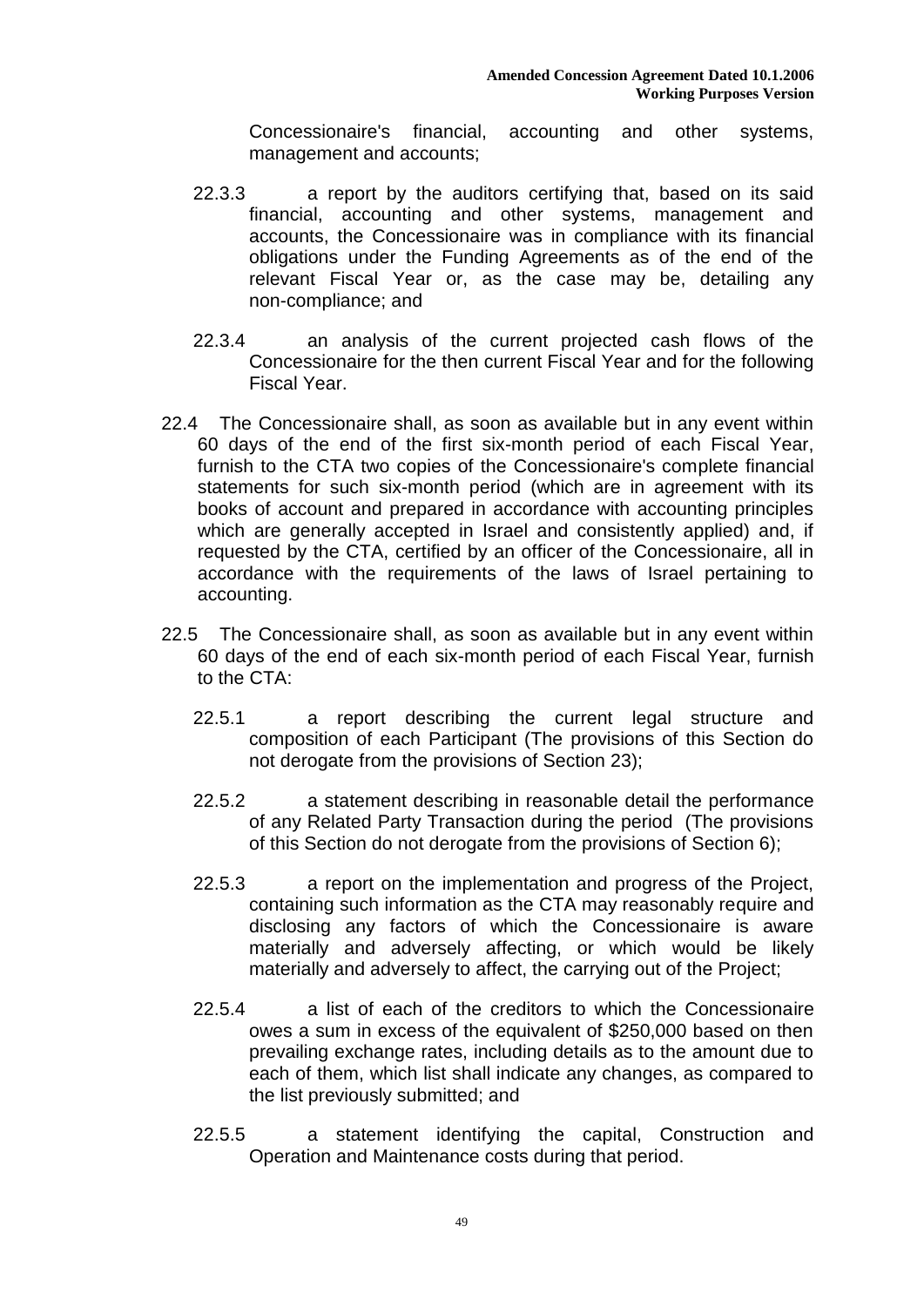Concessionaire's financial, accounting and other systems, management and accounts;

22.3.3 a report by the auditors certifying that, based on its said financial, accounting and other systems, management and accounts, the Concessionaire was in compliance with its financial obligations under the Funding Agreements as of the end of the relevant Fiscal Year or, as the case may be, detailing any non-compliance; and

22.3.4 an analysis of the current projected cash flows of the Concessionaire for the then current Fiscal Year and for the following Fiscal Year.

22.4 The Concessionaire shall, as soon as available but in any event within 60 days of the end of the first six-month period of each Fiscal Year, furnish to the CTA two copies of the Concessionaire's complete financial statements for such six-month period (which are in agreement with its books of account and prepared in accordance with accounting principles which are generally accepted in Israel and consistently applied) and, if requested by the CTA, certified by an officer of the Concessionaire, all in accordance with the requirements of the laws of Israel pertaining to accounting.

22.5 The Concessionaire shall, as soon as available but in any event within 60 days of the end of each six-month period of each Fiscal Year, furnish to the CTA:

22.5.1 a report describing the current legal structure and composition of each Participant (The provisions of this Section do not derogate from the provisions of Section 23);

22.5.2 a statement describing in reasonable detail the performance of any Related Party Transaction during the period (The provisions of this Section do not derogate from the provisions of Section 6);

22.5.3 a report on the implementation and progress of the Project, containing such information as the CTA may reasonably require and disclosing any factors of which the Concessionaire is aware materially and adversely affecting, or which would be likely materially and adversely to affect, the carrying out of the Project;

22.5.4 a list of each of the creditors to which the Concessionaire owes a sum in excess of the equivalent of $250,000 based on then prevailing exchange rates, including details as to the amount due to each of them, which list shall indicate any changes, as compared to the list previously submitted; and

22.5.5 a statement identifying the capital, Construction and Operation and Maintenance costs during that period.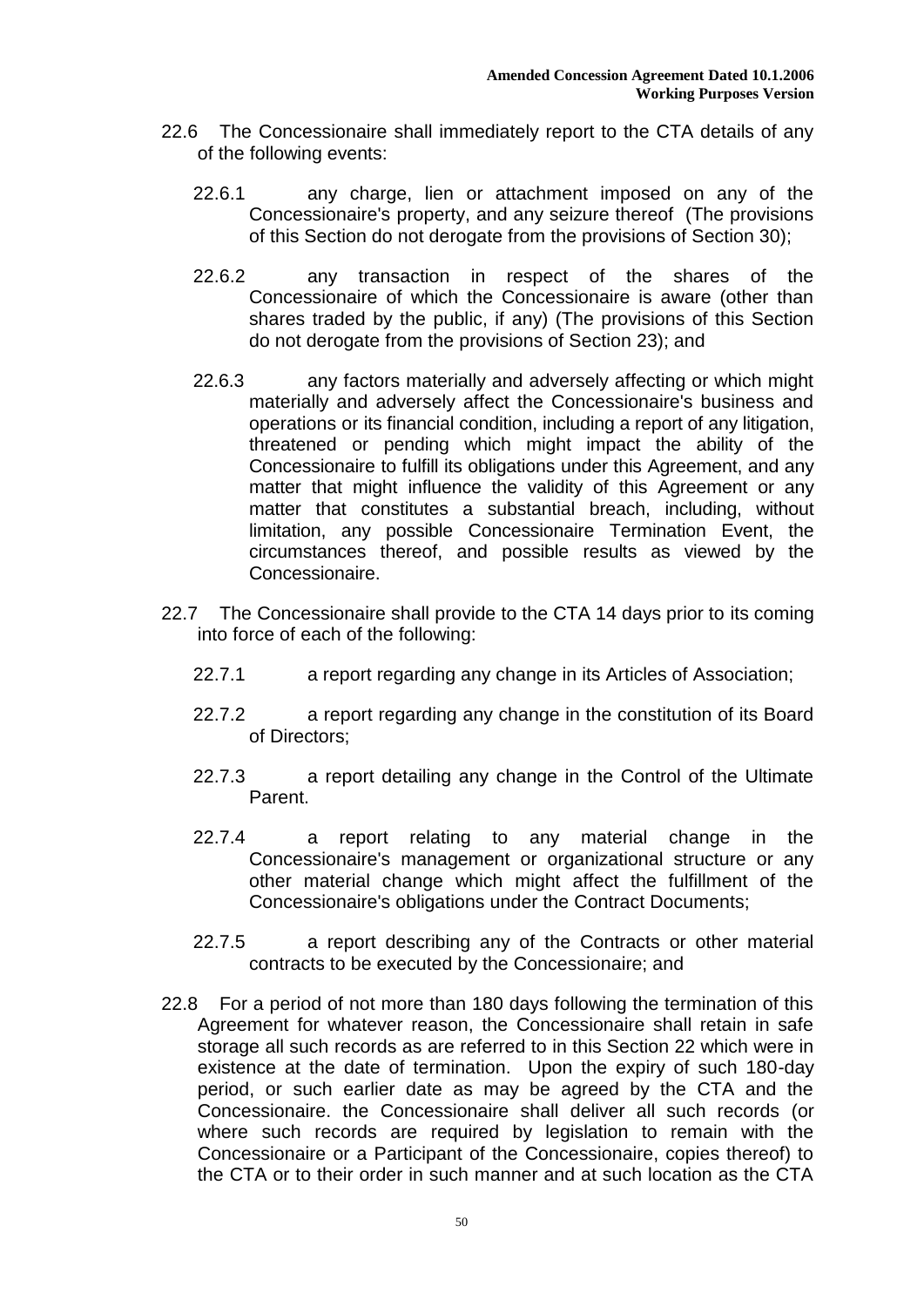22.6 The Concessionaire shall immediately report to the CTA details of any of the following events:

22.6.1 any charge, lien or attachment imposed on any of the Concessionaire's property, and any seizure thereof (The provisions of this Section do not derogate from the provisions of Section 30);

22.6.2 any transaction in respect of the shares of the Concessionaire of which the Concessionaire is aware (other than shares traded by the public, if any) (The provisions of this Section do not derogate from the provisions of Section 23); and

22.6.3 any factors materially and adversely affecting or which might materially and adversely affect the Concessionaire's business and operations or its financial condition, including a report of any litigation, threatened or pending which might impact the ability of the Concessionaire to fulfill its obligations under this Agreement, and any matter that might influence the validity of this Agreement or any matter that constitutes a substantial breach, including, without limitation, any possible Concessionaire Termination Event, the circumstances thereof, and possible results as viewed by the Concessionaire.

22.7 The Concessionaire shall provide to the CTA 14 days prior to its coming into force of each of the following:

22.7.1 a report regarding any change in its Articles of Association;

22.7.2 a report regarding any change in the constitution of its Board of Directors;

22.7.3 a report detailing any change in the Control of the Ultimate Parent.

22.7.4 a report relating to any material change in the Concessionaire's management or organizational structure or any other material change which might affect the fulfillment of the Concessionaire's obligations under the Contract Documents;

22.7.5 a report describing any of the Contracts or other material contracts to be executed by the Concessionaire; and

22.8 For a period of not more than 180 days following the termination of this Agreement for whatever reason, the Concessionaire shall retain in safe storage all such records as are referred to in this Section 22 which were in existence at the date of termination. Upon the expiry of such 180-day period, or such earlier date as may be agreed by the CTA and the Concessionaire. the Concessionaire shall deliver all such records (or where such records are required by legislation to remain with the Concessionaire or a Participant of the Concessionaire, copies thereof) to the CTA or to their order in such manner and at such location as the CTA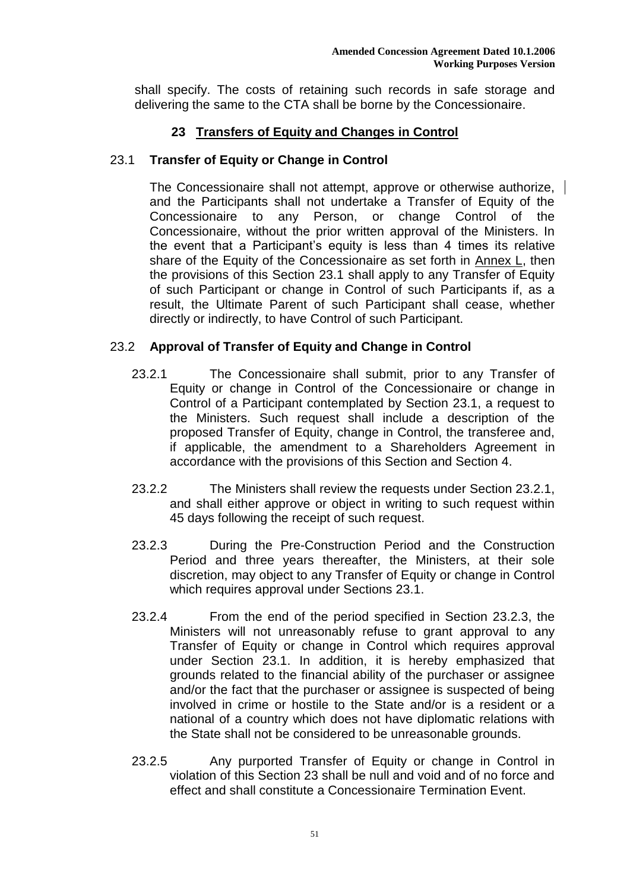shall specify. The costs of retaining such records in safe storage and delivering the same to the CTA shall be borne by the Concessionaire.

## 23 Transfers of Equity and Changes in Control

### 23.1 Transfer of Equity or Change in Control

The Concessionaire shall not attempt, approve or otherwise authorize, and the Participants shall not undertake a Transfer of Equity of the Concessionaire to any Person, or change Control of the Concessionaire, without the prior written approval of the Ministers. In the event that a Participant's equity is less than 4 times its relative share of the Equity of the Concessionaire as set forth in Annex L, then the provisions of this Section 23.1 shall apply to any Transfer of Equity of such Participant or change in Control of such Participants if, as a result, the Ultimate Parent of such Participant shall cease, whether directly or indirectly, to have Control of such Participant.

### 23.2 Approval of Transfer of Equity and Change in Control

23.2.1 The Concessionaire shall submit, prior to any Transfer of Equity or change in Control of the Concessionaire or change in Control of a Participant contemplated by Section 23.1, a request to the Ministers. Such request shall include a description of the proposed Transfer of Equity, change in Control, the transferee and, if applicable, the amendment to a Shareholders Agreement in accordance with the provisions of this Section and Section 4.

23.2.2 The Ministers shall review the requests under Section 23.2.1, and shall either approve or object in writing to such request within 45 days following the receipt of such request.

23.2.3 During the Pre-Construction Period and the Construction Period and three years thereafter, the Ministers, at their sole discretion, may object to any Transfer of Equity or change in Control which requires approval under Sections 23.1.

23.2.4 From the end of the period specified in Section 23.2.3, the Ministers will not unreasonably refuse to grant approval to any Transfer of Equity or change in Control which requires approval under Section 23.1. In addition, it is hereby emphasized that grounds related to the financial ability of the purchaser or assignee and/or the fact that the purchaser or assignee is suspected of being involved in crime or hostile to the State and/or is a resident or a national of a country which does not have diplomatic relations with the State shall not be considered to be unreasonable grounds.

23.2.5 Any purported Transfer of Equity or change in Control in violation of this Section 23 shall be null and void and of no force and effect and shall constitute a Concessionaire Termination Event.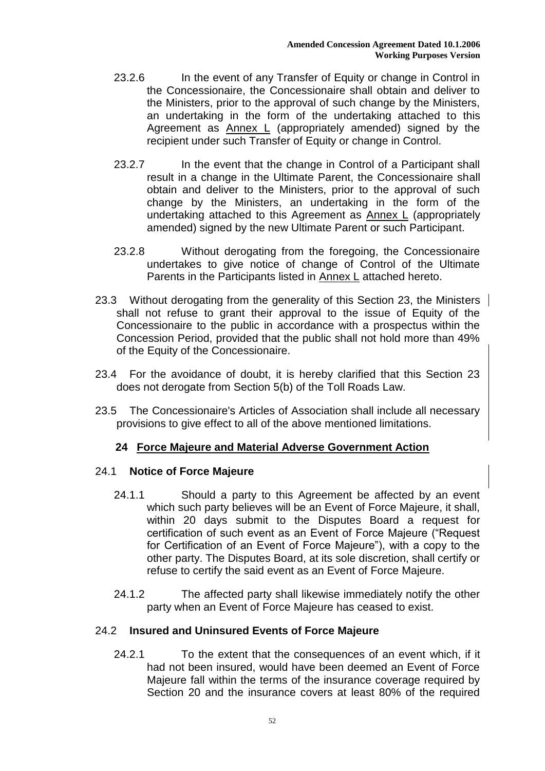23.2.6 In the event of any Transfer of Equity or change in Control in the Concessionaire, the Concessionaire shall obtain and deliver to the Ministers, prior to the approval of such change by the Ministers, an undertaking in the form of the undertaking attached to this Agreement as Annex L (appropriately amended) signed by the recipient under such Transfer of Equity or change in Control.

23.2.7 In the event that the change in Control of a Participant shall result in a change in the Ultimate Parent, the Concessionaire shall obtain and deliver to the Ministers, prior to the approval of such change by the Ministers, an undertaking in the form of the undertaking attached to this Agreement as Annex L (appropriately amended) signed by the new Ultimate Parent or such Participant.

23.2.8 Without derogating from the foregoing, the Concessionaire undertakes to give notice of change of Control of the Ultimate Parents in the Participants listed in Annex L attached hereto.

23.3 Without derogating from the generality of this Section 23, the Ministers shall not refuse to grant their approval to the issue of Equity of the Concessionaire to the public in accordance with a prospectus within the Concession Period, provided that the public shall not hold more than 49% of the Equity of the Concessionaire.

23.4 For the avoidance of doubt, it is hereby clarified that this Section 23 does not derogate from Section 5(b) of the Toll Roads Law.

23.5 The Concessionaire's Articles of Association shall include all necessary provisions to give effect to all of the above mentioned limitations.

## 24 Force Majeure and Material Adverse Government Action

### 24.1 Notice of Force Majeure

24.1.1 Should a party to this Agreement be affected by an event which such party believes will be an Event of Force Majeure, it shall, within 20 days submit to the Disputes Board a request for certification of such event as an Event of Force Majeure ("Request for Certification of an Event of Force Majeure"), with a copy to the other party. The Disputes Board, at its sole discretion, shall certify or refuse to certify the said event as an Event of Force Majeure.

24.1.2 The affected party shall likewise immediately notify the other party when an Event of Force Majeure has ceased to exist.

### 24.2 Insured and Uninsured Events of Force Majeure

24.2.1 To the extent that the consequences of an event which, if it had not been insured, would have been deemed an Event of Force Majeure fall within the terms of the insurance coverage required by Section 20 and the insurance covers at least 80% of the required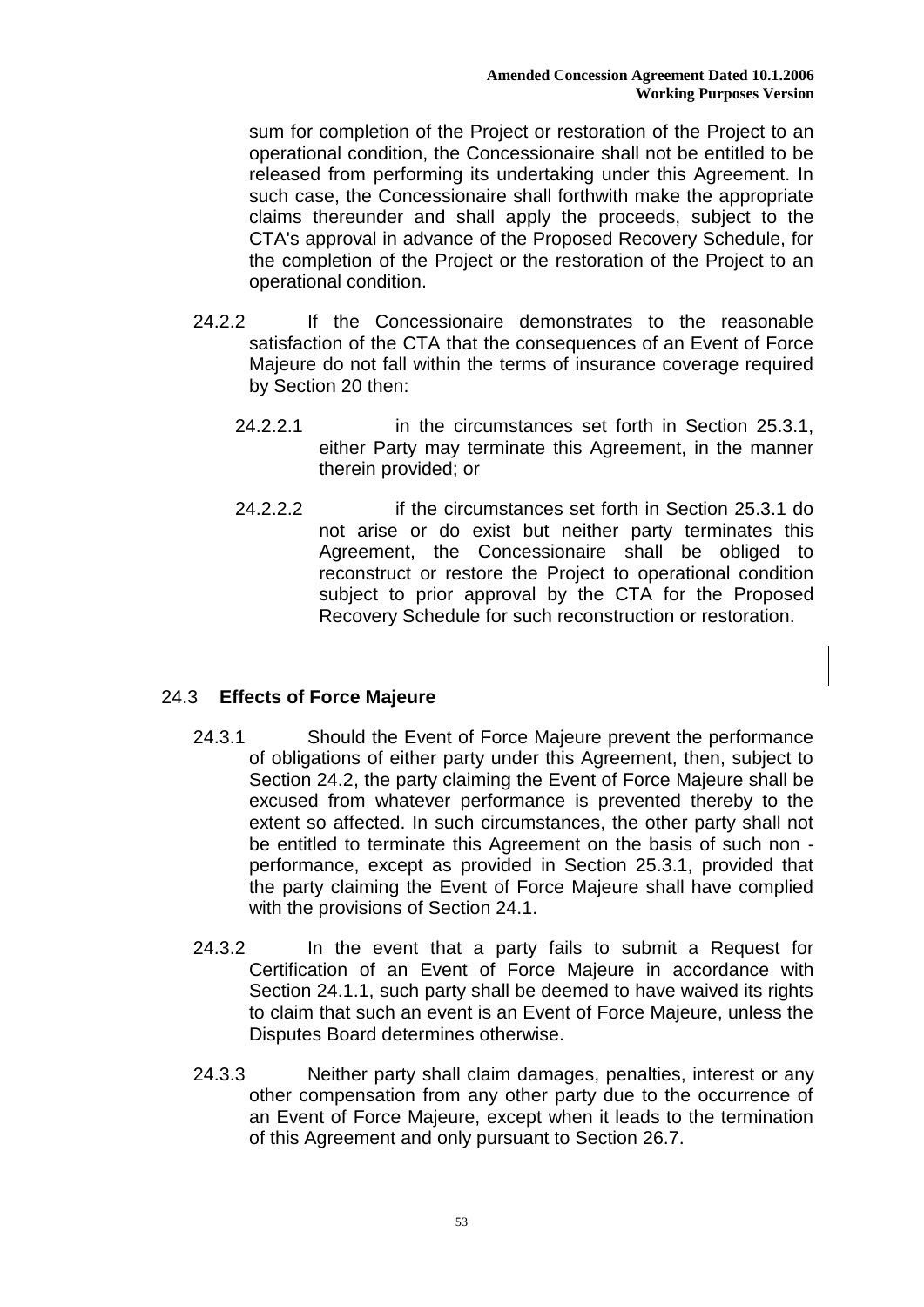sum for completion of the Project or restoration of the Project to an operational condition, the Concessionaire shall not be entitled to be released from performing its undertaking under this Agreement. In such case, the Concessionaire shall forthwith make the appropriate claims thereunder and shall apply the proceeds, subject to the CTA's approval in advance of the Proposed Recovery Schedule, for the completion of the Project or the restoration of the Project to an operational condition.

24.2.2 If the Concessionaire demonstrates to the reasonable satisfaction of the CTA that the consequences of an Event of Force Majeure do not fall within the terms of insurance coverage required by Section 20 then:

24.2.2.1 in the circumstances set forth in Section 25.3.1, either Party may terminate this Agreement, in the manner therein provided; or

24.2.2.2 if the circumstances set forth in Section 25.3.1 do not arise or do exist but neither party terminates this Agreement, the Concessionaire shall be obliged to reconstruct or restore the Project to operational condition subject to prior approval by the CTA for the Proposed Recovery Schedule for such reconstruction or restoration.

## 24.3 **Effects of Force Majeure**

24.3.1 Should the Event of Force Majeure prevent the performance of obligations of either party under this Agreement, then, subject to Section 24.2, the party claiming the Event of Force Majeure shall be excused from whatever performance is prevented thereby to the extent so affected. In such circumstances, the other party shall not be entitled to terminate this Agreement on the basis of such non - performance, except as provided in Section 25.3.1, provided that the party claiming the Event of Force Majeure shall have complied with the provisions of Section 24.1.

24.3.2 In the event that a party fails to submit a Request for Certification of an Event of Force Majeure in accordance with Section 24.1.1, such party shall be deemed to have waived its rights to claim that such an event is an Event of Force Majeure, unless the Disputes Board determines otherwise.

24.3.3 Neither party shall claim damages, penalties, interest or any other compensation from any other party due to the occurrence of an Event of Force Majeure, except when it leads to the termination of this Agreement and only pursuant to Section 26.7.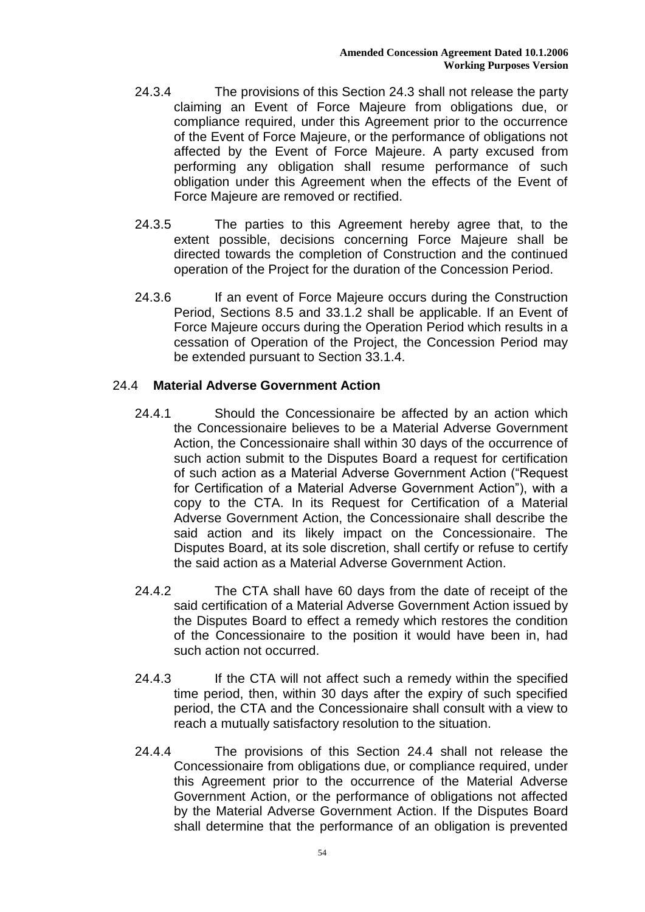24.3.4 The provisions of this Section 24.3 shall not release the party claiming an Event of Force Majeure from obligations due, or compliance required, under this Agreement prior to the occurrence of the Event of Force Majeure, or the performance of obligations not affected by the Event of Force Majeure. A party excused from performing any obligation shall resume performance of such obligation under this Agreement when the effects of the Event of Force Majeure are removed or rectified.

24.3.5 The parties to this Agreement hereby agree that, to the extent possible, decisions concerning Force Majeure shall be directed towards the completion of Construction and the continued operation of the Project for the duration of the Concession Period.

24.3.6 If an event of Force Majeure occurs during the Construction Period, Sections 8.5 and 33.1.2 shall be applicable. If an Event of Force Majeure occurs during the Operation Period which results in a cessation of Operation of the Project, the Concession Period may be extended pursuant to Section 33.1.4.

### 24.4 **Material Adverse Government Action**

24.4.1 Should the Concessionaire be affected by an action which the Concessionaire believes to be a Material Adverse Government Action, the Concessionaire shall within 30 days of the occurrence of such action submit to the Disputes Board a request for certification of such action as a Material Adverse Government Action ("Request for Certification of a Material Adverse Government Action"), with a copy to the CTA. In its Request for Certification of a Material Adverse Government Action, the Concessionaire shall describe the said action and its likely impact on the Concessionaire. The Disputes Board, at its sole discretion, shall certify or refuse to certify the said action as a Material Adverse Government Action.

24.4.2 The CTA shall have 60 days from the date of receipt of the said certification of a Material Adverse Government Action issued by the Disputes Board to effect a remedy which restores the condition of the Concessionaire to the position it would have been in, had such action not occurred.

24.4.3 If the CTA will not affect such a remedy within the specified time period, then, within 30 days after the expiry of such specified period, the CTA and the Concessionaire shall consult with a view to reach a mutually satisfactory resolution to the situation.

24.4.4 The provisions of this Section 24.4 shall not release the Concessionaire from obligations due, or compliance required, under this Agreement prior to the occurrence of the Material Adverse Government Action, or the performance of obligations not affected by the Material Adverse Government Action. If the Disputes Board shall determine that the performance of an obligation is prevented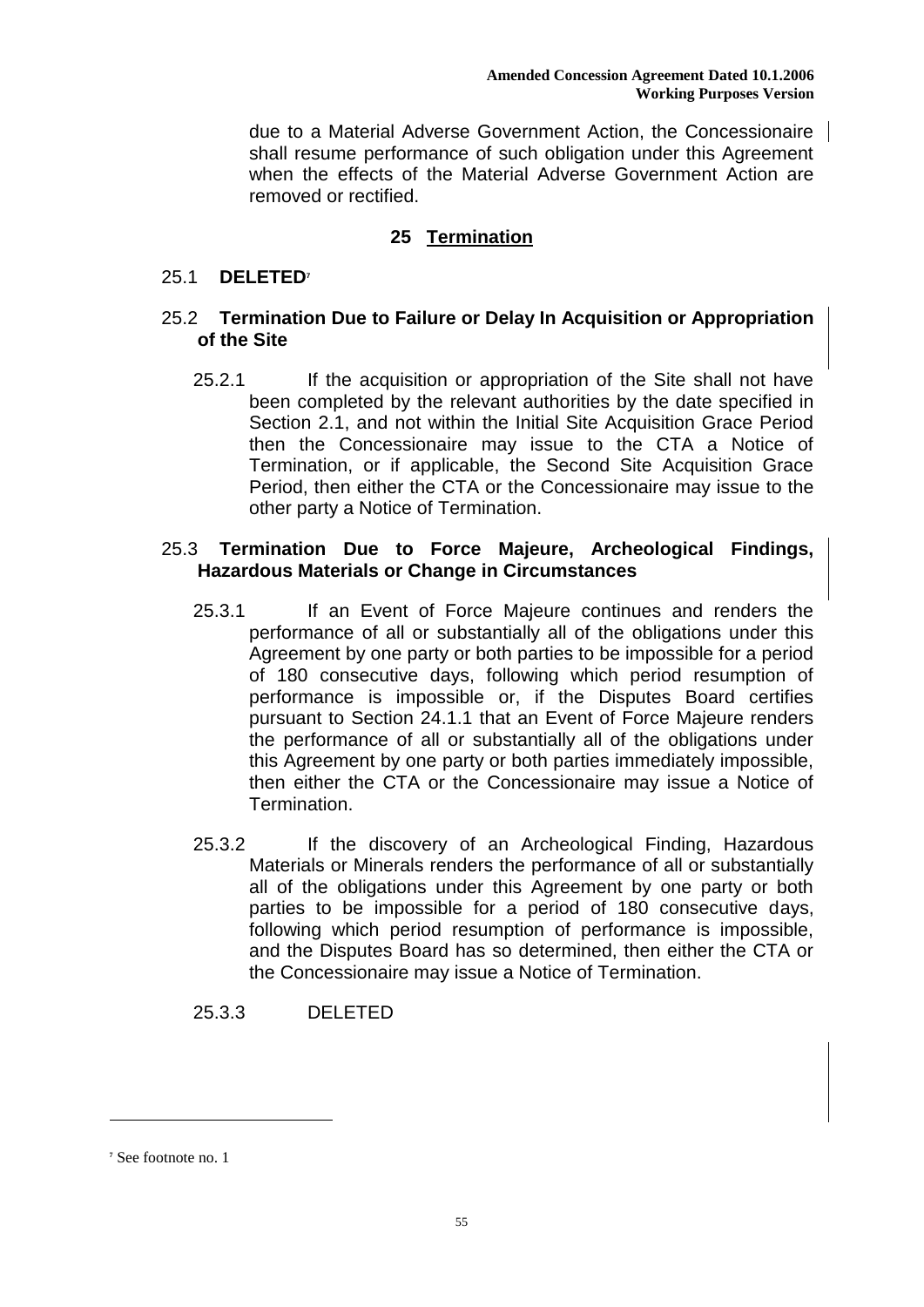due to a Material Adverse Government Action, the Concessionaire shall resume performance of such obligation under this Agreement when the effects of the Material Adverse Government Action are removed or rectified.

## 25 Termination

### 25.1 DELETED[7]

### 25.2 Termination Due to Failure or Delay In Acquisition or Appropriation of the Site

25.2.1 If the acquisition or appropriation of the Site shall not have been completed by the relevant authorities by the date specified in Section 2.1, and not within the Initial Site Acquisition Grace Period then the Concessionaire may issue to the CTA a Notice of Termination, or if applicable, the Second Site Acquisition Grace Period, then either the CTA or the Concessionaire may issue to the other party a Notice of Termination.

### 25.3 Termination Due to Force Majeure, Archeological Findings, Hazardous Materials or Change in Circumstances

25.3.1 If an Event of Force Majeure continues and renders the performance of all or substantially all of the obligations under this Agreement by one party or both parties to be impossible for a period of 180 consecutive days, following which period resumption of performance is impossible or, if the Disputes Board certifies pursuant to Section 24.1.1 that an Event of Force Majeure renders the performance of all or substantially all of the obligations under this Agreement by one party or both parties immediately impossible, then either the CTA or the Concessionaire may issue a Notice of Termination.

25.3.2 If the discovery of an Archeological Finding, Hazardous Materials or Minerals renders the performance of all or substantially all of the obligations under this Agreement by one party or both parties to be impossible for a period of 180 consecutive days, following which period resumption of performance is impossible, and the Disputes Board has so determined, then either the CTA or the Concessionaire may issue a Notice of Termination.

25.3.3 DELETED

---

[7] See footnote no. 1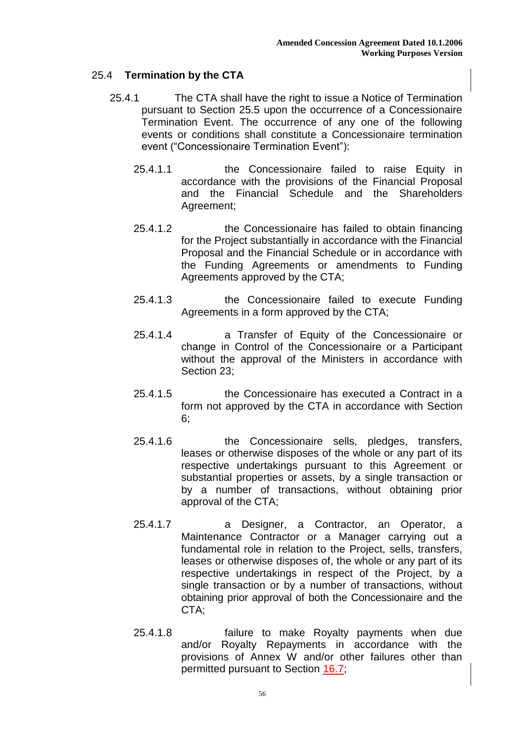## 25.4 **Termination by the CTA**

25.4.1 The CTA shall have the right to issue a Notice of Termination pursuant to Section 25.5 upon the occurrence of a Concessionaire Termination Event. The occurrence of any one of the following events or conditions shall constitute a Concessionaire termination event ("Concessionaire Termination Event"):

25.4.1.1 the Concessionaire failed to raise Equity in accordance with the provisions of the Financial Proposal and the Financial Schedule and the Shareholders Agreement;

25.4.1.2 the Concessionaire has failed to obtain financing for the Project substantially in accordance with the Financial Proposal and the Financial Schedule or in accordance with the Funding Agreements or amendments to Funding Agreements approved by the CTA;

25.4.1.3 the Concessionaire failed to execute Funding Agreements in a form approved by the CTA;

25.4.1.4 a Transfer of Equity of the Concessionaire or change in Control of the Concessionaire or a Participant without the approval of the Ministers in accordance with Section 23;

25.4.1.5 the Concessionaire has executed a Contract in a form not approved by the CTA in accordance with Section 6;

25.4.1.6 the Concessionaire sells, pledges, transfers, leases or otherwise disposes of the whole or any part of its respective undertakings pursuant to this Agreement or substantial properties or assets, by a single transaction or by a number of transactions, without obtaining prior approval of the CTA;

25.4.1.7 a Designer, a Contractor, an Operator, a Maintenance Contractor or a Manager carrying out a fundamental role in relation to the Project, sells, transfers, leases or otherwise disposes of, the whole or any part of its respective undertakings in respect of the Project, by a single transaction or by a number of transactions, without obtaining prior approval of both the Concessionaire and the CTA;

25.4.1.8 failure to make Royalty payments when due and/or Royalty Repayments in accordance with the provisions of Annex W and/or other failures other than permitted pursuant to Section 16.7;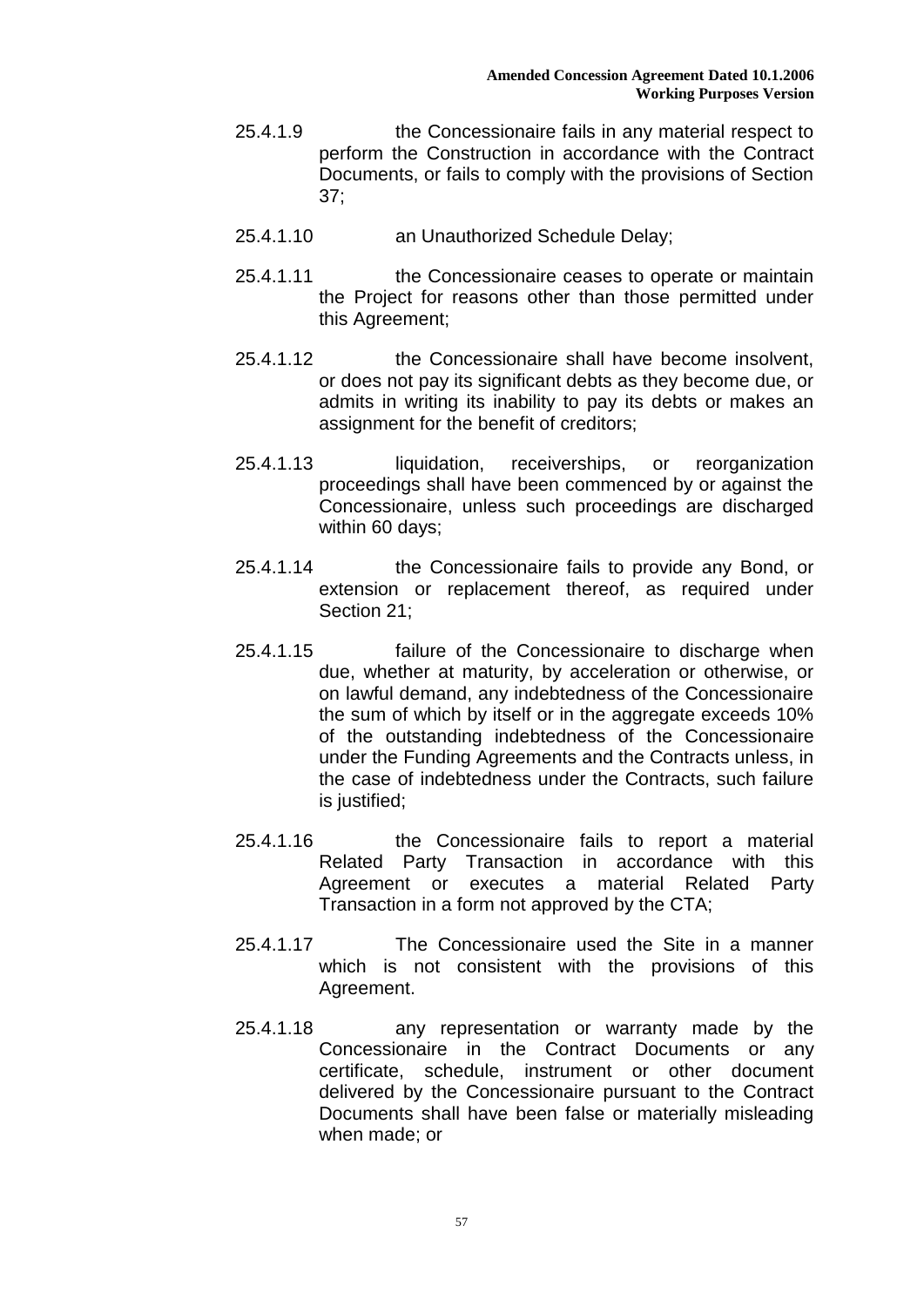25.4.1.9 the Concessionaire fails in any material respect to perform the Construction in accordance with the Contract Documents, or fails to comply with the provisions of Section 37;

25.4.1.10 an Unauthorized Schedule Delay;

25.4.1.11 the Concessionaire ceases to operate or maintain the Project for reasons other than those permitted under this Agreement;

25.4.1.12 the Concessionaire shall have become insolvent, or does not pay its significant debts as they become due, or admits in writing its inability to pay its debts or makes an assignment for the benefit of creditors;

25.4.1.13 liquidation, receiverships, or reorganization proceedings shall have been commenced by or against the Concessionaire, unless such proceedings are discharged within 60 days;

25.4.1.14 the Concessionaire fails to provide any Bond, or extension or replacement thereof, as required under Section 21;

25.4.1.15 failure of the Concessionaire to discharge when due, whether at maturity, by acceleration or otherwise, or on lawful demand, any indebtedness of the Concessionaire the sum of which by itself or in the aggregate exceeds 10% of the outstanding indebtedness of the Concessionaire under the Funding Agreements and the Contracts unless, in the case of indebtedness under the Contracts, such failure is justified;

25.4.1.16 the Concessionaire fails to report a material Related Party Transaction in accordance with this Agreement or executes a material Related Party Transaction in a form not approved by the CTA;

25.4.1.17 The Concessionaire used the Site in a manner which is not consistent with the provisions of this Agreement.

25.4.1.18 any representation or warranty made by the Concessionaire in the Contract Documents or any certificate, schedule, instrument or other document delivered by the Concessionaire pursuant to the Contract Documents shall have been false or materially misleading when made; or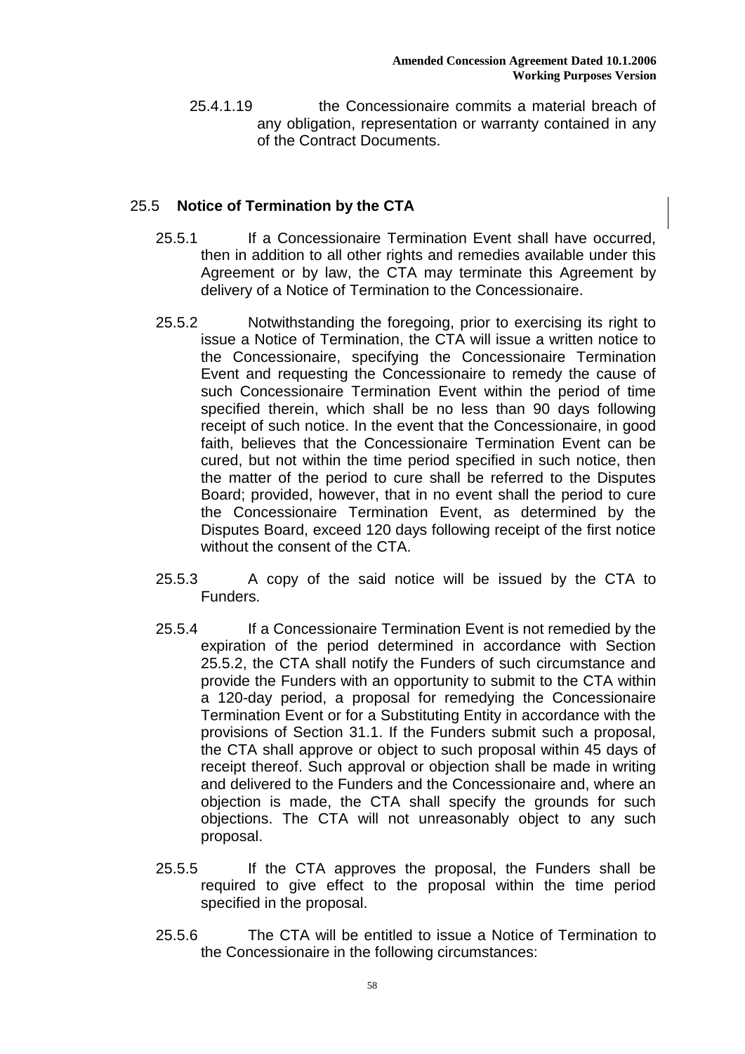25.4.1.19 the Concessionaire commits a material breach of any obligation, representation or warranty contained in any of the Contract Documents.

## 25.5 **Notice of Termination by the CTA**

25.5.1 If a Concessionaire Termination Event shall have occurred, then in addition to all other rights and remedies available under this Agreement or by law, the CTA may terminate this Agreement by delivery of a Notice of Termination to the Concessionaire.

25.5.2 Notwithstanding the foregoing, prior to exercising its right to issue a Notice of Termination, the CTA will issue a written notice to the Concessionaire, specifying the Concessionaire Termination Event and requesting the Concessionaire to remedy the cause of such Concessionaire Termination Event within the period of time specified therein, which shall be no less than 90 days following receipt of such notice. In the event that the Concessionaire, in good faith, believes that the Concessionaire Termination Event can be cured, but not within the time period specified in such notice, then the matter of the period to cure shall be referred to the Disputes Board; provided, however, that in no event shall the period to cure the Concessionaire Termination Event, as determined by the Disputes Board, exceed 120 days following receipt of the first notice without the consent of the CTA.

25.5.3 A copy of the said notice will be issued by the CTA to Funders.

25.5.4 If a Concessionaire Termination Event is not remedied by the expiration of the period determined in accordance with Section 25.5.2, the CTA shall notify the Funders of such circumstance and provide the Funders with an opportunity to submit to the CTA within a 120-day period, a proposal for remedying the Concessionaire Termination Event or for a Substituting Entity in accordance with the provisions of Section 31.1. If the Funders submit such a proposal, the CTA shall approve or object to such proposal within 45 days of receipt thereof. Such approval or objection shall be made in writing and delivered to the Funders and the Concessionaire and, where an objection is made, the CTA shall specify the grounds for such objections. The CTA will not unreasonably object to any such proposal.

25.5.5 If the CTA approves the proposal, the Funders shall be required to give effect to the proposal within the time period specified in the proposal.

25.5.6 The CTA will be entitled to issue a Notice of Termination to the Concessionaire in the following circumstances: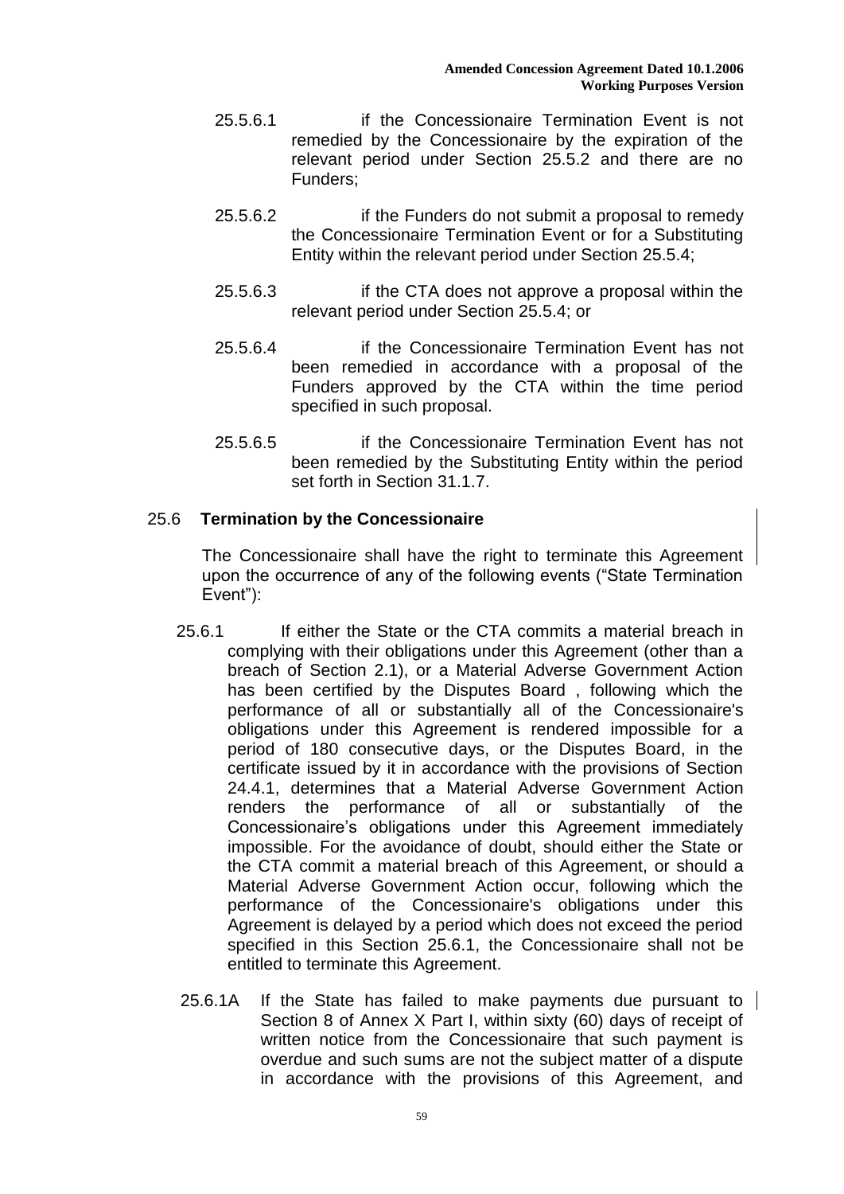25.5.6.1 if the Concessionaire Termination Event is not remedied by the Concessionaire by the expiration of the relevant period under Section 25.5.2 and there are no Funders;

25.5.6.2 if the Funders do not submit a proposal to remedy the Concessionaire Termination Event or for a Substituting Entity within the relevant period under Section 25.5.4;

25.5.6.3 if the CTA does not approve a proposal within the relevant period under Section 25.5.4; or

25.5.6.4 if the Concessionaire Termination Event has not been remedied in accordance with a proposal of the Funders approved by the CTA within the time period specified in such proposal.

25.5.6.5 if the Concessionaire Termination Event has not been remedied by the Substituting Entity within the period set forth in Section 31.1.7.

## 25.6 Termination by the Concessionaire

The Concessionaire shall have the right to terminate this Agreement upon the occurrence of any of the following events ("State Termination Event"):

25.6.1 If either the State or the CTA commits a material breach in complying with their obligations under this Agreement (other than a breach of Section 2.1), or a Material Adverse Government Action has been certified by the Disputes Board , following which the performance of all or substantially all of the Concessionaire's obligations under this Agreement is rendered impossible for a period of 180 consecutive days, or the Disputes Board, in the certificate issued by it in accordance with the provisions of Section 24.4.1, determines that a Material Adverse Government Action renders the performance of all or substantially of the Concessionaire's obligations under this Agreement immediately impossible. For the avoidance of doubt, should either the State or the CTA commit a material breach of this Agreement, or should a Material Adverse Government Action occur, following which the performance of the Concessionaire's obligations under this Agreement is delayed by a period which does not exceed the period specified in this Section 25.6.1, the Concessionaire shall not be entitled to terminate this Agreement.

25.6.1A If the State has failed to make payments due pursuant to Section 8 of Annex X Part I, within sixty (60) days of receipt of written notice from the Concessionaire that such payment is overdue and such sums are not the subject matter of a dispute in accordance with the provisions of this Agreement, and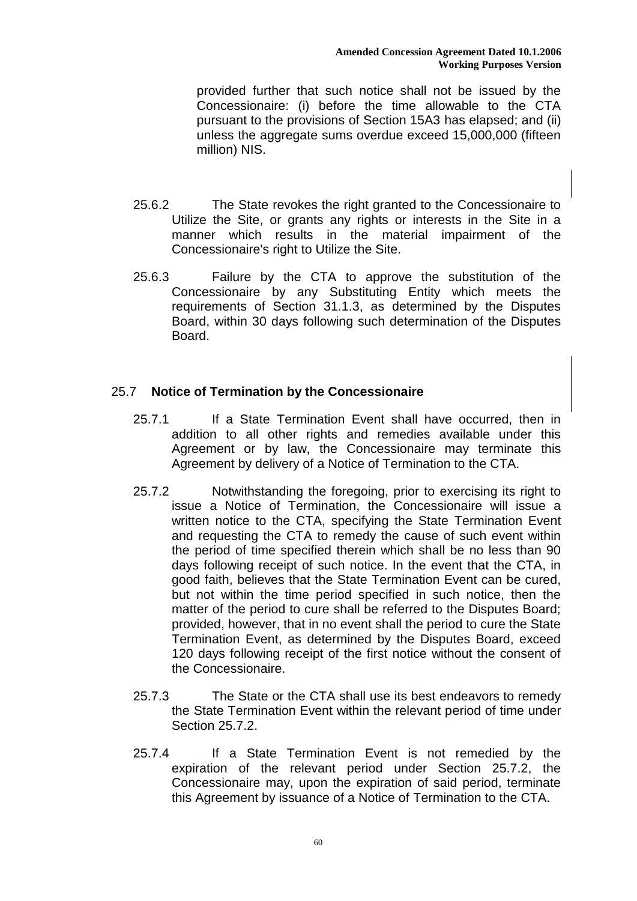provided further that such notice shall not be issued by the Concessionaire: (i) before the time allowable to the CTA pursuant to the provisions of Section 15A3 has elapsed; and (ii) unless the aggregate sums overdue exceed 15,000,000 (fifteen million) NIS.

25.6.2 The State revokes the right granted to the Concessionaire to Utilize the Site, or grants any rights or interests in the Site in a manner which results in the material impairment of the Concessionaire's right to Utilize the Site.

25.6.3 Failure by the CTA to approve the substitution of the Concessionaire by any Substituting Entity which meets the requirements of Section 31.1.3, as determined by the Disputes Board, within 30 days following such determination of the Disputes Board.

## 25.7 **Notice of Termination by the Concessionaire**

25.7.1 If a State Termination Event shall have occurred, then in addition to all other rights and remedies available under this Agreement or by law, the Concessionaire may terminate this Agreement by delivery of a Notice of Termination to the CTA.

25.7.2 Notwithstanding the foregoing, prior to exercising its right to issue a Notice of Termination, the Concessionaire will issue a written notice to the CTA, specifying the State Termination Event and requesting the CTA to remedy the cause of such event within the period of time specified therein which shall be no less than 90 days following receipt of such notice. In the event that the CTA, in good faith, believes that the State Termination Event can be cured, but not within the time period specified in such notice, then the matter of the period to cure shall be referred to the Disputes Board; provided, however, that in no event shall the period to cure the State Termination Event, as determined by the Disputes Board, exceed 120 days following receipt of the first notice without the consent of the Concessionaire.

25.7.3 The State or the CTA shall use its best endeavors to remedy the State Termination Event within the relevant period of time under Section 25.7.2.

25.7.4 If a State Termination Event is not remedied by the expiration of the relevant period under Section 25.7.2, the Concessionaire may, upon the expiration of said period, terminate this Agreement by issuance of a Notice of Termination to the CTA.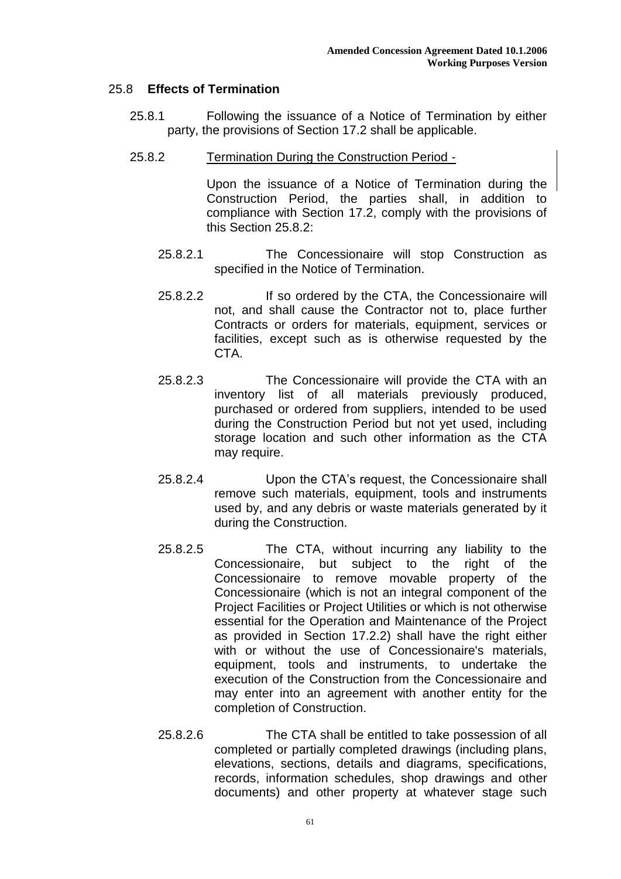## 25.8 **Effects of Termination**

25.8.1 Following the issuance of a Notice of Termination by either party, the provisions of Section 17.2 shall be applicable.

25.8.2 Termination During the Construction Period -

Upon the issuance of a Notice of Termination during the Construction Period, the parties shall, in addition to compliance with Section 17.2, comply with the provisions of this Section 25.8.2:

25.8.2.1 The Concessionaire will stop Construction as specified in the Notice of Termination.

25.8.2.2 If so ordered by the CTA, the Concessionaire will not, and shall cause the Contractor not to, place further Contracts or orders for materials, equipment, services or facilities, except such as is otherwise requested by the CTA.

25.8.2.3 The Concessionaire will provide the CTA with an inventory list of all materials previously produced, purchased or ordered from suppliers, intended to be used during the Construction Period but not yet used, including storage location and such other information as the CTA may require.

25.8.2.4 Upon the CTA's request, the Concessionaire shall remove such materials, equipment, tools and instruments used by, and any debris or waste materials generated by it during the Construction.

25.8.2.5 The CTA, without incurring any liability to the Concessionaire, but subject to the right of the Concessionaire to remove movable property of the Concessionaire (which is not an integral component of the Project Facilities or Project Utilities or which is not otherwise essential for the Operation and Maintenance of the Project as provided in Section 17.2.2) shall have the right either with or without the use of Concessionaire's materials, equipment, tools and instruments, to undertake the execution of the Construction from the Concessionaire and may enter into an agreement with another entity for the completion of Construction.

25.8.2.6 The CTA shall be entitled to take possession of all completed or partially completed drawings (including plans, elevations, sections, details and diagrams, specifications, records, information schedules, shop drawings and other documents) and other property at whatever stage such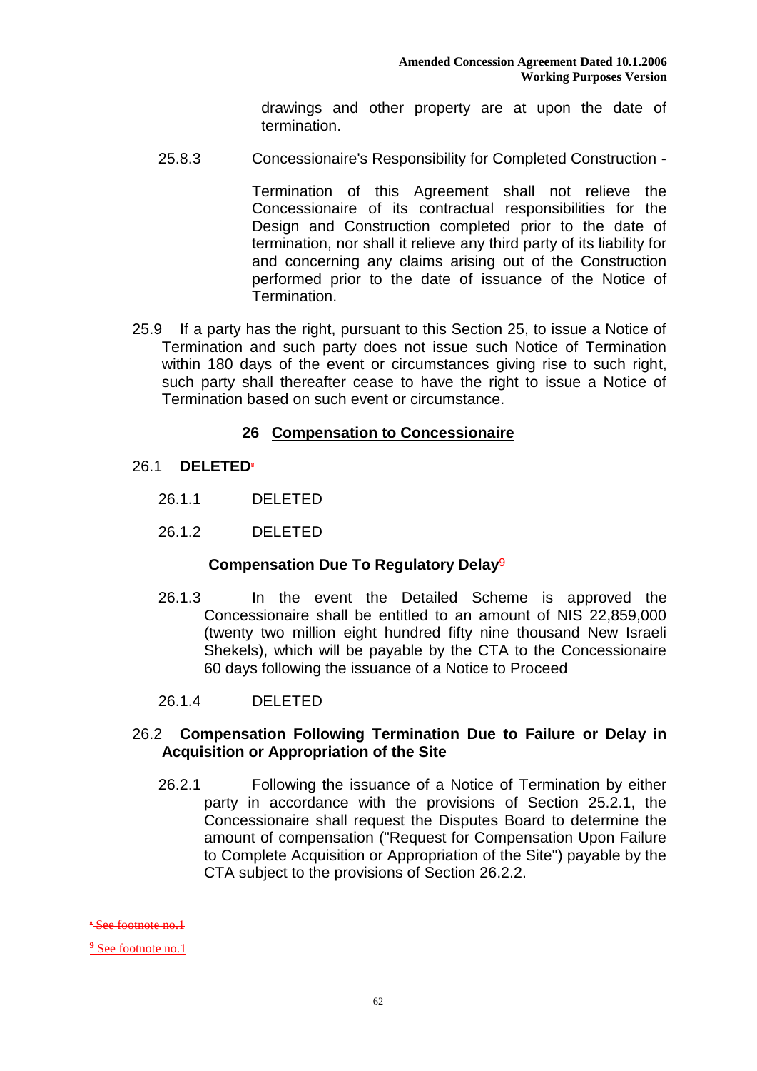drawings and other property are at upon the date of termination.

25.8.3 Concessionaire's Responsibility for Completed Construction -

Termination of this Agreement shall not relieve the Concessionaire of its contractual responsibilities for the Design and Construction completed prior to the date of termination, nor shall it relieve any third party of its liability for and concerning any claims arising out of the Construction performed prior to the date of issuance of the Notice of Termination.

25.9 If a party has the right, pursuant to this Section 25, to issue a Notice of Termination and such party does not issue such Notice of Termination within 180 days of the event or circumstances giving rise to such right, such party shall thereafter cease to have the right to issue a Notice of Termination based on such event or circumstance.

## 26 Compensation to Concessionaire

26.1 **DELETED**[8]

26.1.1 DELETED

26.1.2 DELETED

**Compensation Due To Regulatory Delay**[9]

26.1.3 In the event the Detailed Scheme is approved the Concessionaire shall be entitled to an amount of NIS 22,859,000 (twenty two million eight hundred fifty nine thousand New Israeli Shekels), which will be payable by the CTA to the Concessionaire 60 days following the issuance of a Notice to Proceed

26.1.4 DELETED

26.2 **Compensation Following Termination Due to Failure or Delay in Acquisition or Appropriation of the Site**

26.2.1 Following the issuance of a Notice of Termination by either party in accordance with the provisions of Section 25.2.1, the Concessionaire shall request the Disputes Board to determine the amount of compensation ("Request for Compensation Upon Failure to Complete Acquisition or Appropriation of the Site") payable by the CTA subject to the provisions of Section 26.2.2.

---

[8] ~~See footnote no.1~~

[9] See footnote no.1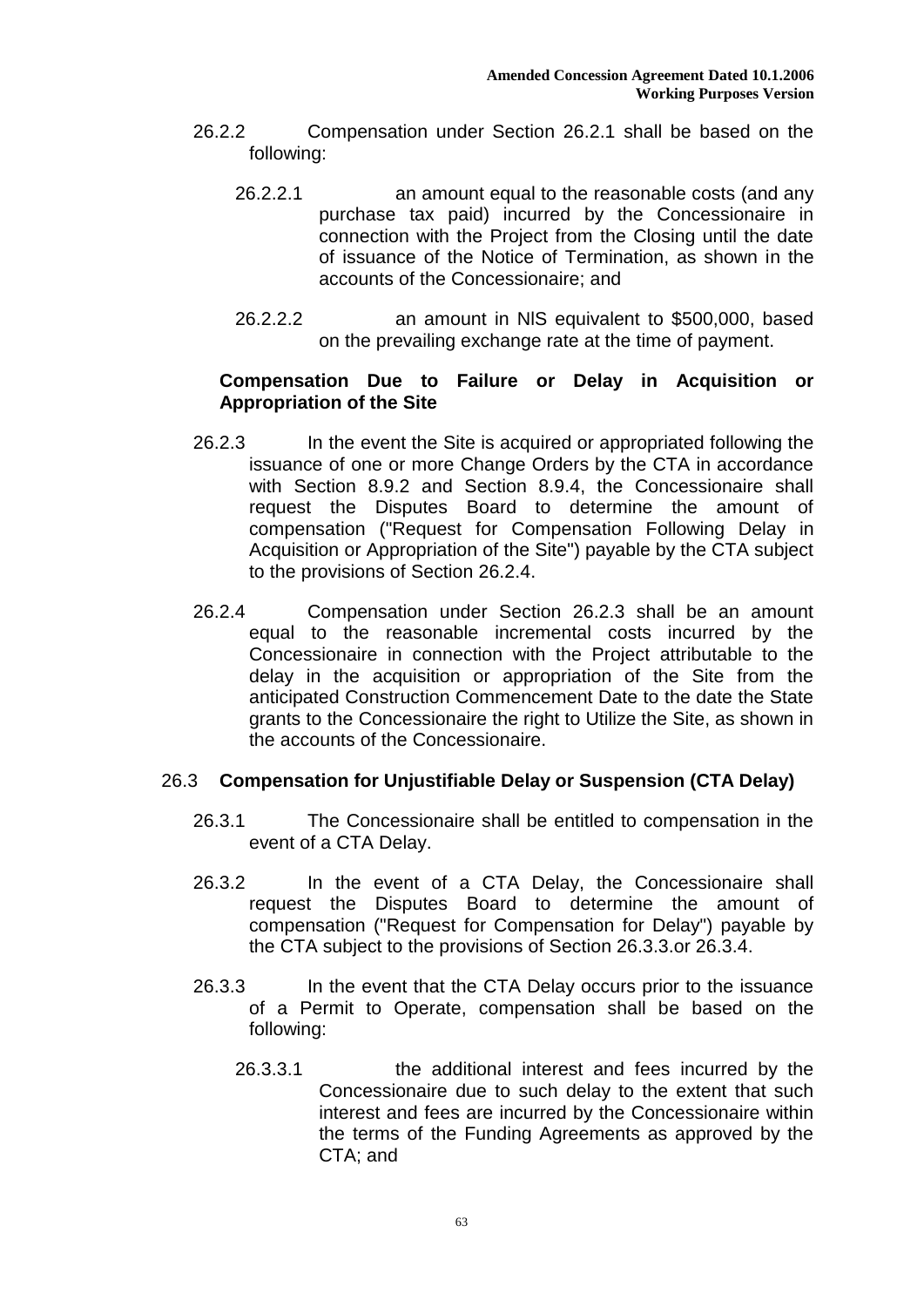26.2.2 Compensation under Section 26.2.1 shall be based on the following:

26.2.2.1 an amount equal to the reasonable costs (and any purchase tax paid) incurred by the Concessionaire in connection with the Project from the Closing until the date of issuance of the Notice of Termination, as shown in the accounts of the Concessionaire; and

26.2.2.2 an amount in NIS equivalent to $500,000, based on the prevailing exchange rate at the time of payment.

**Compensation Due to Failure or Delay in Acquisition or Appropriation of the Site**

26.2.3 In the event the Site is acquired or appropriated following the issuance of one or more Change Orders by the CTA in accordance with Section 8.9.2 and Section 8.9.4, the Concessionaire shall request the Disputes Board to determine the amount of compensation ("Request for Compensation Following Delay in Acquisition or Appropriation of the Site") payable by the CTA subject to the provisions of Section 26.2.4.

26.2.4 Compensation under Section 26.2.3 shall be an amount equal to the reasonable incremental costs incurred by the Concessionaire in connection with the Project attributable to the delay in the acquisition or appropriation of the Site from the anticipated Construction Commencement Date to the date the State grants to the Concessionaire the right to Utilize the Site, as shown in the accounts of the Concessionaire.

## 26.3 Compensation for Unjustifiable Delay or Suspension (CTA Delay)

26.3.1 The Concessionaire shall be entitled to compensation in the event of a CTA Delay.

26.3.2 In the event of a CTA Delay, the Concessionaire shall request the Disputes Board to determine the amount of compensation ("Request for Compensation for Delay") payable by the CTA subject to the provisions of Section 26.3.3.or 26.3.4.

26.3.3 In the event that the CTA Delay occurs prior to the issuance of a Permit to Operate, compensation shall be based on the following:

26.3.3.1 the additional interest and fees incurred by the Concessionaire due to such delay to the extent that such interest and fees are incurred by the Concessionaire within the terms of the Funding Agreements as approved by the CTA; and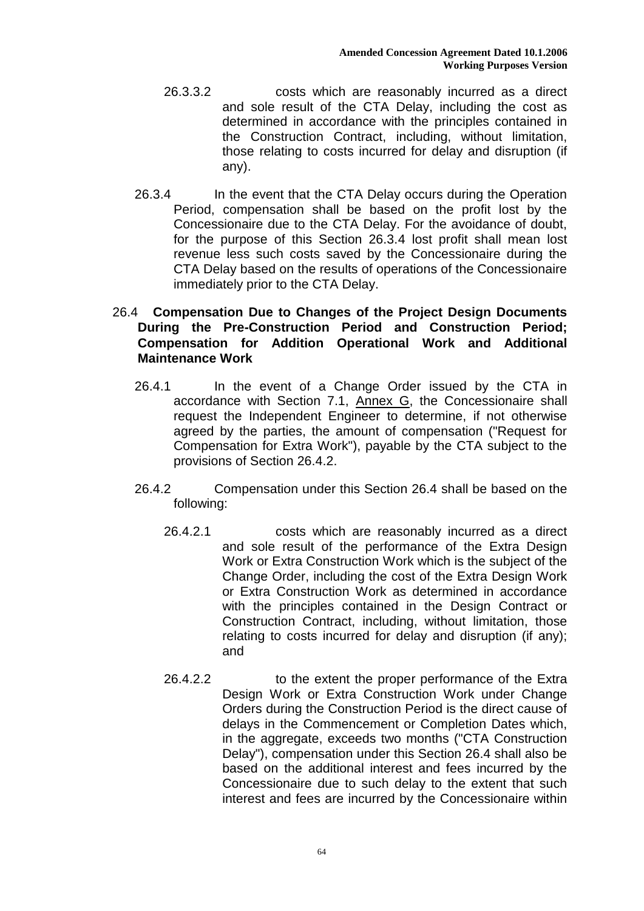26.3.3.2 costs which are reasonably incurred as a direct and sole result of the CTA Delay, including the cost as determined in accordance with the principles contained in the Construction Contract, including, without limitation, those relating to costs incurred for delay and disruption (if any).

26.3.4 In the event that the CTA Delay occurs during the Operation Period, compensation shall be based on the profit lost by the Concessionaire due to the CTA Delay. For the avoidance of doubt, for the purpose of this Section 26.3.4 lost profit shall mean lost revenue less such costs saved by the Concessionaire during the CTA Delay based on the results of operations of the Concessionaire immediately prior to the CTA Delay.

### 26.4 Compensation Due to Changes of the Project Design Documents During the Pre-Construction Period and Construction Period; Compensation for Addition Operational Work and Additional Maintenance Work

26.4.1 In the event of a Change Order issued by the CTA in accordance with Section 7.1, Annex G, the Concessionaire shall request the Independent Engineer to determine, if not otherwise agreed by the parties, the amount of compensation ("Request for Compensation for Extra Work"), payable by the CTA subject to the provisions of Section 26.4.2.

26.4.2 Compensation under this Section 26.4 shall be based on the following:

26.4.2.1 costs which are reasonably incurred as a direct and sole result of the performance of the Extra Design Work or Extra Construction Work which is the subject of the Change Order, including the cost of the Extra Design Work or Extra Construction Work as determined in accordance with the principles contained in the Design Contract or Construction Contract, including, without limitation, those relating to costs incurred for delay and disruption (if any); and

26.4.2.2 to the extent the proper performance of the Extra Design Work or Extra Construction Work under Change Orders during the Construction Period is the direct cause of delays in the Commencement or Completion Dates which, in the aggregate, exceeds two months ("CTA Construction Delay"), compensation under this Section 26.4 shall also be based on the additional interest and fees incurred by the Concessionaire due to such delay to the extent that such interest and fees are incurred by the Concessionaire within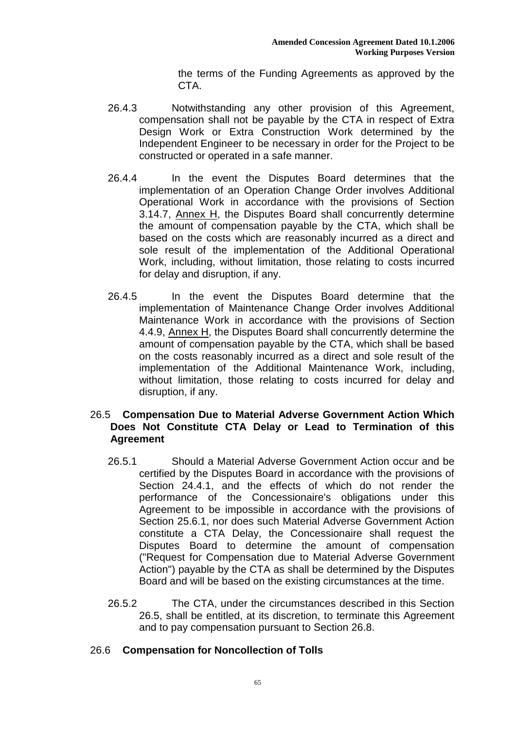the terms of the Funding Agreements as approved by the CTA.

26.4.3 Notwithstanding any other provision of this Agreement, compensation shall not be payable by the CTA in respect of Extra Design Work or Extra Construction Work determined by the Independent Engineer to be necessary in order for the Project to be constructed or operated in a safe manner.

26.4.4 In the event the Disputes Board determines that the implementation of an Operation Change Order involves Additional Operational Work in accordance with the provisions of Section 3.14.7, Annex H, the Disputes Board shall concurrently determine the amount of compensation payable by the CTA, which shall be based on the costs which are reasonably incurred as a direct and sole result of the implementation of the Additional Operational Work, including, without limitation, those relating to costs incurred for delay and disruption, if any.

26.4.5 In the event the Disputes Board determine that the implementation of Maintenance Change Order involves Additional Maintenance Work in accordance with the provisions of Section 4.4.9, Annex H, the Disputes Board shall concurrently determine the amount of compensation payable by the CTA, which shall be based on the costs reasonably incurred as a direct and sole result of the implementation of the Additional Maintenance Work, including, without limitation, those relating to costs incurred for delay and disruption, if any.

## 26.5 Compensation Due to Material Adverse Government Action Which Does Not Constitute CTA Delay or Lead to Termination of this Agreement

26.5.1 Should a Material Adverse Government Action occur and be certified by the Disputes Board in accordance with the provisions of Section 24.4.1, and the effects of which do not render the performance of the Concessionaire's obligations under this Agreement to be impossible in accordance with the provisions of Section 25.6.1, nor does such Material Adverse Government Action constitute a CTA Delay, the Concessionaire shall request the Disputes Board to determine the amount of compensation ("Request for Compensation due to Material Adverse Government Action") payable by the CTA as shall be determined by the Disputes Board and will be based on the existing circumstances at the time.

26.5.2 The CTA, under the circumstances described in this Section 26.5, shall be entitled, at its discretion, to terminate this Agreement and to pay compensation pursuant to Section 26.8.

## 26.6 Compensation for Noncollection of Tolls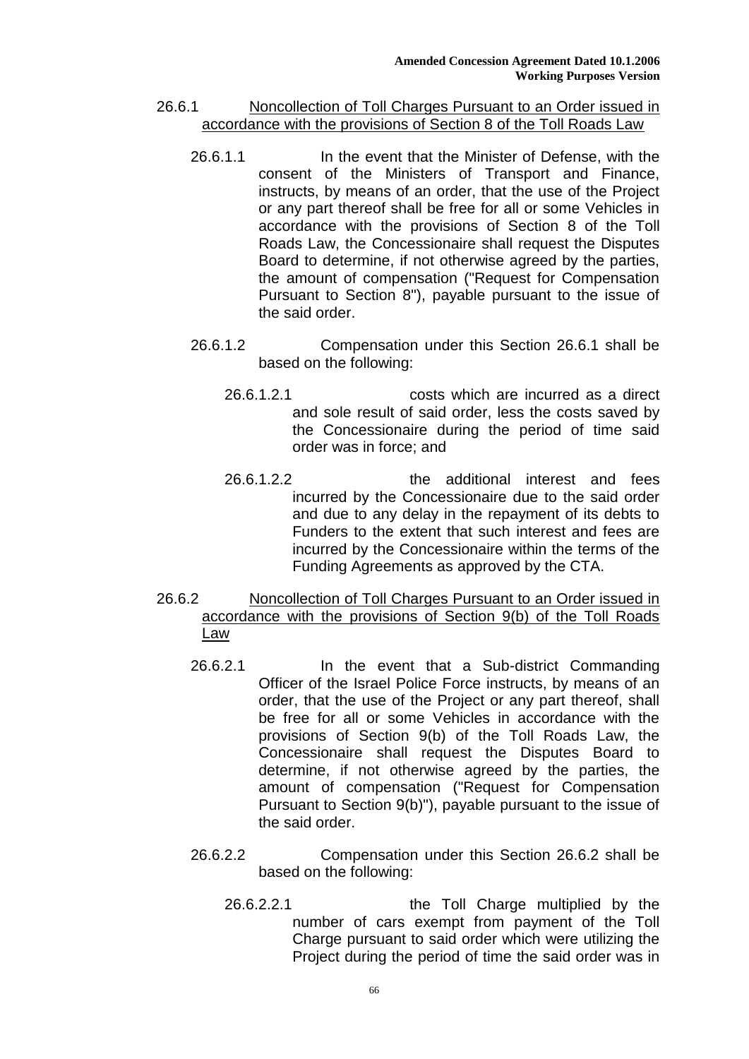26.6.1 <u>Noncollection of Toll Charges Pursuant to an Order issued in accordance with the provisions of Section 8 of the Toll Roads Law</u>

26.6.1.1 In the event that the Minister of Defense, with the consent of the Ministers of Transport and Finance, instructs, by means of an order, that the use of the Project or any part thereof shall be free for all or some Vehicles in accordance with the provisions of Section 8 of the Toll Roads Law, the Concessionaire shall request the Disputes Board to determine, if not otherwise agreed by the parties, the amount of compensation ("Request for Compensation Pursuant to Section 8"), payable pursuant to the issue of the said order.

26.6.1.2 Compensation under this Section 26.6.1 shall be based on the following:

26.6.1.2.1 costs which are incurred as a direct and sole result of said order, less the costs saved by the Concessionaire during the period of time said order was in force; and

26.6.1.2.2 the additional interest and fees incurred by the Concessionaire due to the said order and due to any delay in the repayment of its debts to Funders to the extent that such interest and fees are incurred by the Concessionaire within the terms of the Funding Agreements as approved by the CTA.

26.6.2 <u>Noncollection of Toll Charges Pursuant to an Order issued in accordance with the provisions of Section 9(b) of the Toll Roads Law</u>

26.6.2.1 In the event that a Sub-district Commanding Officer of the Israel Police Force instructs, by means of an order, that the use of the Project or any part thereof, shall be free for all or some Vehicles in accordance with the provisions of Section 9(b) of the Toll Roads Law, the Concessionaire shall request the Disputes Board to determine, if not otherwise agreed by the parties, the amount of compensation ("Request for Compensation Pursuant to Section 9(b)"), payable pursuant to the issue of the said order.

26.6.2.2 Compensation under this Section 26.6.2 shall be based on the following:

26.6.2.2.1 the Toll Charge multiplied by the number of cars exempt from payment of the Toll Charge pursuant to said order which were utilizing the Project during the period of time the said order was in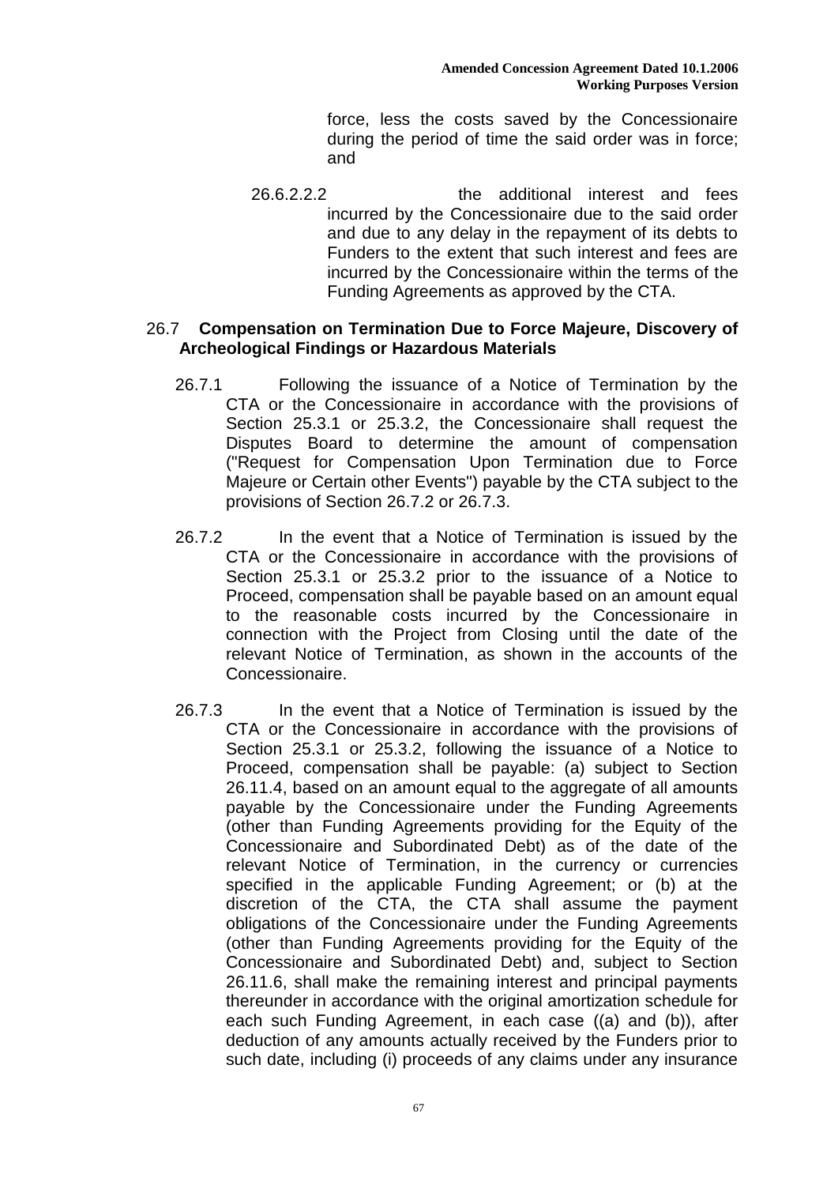force, less the costs saved by the Concessionaire during the period of time the said order was in force; and

26.6.2.2.2 the additional interest and fees incurred by the Concessionaire due to the said order and due to any delay in the repayment of its debts to Funders to the extent that such interest and fees are incurred by the Concessionaire within the terms of the Funding Agreements as approved by the CTA.

26.7 **Compensation on Termination Due to Force Majeure, Discovery of Archeological Findings or Hazardous Materials**

26.7.1 Following the issuance of a Notice of Termination by the CTA or the Concessionaire in accordance with the provisions of Section 25.3.1 or 25.3.2, the Concessionaire shall request the Disputes Board to determine the amount of compensation ("Request for Compensation Upon Termination due to Force Majeure or Certain other Events") payable by the CTA subject to the provisions of Section 26.7.2 or 26.7.3.

26.7.2 In the event that a Notice of Termination is issued by the CTA or the Concessionaire in accordance with the provisions of Section 25.3.1 or 25.3.2 prior to the issuance of a Notice to Proceed, compensation shall be payable based on an amount equal to the reasonable costs incurred by the Concessionaire in connection with the Project from Closing until the date of the relevant Notice of Termination, as shown in the accounts of the Concessionaire.

26.7.3 In the event that a Notice of Termination is issued by the CTA or the Concessionaire in accordance with the provisions of Section 25.3.1 or 25.3.2, following the issuance of a Notice to Proceed, compensation shall be payable: (a) subject to Section 26.11.4, based on an amount equal to the aggregate of all amounts payable by the Concessionaire under the Funding Agreements (other than Funding Agreements providing for the Equity of the Concessionaire and Subordinated Debt) as of the date of the relevant Notice of Termination, in the currency or currencies specified in the applicable Funding Agreement; or (b) at the discretion of the CTA, the CTA shall assume the payment obligations of the Concessionaire under the Funding Agreements (other than Funding Agreements providing for the Equity of the Concessionaire and Subordinated Debt) and, subject to Section 26.11.6, shall make the remaining interest and principal payments thereunder in accordance with the original amortization schedule for each such Funding Agreement, in each case ((a) and (b)), after deduction of any amounts actually received by the Funders prior to such date, including (i) proceeds of any claims under any insurance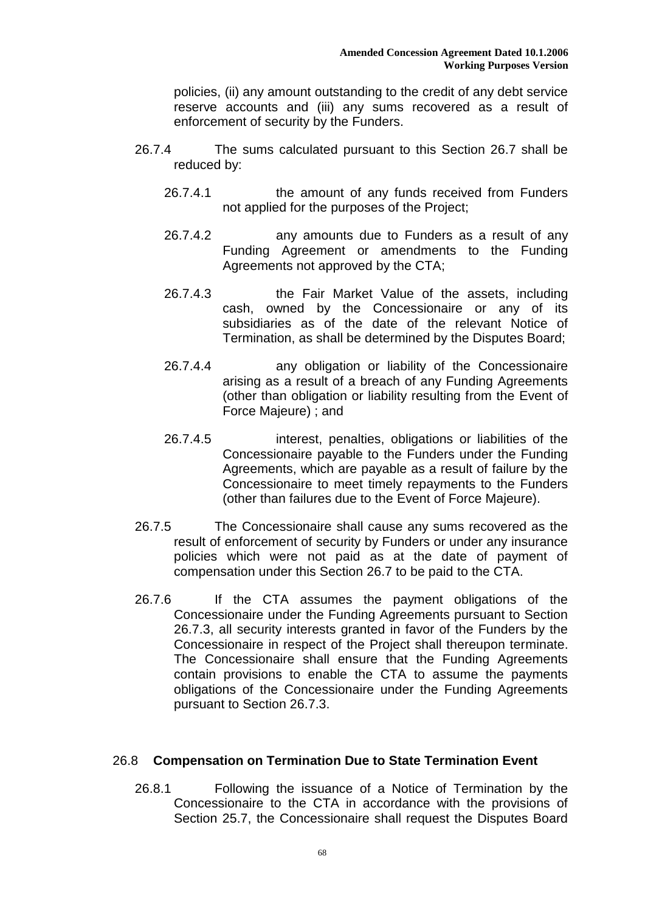policies, (ii) any amount outstanding to the credit of any debt service reserve accounts and (iii) any sums recovered as a result of enforcement of security by the Funders.

26.7.4 The sums calculated pursuant to this Section 26.7 shall be reduced by:

26.7.4.1 the amount of any funds received from Funders not applied for the purposes of the Project;

26.7.4.2 any amounts due to Funders as a result of any Funding Agreement or amendments to the Funding Agreements not approved by the CTA;

26.7.4.3 the Fair Market Value of the assets, including cash, owned by the Concessionaire or any of its subsidiaries as of the date of the relevant Notice of Termination, as shall be determined by the Disputes Board;

26.7.4.4 any obligation or liability of the Concessionaire arising as a result of a breach of any Funding Agreements (other than obligation or liability resulting from the Event of Force Majeure) ; and

26.7.4.5 interest, penalties, obligations or liabilities of the Concessionaire payable to the Funders under the Funding Agreements, which are payable as a result of failure by the Concessionaire to meet timely repayments to the Funders (other than failures due to the Event of Force Majeure).

26.7.5 The Concessionaire shall cause any sums recovered as the result of enforcement of security by Funders or under any insurance policies which were not paid as at the date of payment of compensation under this Section 26.7 to be paid to the CTA.

26.7.6 If the CTA assumes the payment obligations of the Concessionaire under the Funding Agreements pursuant to Section 26.7.3, all security interests granted in favor of the Funders by the Concessionaire in respect of the Project shall thereupon terminate. The Concessionaire shall ensure that the Funding Agreements contain provisions to enable the CTA to assume the payments obligations of the Concessionaire under the Funding Agreements pursuant to Section 26.7.3.

## 26.8 **Compensation on Termination Due to State Termination Event**

26.8.1 Following the issuance of a Notice of Termination by the Concessionaire to the CTA in accordance with the provisions of Section 25.7, the Concessionaire shall request the Disputes Board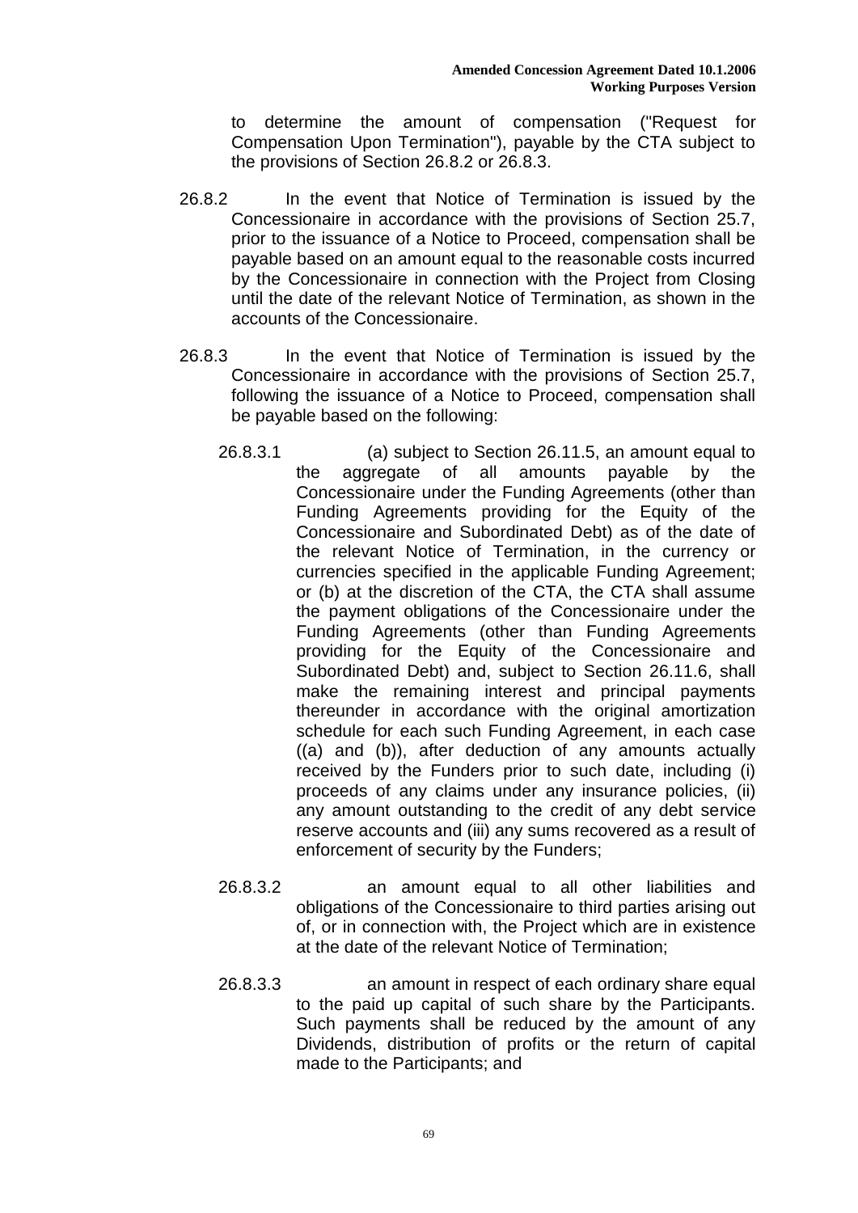to determine the amount of compensation ("Request for Compensation Upon Termination"), payable by the CTA subject to the provisions of Section 26.8.2 or 26.8.3.

26.8.2 In the event that Notice of Termination is issued by the Concessionaire in accordance with the provisions of Section 25.7, prior to the issuance of a Notice to Proceed, compensation shall be payable based on an amount equal to the reasonable costs incurred by the Concessionaire in connection with the Project from Closing until the date of the relevant Notice of Termination, as shown in the accounts of the Concessionaire.

26.8.3 In the event that Notice of Termination is issued by the Concessionaire in accordance with the provisions of Section 25.7, following the issuance of a Notice to Proceed, compensation shall be payable based on the following:

26.8.3.1 (a) subject to Section 26.11.5, an amount equal to the aggregate of all amounts payable by the Concessionaire under the Funding Agreements (other than Funding Agreements providing for the Equity of the Concessionaire and Subordinated Debt) as of the date of the relevant Notice of Termination, in the currency or currencies specified in the applicable Funding Agreement; or (b) at the discretion of the CTA, the CTA shall assume the payment obligations of the Concessionaire under the Funding Agreements (other than Funding Agreements providing for the Equity of the Concessionaire and Subordinated Debt) and, subject to Section 26.11.6, shall make the remaining interest and principal payments thereunder in accordance with the original amortization schedule for each such Funding Agreement, in each case ((a) and (b)), after deduction of any amounts actually received by the Funders prior to such date, including (i) proceeds of any claims under any insurance policies, (ii) any amount outstanding to the credit of any debt service reserve accounts and (iii) any sums recovered as a result of enforcement of security by the Funders;

26.8.3.2 an amount equal to all other liabilities and obligations of the Concessionaire to third parties arising out of, or in connection with, the Project which are in existence at the date of the relevant Notice of Termination;

26.8.3.3 an amount in respect of each ordinary share equal to the paid up capital of such share by the Participants. Such payments shall be reduced by the amount of any Dividends, distribution of profits or the return of capital made to the Participants; and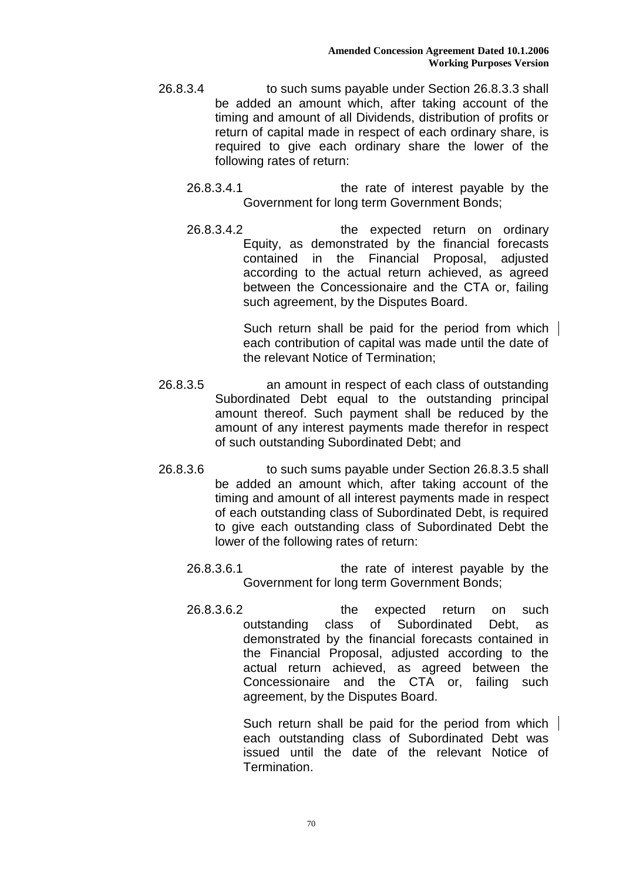26.8.3.4 to such sums payable under Section 26.8.3.3 shall be added an amount which, after taking account of the timing and amount of all Dividends, distribution of profits or return of capital made in respect of each ordinary share, is required to give each ordinary share the lower of the following rates of return:

26.8.3.4.1 the rate of interest payable by the Government for long term Government Bonds;

26.8.3.4.2 the expected return on ordinary Equity, as demonstrated by the financial forecasts contained in the Financial Proposal, adjusted according to the actual return achieved, as agreed between the Concessionaire and the CTA or, failing such agreement, by the Disputes Board.

Such return shall be paid for the period from which each contribution of capital was made until the date of the relevant Notice of Termination;

26.8.3.5 an amount in respect of each class of outstanding Subordinated Debt equal to the outstanding principal amount thereof. Such payment shall be reduced by the amount of any interest payments made therefor in respect of such outstanding Subordinated Debt; and

26.8.3.6 to such sums payable under Section 26.8.3.5 shall be added an amount which, after taking account of the timing and amount of all interest payments made in respect of each outstanding class of Subordinated Debt, is required to give each outstanding class of Subordinated Debt the lower of the following rates of return:

26.8.3.6.1 the rate of interest payable by the Government for long term Government Bonds;

26.8.3.6.2 the expected return on such outstanding class of Subordinated Debt, as demonstrated by the financial forecasts contained in the Financial Proposal, adjusted according to the actual return achieved, as agreed between the Concessionaire and the CTA or, failing such agreement, by the Disputes Board.

Such return shall be paid for the period from which each outstanding class of Subordinated Debt was issued until the date of the relevant Notice of Termination.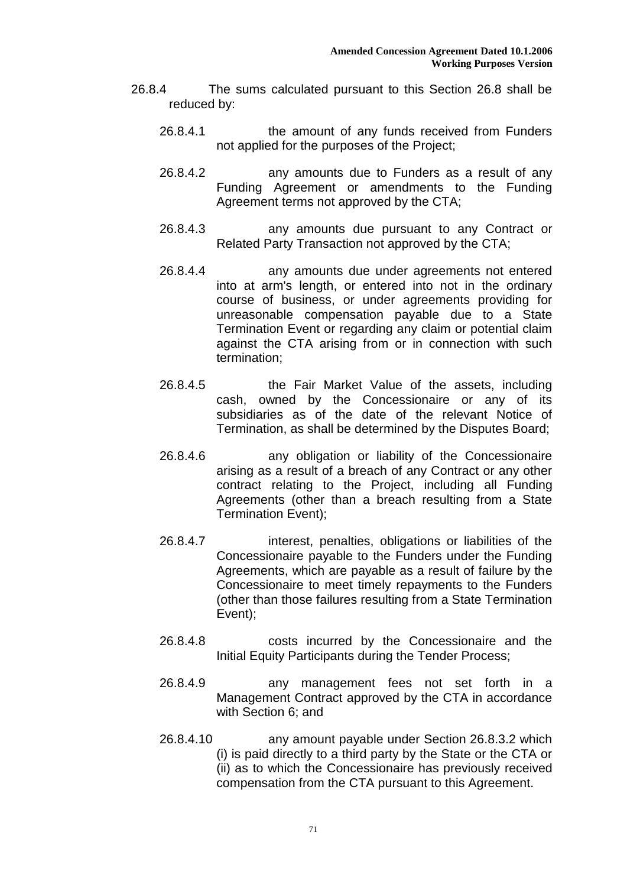26.8.4 The sums calculated pursuant to this Section 26.8 shall be reduced by:

26.8.4.1 the amount of any funds received from Funders not applied for the purposes of the Project;

26.8.4.2 any amounts due to Funders as a result of any Funding Agreement or amendments to the Funding Agreement terms not approved by the CTA;

26.8.4.3 any amounts due pursuant to any Contract or Related Party Transaction not approved by the CTA;

26.8.4.4 any amounts due under agreements not entered into at arm's length, or entered into not in the ordinary course of business, or under agreements providing for unreasonable compensation payable due to a State Termination Event or regarding any claim or potential claim against the CTA arising from or in connection with such termination;

26.8.4.5 the Fair Market Value of the assets, including cash, owned by the Concessionaire or any of its subsidiaries as of the date of the relevant Notice of Termination, as shall be determined by the Disputes Board;

26.8.4.6 any obligation or liability of the Concessionaire arising as a result of a breach of any Contract or any other contract relating to the Project, including all Funding Agreements (other than a breach resulting from a State Termination Event);

26.8.4.7 interest, penalties, obligations or liabilities of the Concessionaire payable to the Funders under the Funding Agreements, which are payable as a result of failure by the Concessionaire to meet timely repayments to the Funders (other than those failures resulting from a State Termination Event);

26.8.4.8 costs incurred by the Concessionaire and the Initial Equity Participants during the Tender Process;

26.8.4.9 any management fees not set forth in a Management Contract approved by the CTA in accordance with Section 6; and

26.8.4.10 any amount payable under Section 26.8.3.2 which (i) is paid directly to a third party by the State or the CTA or (ii) as to which the Concessionaire has previously received compensation from the CTA pursuant to this Agreement.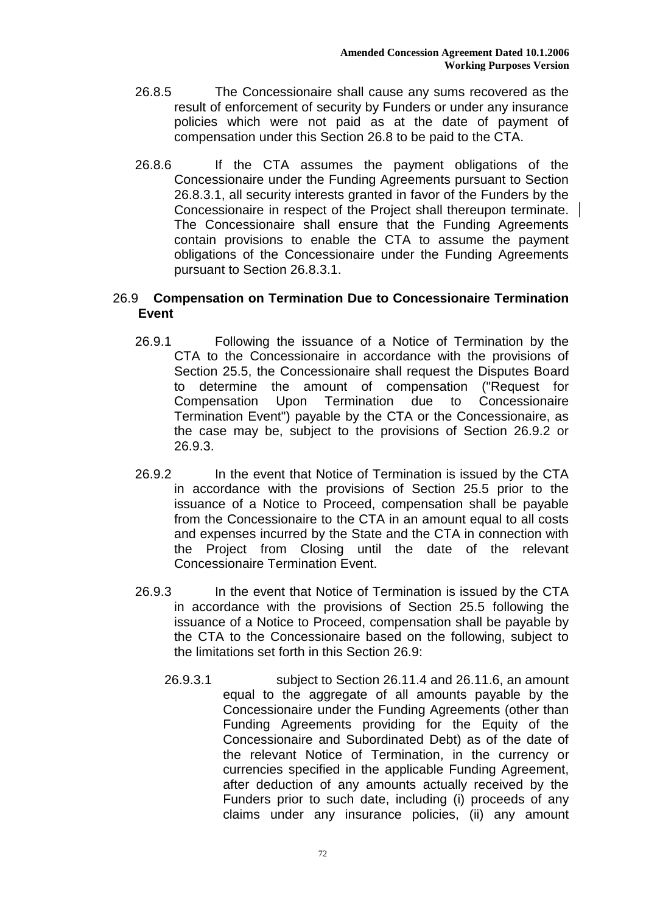26.8.5 The Concessionaire shall cause any sums recovered as the result of enforcement of security by Funders or under any insurance policies which were not paid as at the date of payment of compensation under this Section 26.8 to be paid to the CTA.

26.8.6 If the CTA assumes the payment obligations of the Concessionaire under the Funding Agreements pursuant to Section 26.8.3.1, all security interests granted in favor of the Funders by the Concessionaire in respect of the Project shall thereupon terminate. The Concessionaire shall ensure that the Funding Agreements contain provisions to enable the CTA to assume the payment obligations of the Concessionaire under the Funding Agreements pursuant to Section 26.8.3.1.

## 26.9 Compensation on Termination Due to Concessionaire Termination Event

26.9.1 Following the issuance of a Notice of Termination by the CTA to the Concessionaire in accordance with the provisions of Section 25.5, the Concessionaire shall request the Disputes Board to determine the amount of compensation ("Request for Compensation Upon Termination due to Concessionaire Termination Event") payable by the CTA or the Concessionaire, as the case may be, subject to the provisions of Section 26.9.2 or 26.9.3.

26.9.2 In the event that Notice of Termination is issued by the CTA in accordance with the provisions of Section 25.5 prior to the issuance of a Notice to Proceed, compensation shall be payable from the Concessionaire to the CTA in an amount equal to all costs and expenses incurred by the State and the CTA in connection with the Project from Closing until the date of the relevant Concessionaire Termination Event.

26.9.3 In the event that Notice of Termination is issued by the CTA in accordance with the provisions of Section 25.5 following the issuance of a Notice to Proceed, compensation shall be payable by the CTA to the Concessionaire based on the following, subject to the limitations set forth in this Section 26.9:

26.9.3.1 subject to Section 26.11.4 and 26.11.6, an amount equal to the aggregate of all amounts payable by the Concessionaire under the Funding Agreements (other than Funding Agreements providing for the Equity of the Concessionaire and Subordinated Debt) as of the date of the relevant Notice of Termination, in the currency or currencies specified in the applicable Funding Agreement, after deduction of any amounts actually received by the Funders prior to such date, including (i) proceeds of any claims under any insurance policies, (ii) any amount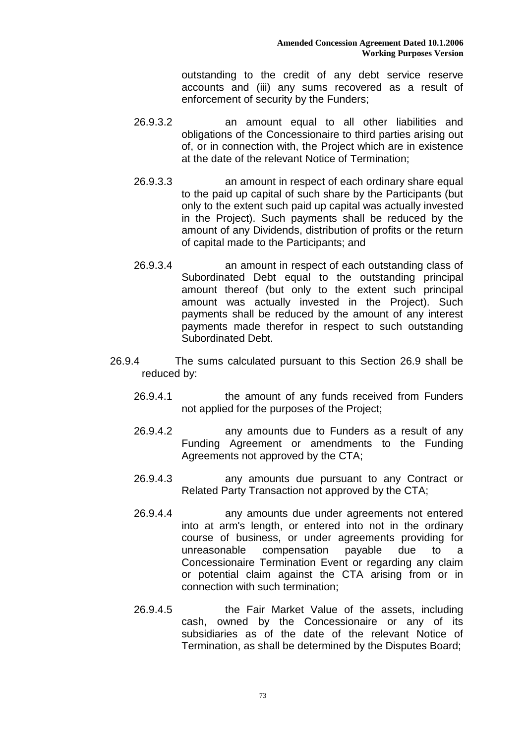outstanding to the credit of any debt service reserve accounts and (iii) any sums recovered as a result of enforcement of security by the Funders;

26.9.3.2 an amount equal to all other liabilities and obligations of the Concessionaire to third parties arising out of, or in connection with, the Project which are in existence at the date of the relevant Notice of Termination;

26.9.3.3 an amount in respect of each ordinary share equal to the paid up capital of such share by the Participants (but only to the extent such paid up capital was actually invested in the Project). Such payments shall be reduced by the amount of any Dividends, distribution of profits or the return of capital made to the Participants; and

26.9.3.4 an amount in respect of each outstanding class of Subordinated Debt equal to the outstanding principal amount thereof (but only to the extent such principal amount was actually invested in the Project). Such payments shall be reduced by the amount of any interest payments made therefor in respect to such outstanding Subordinated Debt.

26.9.4 The sums calculated pursuant to this Section 26.9 shall be reduced by:

26.9.4.1 the amount of any funds received from Funders not applied for the purposes of the Project;

26.9.4.2 any amounts due to Funders as a result of any Funding Agreement or amendments to the Funding Agreements not approved by the CTA;

26.9.4.3 any amounts due pursuant to any Contract or Related Party Transaction not approved by the CTA;

26.9.4.4 any amounts due under agreements not entered into at arm's length, or entered into not in the ordinary course of business, or under agreements providing for unreasonable compensation payable due to a Concessionaire Termination Event or regarding any claim or potential claim against the CTA arising from or in connection with such termination;

26.9.4.5 the Fair Market Value of the assets, including cash, owned by the Concessionaire or any of its subsidiaries as of the date of the relevant Notice of Termination, as shall be determined by the Disputes Board;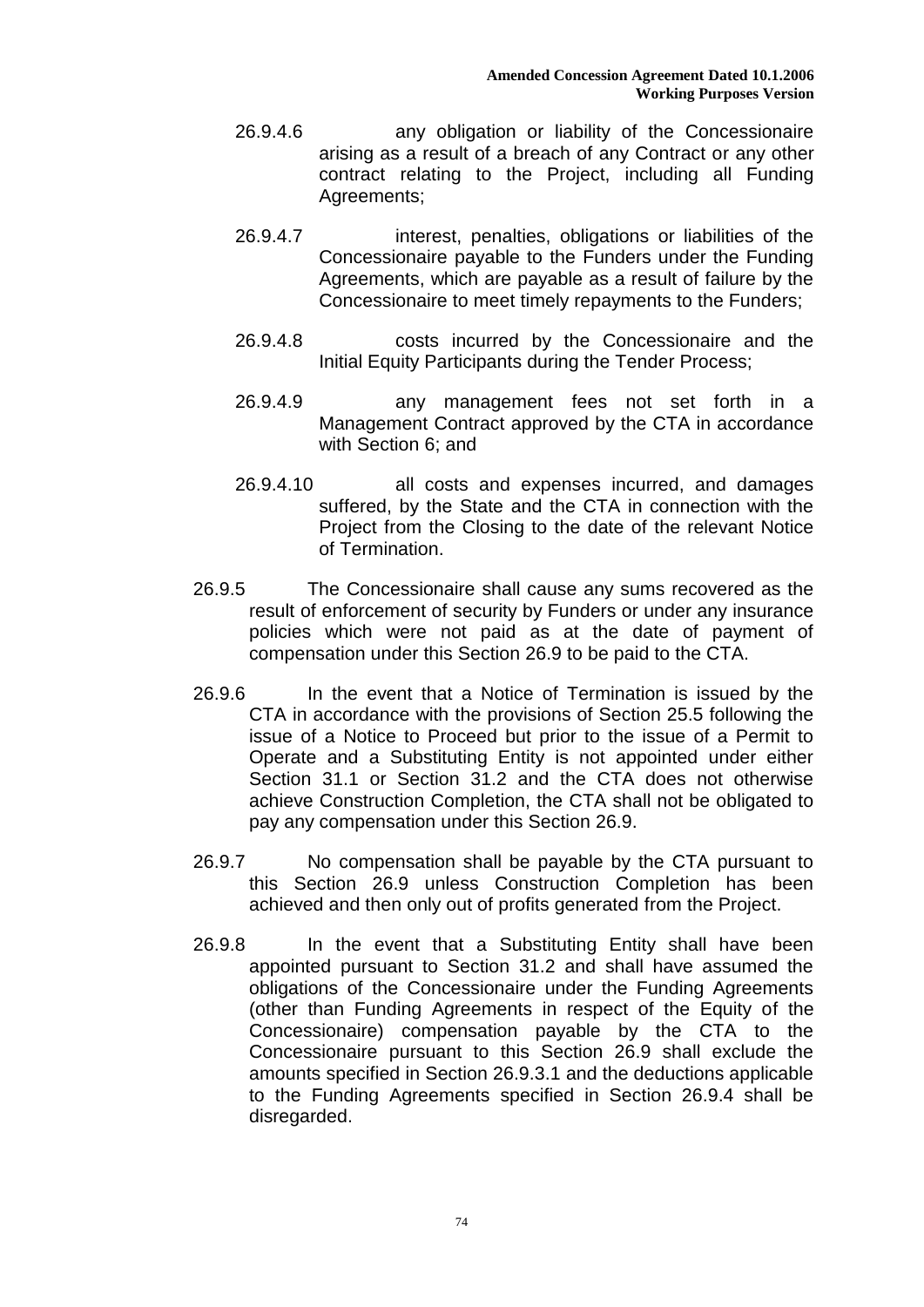26.9.4.6 any obligation or liability of the Concessionaire arising as a result of a breach of any Contract or any other contract relating to the Project, including all Funding Agreements;

26.9.4.7 interest, penalties, obligations or liabilities of the Concessionaire payable to the Funders under the Funding Agreements, which are payable as a result of failure by the Concessionaire to meet timely repayments to the Funders;

26.9.4.8 costs incurred by the Concessionaire and the Initial Equity Participants during the Tender Process;

26.9.4.9 any management fees not set forth in a Management Contract approved by the CTA in accordance with Section 6; and

26.9.4.10 all costs and expenses incurred, and damages suffered, by the State and the CTA in connection with the Project from the Closing to the date of the relevant Notice of Termination.

26.9.5 The Concessionaire shall cause any sums recovered as the result of enforcement of security by Funders or under any insurance policies which were not paid as at the date of payment of compensation under this Section 26.9 to be paid to the CTA.

26.9.6 In the event that a Notice of Termination is issued by the CTA in accordance with the provisions of Section 25.5 following the issue of a Notice to Proceed but prior to the issue of a Permit to Operate and a Substituting Entity is not appointed under either Section 31.1 or Section 31.2 and the CTA does not otherwise achieve Construction Completion, the CTA shall not be obligated to pay any compensation under this Section 26.9.

26.9.7 No compensation shall be payable by the CTA pursuant to this Section 26.9 unless Construction Completion has been achieved and then only out of profits generated from the Project.

26.9.8 In the event that a Substituting Entity shall have been appointed pursuant to Section 31.2 and shall have assumed the obligations of the Concessionaire under the Funding Agreements (other than Funding Agreements in respect of the Equity of the Concessionaire) compensation payable by the CTA to the Concessionaire pursuant to this Section 26.9 shall exclude the amounts specified in Section 26.9.3.1 and the deductions applicable to the Funding Agreements specified in Section 26.9.4 shall be disregarded.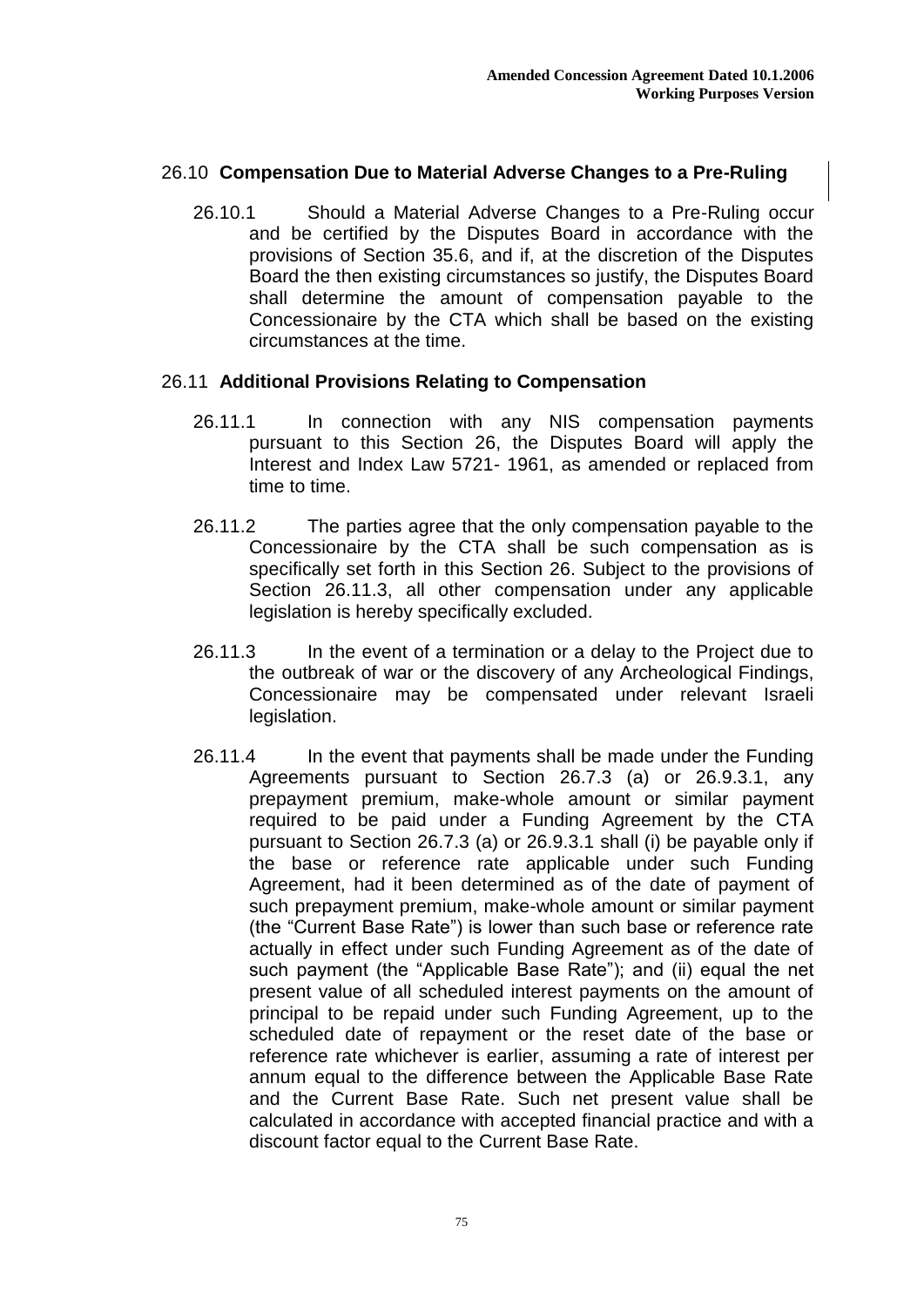## 26.10 **Compensation Due to Material Adverse Changes to a Pre-Ruling**

26.10.1 Should a Material Adverse Changes to a Pre-Ruling occur and be certified by the Disputes Board in accordance with the provisions of Section 35.6, and if, at the discretion of the Disputes Board the then existing circumstances so justify, the Disputes Board shall determine the amount of compensation payable to the Concessionaire by the CTA which shall be based on the existing circumstances at the time.

## 26.11 **Additional Provisions Relating to Compensation**

26.11.1 In connection with any NIS compensation payments pursuant to this Section 26, the Disputes Board will apply the Interest and Index Law 5721- 1961, as amended or replaced from time to time.

26.11.2 The parties agree that the only compensation payable to the Concessionaire by the CTA shall be such compensation as is specifically set forth in this Section 26. Subject to the provisions of Section 26.11.3, all other compensation under any applicable legislation is hereby specifically excluded.

26.11.3 In the event of a termination or a delay to the Project due to the outbreak of war or the discovery of any Archeological Findings, Concessionaire may be compensated under relevant Israeli legislation.

26.11.4 In the event that payments shall be made under the Funding Agreements pursuant to Section 26.7.3 (a) or 26.9.3.1, any prepayment premium, make-whole amount or similar payment required to be paid under a Funding Agreement by the CTA pursuant to Section 26.7.3 (a) or 26.9.3.1 shall (i) be payable only if the base or reference rate applicable under such Funding Agreement, had it been determined as of the date of payment of such prepayment premium, make-whole amount or similar payment (the "Current Base Rate") is lower than such base or reference rate actually in effect under such Funding Agreement as of the date of such payment (the "Applicable Base Rate"); and (ii) equal the net present value of all scheduled interest payments on the amount of principal to be repaid under such Funding Agreement, up to the scheduled date of repayment or the reset date of the base or reference rate whichever is earlier, assuming a rate of interest per annum equal to the difference between the Applicable Base Rate and the Current Base Rate. Such net present value shall be calculated in accordance with accepted financial practice and with a discount factor equal to the Current Base Rate.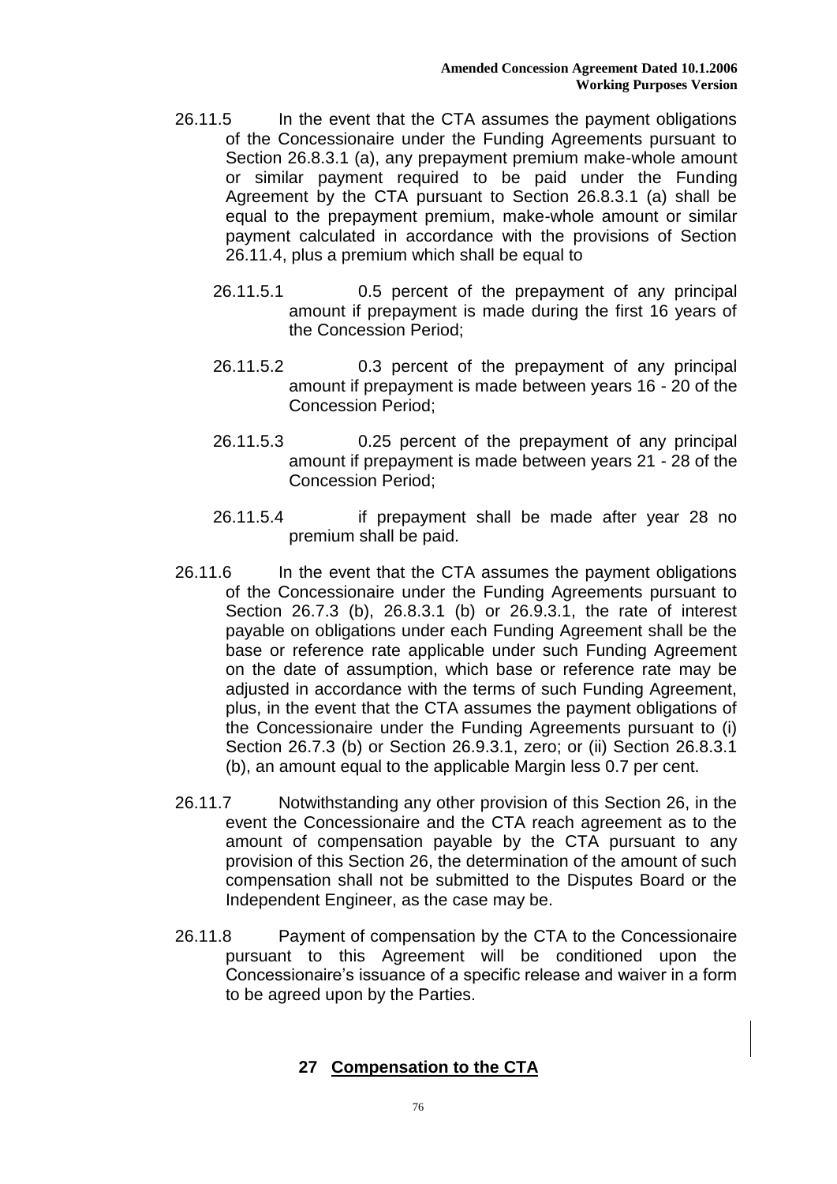26.11.5 In the event that the CTA assumes the payment obligations of the Concessionaire under the Funding Agreements pursuant to Section 26.8.3.1 (a), any prepayment premium make-whole amount or similar payment required to be paid under the Funding Agreement by the CTA pursuant to Section 26.8.3.1 (a) shall be equal to the prepayment premium, make-whole amount or similar payment calculated in accordance with the provisions of Section 26.11.4, plus a premium which shall be equal to

26.11.5.1 0.5 percent of the prepayment of any principal amount if prepayment is made during the first 16 years of the Concession Period;

26.11.5.2 0.3 percent of the prepayment of any principal amount if prepayment is made between years 16 - 20 of the Concession Period;

26.11.5.3 0.25 percent of the prepayment of any principal amount if prepayment is made between years 21 - 28 of the Concession Period;

26.11.5.4 if prepayment shall be made after year 28 no premium shall be paid.

26.11.6 In the event that the CTA assumes the payment obligations of the Concessionaire under the Funding Agreements pursuant to Section 26.7.3 (b), 26.8.3.1 (b) or 26.9.3.1, the rate of interest payable on obligations under each Funding Agreement shall be the base or reference rate applicable under such Funding Agreement on the date of assumption, which base or reference rate may be adjusted in accordance with the terms of such Funding Agreement, plus, in the event that the CTA assumes the payment obligations of the Concessionaire under the Funding Agreements pursuant to (i) Section 26.7.3 (b) or Section 26.9.3.1, zero; or (ii) Section 26.8.3.1 (b), an amount equal to the applicable Margin less 0.7 per cent.

26.11.7 Notwithstanding any other provision of this Section 26, in the event the Concessionaire and the CTA reach agreement as to the amount of compensation payable by the CTA pursuant to any provision of this Section 26, the determination of the amount of such compensation shall not be submitted to the Disputes Board or the Independent Engineer, as the case may be.

26.11.8 Payment of compensation by the CTA to the Concessionaire pursuant to this Agreement will be conditioned upon the Concessionaire's issuance of a specific release and waiver in a form to be agreed upon by the Parties.

## 27 Compensation to the CTA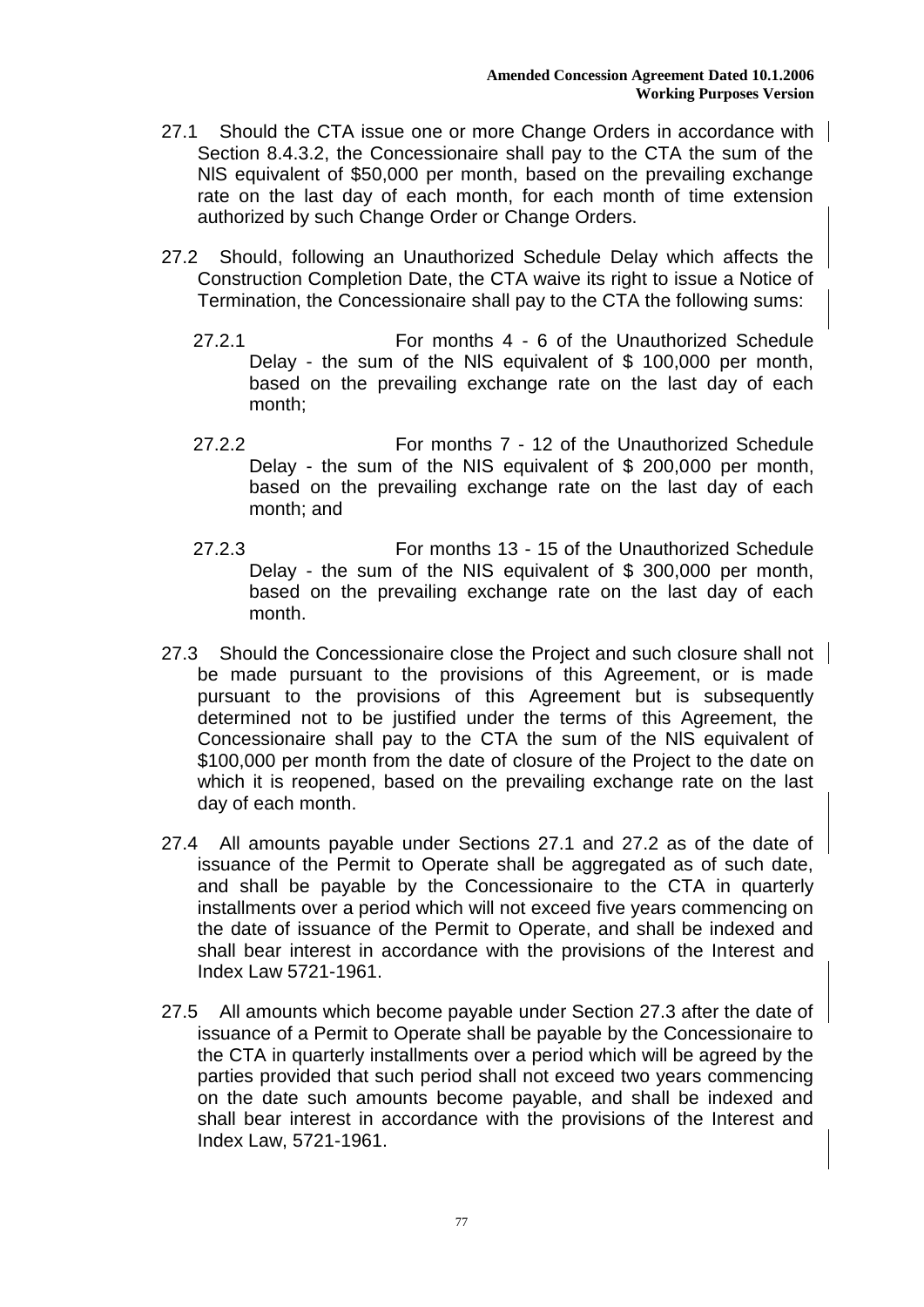27.1 Should the CTA issue one or more Change Orders in accordance with Section 8.4.3.2, the Concessionaire shall pay to the CTA the sum of the NlS equivalent of $50,000 per month, based on the prevailing exchange rate on the last day of each month, for each month of time extension authorized by such Change Order or Change Orders.

27.2 Should, following an Unauthorized Schedule Delay which affects the Construction Completion Date, the CTA waive its right to issue a Notice of Termination, the Concessionaire shall pay to the CTA the following sums:

27.2.1 For months 4 - 6 of the Unauthorized Schedule Delay - the sum of the NlS equivalent of $ 100,000 per month, based on the prevailing exchange rate on the last day of each month;

27.2.2 For months 7 - 12 of the Unauthorized Schedule Delay - the sum of the NIS equivalent of $ 200,000 per month, based on the prevailing exchange rate on the last day of each month; and

27.2.3 For months 13 - 15 of the Unauthorized Schedule Delay - the sum of the NIS equivalent of $ 300,000 per month, based on the prevailing exchange rate on the last day of each month.

27.3 Should the Concessionaire close the Project and such closure shall not be made pursuant to the provisions of this Agreement, or is made pursuant to the provisions of this Agreement but is subsequently determined not to be justified under the terms of this Agreement, the Concessionaire shall pay to the CTA the sum of the NlS equivalent of $100,000 per month from the date of closure of the Project to the date on which it is reopened, based on the prevailing exchange rate on the last day of each month.

27.4 All amounts payable under Sections 27.1 and 27.2 as of the date of issuance of the Permit to Operate shall be aggregated as of such date, and shall be payable by the Concessionaire to the CTA in quarterly installments over a period which will not exceed five years commencing on the date of issuance of the Permit to Operate, and shall be indexed and shall bear interest in accordance with the provisions of the Interest and Index Law 5721-1961.

27.5 All amounts which become payable under Section 27.3 after the date of issuance of a Permit to Operate shall be payable by the Concessionaire to the CTA in quarterly installments over a period which will be agreed by the parties provided that such period shall not exceed two years commencing on the date such amounts become payable, and shall be indexed and shall bear interest in accordance with the provisions of the Interest and Index Law, 5721-1961.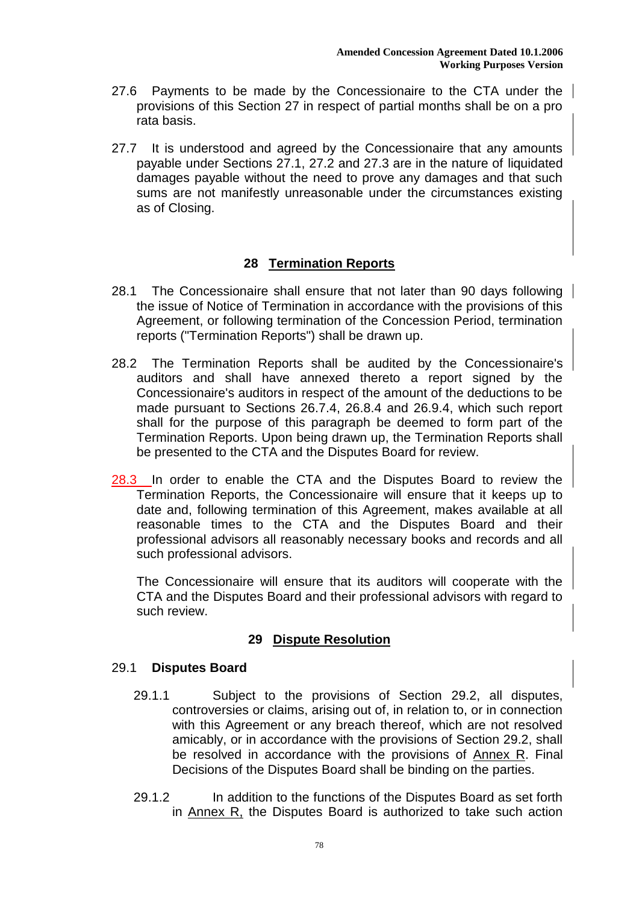27.6 Payments to be made by the Concessionaire to the CTA under the provisions of this Section 27 in respect of partial months shall be on a pro rata basis.

27.7 It is understood and agreed by the Concessionaire that any amounts payable under Sections 27.1, 27.2 and 27.3 are in the nature of liquidated damages payable without the need to prove any damages and that such sums are not manifestly unreasonable under the circumstances existing as of Closing.

## 28 Termination Reports

28.1 The Concessionaire shall ensure that not later than 90 days following the issue of Notice of Termination in accordance with the provisions of this Agreement, or following termination of the Concession Period, termination reports ("Termination Reports") shall be drawn up.

28.2 The Termination Reports shall be audited by the Concessionaire's auditors and shall have annexed thereto a report signed by the Concessionaire's auditors in respect of the amount of the deductions to be made pursuant to Sections 26.7.4, 26.8.4 and 26.9.4, which such report shall for the purpose of this paragraph be deemed to form part of the Termination Reports. Upon being drawn up, the Termination Reports shall be presented to the CTA and the Disputes Board for review.

28.3 In order to enable the CTA and the Disputes Board to review the Termination Reports, the Concessionaire will ensure that it keeps up to date and, following termination of this Agreement, makes available at all reasonable times to the CTA and the Disputes Board and their professional advisors all reasonably necessary books and records and all such professional advisors.

The Concessionaire will ensure that its auditors will cooperate with the CTA and the Disputes Board and their professional advisors with regard to such review.

## 29 Dispute Resolution

29.1 **Disputes Board**

29.1.1 Subject to the provisions of Section 29.2, all disputes, controversies or claims, arising out of, in relation to, or in connection with this Agreement or any breach thereof, which are not resolved amicably, or in accordance with the provisions of Section 29.2, shall be resolved in accordance with the provisions of Annex R. Final Decisions of the Disputes Board shall be binding on the parties.

29.1.2 In addition to the functions of the Disputes Board as set forth in Annex R, the Disputes Board is authorized to take such action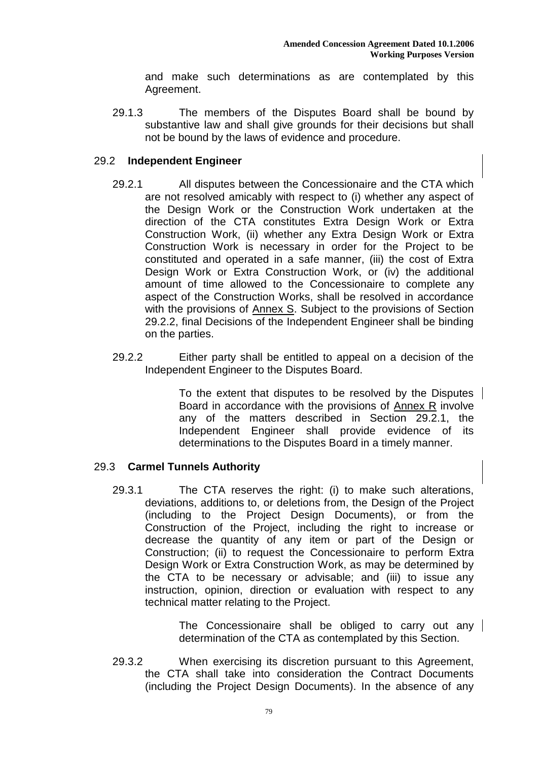and make such determinations as are contemplated by this Agreement.

29.1.3 The members of the Disputes Board shall be bound by substantive law and shall give grounds for their decisions but shall not be bound by the laws of evidence and procedure.

## 29.2 **Independent Engineer**

29.2.1 All disputes between the Concessionaire and the CTA which are not resolved amicably with respect to (i) whether any aspect of the Design Work or the Construction Work undertaken at the direction of the CTA constitutes Extra Design Work or Extra Construction Work, (ii) whether any Extra Design Work or Extra Construction Work is necessary in order for the Project to be constituted and operated in a safe manner, (iii) the cost of Extra Design Work or Extra Construction Work, or (iv) the additional amount of time allowed to the Concessionaire to complete any aspect of the Construction Works, shall be resolved in accordance with the provisions of Annex S. Subject to the provisions of Section 29.2.2, final Decisions of the Independent Engineer shall be binding on the parties.

29.2.2 Either party shall be entitled to appeal on a decision of the Independent Engineer to the Disputes Board.

To the extent that disputes to be resolved by the Disputes Board in accordance with the provisions of Annex R involve any of the matters described in Section 29.2.1, the Independent Engineer shall provide evidence of its determinations to the Disputes Board in a timely manner.

## 29.3 **Carmel Tunnels Authority**

29.3.1 The CTA reserves the right: (i) to make such alterations, deviations, additions to, or deletions from, the Design of the Project (including to the Project Design Documents), or from the Construction of the Project, including the right to increase or decrease the quantity of any item or part of the Design or Construction; (ii) to request the Concessionaire to perform Extra Design Work or Extra Construction Work, as may be determined by the CTA to be necessary or advisable; and (iii) to issue any instruction, opinion, direction or evaluation with respect to any technical matter relating to the Project.

The Concessionaire shall be obliged to carry out any determination of the CTA as contemplated by this Section.

29.3.2 When exercising its discretion pursuant to this Agreement, the CTA shall take into consideration the Contract Documents (including the Project Design Documents). In the absence of any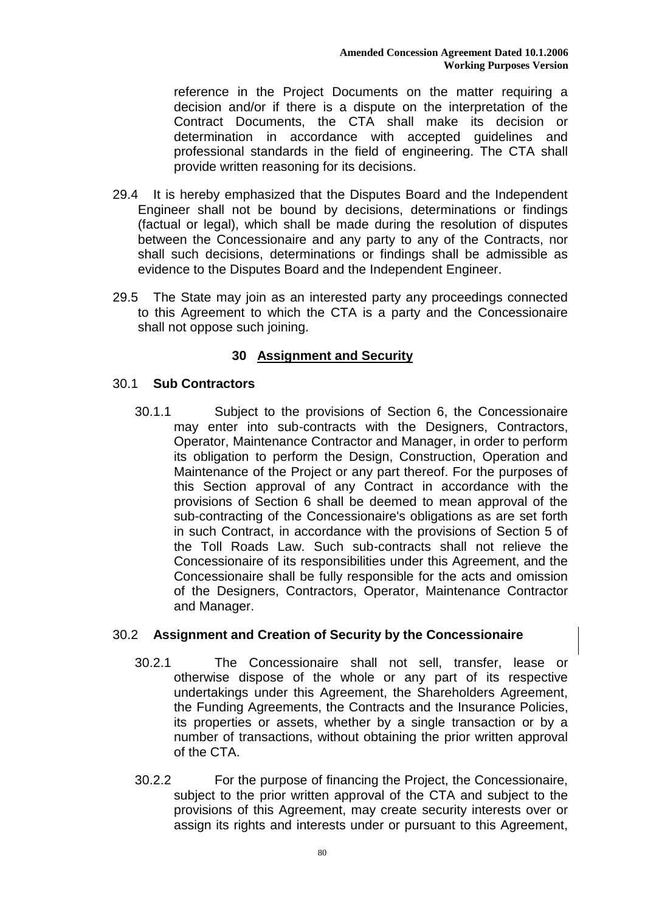reference in the Project Documents on the matter requiring a decision and/or if there is a dispute on the interpretation of the Contract Documents, the CTA shall make its decision or determination in accordance with accepted guidelines and professional standards in the field of engineering. The CTA shall provide written reasoning for its decisions.

29.4 It is hereby emphasized that the Disputes Board and the Independent Engineer shall not be bound by decisions, determinations or findings (factual or legal), which shall be made during the resolution of disputes between the Concessionaire and any party to any of the Contracts, nor shall such decisions, determinations or findings shall be admissible as evidence to the Disputes Board and the Independent Engineer.

29.5 The State may join as an interested party any proceedings connected to this Agreement to which the CTA is a party and the Concessionaire shall not oppose such joining.

## 30 Assignment and Security

### 30.1 Sub Contractors

30.1.1 Subject to the provisions of Section 6, the Concessionaire may enter into sub-contracts with the Designers, Contractors, Operator, Maintenance Contractor and Manager, in order to perform its obligation to perform the Design, Construction, Operation and Maintenance of the Project or any part thereof. For the purposes of this Section approval of any Contract in accordance with the provisions of Section 6 shall be deemed to mean approval of the sub-contracting of the Concessionaire's obligations as are set forth in such Contract, in accordance with the provisions of Section 5 of the Toll Roads Law. Such sub-contracts shall not relieve the Concessionaire of its responsibilities under this Agreement, and the Concessionaire shall be fully responsible for the acts and omission of the Designers, Contractors, Operator, Maintenance Contractor and Manager.

### 30.2 Assignment and Creation of Security by the Concessionaire

30.2.1 The Concessionaire shall not sell, transfer, lease or otherwise dispose of the whole or any part of its respective undertakings under this Agreement, the Shareholders Agreement, the Funding Agreements, the Contracts and the Insurance Policies, its properties or assets, whether by a single transaction or by a number of transactions, without obtaining the prior written approval of the CTA.

30.2.2 For the purpose of financing the Project, the Concessionaire, subject to the prior written approval of the CTA and subject to the provisions of this Agreement, may create security interests over or assign its rights and interests under or pursuant to this Agreement,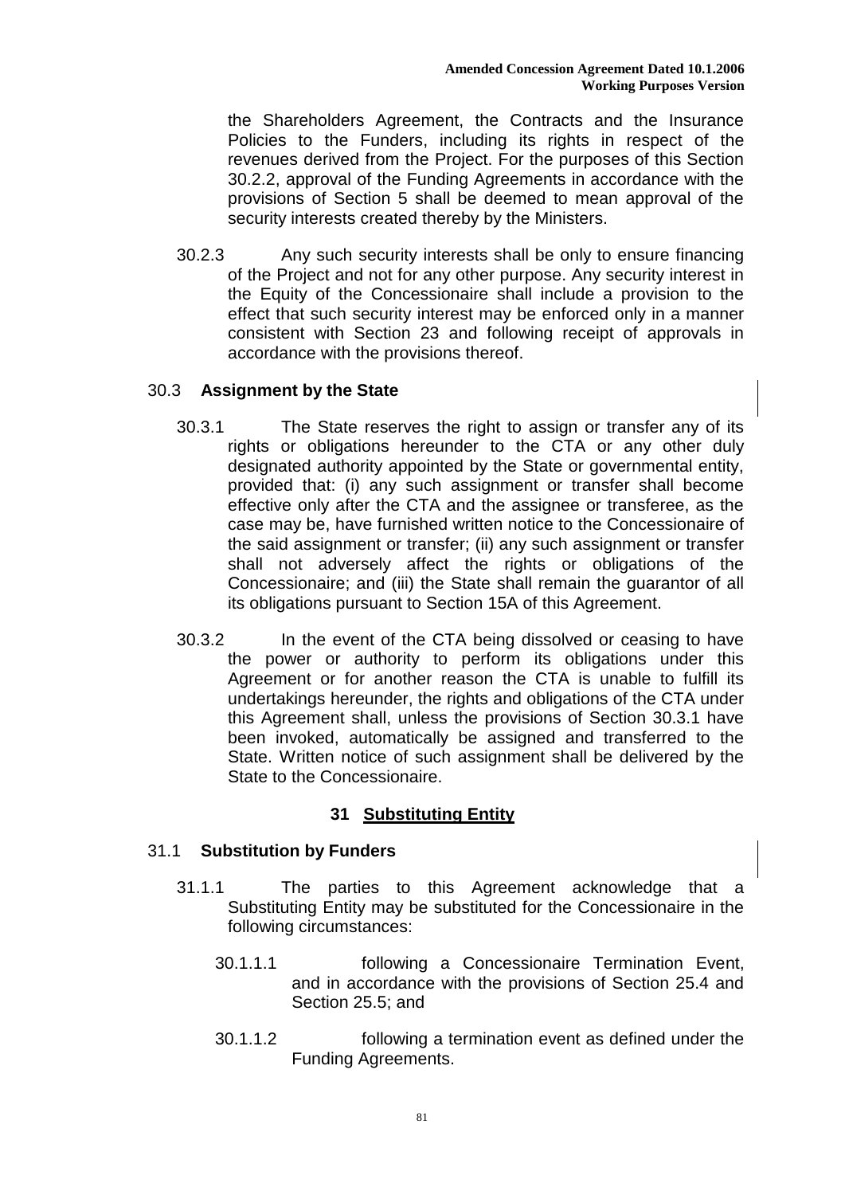the Shareholders Agreement, the Contracts and the Insurance Policies to the Funders, including its rights in respect of the revenues derived from the Project. For the purposes of this Section 30.2.2, approval of the Funding Agreements in accordance with the provisions of Section 5 shall be deemed to mean approval of the security interests created thereby by the Ministers.

30.2.3 Any such security interests shall be only to ensure financing of the Project and not for any other purpose. Any security interest in the Equity of the Concessionaire shall include a provision to the effect that such security interest may be enforced only in a manner consistent with Section 23 and following receipt of approvals in accordance with the provisions thereof.

30.3 **Assignment by the State**

30.3.1 The State reserves the right to assign or transfer any of its rights or obligations hereunder to the CTA or any other duly designated authority appointed by the State or governmental entity, provided that: (i) any such assignment or transfer shall become effective only after the CTA and the assignee or transferee, as the case may be, have furnished written notice to the Concessionaire of the said assignment or transfer; (ii) any such assignment or transfer shall not adversely affect the rights or obligations of the Concessionaire; and (iii) the State shall remain the guarantor of all its obligations pursuant to Section 15A of this Agreement.

30.3.2 In the event of the CTA being dissolved or ceasing to have the power or authority to perform its obligations under this Agreement or for another reason the CTA is unable to fulfill its undertakings hereunder, the rights and obligations of the CTA under this Agreement shall, unless the provisions of Section 30.3.1 have been invoked, automatically be assigned and transferred to the State. Written notice of such assignment shall be delivered by the State to the Concessionaire.

## 31 Substituting Entity

31.1 **Substitution by Funders**

31.1.1 The parties to this Agreement acknowledge that a Substituting Entity may be substituted for the Concessionaire in the following circumstances:

30.1.1.1 following a Concessionaire Termination Event, and in accordance with the provisions of Section 25.4 and Section 25.5; and

30.1.1.2 following a termination event as defined under the Funding Agreements.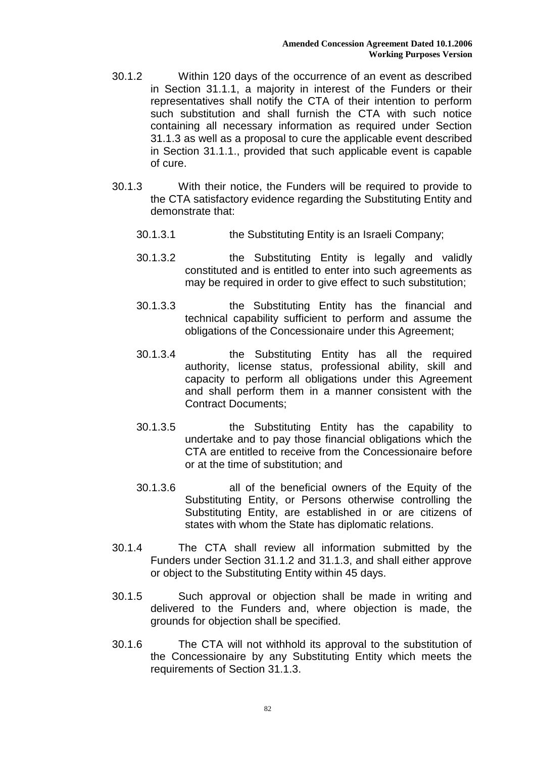30.1.2 Within 120 days of the occurrence of an event as described in Section 31.1.1, a majority in interest of the Funders or their representatives shall notify the CTA of their intention to perform such substitution and shall furnish the CTA with such notice containing all necessary information as required under Section 31.1.3 as well as a proposal to cure the applicable event described in Section 31.1.1., provided that such applicable event is capable of cure.

30.1.3 With their notice, the Funders will be required to provide to the CTA satisfactory evidence regarding the Substituting Entity and demonstrate that:

30.1.3.1 the Substituting Entity is an Israeli Company;

30.1.3.2 the Substituting Entity is legally and validly constituted and is entitled to enter into such agreements as may be required in order to give effect to such substitution;

30.1.3.3 the Substituting Entity has the financial and technical capability sufficient to perform and assume the obligations of the Concessionaire under this Agreement;

30.1.3.4 the Substituting Entity has all the required authority, license status, professional ability, skill and capacity to perform all obligations under this Agreement and shall perform them in a manner consistent with the Contract Documents;

30.1.3.5 the Substituting Entity has the capability to undertake and to pay those financial obligations which the CTA are entitled to receive from the Concessionaire before or at the time of substitution; and

30.1.3.6 all of the beneficial owners of the Equity of the Substituting Entity, or Persons otherwise controlling the Substituting Entity, are established in or are citizens of states with whom the State has diplomatic relations.

30.1.4 The CTA shall review all information submitted by the Funders under Section 31.1.2 and 31.1.3, and shall either approve or object to the Substituting Entity within 45 days.

30.1.5 Such approval or objection shall be made in writing and delivered to the Funders and, where objection is made, the grounds for objection shall be specified.

30.1.6 The CTA will not withhold its approval to the substitution of the Concessionaire by any Substituting Entity which meets the requirements of Section 31.1.3.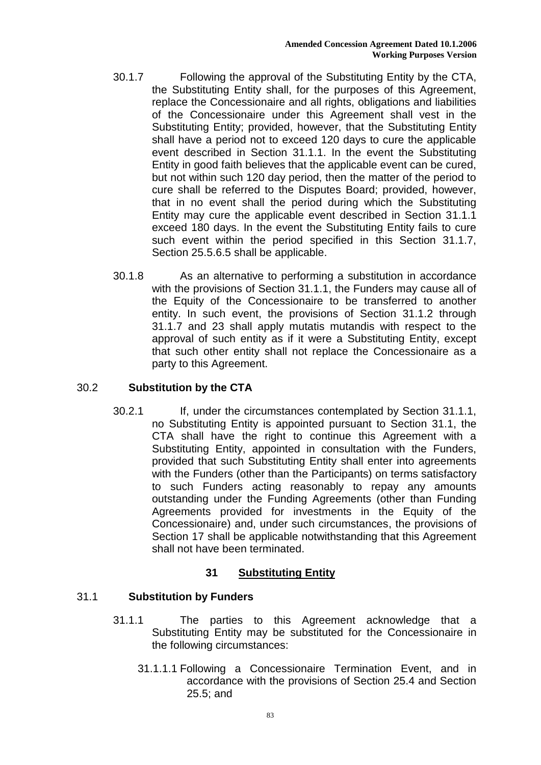30.1.7 Following the approval of the Substituting Entity by the CTA, the Substituting Entity shall, for the purposes of this Agreement, replace the Concessionaire and all rights, obligations and liabilities of the Concessionaire under this Agreement shall vest in the Substituting Entity; provided, however, that the Substituting Entity shall have a period not to exceed 120 days to cure the applicable event described in Section 31.1.1. In the event the Substituting Entity in good faith believes that the applicable event can be cured, but not within such 120 day period, then the matter of the period to cure shall be referred to the Disputes Board; provided, however, that in no event shall the period during which the Substituting Entity may cure the applicable event described in Section 31.1.1 exceed 180 days. In the event the Substituting Entity fails to cure such event within the period specified in this Section 31.1.7, Section 25.5.6.5 shall be applicable.

30.1.8 As an alternative to performing a substitution in accordance with the provisions of Section 31.1.1, the Funders may cause all of the Equity of the Concessionaire to be transferred to another entity. In such event, the provisions of Section 31.1.2 through 31.1.7 and 23 shall apply mutatis mutandis with respect to the approval of such entity as if it were a Substituting Entity, except that such other entity shall not replace the Concessionaire as a party to this Agreement.

### 30.2 Substitution by the CTA

30.2.1 If, under the circumstances contemplated by Section 31.1.1, no Substituting Entity is appointed pursuant to Section 31.1, the CTA shall have the right to continue this Agreement with a Substituting Entity, appointed in consultation with the Funders, provided that such Substituting Entity shall enter into agreements with the Funders (other than the Participants) on terms satisfactory to such Funders acting reasonably to repay any amounts outstanding under the Funding Agreements (other than Funding Agreements provided for investments in the Equity of the Concessionaire) and, under such circumstances, the provisions of Section 17 shall be applicable notwithstanding that this Agreement shall not have been terminated.

## 31 Substituting Entity

### 31.1 Substitution by Funders

31.1.1 The parties to this Agreement acknowledge that a Substituting Entity may be substituted for the Concessionaire in the following circumstances:

31.1.1.1 Following a Concessionaire Termination Event, and in accordance with the provisions of Section 25.4 and Section 25.5; and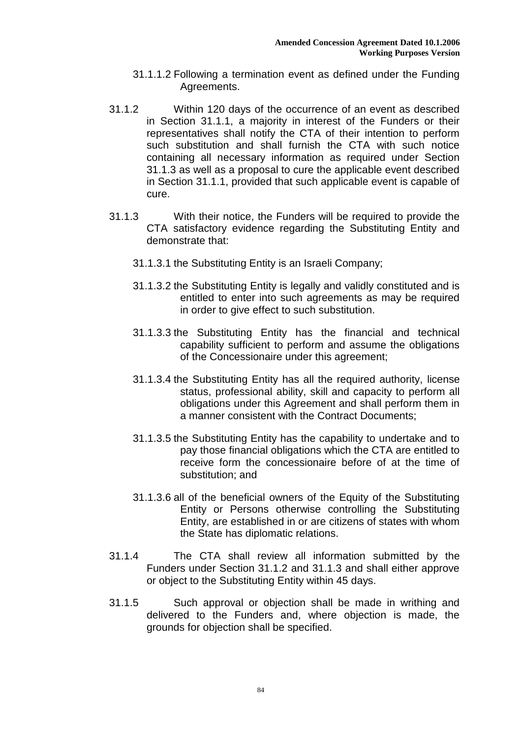31.1.1.2 Following a termination event as defined under the Funding Agreements.

31.1.2 Within 120 days of the occurrence of an event as described in Section 31.1.1, a majority in interest of the Funders or their representatives shall notify the CTA of their intention to perform such substitution and shall furnish the CTA with such notice containing all necessary information as required under Section 31.1.3 as well as a proposal to cure the applicable event described in Section 31.1.1, provided that such applicable event is capable of cure.

31.1.3 With their notice, the Funders will be required to provide the CTA satisfactory evidence regarding the Substituting Entity and demonstrate that:

31.1.3.1 the Substituting Entity is an Israeli Company;

31.1.3.2 the Substituting Entity is legally and validly constituted and is entitled to enter into such agreements as may be required in order to give effect to such substitution.

31.1.3.3 the Substituting Entity has the financial and technical capability sufficient to perform and assume the obligations of the Concessionaire under this agreement;

31.1.3.4 the Substituting Entity has all the required authority, license status, professional ability, skill and capacity to perform all obligations under this Agreement and shall perform them in a manner consistent with the Contract Documents;

31.1.3.5 the Substituting Entity has the capability to undertake and to pay those financial obligations which the CTA are entitled to receive form the concessionaire before of at the time of substitution; and

31.1.3.6 all of the beneficial owners of the Equity of the Substituting Entity or Persons otherwise controlling the Substituting Entity, are established in or are citizens of states with whom the State has diplomatic relations.

31.1.4 The CTA shall review all information submitted by the Funders under Section 31.1.2 and 31.1.3 and shall either approve or object to the Substituting Entity within 45 days.

31.1.5 Such approval or objection shall be made in writhing and delivered to the Funders and, where objection is made, the grounds for objection shall be specified.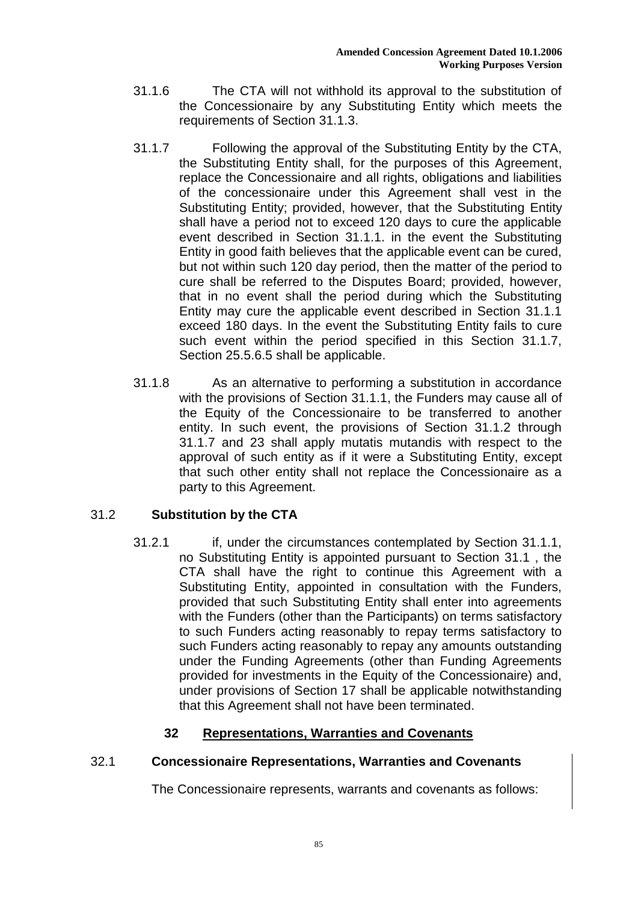31.1.6 The CTA will not withhold its approval to the substitution of the Concessionaire by any Substituting Entity which meets the requirements of Section 31.1.3.

31.1.7 Following the approval of the Substituting Entity by the CTA, the Substituting Entity shall, for the purposes of this Agreement, replace the Concessionaire and all rights, obligations and liabilities of the concessionaire under this Agreement shall vest in the Substituting Entity; provided, however, that the Substituting Entity shall have a period not to exceed 120 days to cure the applicable event described in Section 31.1.1. in the event the Substituting Entity in good faith believes that the applicable event can be cured, but not within such 120 day period, then the matter of the period to cure shall be referred to the Disputes Board; provided, however, that in no event shall the period during which the Substituting Entity may cure the applicable event described in Section 31.1.1 exceed 180 days. In the event the Substituting Entity fails to cure such event within the period specified in this Section 31.1.7, Section 25.5.6.5 shall be applicable.

31.1.8 As an alternative to performing a substitution in accordance with the provisions of Section 31.1.1, the Funders may cause all of the Equity of the Concessionaire to be transferred to another entity. In such event, the provisions of Section 31.1.2 through 31.1.7 and 23 shall apply mutatis mutandis with respect to the approval of such entity as if it were a Substituting Entity, except that such other entity shall not replace the Concessionaire as a party to this Agreement.

## 31.2 Substitution by the CTA

31.2.1 if, under the circumstances contemplated by Section 31.1.1, no Substituting Entity is appointed pursuant to Section 31.1 , the CTA shall have the right to continue this Agreement with a Substituting Entity, appointed in consultation with the Funders, provided that such Substituting Entity shall enter into agreements with the Funders (other than the Participants) on terms satisfactory to such Funders acting reasonably to repay terms satisfactory to such Funders acting reasonably to repay any amounts outstanding under the Funding Agreements (other than Funding Agreements provided for investments in the Equity of the Concessionaire) and, under provisions of Section 17 shall be applicable notwithstanding that this Agreement shall not have been terminated.

# 32 Representations, Warranties and Covenants

## 32.1 Concessionaire Representations, Warranties and Covenants

The Concessionaire represents, warrants and covenants as follows: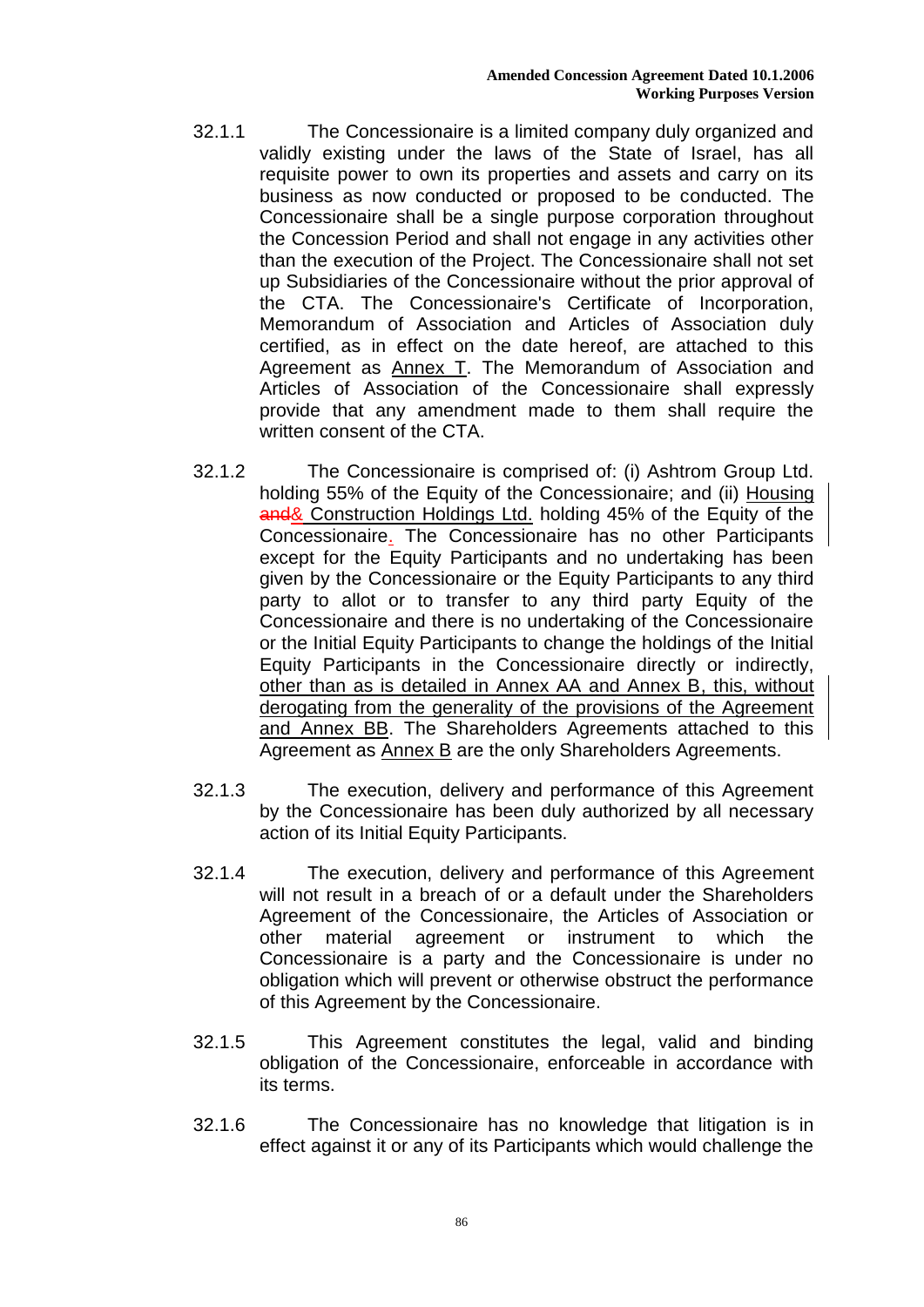32.1.1 The Concessionaire is a limited company duly organized and validly existing under the laws of the State of Israel, has all requisite power to own its properties and assets and carry on its business as now conducted or proposed to be conducted. The Concessionaire shall be a single purpose corporation throughout the Concession Period and shall not engage in any activities other than the execution of the Project. The Concessionaire shall not set up Subsidiaries of the Concessionaire without the prior approval of the CTA. The Concessionaire's Certificate of Incorporation, Memorandum of Association and Articles of Association duly certified, as in effect on the date hereof, are attached to this Agreement as Annex T. The Memorandum of Association and Articles of Association of the Concessionaire shall expressly provide that any amendment made to them shall require the written consent of the CTA.

32.1.2 The Concessionaire is comprised of: (i) Ashtrom Group Ltd. holding 55% of the Equity of the Concessionaire; and (ii) Housing ~~and~~& Construction Holdings Ltd. holding 45% of the Equity of the Concessionaire. The Concessionaire has no other Participants except for the Equity Participants and no undertaking has been given by the Concessionaire or the Equity Participants to any third party to allot or to transfer to any third party Equity of the Concessionaire and there is no undertaking of the Concessionaire or the Initial Equity Participants to change the holdings of the Initial Equity Participants in the Concessionaire directly or indirectly, other than as is detailed in Annex AA and Annex B, this, without derogating from the generality of the provisions of the Agreement and Annex BB. The Shareholders Agreements attached to this Agreement as Annex B are the only Shareholders Agreements.

32.1.3 The execution, delivery and performance of this Agreement by the Concessionaire has been duly authorized by all necessary action of its Initial Equity Participants.

32.1.4 The execution, delivery and performance of this Agreement will not result in a breach of or a default under the Shareholders Agreement of the Concessionaire, the Articles of Association or other material agreement or instrument to which the Concessionaire is a party and the Concessionaire is under no obligation which will prevent or otherwise obstruct the performance of this Agreement by the Concessionaire.

32.1.5 This Agreement constitutes the legal, valid and binding obligation of the Concessionaire, enforceable in accordance with its terms.

32.1.6 The Concessionaire has no knowledge that litigation is in effect against it or any of its Participants which would challenge the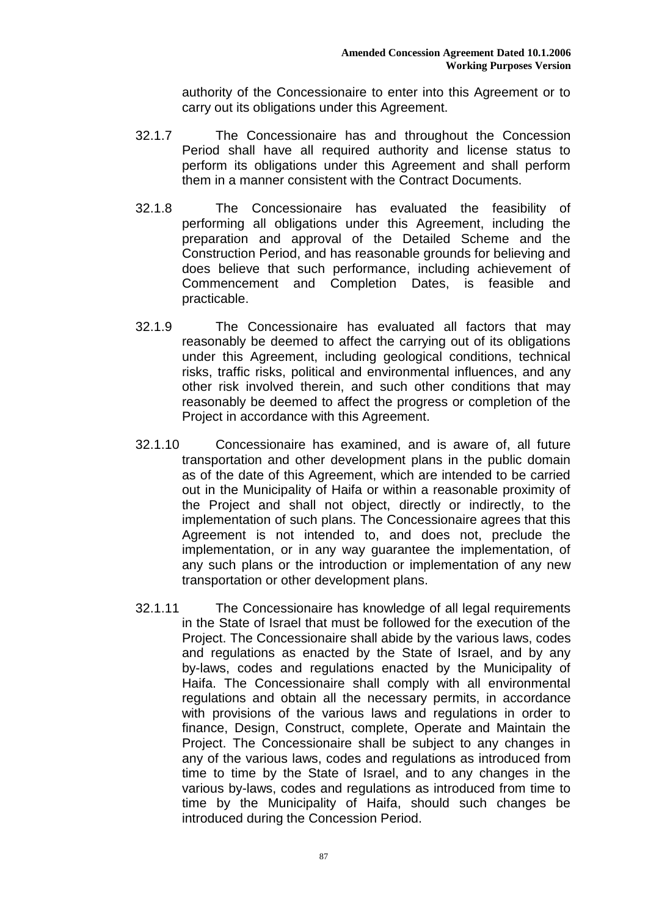authority of the Concessionaire to enter into this Agreement or to carry out its obligations under this Agreement.

32.1.7 The Concessionaire has and throughout the Concession Period shall have all required authority and license status to perform its obligations under this Agreement and shall perform them in a manner consistent with the Contract Documents.

32.1.8 The Concessionaire has evaluated the feasibility of performing all obligations under this Agreement, including the preparation and approval of the Detailed Scheme and the Construction Period, and has reasonable grounds for believing and does believe that such performance, including achievement of Commencement and Completion Dates, is feasible and practicable.

32.1.9 The Concessionaire has evaluated all factors that may reasonably be deemed to affect the carrying out of its obligations under this Agreement, including geological conditions, technical risks, traffic risks, political and environmental influences, and any other risk involved therein, and such other conditions that may reasonably be deemed to affect the progress or completion of the Project in accordance with this Agreement.

32.1.10 Concessionaire has examined, and is aware of, all future transportation and other development plans in the public domain as of the date of this Agreement, which are intended to be carried out in the Municipality of Haifa or within a reasonable proximity of the Project and shall not object, directly or indirectly, to the implementation of such plans. The Concessionaire agrees that this Agreement is not intended to, and does not, preclude the implementation, or in any way guarantee the implementation, of any such plans or the introduction or implementation of any new transportation or other development plans.

32.1.11 The Concessionaire has knowledge of all legal requirements in the State of Israel that must be followed for the execution of the Project. The Concessionaire shall abide by the various laws, codes and regulations as enacted by the State of Israel, and by any by-laws, codes and regulations enacted by the Municipality of Haifa. The Concessionaire shall comply with all environmental regulations and obtain all the necessary permits, in accordance with provisions of the various laws and regulations in order to finance, Design, Construct, complete, Operate and Maintain the Project. The Concessionaire shall be subject to any changes in any of the various laws, codes and regulations as introduced from time to time by the State of Israel, and to any changes in the various by-laws, codes and regulations as introduced from time to time by the Municipality of Haifa, should such changes be introduced during the Concession Period.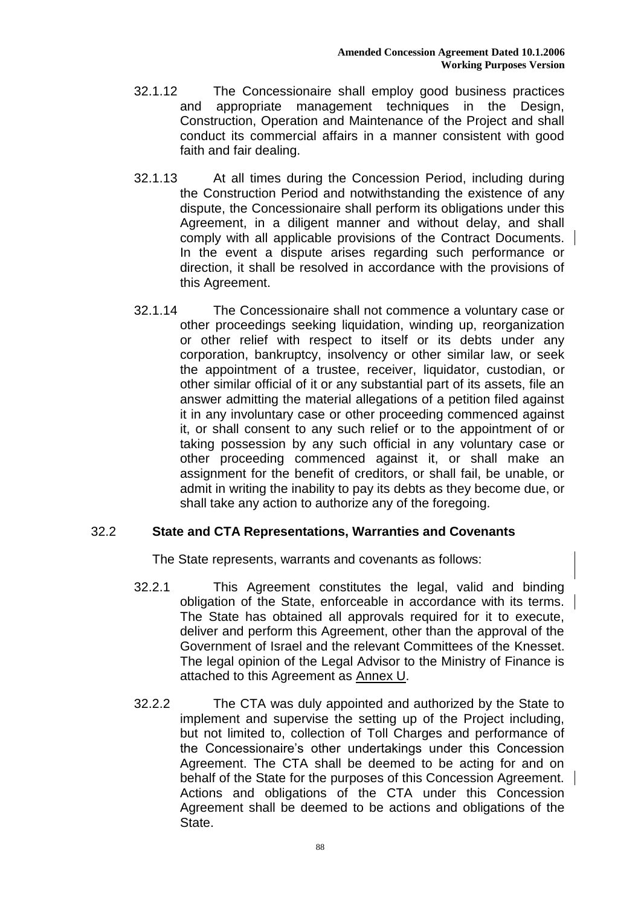32.1.12 The Concessionaire shall employ good business practices and appropriate management techniques in the Design, Construction, Operation and Maintenance of the Project and shall conduct its commercial affairs in a manner consistent with good faith and fair dealing.

32.1.13 At all times during the Concession Period, including during the Construction Period and notwithstanding the existence of any dispute, the Concessionaire shall perform its obligations under this Agreement, in a diligent manner and without delay, and shall comply with all applicable provisions of the Contract Documents. In the event a dispute arises regarding such performance or direction, it shall be resolved in accordance with the provisions of this Agreement.

32.1.14 The Concessionaire shall not commence a voluntary case or other proceedings seeking liquidation, winding up, reorganization or other relief with respect to itself or its debts under any corporation, bankruptcy, insolvency or other similar law, or seek the appointment of a trustee, receiver, liquidator, custodian, or other similar official of it or any substantial part of its assets, file an answer admitting the material allegations of a petition filed against it in any involuntary case or other proceeding commenced against it, or shall consent to any such relief or to the appointment of or taking possession by any such official in any voluntary case or other proceeding commenced against it, or shall make an assignment for the benefit of creditors, or shall fail, be unable, or admit in writing the inability to pay its debts as they become due, or shall take any action to authorize any of the foregoing.

## 32.2 State and CTA Representations, Warranties and Covenants

The State represents, warrants and covenants as follows:

32.2.1 This Agreement constitutes the legal, valid and binding obligation of the State, enforceable in accordance with its terms. The State has obtained all approvals required for it to execute, deliver and perform this Agreement, other than the approval of the Government of Israel and the relevant Committees of the Knesset. The legal opinion of the Legal Advisor to the Ministry of Finance is attached to this Agreement as Annex U.

32.2.2 The CTA was duly appointed and authorized by the State to implement and supervise the setting up of the Project including, but not limited to, collection of Toll Charges and performance of the Concessionaire's other undertakings under this Concession Agreement. The CTA shall be deemed to be acting for and on behalf of the State for the purposes of this Concession Agreement. Actions and obligations of the CTA under this Concession Agreement shall be deemed to be actions and obligations of the State.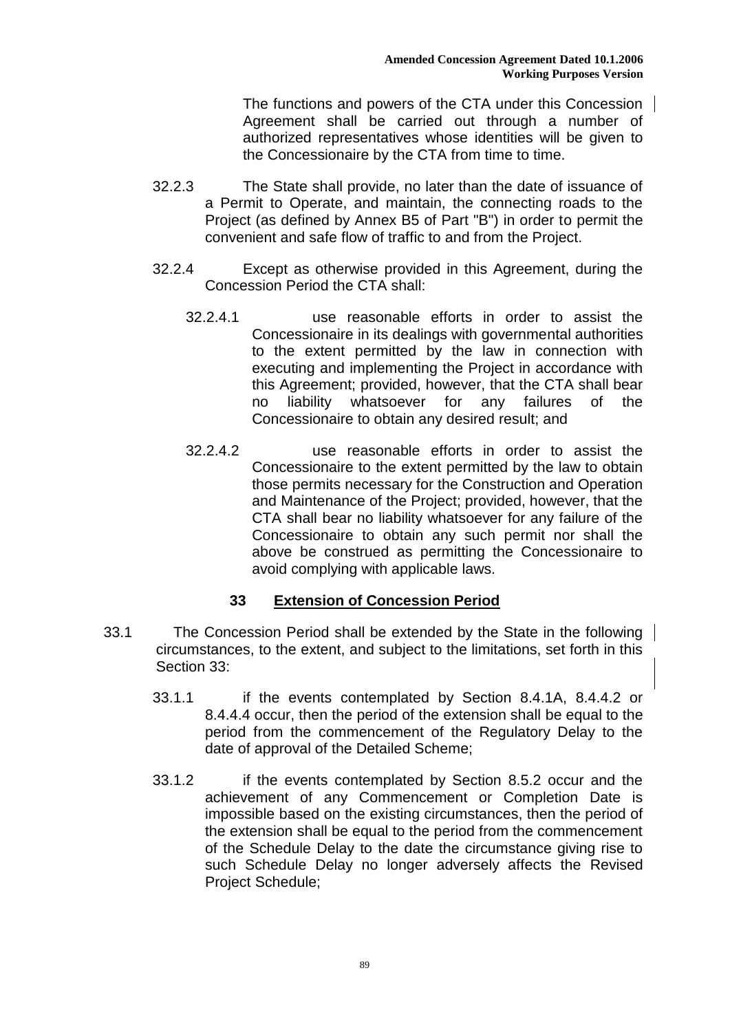The functions and powers of the CTA under this Concession Agreement shall be carried out through a number of authorized representatives whose identities will be given to the Concessionaire by the CTA from time to time.

32.2.3 The State shall provide, no later than the date of issuance of a Permit to Operate, and maintain, the connecting roads to the Project (as defined by Annex B5 of Part "B") in order to permit the convenient and safe flow of traffic to and from the Project.

32.2.4 Except as otherwise provided in this Agreement, during the Concession Period the CTA shall:

32.2.4.1 use reasonable efforts in order to assist the Concessionaire in its dealings with governmental authorities to the extent permitted by the law in connection with executing and implementing the Project in accordance with this Agreement; provided, however, that the CTA shall bear no liability whatsoever for any failures of the Concessionaire to obtain any desired result; and

32.2.4.2 use reasonable efforts in order to assist the Concessionaire to the extent permitted by the law to obtain those permits necessary for the Construction and Operation and Maintenance of the Project; provided, however, that the CTA shall bear no liability whatsoever for any failure of the Concessionaire to obtain any such permit nor shall the above be construed as permitting the Concessionaire to avoid complying with applicable laws.

## 33 Extension of Concession Period

33.1 The Concession Period shall be extended by the State in the following circumstances, to the extent, and subject to the limitations, set forth in this Section 33:

33.1.1 if the events contemplated by Section 8.4.1A, 8.4.4.2 or 8.4.4.4 occur, then the period of the extension shall be equal to the period from the commencement of the Regulatory Delay to the date of approval of the Detailed Scheme;

33.1.2 if the events contemplated by Section 8.5.2 occur and the achievement of any Commencement or Completion Date is impossible based on the existing circumstances, then the period of the extension shall be equal to the period from the commencement of the Schedule Delay to the date the circumstance giving rise to such Schedule Delay no longer adversely affects the Revised Project Schedule;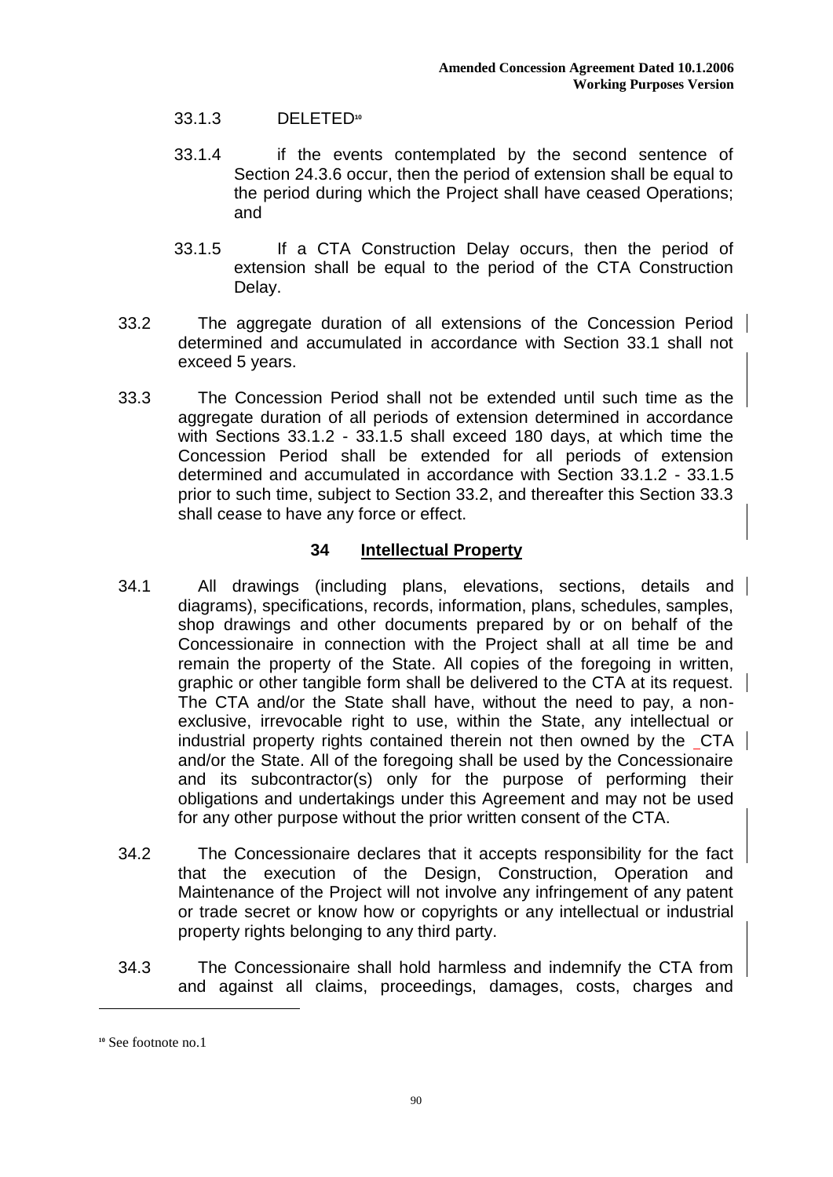33.1.3 DELETED[10]

33.1.4 if the events contemplated by the second sentence of Section 24.3.6 occur, then the period of extension shall be equal to the period during which the Project shall have ceased Operations; and

33.1.5 If a CTA Construction Delay occurs, then the period of extension shall be equal to the period of the CTA Construction Delay.

33.2 The aggregate duration of all extensions of the Concession Period determined and accumulated in accordance with Section 33.1 shall not exceed 5 years.

33.3 The Concession Period shall not be extended until such time as the aggregate duration of all periods of extension determined in accordance with Sections 33.1.2 - 33.1.5 shall exceed 180 days, at which time the Concession Period shall be extended for all periods of extension determined and accumulated in accordance with Section 33.1.2 - 33.1.5 prior to such time, subject to Section 33.2, and thereafter this Section 33.3 shall cease to have any force or effect.

## 34 Intellectual Property

34.1 All drawings (including plans, elevations, sections, details and diagrams), specifications, records, information, plans, schedules, samples, shop drawings and other documents prepared by or on behalf of the Concessionaire in connection with the Project shall at all time be and remain the property of the State. All copies of the foregoing in written, graphic or other tangible form shall be delivered to the CTA at its request. The CTA and/or the State shall have, without the need to pay, a non-exclusive, irrevocable right to use, within the State, any intellectual or industrial property rights contained therein not then owned by the CTA and/or the State. All of the foregoing shall be used by the Concessionaire and its subcontractor(s) only for the purpose of performing their obligations and undertakings under this Agreement and may not be used for any other purpose without the prior written consent of the CTA.

34.2 The Concessionaire declares that it accepts responsibility for the fact that the execution of the Design, Construction, Operation and Maintenance of the Project will not involve any infringement of any patent or trade secret or know how or copyrights or any intellectual or industrial property rights belonging to any third party.

34.3 The Concessionaire shall hold harmless and indemnify the CTA from and against all claims, proceedings, damages, costs, charges and

---

[10] See footnote no.1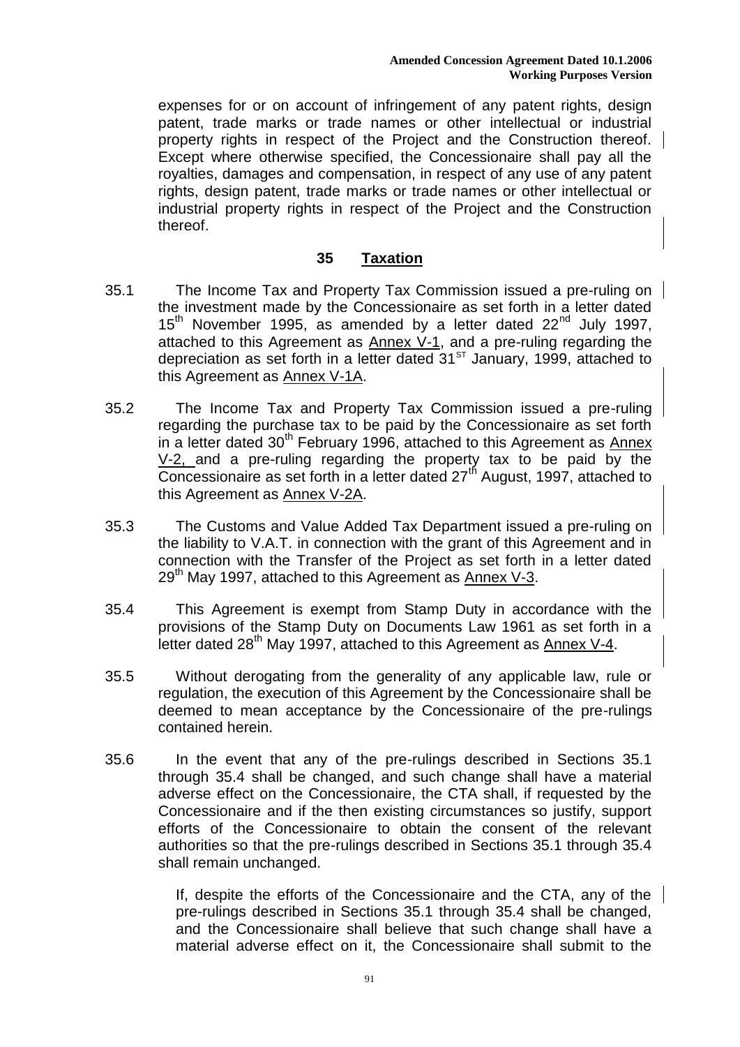expenses for or on account of infringement of any patent rights, design patent, trade marks or trade names or other intellectual or industrial property rights in respect of the Project and the Construction thereof. Except where otherwise specified, the Concessionaire shall pay all the royalties, damages and compensation, in respect of any use of any patent rights, design patent, trade marks or trade names or other intellectual or industrial property rights in respect of the Project and the Construction thereof.

## 35 Taxation

35.1 The Income Tax and Property Tax Commission issued a pre-ruling on the investment made by the Concessionaire as set forth in a letter dated 15th November 1995, as amended by a letter dated 22nd July 1997, attached to this Agreement as Annex V-1, and a pre-ruling regarding the depreciation as set forth in a letter dated 31ST January, 1999, attached to this Agreement as Annex V-1A.

35.2 The Income Tax and Property Tax Commission issued a pre-ruling regarding the purchase tax to be paid by the Concessionaire as set forth in a letter dated 30th February 1996, attached to this Agreement as Annex V-2, and a pre-ruling regarding the property tax to be paid by the Concessionaire as set forth in a letter dated 27th August, 1997, attached to this Agreement as Annex V-2A.

35.3 The Customs and Value Added Tax Department issued a pre-ruling on the liability to V.A.T. in connection with the grant of this Agreement and in connection with the Transfer of the Project as set forth in a letter dated 29th May 1997, attached to this Agreement as Annex V-3.

35.4 This Agreement is exempt from Stamp Duty in accordance with the provisions of the Stamp Duty on Documents Law 1961 as set forth in a letter dated 28th May 1997, attached to this Agreement as Annex V-4.

35.5 Without derogating from the generality of any applicable law, rule or regulation, the execution of this Agreement by the Concessionaire shall be deemed to mean acceptance by the Concessionaire of the pre-rulings contained herein.

35.6 In the event that any of the pre-rulings described in Sections 35.1 through 35.4 shall be changed, and such change shall have a material adverse effect on the Concessionaire, the CTA shall, if requested by the Concessionaire and if the then existing circumstances so justify, support efforts of the Concessionaire to obtain the consent of the relevant authorities so that the pre-rulings described in Sections 35.1 through 35.4 shall remain unchanged.

If, despite the efforts of the Concessionaire and the CTA, any of the pre-rulings described in Sections 35.1 through 35.4 shall be changed, and the Concessionaire shall believe that such change shall have a material adverse effect on it, the Concessionaire shall submit to the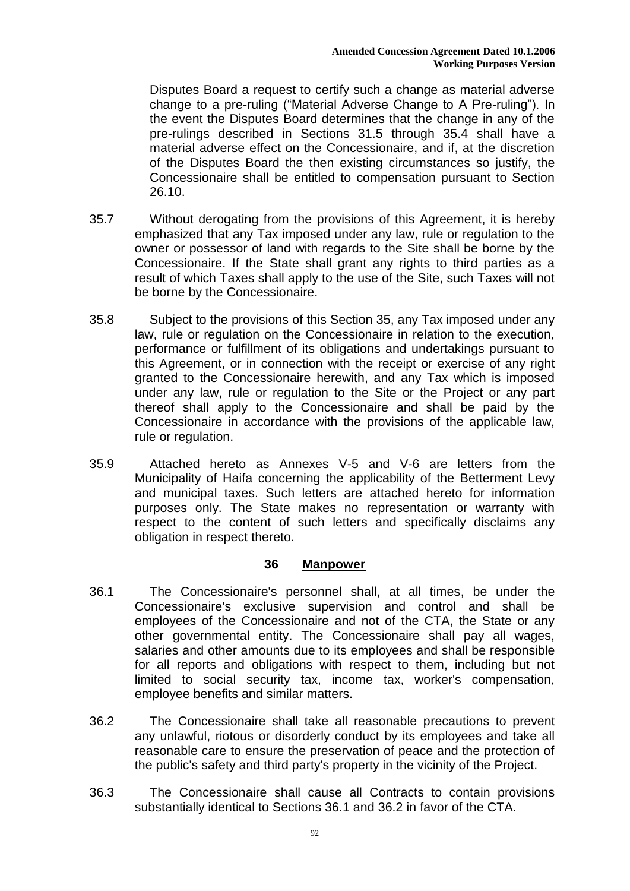Disputes Board a request to certify such a change as material adverse change to a pre-ruling ("Material Adverse Change to A Pre-ruling"). In the event the Disputes Board determines that the change in any of the pre-rulings described in Sections 31.5 through 35.4 shall have a material adverse effect on the Concessionaire, and if, at the discretion of the Disputes Board the then existing circumstances so justify, the Concessionaire shall be entitled to compensation pursuant to Section 26.10.

35.7 Without derogating from the provisions of this Agreement, it is hereby emphasized that any Tax imposed under any law, rule or regulation to the owner or possessor of land with regards to the Site shall be borne by the Concessionaire. If the State shall grant any rights to third parties as a result of which Taxes shall apply to the use of the Site, such Taxes will not be borne by the Concessionaire.

35.8 Subject to the provisions of this Section 35, any Tax imposed under any law, rule or regulation on the Concessionaire in relation to the execution, performance or fulfillment of its obligations and undertakings pursuant to this Agreement, or in connection with the receipt or exercise of any right granted to the Concessionaire herewith, and any Tax which is imposed under any law, rule or regulation to the Site or the Project or any part thereof shall apply to the Concessionaire and shall be paid by the Concessionaire in accordance with the provisions of the applicable law, rule or regulation.

35.9 Attached hereto as Annexes V-5 and V-6 are letters from the Municipality of Haifa concerning the applicability of the Betterment Levy and municipal taxes. Such letters are attached hereto for information purposes only. The State makes no representation or warranty with respect to the content of such letters and specifically disclaims any obligation in respect thereto.

## 36 Manpower

36.1 The Concessionaire's personnel shall, at all times, be under the Concessionaire's exclusive supervision and control and shall be employees of the Concessionaire and not of the CTA, the State or any other governmental entity. The Concessionaire shall pay all wages, salaries and other amounts due to its employees and shall be responsible for all reports and obligations with respect to them, including but not limited to social security tax, income tax, worker's compensation, employee benefits and similar matters.

36.2 The Concessionaire shall take all reasonable precautions to prevent any unlawful, riotous or disorderly conduct by its employees and take all reasonable care to ensure the preservation of peace and the protection of the public's safety and third party's property in the vicinity of the Project.

36.3 The Concessionaire shall cause all Contracts to contain provisions substantially identical to Sections 36.1 and 36.2 in favor of the CTA.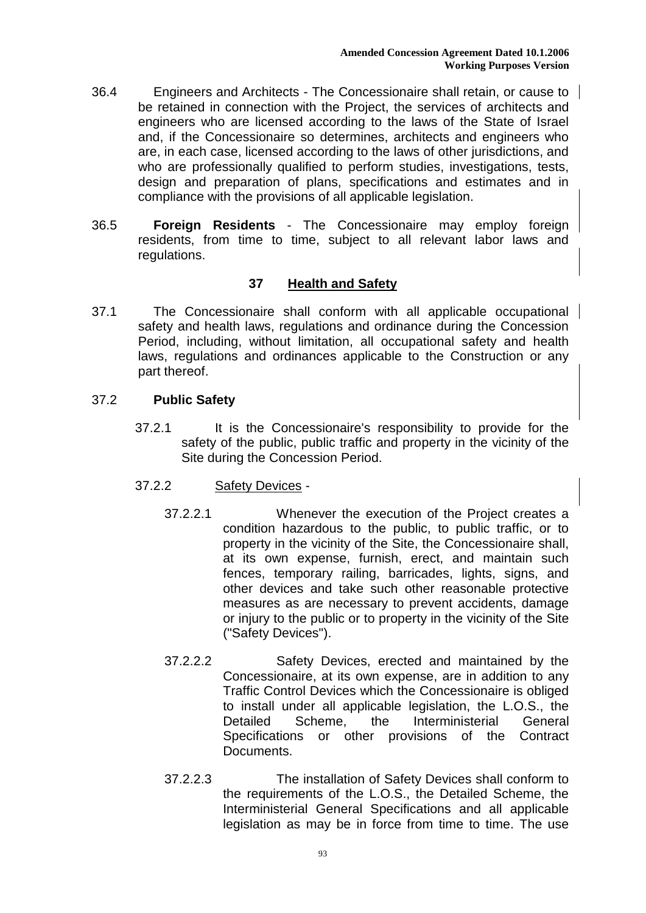36.4 Engineers and Architects - The Concessionaire shall retain, or cause to be retained in connection with the Project, the services of architects and engineers who are licensed according to the laws of the State of Israel and, if the Concessionaire so determines, architects and engineers who are, in each case, licensed according to the laws of other jurisdictions, and who are professionally qualified to perform studies, investigations, tests, design and preparation of plans, specifications and estimates and in compliance with the provisions of all applicable legislation.

36.5 **Foreign Residents** - The Concessionaire may employ foreign residents, from time to time, subject to all relevant labor laws and regulations.

## 37 Health and Safety

37.1 The Concessionaire shall conform with all applicable occupational safety and health laws, regulations and ordinance during the Concession Period, including, without limitation, all occupational safety and health laws, regulations and ordinances applicable to the Construction or any part thereof.

37.2 **Public Safety**

37.2.1 It is the Concessionaire's responsibility to provide for the safety of the public, public traffic and property in the vicinity of the Site during the Concession Period.

37.2.2 Safety Devices -

37.2.2.1 Whenever the execution of the Project creates a condition hazardous to the public, to public traffic, or to property in the vicinity of the Site, the Concessionaire shall, at its own expense, furnish, erect, and maintain such fences, temporary railing, barricades, lights, signs, and other devices and take such other reasonable protective measures as are necessary to prevent accidents, damage or injury to the public or to property in the vicinity of the Site ("Safety Devices").

37.2.2.2 Safety Devices, erected and maintained by the Concessionaire, at its own expense, are in addition to any Traffic Control Devices which the Concessionaire is obliged to install under all applicable legislation, the L.O.S., the Detailed Scheme, the Interministerial General Specifications or other provisions of the Contract Documents.

37.2.2.3 The installation of Safety Devices shall conform to the requirements of the L.O.S., the Detailed Scheme, the Interministerial General Specifications and all applicable legislation as may be in force from time to time. The use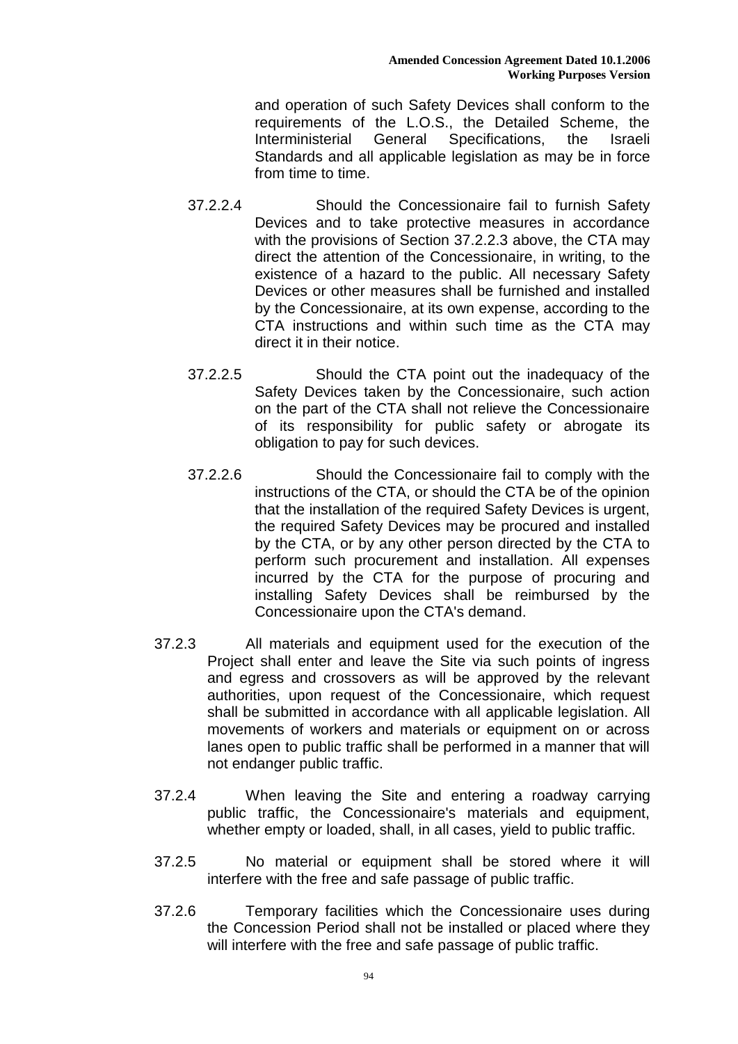and operation of such Safety Devices shall conform to the requirements of the L.O.S., the Detailed Scheme, the Interministerial General Specifications, the Israeli Standards and all applicable legislation as may be in force from time to time.

37.2.2.4 Should the Concessionaire fail to furnish Safety Devices and to take protective measures in accordance with the provisions of Section 37.2.2.3 above, the CTA may direct the attention of the Concessionaire, in writing, to the existence of a hazard to the public. All necessary Safety Devices or other measures shall be furnished and installed by the Concessionaire, at its own expense, according to the CTA instructions and within such time as the CTA may direct it in their notice.

37.2.2.5 Should the CTA point out the inadequacy of the Safety Devices taken by the Concessionaire, such action on the part of the CTA shall not relieve the Concessionaire of its responsibility for public safety or abrogate its obligation to pay for such devices.

37.2.2.6 Should the Concessionaire fail to comply with the instructions of the CTA, or should the CTA be of the opinion that the installation of the required Safety Devices is urgent, the required Safety Devices may be procured and installed by the CTA, or by any other person directed by the CTA to perform such procurement and installation. All expenses incurred by the CTA for the purpose of procuring and installing Safety Devices shall be reimbursed by the Concessionaire upon the CTA's demand.

37.2.3 All materials and equipment used for the execution of the Project shall enter and leave the Site via such points of ingress and egress and crossovers as will be approved by the relevant authorities, upon request of the Concessionaire, which request shall be submitted in accordance with all applicable legislation. All movements of workers and materials or equipment on or across lanes open to public traffic shall be performed in a manner that will not endanger public traffic.

37.2.4 When leaving the Site and entering a roadway carrying public traffic, the Concessionaire's materials and equipment, whether empty or loaded, shall, in all cases, yield to public traffic.

37.2.5 No material or equipment shall be stored where it will interfere with the free and safe passage of public traffic.

37.2.6 Temporary facilities which the Concessionaire uses during the Concession Period shall not be installed or placed where they will interfere with the free and safe passage of public traffic.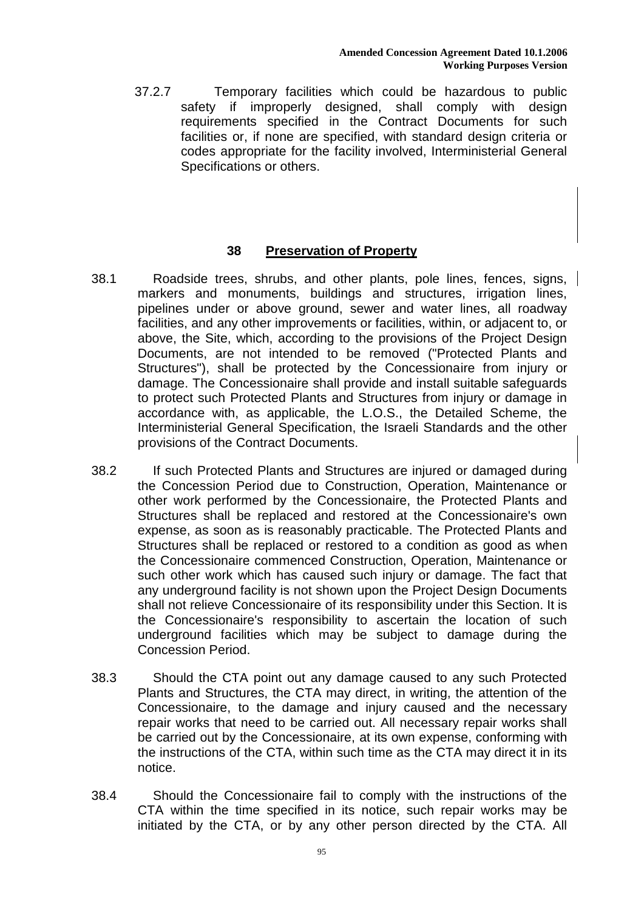37.2.7 Temporary facilities which could be hazardous to public safety if improperly designed, shall comply with design requirements specified in the Contract Documents for such facilities or, if none are specified, with standard design criteria or codes appropriate for the facility involved, Interministerial General Specifications or others.

## 38 Preservation of Property

38.1 Roadside trees, shrubs, and other plants, pole lines, fences, signs, markers and monuments, buildings and structures, irrigation lines, pipelines under or above ground, sewer and water lines, all roadway facilities, and any other improvements or facilities, within, or adjacent to, or above, the Site, which, according to the provisions of the Project Design Documents, are not intended to be removed ("Protected Plants and Structures"), shall be protected by the Concessionaire from injury or damage. The Concessionaire shall provide and install suitable safeguards to protect such Protected Plants and Structures from injury or damage in accordance with, as applicable, the L.O.S., the Detailed Scheme, the Interministerial General Specification, the Israeli Standards and the other provisions of the Contract Documents.

38.2 If such Protected Plants and Structures are injured or damaged during the Concession Period due to Construction, Operation, Maintenance or other work performed by the Concessionaire, the Protected Plants and Structures shall be replaced and restored at the Concessionaire's own expense, as soon as is reasonably practicable. The Protected Plants and Structures shall be replaced or restored to a condition as good as when the Concessionaire commenced Construction, Operation, Maintenance or such other work which has caused such injury or damage. The fact that any underground facility is not shown upon the Project Design Documents shall not relieve Concessionaire of its responsibility under this Section. It is the Concessionaire's responsibility to ascertain the location of such underground facilities which may be subject to damage during the Concession Period.

38.3 Should the CTA point out any damage caused to any such Protected Plants and Structures, the CTA may direct, in writing, the attention of the Concessionaire, to the damage and injury caused and the necessary repair works that need to be carried out. All necessary repair works shall be carried out by the Concessionaire, at its own expense, conforming with the instructions of the CTA, within such time as the CTA may direct it in its notice.

38.4 Should the Concessionaire fail to comply with the instructions of the CTA within the time specified in its notice, such repair works may be initiated by the CTA, or by any other person directed by the CTA. All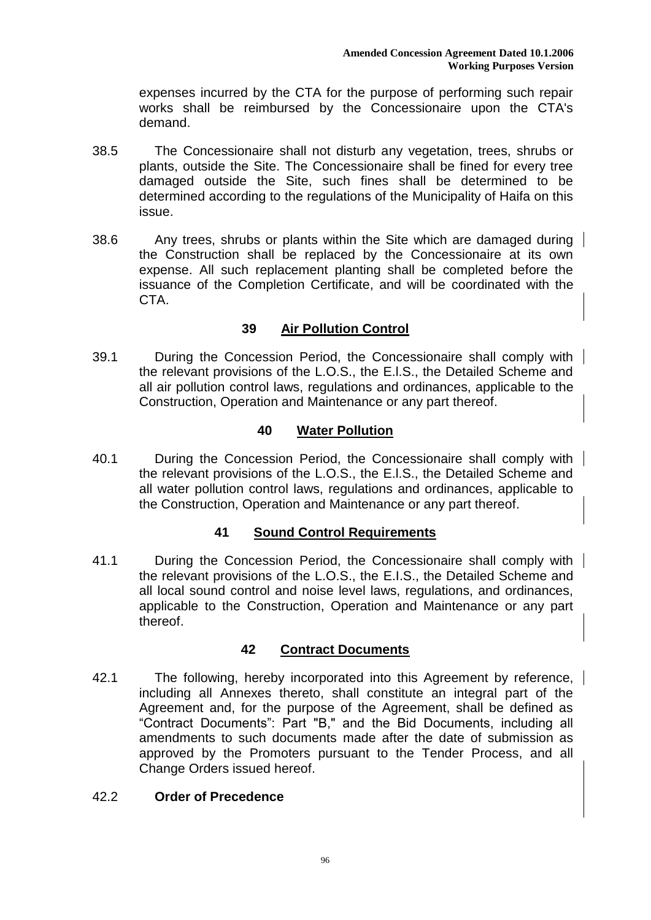expenses incurred by the CTA for the purpose of performing such repair works shall be reimbursed by the Concessionaire upon the CTA's demand.

38.5 The Concessionaire shall not disturb any vegetation, trees, shrubs or plants, outside the Site. The Concessionaire shall be fined for every tree damaged outside the Site, such fines shall be determined to be determined according to the regulations of the Municipality of Haifa on this issue.

38.6 Any trees, shrubs or plants within the Site which are damaged during the Construction shall be replaced by the Concessionaire at its own expense. All such replacement planting shall be completed before the issuance of the Completion Certificate, and will be coordinated with the CTA.

## 39 Air Pollution Control

39.1 During the Concession Period, the Concessionaire shall comply with the relevant provisions of the L.O.S., the E.I.S., the Detailed Scheme and all air pollution control laws, regulations and ordinances, applicable to the Construction, Operation and Maintenance or any part thereof.

## 40 Water Pollution

40.1 During the Concession Period, the Concessionaire shall comply with the relevant provisions of the L.O.S., the E.I.S., the Detailed Scheme and all water pollution control laws, regulations and ordinances, applicable to the Construction, Operation and Maintenance or any part thereof.

## 41 Sound Control Requirements

41.1 During the Concession Period, the Concessionaire shall comply with the relevant provisions of the L.O.S., the E.I.S., the Detailed Scheme and all local sound control and noise level laws, regulations, and ordinances, applicable to the Construction, Operation and Maintenance or any part thereof.

## 42 Contract Documents

42.1 The following, hereby incorporated into this Agreement by reference, including all Annexes thereto, shall constitute an integral part of the Agreement and, for the purpose of the Agreement, shall be defined as "Contract Documents": Part "B," and the Bid Documents, including all amendments to such documents made after the date of submission as approved by the Promoters pursuant to the Tender Process, and all Change Orders issued hereof.

42.2 **Order of Precedence**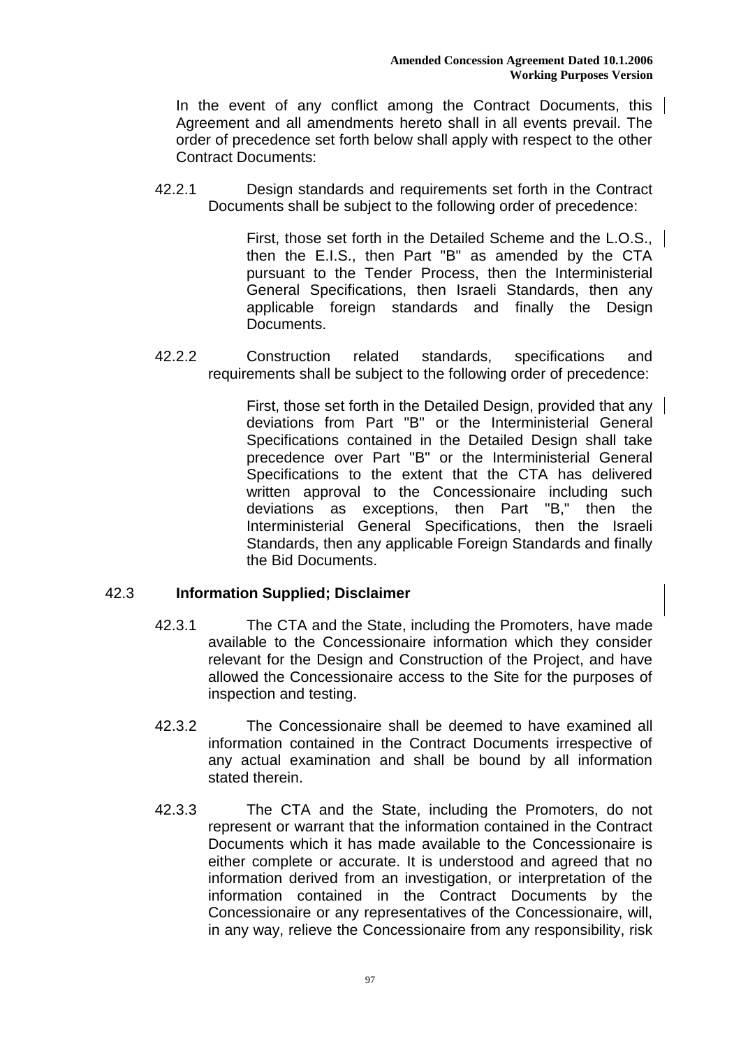In the event of any conflict among the Contract Documents, this Agreement and all amendments hereto shall in all events prevail. The order of precedence set forth below shall apply with respect to the other Contract Documents:

42.2.1 Design standards and requirements set forth in the Contract Documents shall be subject to the following order of precedence:

First, those set forth in the Detailed Scheme and the L.O.S., then the E.I.S., then Part "B" as amended by the CTA pursuant to the Tender Process, then the Interministerial General Specifications, then Israeli Standards, then any applicable foreign standards and finally the Design Documents.

42.2.2 Construction related standards, specifications and requirements shall be subject to the following order of precedence:

First, those set forth in the Detailed Design, provided that any deviations from Part "B" or the Interministerial General Specifications contained in the Detailed Design shall take precedence over Part "B" or the Interministerial General Specifications to the extent that the CTA has delivered written approval to the Concessionaire including such deviations as exceptions, then Part "B," then the Interministerial General Specifications, then the Israeli Standards, then any applicable Foreign Standards and finally the Bid Documents.

## 42.3 Information Supplied; Disclaimer

42.3.1 The CTA and the State, including the Promoters, have made available to the Concessionaire information which they consider relevant for the Design and Construction of the Project, and have allowed the Concessionaire access to the Site for the purposes of inspection and testing.

42.3.2 The Concessionaire shall be deemed to have examined all information contained in the Contract Documents irrespective of any actual examination and shall be bound by all information stated therein.

42.3.3 The CTA and the State, including the Promoters, do not represent or warrant that the information contained in the Contract Documents which it has made available to the Concessionaire is either complete or accurate. It is understood and agreed that no information derived from an investigation, or interpretation of the information contained in the Contract Documents by the Concessionaire or any representatives of the Concessionaire, will, in any way, relieve the Concessionaire from any responsibility, risk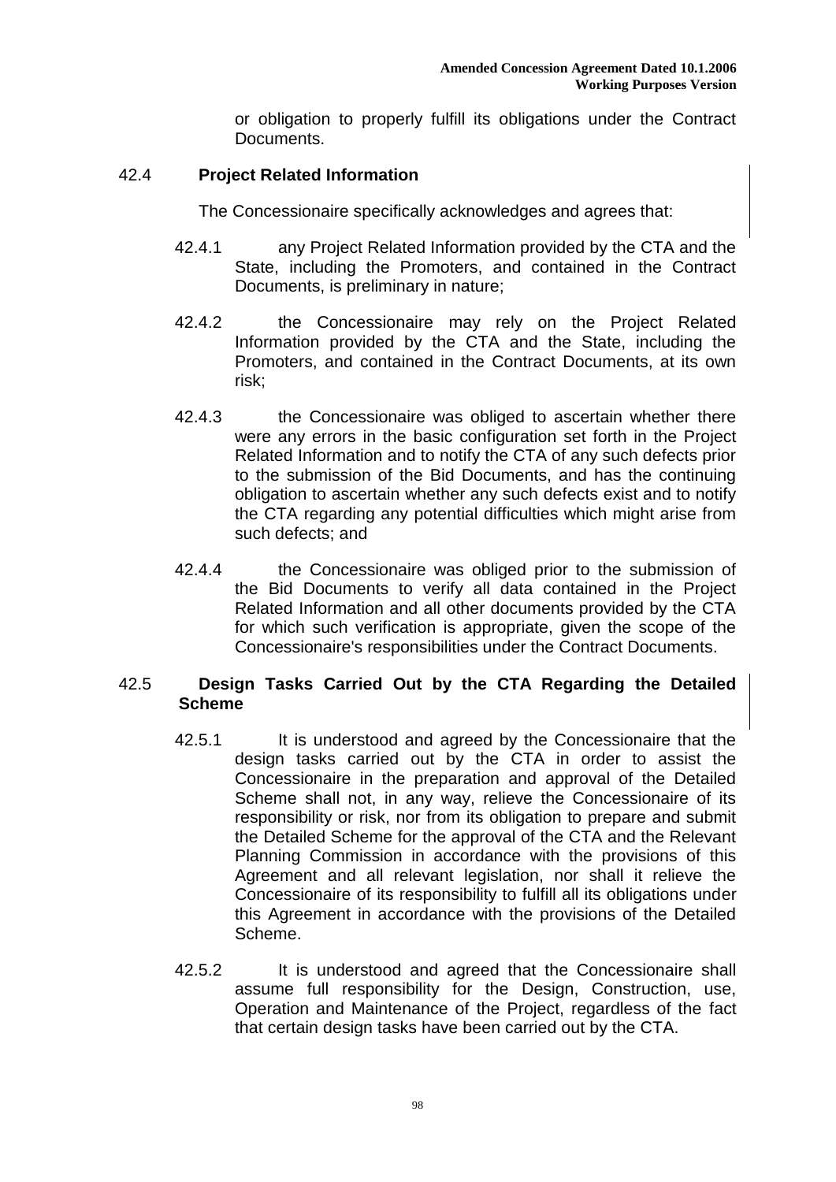or obligation to properly fulfill its obligations under the Contract Documents.

### 42.4 Project Related Information

The Concessionaire specifically acknowledges and agrees that:

42.4.1 any Project Related Information provided by the CTA and the State, including the Promoters, and contained in the Contract Documents, is preliminary in nature;

42.4.2 the Concessionaire may rely on the Project Related Information provided by the CTA and the State, including the Promoters, and contained in the Contract Documents, at its own risk;

42.4.3 the Concessionaire was obliged to ascertain whether there were any errors in the basic configuration set forth in the Project Related Information and to notify the CTA of any such defects prior to the submission of the Bid Documents, and has the continuing obligation to ascertain whether any such defects exist and to notify the CTA regarding any potential difficulties which might arise from such defects; and

42.4.4 the Concessionaire was obliged prior to the submission of the Bid Documents to verify all data contained in the Project Related Information and all other documents provided by the CTA for which such verification is appropriate, given the scope of the Concessionaire's responsibilities under the Contract Documents.

### 42.5 Design Tasks Carried Out by the CTA Regarding the Detailed Scheme

42.5.1 It is understood and agreed by the Concessionaire that the design tasks carried out by the CTA in order to assist the Concessionaire in the preparation and approval of the Detailed Scheme shall not, in any way, relieve the Concessionaire of its responsibility or risk, nor from its obligation to prepare and submit the Detailed Scheme for the approval of the CTA and the Relevant Planning Commission in accordance with the provisions of this Agreement and all relevant legislation, nor shall it relieve the Concessionaire of its responsibility to fulfill all its obligations under this Agreement in accordance with the provisions of the Detailed Scheme.

42.5.2 It is understood and agreed that the Concessionaire shall assume full responsibility for the Design, Construction, use, Operation and Maintenance of the Project, regardless of the fact that certain design tasks have been carried out by the CTA.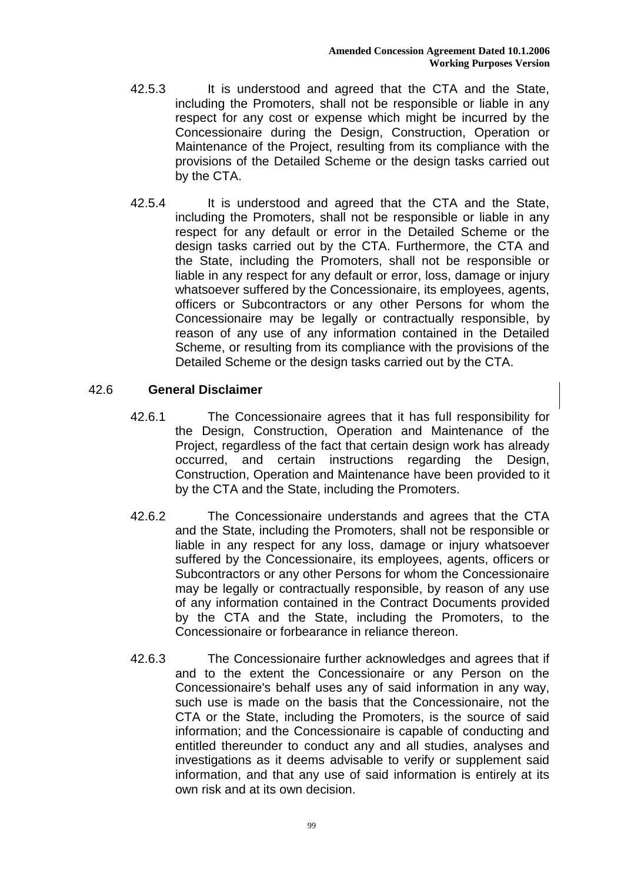42.5.3 It is understood and agreed that the CTA and the State, including the Promoters, shall not be responsible or liable in any respect for any cost or expense which might be incurred by the Concessionaire during the Design, Construction, Operation or Maintenance of the Project, resulting from its compliance with the provisions of the Detailed Scheme or the design tasks carried out by the CTA.

42.5.4 It is understood and agreed that the CTA and the State, including the Promoters, shall not be responsible or liable in any respect for any default or error in the Detailed Scheme or the design tasks carried out by the CTA. Furthermore, the CTA and the State, including the Promoters, shall not be responsible or liable in any respect for any default or error, loss, damage or injury whatsoever suffered by the Concessionaire, its employees, agents, officers or Subcontractors or any other Persons for whom the Concessionaire may be legally or contractually responsible, by reason of any use of any information contained in the Detailed Scheme, or resulting from its compliance with the provisions of the Detailed Scheme or the design tasks carried out by the CTA.

42.6 **General Disclaimer**

42.6.1 The Concessionaire agrees that it has full responsibility for the Design, Construction, Operation and Maintenance of the Project, regardless of the fact that certain design work has already occurred, and certain instructions regarding the Design, Construction, Operation and Maintenance have been provided to it by the CTA and the State, including the Promoters.

42.6.2 The Concessionaire understands and agrees that the CTA and the State, including the Promoters, shall not be responsible or liable in any respect for any loss, damage or injury whatsoever suffered by the Concessionaire, its employees, agents, officers or Subcontractors or any other Persons for whom the Concessionaire may be legally or contractually responsible, by reason of any use of any information contained in the Contract Documents provided by the CTA and the State, including the Promoters, to the Concessionaire or forbearance in reliance thereon.

42.6.3 The Concessionaire further acknowledges and agrees that if and to the extent the Concessionaire or any Person on the Concessionaire's behalf uses any of said information in any way, such use is made on the basis that the Concessionaire, not the CTA or the State, including the Promoters, is the source of said information; and the Concessionaire is capable of conducting and entitled thereunder to conduct any and all studies, analyses and investigations as it deems advisable to verify or supplement said information, and that any use of said information is entirely at its own risk and at its own decision.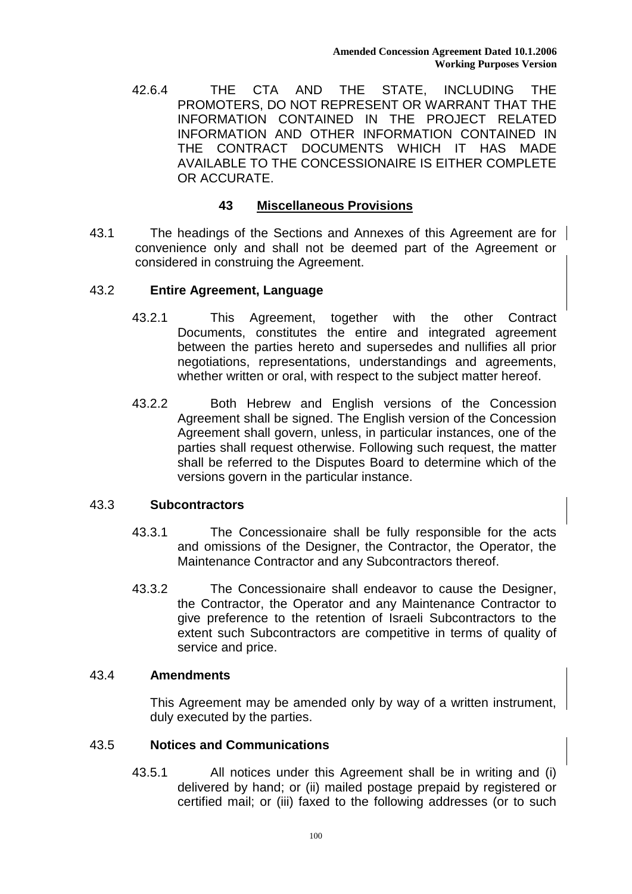42.6.4 THE CTA AND THE STATE, INCLUDING THE PROMOTERS, DO NOT REPRESENT OR WARRANT THAT THE INFORMATION CONTAINED IN THE PROJECT RELATED INFORMATION AND OTHER INFORMATION CONTAINED IN THE CONTRACT DOCUMENTS WHICH IT HAS MADE AVAILABLE TO THE CONCESSIONAIRE IS EITHER COMPLETE OR ACCURATE.

## 43 Miscellaneous Provisions

43.1 The headings of the Sections and Annexes of this Agreement are for convenience only and shall not be deemed part of the Agreement or considered in construing the Agreement.

### 43.2 Entire Agreement, Language

43.2.1 This Agreement, together with the other Contract Documents, constitutes the entire and integrated agreement between the parties hereto and supersedes and nullifies all prior negotiations, representations, understandings and agreements, whether written or oral, with respect to the subject matter hereof.

43.2.2 Both Hebrew and English versions of the Concession Agreement shall be signed. The English version of the Concession Agreement shall govern, unless, in particular instances, one of the parties shall request otherwise. Following such request, the matter shall be referred to the Disputes Board to determine which of the versions govern in the particular instance.

### 43.3 Subcontractors

43.3.1 The Concessionaire shall be fully responsible for the acts and omissions of the Designer, the Contractor, the Operator, the Maintenance Contractor and any Subcontractors thereof.

43.3.2 The Concessionaire shall endeavor to cause the Designer, the Contractor, the Operator and any Maintenance Contractor to give preference to the retention of Israeli Subcontractors to the extent such Subcontractors are competitive in terms of quality of service and price.

### 43.4 Amendments

This Agreement may be amended only by way of a written instrument, duly executed by the parties.

### 43.5 Notices and Communications

43.5.1 All notices under this Agreement shall be in writing and (i) delivered by hand; or (ii) mailed postage prepaid by registered or certified mail; or (iii) faxed to the following addresses (or to such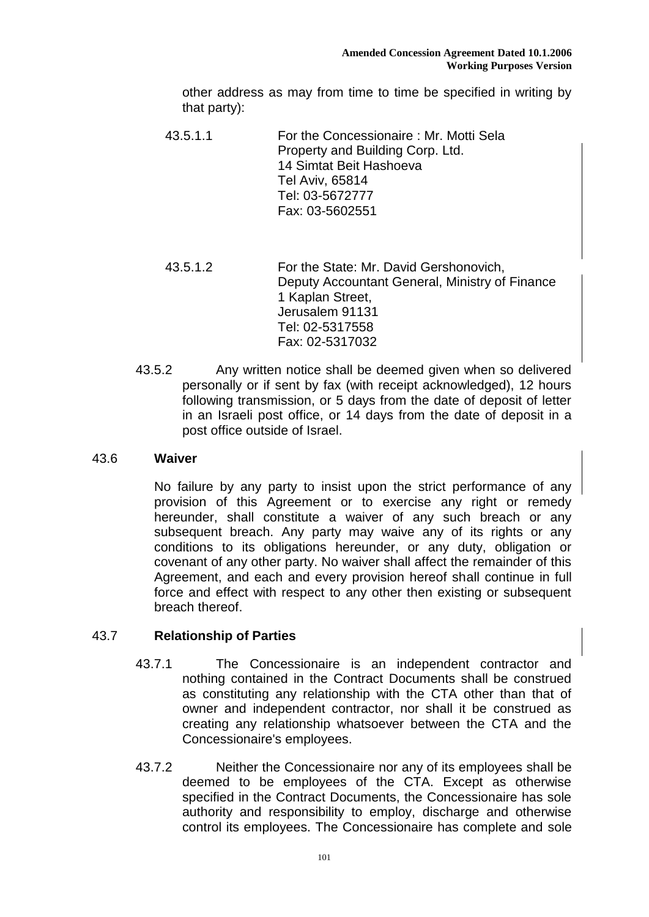other address as may from time to time be specified in writing by that party):

43.5.1.1 For the Concessionaire : Mr. Motti Sela
Property and Building Corp. Ltd.
14 Simtat Beit Hashoeva
Tel Aviv, 65814
Tel: 03-5672777
Fax: 03-5602551

43.5.1.2 For the State: Mr. David Gershonovich,
Deputy Accountant General, Ministry of Finance
1 Kaplan Street,
Jerusalem 91131
Tel: 02-5317558
Fax: 02-5317032

43.5.2 Any written notice shall be deemed given when so delivered personally or if sent by fax (with receipt acknowledged), 12 hours following transmission, or 5 days from the date of deposit of letter in an Israeli post office, or 14 days from the date of deposit in a post office outside of Israel.

### 43.6 Waiver

No failure by any party to insist upon the strict performance of any provision of this Agreement or to exercise any right or remedy hereunder, shall constitute a waiver of any such breach or any subsequent breach. Any party may waive any of its rights or any conditions to its obligations hereunder, or any duty, obligation or covenant of any other party. No waiver shall affect the remainder of this Agreement, and each and every provision hereof shall continue in full force and effect with respect to any other then existing or subsequent breach thereof.

### 43.7 Relationship of Parties

43.7.1 The Concessionaire is an independent contractor and nothing contained in the Contract Documents shall be construed as constituting any relationship with the CTA other than that of owner and independent contractor, nor shall it be construed as creating any relationship whatsoever between the CTA and the Concessionaire's employees.

43.7.2 Neither the Concessionaire nor any of its employees shall be deemed to be employees of the CTA. Except as otherwise specified in the Contract Documents, the Concessionaire has sole authority and responsibility to employ, discharge and otherwise control its employees. The Concessionaire has complete and sole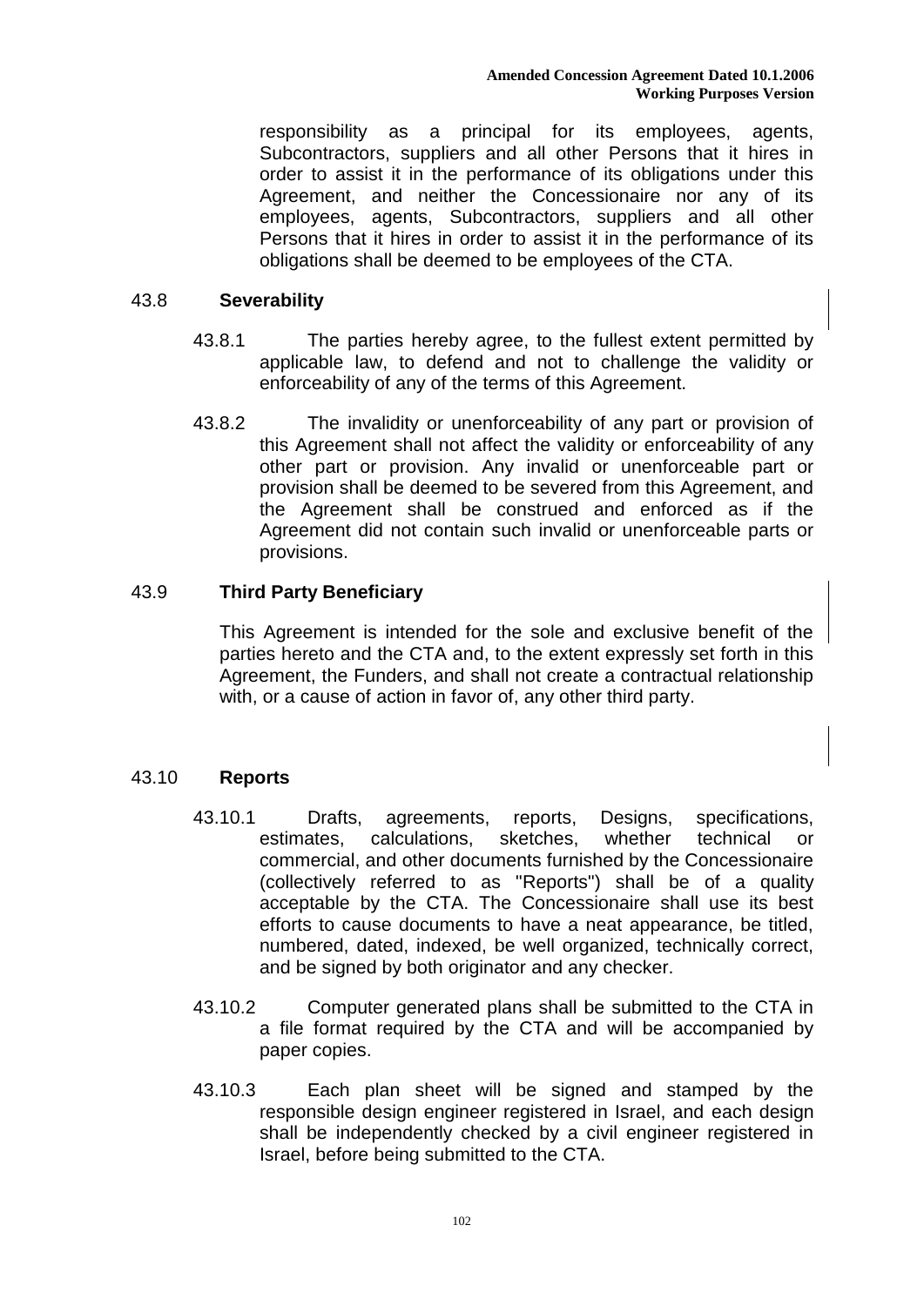responsibility as a principal for its employees, agents, Subcontractors, suppliers and all other Persons that it hires in order to assist it in the performance of its obligations under this Agreement, and neither the Concessionaire nor any of its employees, agents, Subcontractors, suppliers and all other Persons that it hires in order to assist it in the performance of its obligations shall be deemed to be employees of the CTA.

## 43.8 Severability

43.8.1 The parties hereby agree, to the fullest extent permitted by applicable law, to defend and not to challenge the validity or enforceability of any of the terms of this Agreement.

43.8.2 The invalidity or unenforceability of any part or provision of this Agreement shall not affect the validity or enforceability of any other part or provision. Any invalid or unenforceable part or provision shall be deemed to be severed from this Agreement, and the Agreement shall be construed and enforced as if the Agreement did not contain such invalid or unenforceable parts or provisions.

## 43.9 Third Party Beneficiary

This Agreement is intended for the sole and exclusive benefit of the parties hereto and the CTA and, to the extent expressly set forth in this Agreement, the Funders, and shall not create a contractual relationship with, or a cause of action in favor of, any other third party.

## 43.10 Reports

43.10.1 Drafts, agreements, reports, Designs, specifications, estimates, calculations, sketches, whether technical or commercial, and other documents furnished by the Concessionaire (collectively referred to as "Reports") shall be of a quality acceptable by the CTA. The Concessionaire shall use its best efforts to cause documents to have a neat appearance, be titled, numbered, dated, indexed, be well organized, technically correct, and be signed by both originator and any checker.

43.10.2 Computer generated plans shall be submitted to the CTA in a file format required by the CTA and will be accompanied by paper copies.

43.10.3 Each plan sheet will be signed and stamped by the responsible design engineer registered in Israel, and each design shall be independently checked by a civil engineer registered in Israel, before being submitted to the CTA.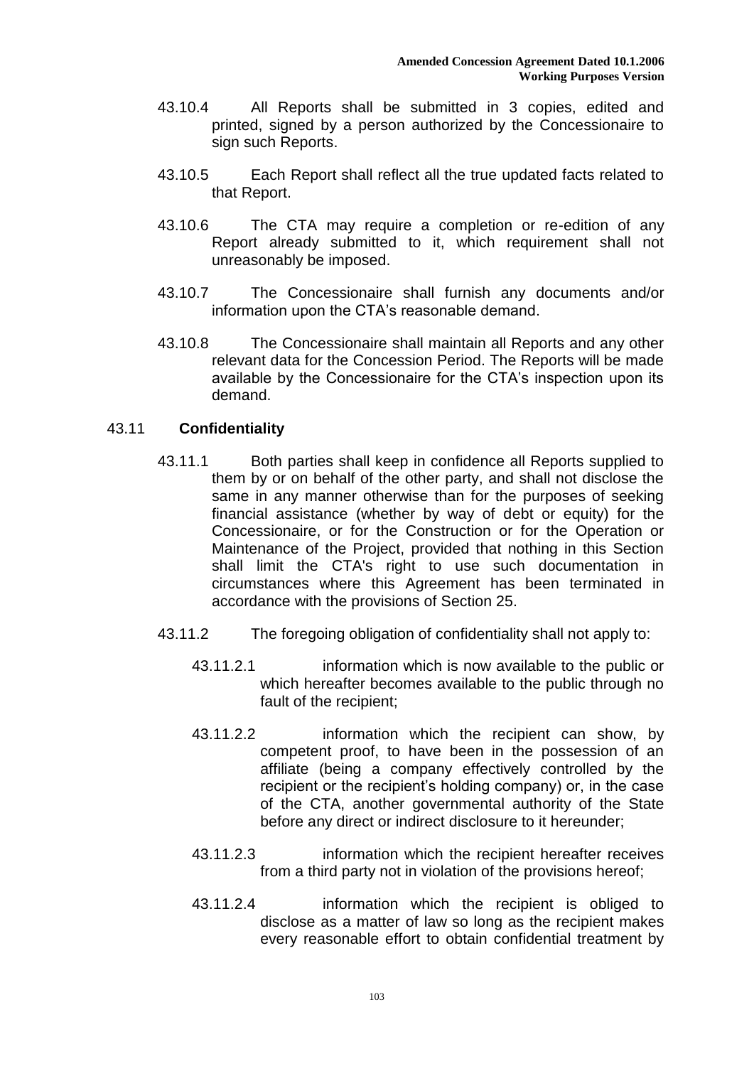43.10.4 All Reports shall be submitted in 3 copies, edited and printed, signed by a person authorized by the Concessionaire to sign such Reports.

43.10.5 Each Report shall reflect all the true updated facts related to that Report.

43.10.6 The CTA may require a completion or re-edition of any Report already submitted to it, which requirement shall not unreasonably be imposed.

43.10.7 The Concessionaire shall furnish any documents and/or information upon the CTA's reasonable demand.

43.10.8 The Concessionaire shall maintain all Reports and any other relevant data for the Concession Period. The Reports will be made available by the Concessionaire for the CTA's inspection upon its demand.

43.11 **Confidentiality**

43.11.1 Both parties shall keep in confidence all Reports supplied to them by or on behalf of the other party, and shall not disclose the same in any manner otherwise than for the purposes of seeking financial assistance (whether by way of debt or equity) for the Concessionaire, or for the Construction or for the Operation or Maintenance of the Project, provided that nothing in this Section shall limit the CTA's right to use such documentation in circumstances where this Agreement has been terminated in accordance with the provisions of Section 25.

43.11.2 The foregoing obligation of confidentiality shall not apply to:

43.11.2.1 information which is now available to the public or which hereafter becomes available to the public through no fault of the recipient;

43.11.2.2 information which the recipient can show, by competent proof, to have been in the possession of an affiliate (being a company effectively controlled by the recipient or the recipient's holding company) or, in the case of the CTA, another governmental authority of the State before any direct or indirect disclosure to it hereunder;

43.11.2.3 information which the recipient hereafter receives from a third party not in violation of the provisions hereof;

43.11.2.4 information which the recipient is obliged to disclose as a matter of law so long as the recipient makes every reasonable effort to obtain confidential treatment by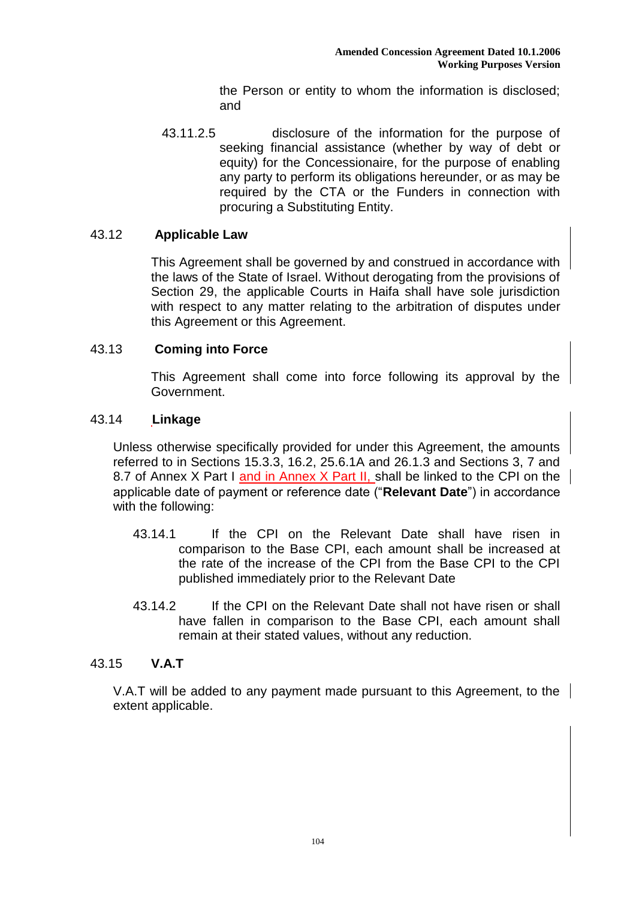the Person or entity to whom the information is disclosed; and

43.11.2.5 disclosure of the information for the purpose of seeking financial assistance (whether by way of debt or equity) for the Concessionaire, for the purpose of enabling any party to perform its obligations hereunder, or as may be required by the CTA or the Funders in connection with procuring a Substituting Entity.

## 43.12 Applicable Law

This Agreement shall be governed by and construed in accordance with the laws of the State of Israel. Without derogating from the provisions of Section 29, the applicable Courts in Haifa shall have sole jurisdiction with respect to any matter relating to the arbitration of disputes under this Agreement or this Agreement.

## 43.13 Coming into Force

This Agreement shall come into force following its approval by the Government.

## 43.14 Linkage

Unless otherwise specifically provided for under this Agreement, the amounts referred to in Sections 15.3.3, 16.2, 25.6.1A and 26.1.3 and Sections 3, 7 and 8.7 of Annex X Part I and in Annex X Part II, shall be linked to the CPI on the applicable date of payment or reference date ("**Relevant Date**") in accordance with the following:

43.14.1 If the CPI on the Relevant Date shall have risen in comparison to the Base CPI, each amount shall be increased at the rate of the increase of the CPI from the Base CPI to the CPI published immediately prior to the Relevant Date

43.14.2 If the CPI on the Relevant Date shall not have risen or shall have fallen in comparison to the Base CPI, each amount shall remain at their stated values, without any reduction.

## 43.15 V.A.T

V.A.T will be added to any payment made pursuant to this Agreement, to the extent applicable.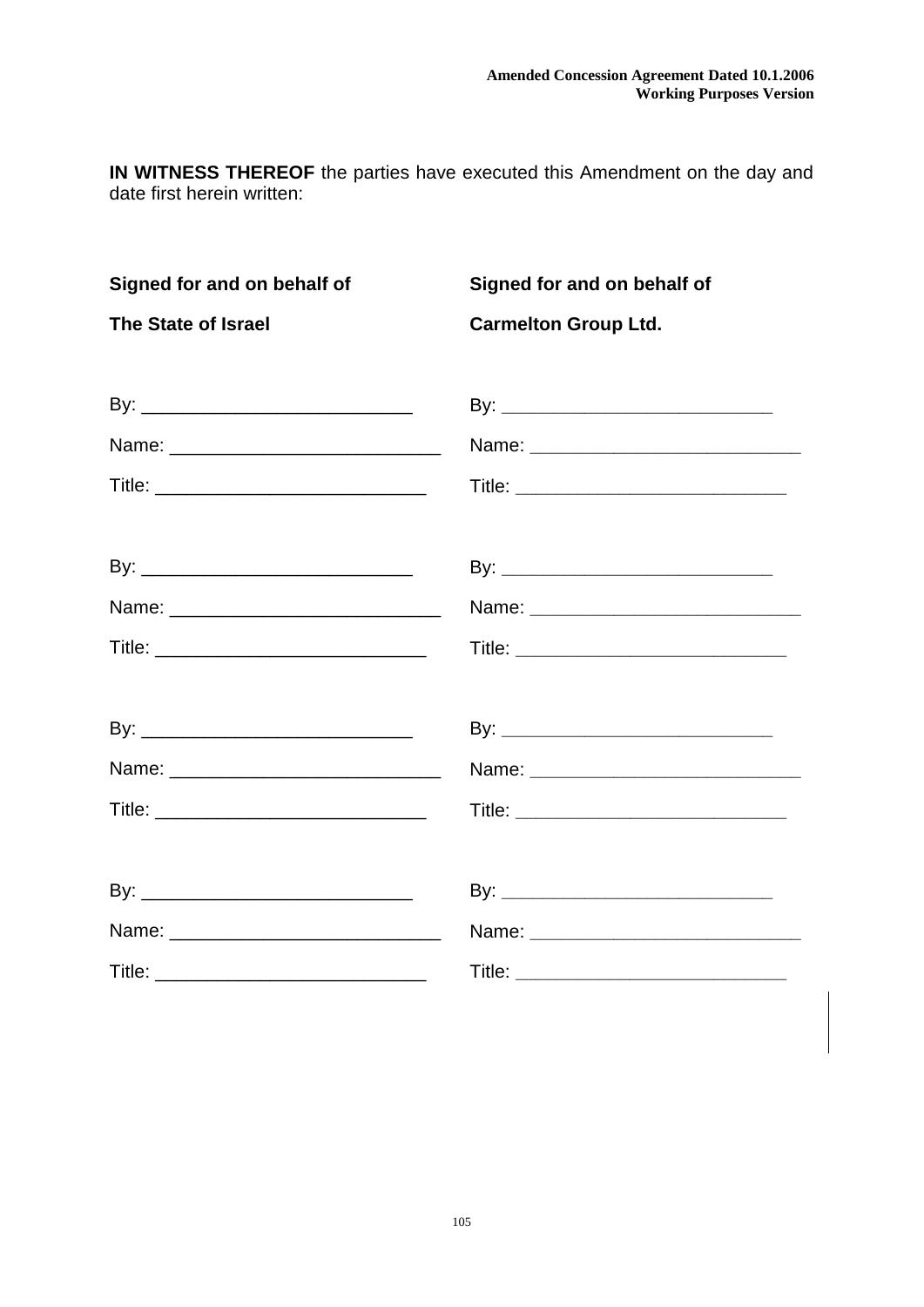**IN WITNESS THEREOF** the parties have executed this Amendment on the day and date first herein written:

| **Signed for and on behalf of** | **Signed for and on behalf of** |
| --- | --- |
| **The State of Israel** | **Carmelton Group Ltd.** |
| By: ___________________________ | By: ___________________________ |
| Name: ___________________________ | Name: ___________________________ |
| Title: ___________________________ | Title: ___________________________ |
| By: ___________________________ | By: ___________________________ |
| Name: ___________________________ | Name: ___________________________ |
| Title: ___________________________ | Title: ___________________________ |
| By: ___________________________ | By: ___________________________ |
| Name: ___________________________ | Name: ___________________________ |
| Title: ___________________________ | Title: ___________________________ |
| By: ___________________________ | By: ___________________________ |
| Name: ___________________________ | Name: ___________________________ |
| Title: ___________________________ | Title: ___________________________ |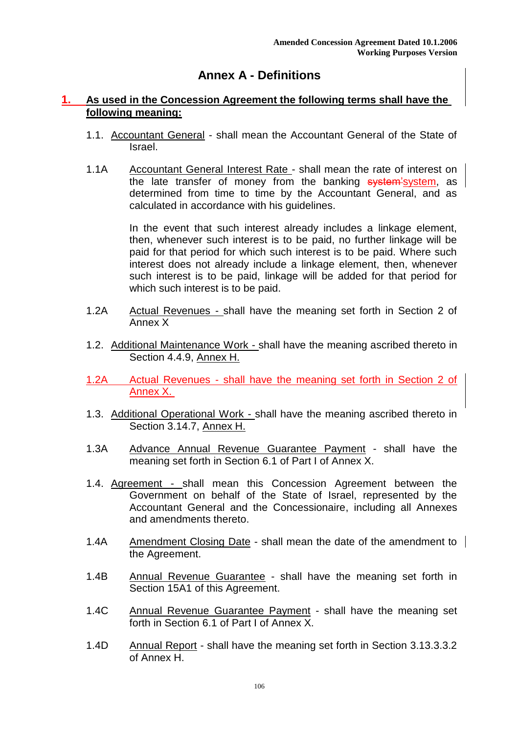# Annex A - Definitions

## 1. As used in the Concession Agreement the following terms shall have the following meaning:

1.1. Accountant General - shall mean the Accountant General of the State of Israel.

1.1A Accountant General Interest Rate - shall mean the rate of interest on the late transfer of money from the banking ~~system'~~system, as determined from time to time by the Accountant General, and as calculated in accordance with his guidelines.

In the event that such interest already includes a linkage element, then, whenever such interest is to be paid, no further linkage will be paid for that period for which such interest is to be paid. Where such interest does not already include a linkage element, then, whenever such interest is to be paid, linkage will be added for that period for which such interest is to be paid.

1.2A Actual Revenues - shall have the meaning set forth in Section 2 of Annex X

1.2. Additional Maintenance Work - shall have the meaning ascribed thereto in Section 4.4.9, Annex H.

1.2A Actual Revenues - shall have the meaning set forth in Section 2 of Annex X.

1.3. Additional Operational Work - shall have the meaning ascribed thereto in Section 3.14.7, Annex H.

1.3A Advance Annual Revenue Guarantee Payment - shall have the meaning set forth in Section 6.1 of Part I of Annex X.

1.4. Agreement - shall mean this Concession Agreement between the Government on behalf of the State of Israel, represented by the Accountant General and the Concessionaire, including all Annexes and amendments thereto.

1.4A Amendment Closing Date - shall mean the date of the amendment to the Agreement.

1.4B Annual Revenue Guarantee - shall have the meaning set forth in Section 15A1 of this Agreement.

1.4C Annual Revenue Guarantee Payment - shall have the meaning set forth in Section 6.1 of Part I of Annex X.

1.4D Annual Report - shall have the meaning set forth in Section 3.13.3.3.2 of Annex H.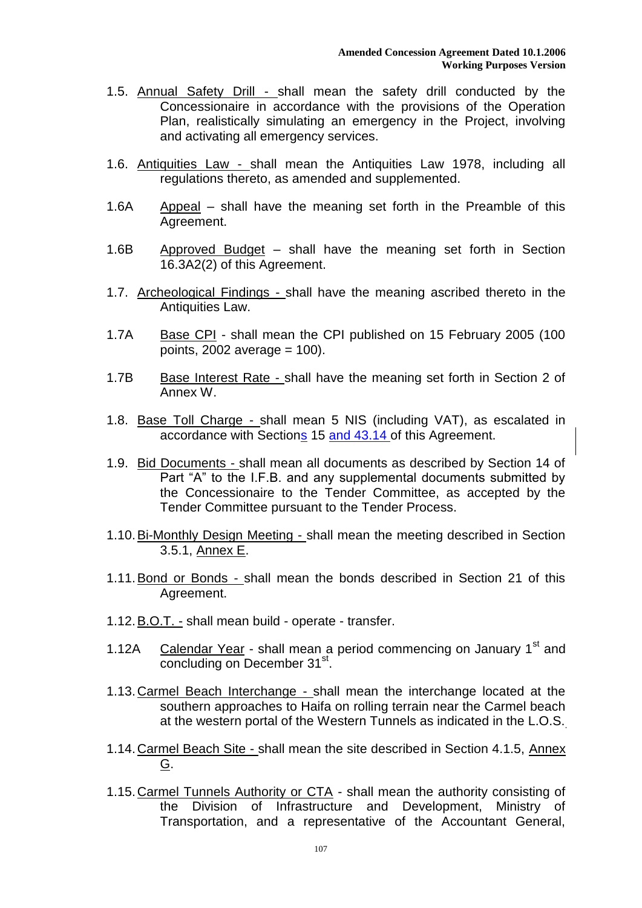1.5. Annual Safety Drill - shall mean the safety drill conducted by the Concessionaire in accordance with the provisions of the Operation Plan, realistically simulating an emergency in the Project, involving and activating all emergency services.

1.6. Antiquities Law - shall mean the Antiquities Law 1978, including all regulations thereto, as amended and supplemented.

1.6A Appeal – shall have the meaning set forth in the Preamble of this Agreement.

1.6B Approved Budget – shall have the meaning set forth in Section 16.3A2(2) of this Agreement.

1.7. Archeological Findings - shall have the meaning ascribed thereto in the Antiquities Law.

1.7A Base CPI - shall mean the CPI published on 15 February 2005 (100 points, 2002 average = 100).

1.7B Base Interest Rate - shall have the meaning set forth in Section 2 of Annex W.

1.8. Base Toll Charge - shall mean 5 NIS (including VAT), as escalated in accordance with Sections 15 and 43.14 of this Agreement.

1.9. Bid Documents - shall mean all documents as described by Section 14 of Part "A" to the I.F.B. and any supplemental documents submitted by the Concessionaire to the Tender Committee, as accepted by the Tender Committee pursuant to the Tender Process.

1.10. Bi-Monthly Design Meeting - shall mean the meeting described in Section 3.5.1, Annex E.

1.11. Bond or Bonds - shall mean the bonds described in Section 21 of this Agreement.

1.12. B.O.T. - shall mean build - operate - transfer.

1.12A Calendar Year - shall mean a period commencing on January 1st and concluding on December 31st.

1.13. Carmel Beach Interchange - shall mean the interchange located at the southern approaches to Haifa on rolling terrain near the Carmel beach at the western portal of the Western Tunnels as indicated in the L.O.S.

1.14. Carmel Beach Site - shall mean the site described in Section 4.1.5, Annex G.

1.15. Carmel Tunnels Authority or CTA - shall mean the authority consisting of the Division of Infrastructure and Development, Ministry of Transportation, and a representative of the Accountant General,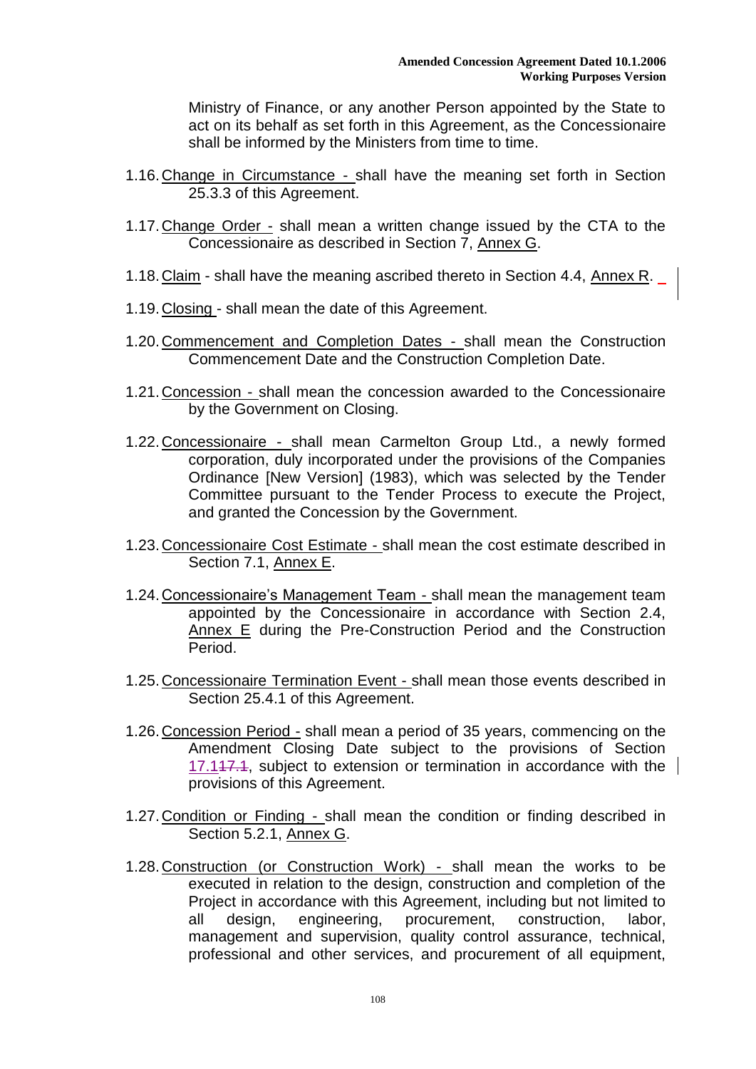Ministry of Finance, or any another Person appointed by the State to act on its behalf as set forth in this Agreement, as the Concessionaire shall be informed by the Ministers from time to time.

1.16. Change in Circumstance - shall have the meaning set forth in Section 25.3.3 of this Agreement.

1.17. Change Order - shall mean a written change issued by the CTA to the Concessionaire as described in Section 7, Annex G.

1.18. Claim - shall have the meaning ascribed thereto in Section 4.4, Annex R.

1.19. Closing - shall mean the date of this Agreement.

1.20. Commencement and Completion Dates - shall mean the Construction Commencement Date and the Construction Completion Date.

1.21. Concession - shall mean the concession awarded to the Concessionaire by the Government on Closing.

1.22. Concessionaire - shall mean Carmelton Group Ltd., a newly formed corporation, duly incorporated under the provisions of the Companies Ordinance [New Version] (1983), which was selected by the Tender Committee pursuant to the Tender Process to execute the Project, and granted the Concession by the Government.

1.23. Concessionaire Cost Estimate - shall mean the cost estimate described in Section 7.1, Annex E.

1.24. Concessionaire's Management Team - shall mean the management team appointed by the Concessionaire in accordance with Section 2.4, Annex E during the Pre-Construction Period and the Construction Period.

1.25. Concessionaire Termination Event - shall mean those events described in Section 25.4.1 of this Agreement.

1.26. Concession Period - shall mean a period of 35 years, commencing on the Amendment Closing Date subject to the provisions of Section 17.1~~17.1~~, subject to extension or termination in accordance with the provisions of this Agreement.

1.27. Condition or Finding - shall mean the condition or finding described in Section 5.2.1, Annex G.

1.28. Construction (or Construction Work) - shall mean the works to be executed in relation to the design, construction and completion of the Project in accordance with this Agreement, including but not limited to all design, engineering, procurement, construction, labor, management and supervision, quality control assurance, technical, professional and other services, and procurement of all equipment,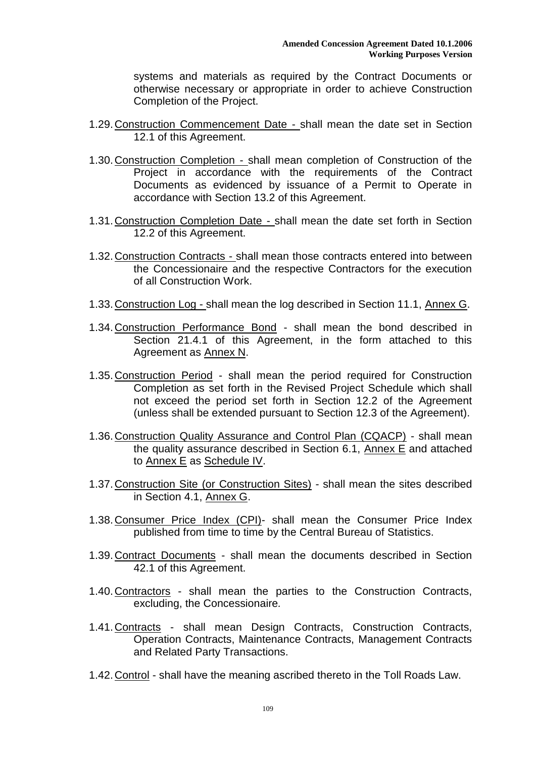systems and materials as required by the Contract Documents or otherwise necessary or appropriate in order to achieve Construction Completion of the Project.

1.29. Construction Commencement Date - shall mean the date set in Section 12.1 of this Agreement.

1.30. Construction Completion - shall mean completion of Construction of the Project in accordance with the requirements of the Contract Documents as evidenced by issuance of a Permit to Operate in accordance with Section 13.2 of this Agreement.

1.31. Construction Completion Date - shall mean the date set forth in Section 12.2 of this Agreement.

1.32. Construction Contracts - shall mean those contracts entered into between the Concessionaire and the respective Contractors for the execution of all Construction Work.

1.33. Construction Log - shall mean the log described in Section 11.1, Annex G.

1.34. Construction Performance Bond - shall mean the bond described in Section 21.4.1 of this Agreement, in the form attached to this Agreement as Annex N.

1.35. Construction Period - shall mean the period required for Construction Completion as set forth in the Revised Project Schedule which shall not exceed the period set forth in Section 12.2 of the Agreement (unless shall be extended pursuant to Section 12.3 of the Agreement).

1.36. Construction Quality Assurance and Control Plan (CQACP) - shall mean the quality assurance described in Section 6.1, Annex E and attached to Annex E as Schedule IV.

1.37. Construction Site (or Construction Sites) - shall mean the sites described in Section 4.1, Annex G.

1.38. Consumer Price Index (CPI)- shall mean the Consumer Price Index published from time to time by the Central Bureau of Statistics.

1.39. Contract Documents - shall mean the documents described in Section 42.1 of this Agreement.

1.40. Contractors - shall mean the parties to the Construction Contracts, excluding, the Concessionaire*.*

1.41. Contracts - shall mean Design Contracts, Construction Contracts, Operation Contracts, Maintenance Contracts, Management Contracts and Related Party Transactions.

1.42. Control - shall have the meaning ascribed thereto in the Toll Roads Law.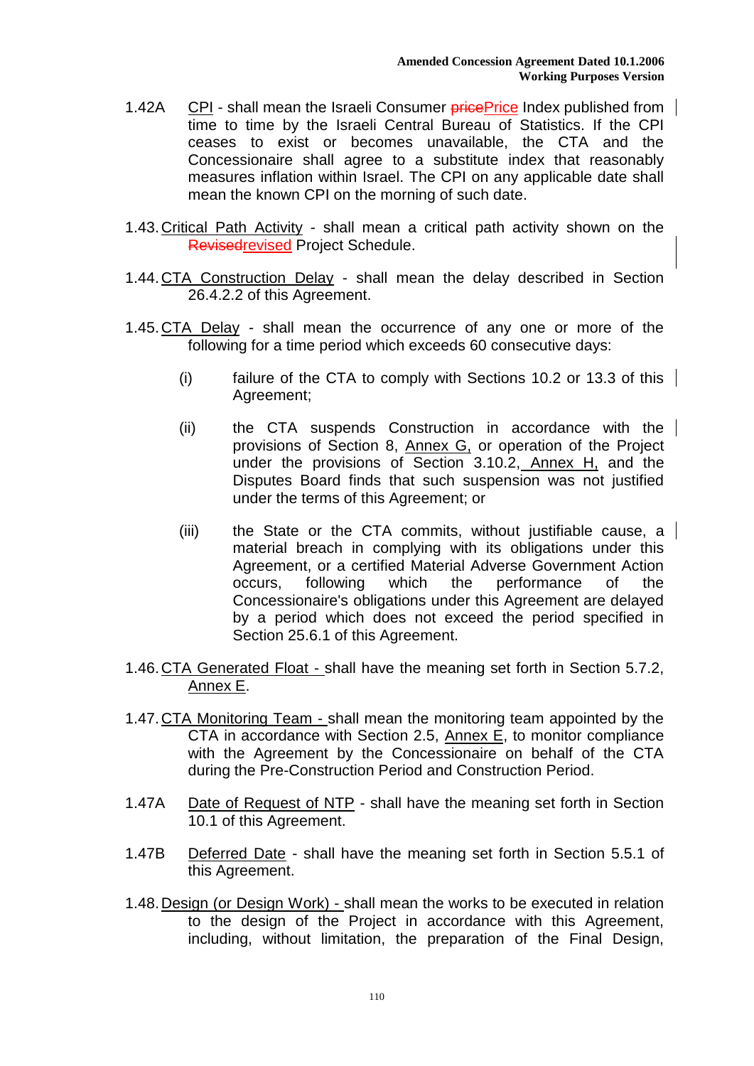1.42A CPI - shall mean the Israeli Consumer ~~price~~Price Index published from time to time by the Israeli Central Bureau of Statistics. If the CPI ceases to exist or becomes unavailable, the CTA and the Concessionaire shall agree to a substitute index that reasonably measures inflation within Israel. The CPI on any applicable date shall mean the known CPI on the morning of such date.

1.43. Critical Path Activity - shall mean a critical path activity shown on the ~~Revised~~revised Project Schedule.

1.44. CTA Construction Delay - shall mean the delay described in Section 26.4.2.2 of this Agreement.

1.45. CTA Delay - shall mean the occurrence of any one or more of the following for a time period which exceeds 60 consecutive days:

(i) failure of the CTA to comply with Sections 10.2 or 13.3 of this Agreement;

(ii) the CTA suspends Construction in accordance with the provisions of Section 8, Annex G, or operation of the Project under the provisions of Section 3.10.2, Annex H, and the Disputes Board finds that such suspension was not justified under the terms of this Agreement; or

(iii) the State or the CTA commits, without justifiable cause, a material breach in complying with its obligations under this Agreement, or a certified Material Adverse Government Action occurs, following which the performance of the Concessionaire's obligations under this Agreement are delayed by a period which does not exceed the period specified in Section 25.6.1 of this Agreement.

1.46. CTA Generated Float - shall have the meaning set forth in Section 5.7.2, Annex E.

1.47. CTA Monitoring Team - shall mean the monitoring team appointed by the CTA in accordance with Section 2.5, Annex E, to monitor compliance with the Agreement by the Concessionaire on behalf of the CTA during the Pre-Construction Period and Construction Period.

1.47A Date of Request of NTP - shall have the meaning set forth in Section 10.1 of this Agreement.

1.47B Deferred Date - shall have the meaning set forth in Section 5.5.1 of this Agreement.

1.48. Design (or Design Work) - shall mean the works to be executed in relation to the design of the Project in accordance with this Agreement, including, without limitation, the preparation of the Final Design,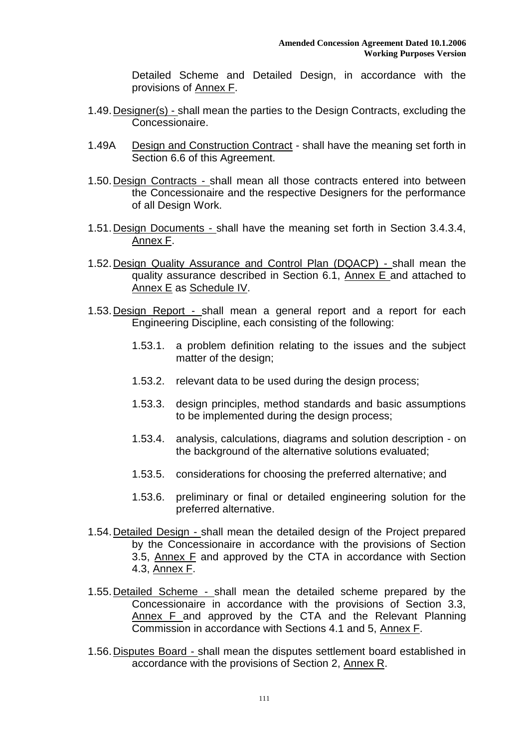Detailed Scheme and Detailed Design, in accordance with the provisions of Annex F.

1.49. Designer(s) - shall mean the parties to the Design Contracts, excluding the Concessionaire.

1.49A Design and Construction Contract - shall have the meaning set forth in Section 6.6 of this Agreement.

1.50. Design Contracts - shall mean all those contracts entered into between the Concessionaire and the respective Designers for the performance of all Design Work.

1.51. Design Documents - shall have the meaning set forth in Section 3.4.3.4, Annex F.

1.52. Design Quality Assurance and Control Plan (DQACP) - shall mean the quality assurance described in Section 6.1, Annex E and attached to Annex E as Schedule IV.

1.53. Design Report - shall mean a general report and a report for each Engineering Discipline, each consisting of the following:

1.53.1. a problem definition relating to the issues and the subject matter of the design;

1.53.2. relevant data to be used during the design process;

1.53.3. design principles, method standards and basic assumptions to be implemented during the design process;

1.53.4. analysis, calculations, diagrams and solution description - on the background of the alternative solutions evaluated;

1.53.5. considerations for choosing the preferred alternative; and

1.53.6. preliminary or final or detailed engineering solution for the preferred alternative.

1.54. Detailed Design - shall mean the detailed design of the Project prepared by the Concessionaire in accordance with the provisions of Section 3.5, Annex F and approved by the CTA in accordance with Section 4.3, Annex F.

1.55. Detailed Scheme - shall mean the detailed scheme prepared by the Concessionaire in accordance with the provisions of Section 3.3, Annex F and approved by the CTA and the Relevant Planning Commission in accordance with Sections 4.1 and 5, Annex F.

1.56. Disputes Board - shall mean the disputes settlement board established in accordance with the provisions of Section 2, Annex R.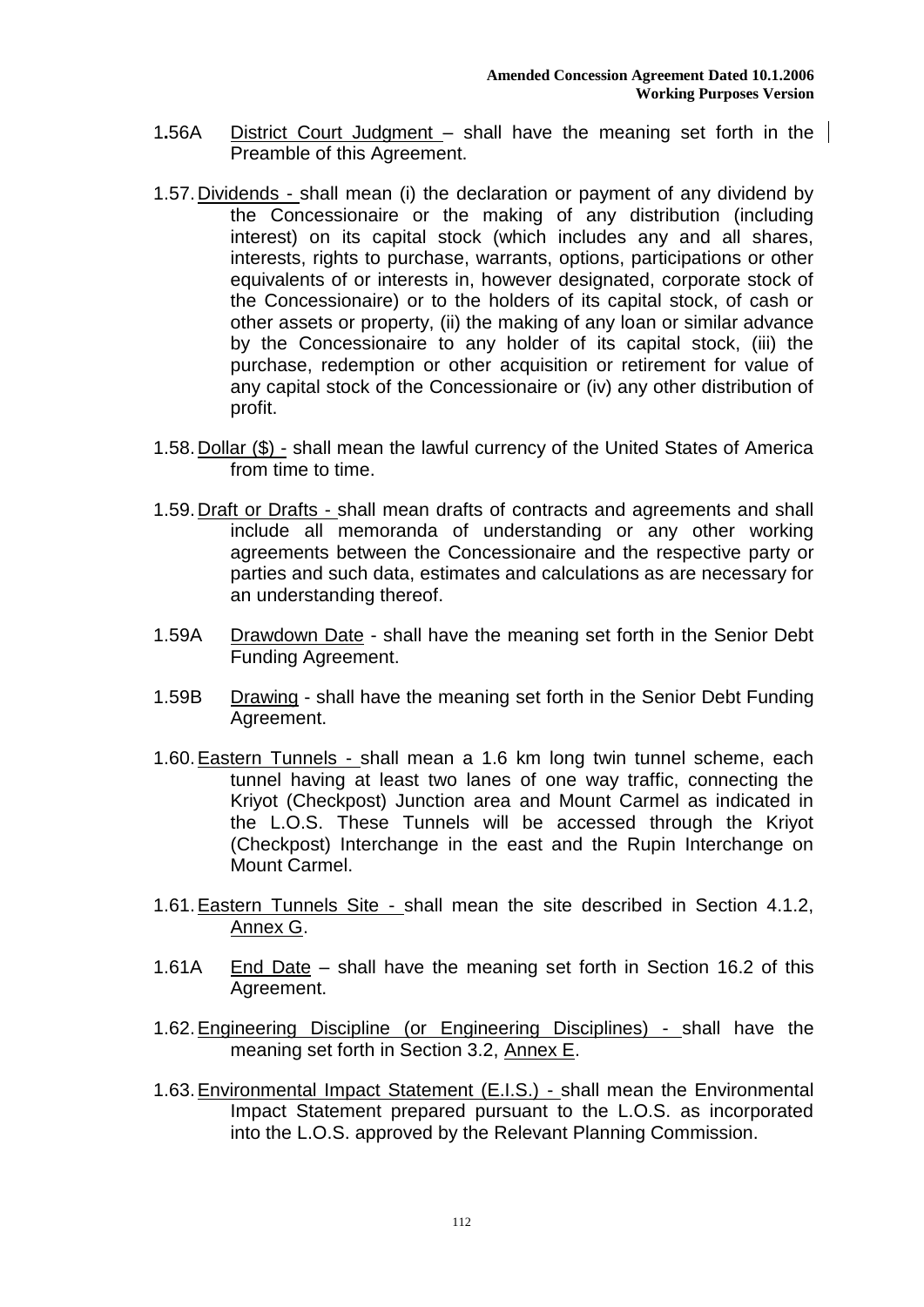1.56A District Court Judgment – shall have the meaning set forth in the Preamble of this Agreement.

1.57. Dividends - shall mean (i) the declaration or payment of any dividend by the Concessionaire or the making of any distribution (including interest) on its capital stock (which includes any and all shares, interests, rights to purchase, warrants, options, participations or other equivalents of or interests in, however designated, corporate stock of the Concessionaire) or to the holders of its capital stock, of cash or other assets or property, (ii) the making of any loan or similar advance by the Concessionaire to any holder of its capital stock, (iii) the purchase, redemption or other acquisition or retirement for value of any capital stock of the Concessionaire or (iv) any other distribution of profit.

1.58. Dollar ($) - shall mean the lawful currency of the United States of America from time to time.

1.59. Draft or Drafts - shall mean drafts of contracts and agreements and shall include all memoranda of understanding or any other working agreements between the Concessionaire and the respective party or parties and such data, estimates and calculations as are necessary for an understanding thereof.

1.59A Drawdown Date - shall have the meaning set forth in the Senior Debt Funding Agreement.

1.59B Drawing - shall have the meaning set forth in the Senior Debt Funding Agreement.

1.60. Eastern Tunnels - shall mean a 1.6 km long twin tunnel scheme, each tunnel having at least two lanes of one way traffic, connecting the Kriyot (Checkpost) Junction area and Mount Carmel as indicated in the L.O.S. These Tunnels will be accessed through the Kriyot (Checkpost) Interchange in the east and the Rupin Interchange on Mount Carmel.

1.61. Eastern Tunnels Site - shall mean the site described in Section 4.1.2, Annex G.

1.61A End Date – shall have the meaning set forth in Section 16.2 of this Agreement.

1.62. Engineering Discipline (or Engineering Disciplines) - shall have the meaning set forth in Section 3.2, Annex E.

1.63. Environmental Impact Statement (E.I.S.) - shall mean the Environmental Impact Statement prepared pursuant to the L.O.S. as incorporated into the L.O.S. approved by the Relevant Planning Commission.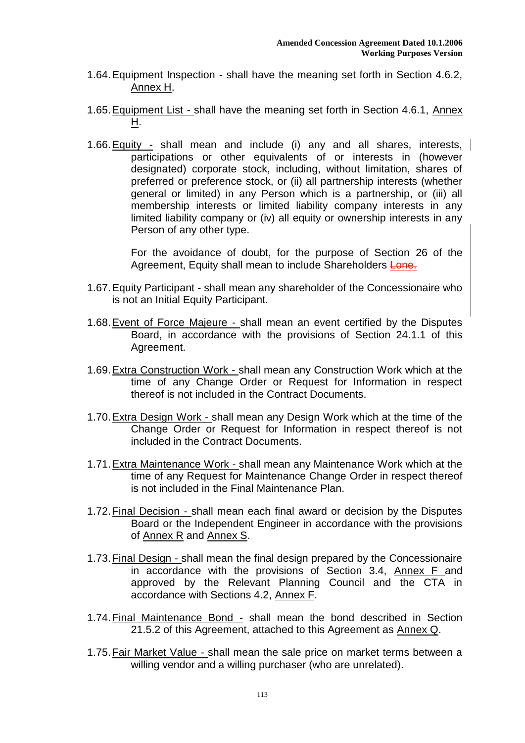1.64. Equipment Inspection - shall have the meaning set forth in Section 4.6.2, Annex H.

1.65. Equipment List - shall have the meaning set forth in Section 4.6.1, Annex H.

1.66. Equity - shall mean and include (i) any and all shares, interests, participations or other equivalents of or interests in (however designated) corporate stock, including, without limitation, shares of preferred or preference stock, or (ii) all partnership interests (whether general or limited) in any Person which is a partnership, or (iii) all membership interests or limited liability company interests in any limited liability company or (iv) all equity or ownership interests in any Person of any other type.

   For the avoidance of doubt, for the purpose of Section 26 of the Agreement, Equity shall mean to include Shareholders ~~Lone.~~

1.67. Equity Participant - shall mean any shareholder of the Concessionaire who is not an Initial Equity Participant.

1.68. Event of Force Majeure - shall mean an event certified by the Disputes Board, in accordance with the provisions of Section 24.1.1 of this Agreement.

1.69. Extra Construction Work - shall mean any Construction Work which at the time of any Change Order or Request for Information in respect thereof is not included in the Contract Documents.

1.70. Extra Design Work - shall mean any Design Work which at the time of the Change Order or Request for Information in respect thereof is not included in the Contract Documents.

1.71. Extra Maintenance Work - shall mean any Maintenance Work which at the time of any Request for Maintenance Change Order in respect thereof is not included in the Final Maintenance Plan.

1.72. Final Decision - shall mean each final award or decision by the Disputes Board or the Independent Engineer in accordance with the provisions of Annex R and Annex S.

1.73. Final Design - shall mean the final design prepared by the Concessionaire in accordance with the provisions of Section 3.4, Annex F and approved by the Relevant Planning Council and the CTA in accordance with Sections 4.2, Annex F.

1.74. Final Maintenance Bond - shall mean the bond described in Section 21.5.2 of this Agreement, attached to this Agreement as Annex Q.

1.75. Fair Market Value - shall mean the sale price on market terms between a willing vendor and a willing purchaser (who are unrelated).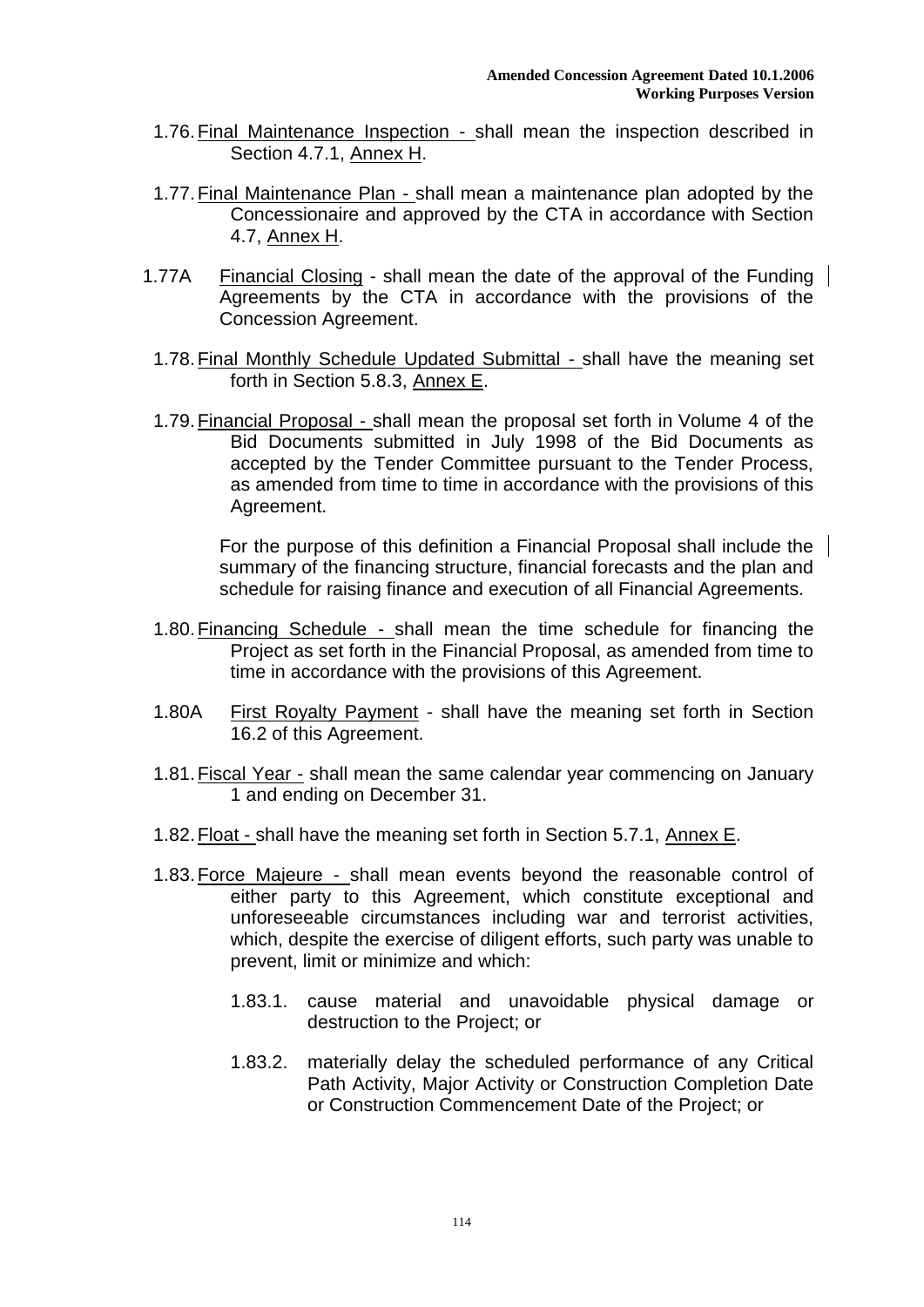1.76. Final Maintenance Inspection - shall mean the inspection described in Section 4.7.1, Annex H.

1.77. Final Maintenance Plan - shall mean a maintenance plan adopted by the Concessionaire and approved by the CTA in accordance with Section 4.7, Annex H.

1.77A Financial Closing - shall mean the date of the approval of the Funding Agreements by the CTA in accordance with the provisions of the Concession Agreement.

1.78. Final Monthly Schedule Updated Submittal - shall have the meaning set forth in Section 5.8.3, Annex E.

1.79. Financial Proposal - shall mean the proposal set forth in Volume 4 of the Bid Documents submitted in July 1998 of the Bid Documents as accepted by the Tender Committee pursuant to the Tender Process, as amended from time to time in accordance with the provisions of this Agreement.

For the purpose of this definition a Financial Proposal shall include the summary of the financing structure, financial forecasts and the plan and schedule for raising finance and execution of all Financial Agreements.

1.80. Financing Schedule - shall mean the time schedule for financing the Project as set forth in the Financial Proposal, as amended from time to time in accordance with the provisions of this Agreement.

1.80A First Royalty Payment - shall have the meaning set forth in Section 16.2 of this Agreement.

1.81. Fiscal Year - shall mean the same calendar year commencing on January 1 and ending on December 31.

1.82. Float - shall have the meaning set forth in Section 5.7.1, Annex E.

1.83. Force Majeure - shall mean events beyond the reasonable control of either party to this Agreement, which constitute exceptional and unforeseeable circumstances including war and terrorist activities, which, despite the exercise of diligent efforts, such party was unable to prevent, limit or minimize and which:

1.83.1. cause material and unavoidable physical damage or destruction to the Project; or

1.83.2. materially delay the scheduled performance of any Critical Path Activity, Major Activity or Construction Completion Date or Construction Commencement Date of the Project; or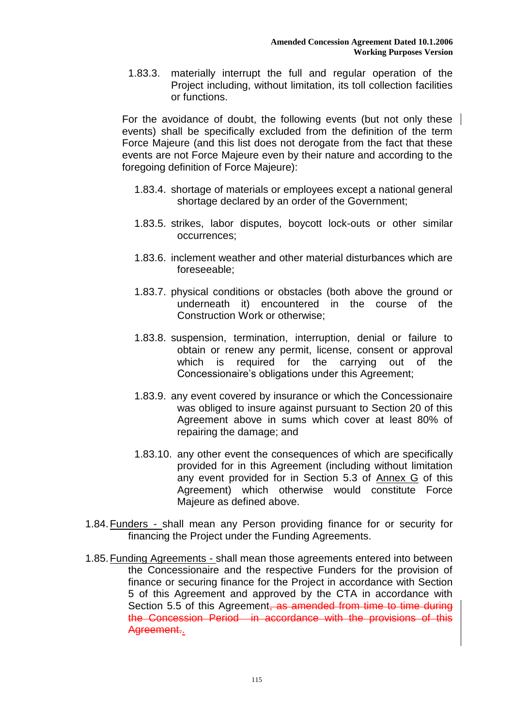1.83.3. materially interrupt the full and regular operation of the Project including, without limitation, its toll collection facilities or functions.

For the avoidance of doubt, the following events (but not only these events) shall be specifically excluded from the definition of the term Force Majeure (and this list does not derogate from the fact that these events are not Force Majeure even by their nature and according to the foregoing definition of Force Majeure):

1.83.4. shortage of materials or employees except a national general shortage declared by an order of the Government;

1.83.5. strikes, labor disputes, boycott lock-outs or other similar occurrences;

1.83.6. inclement weather and other material disturbances which are foreseeable;

1.83.7. physical conditions or obstacles (both above the ground or underneath it) encountered in the course of the Construction Work or otherwise;

1.83.8. suspension, termination, interruption, denial or failure to obtain or renew any permit, license, consent or approval which is required for the carrying out of the Concessionaire's obligations under this Agreement;

1.83.9. any event covered by insurance or which the Concessionaire was obliged to insure against pursuant to Section 20 of this Agreement above in sums which cover at least 80% of repairing the damage; and

1.83.10. any other event the consequences of which are specifically provided for in this Agreement (including without limitation any event provided for in Section 5.3 of Annex G of this Agreement) which otherwise would constitute Force Majeure as defined above.

1.84. Funders - shall mean any Person providing finance for or security for financing the Project under the Funding Agreements.

1.85. Funding Agreements - shall mean those agreements entered into between the Concessionaire and the respective Funders for the provision of finance or securing finance for the Project in accordance with Section 5 of this Agreement and approved by the CTA in accordance with Section 5.5 of this Agreement~~, as amended from time to time during the Concession Period in accordance with the provisions of this Agreement.~~.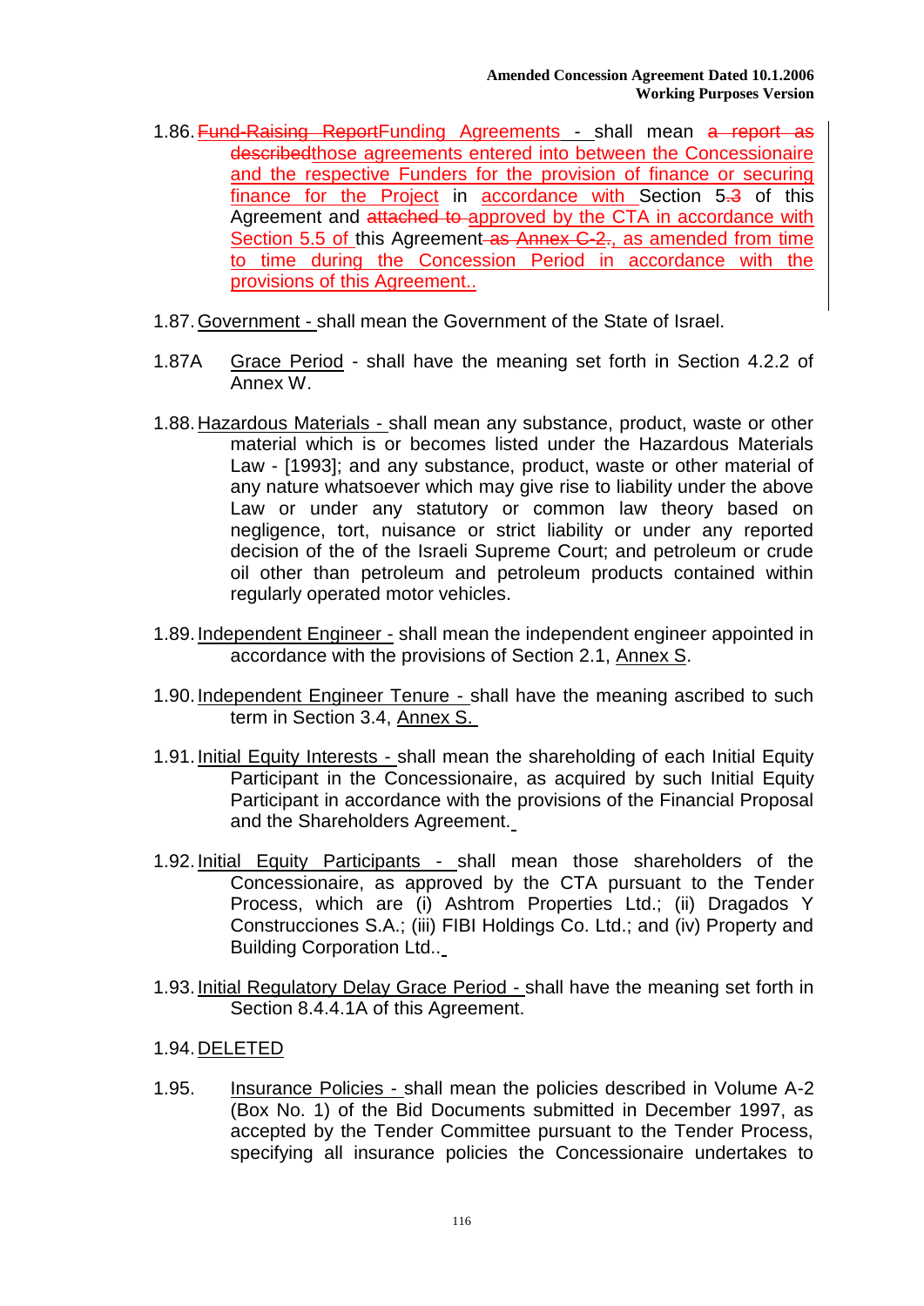1.86. ~~Fund-Raising Report~~Funding Agreements - shall mean ~~a report as described~~those agreements entered into between the Concessionaire and the respective Funders for the provision of finance or securing finance for the Project in accordance with Section 5.~~3~~ of this Agreement and ~~attached to~~ approved by the CTA in accordance with Section 5.5 of this Agreement ~~as Annex C-2.~~, as amended from time to time during the Concession Period in accordance with the provisions of this Agreement..

1.87. Government - shall mean the Government of the State of Israel.

1.87A Grace Period - shall have the meaning set forth in Section 4.2.2 of Annex W.

1.88. Hazardous Materials - shall mean any substance, product, waste or other material which is or becomes listed under the Hazardous Materials Law - [1993]; and any substance, product, waste or other material of any nature whatsoever which may give rise to liability under the above Law or under any statutory or common law theory based on negligence, tort, nuisance or strict liability or under any reported decision of the of the Israeli Supreme Court; and petroleum or crude oil other than petroleum and petroleum products contained within regularly operated motor vehicles.

1.89. Independent Engineer - shall mean the independent engineer appointed in accordance with the provisions of Section 2.1, Annex S.

1.90. Independent Engineer Tenure - shall have the meaning ascribed to such term in Section 3.4, Annex S.

1.91. Initial Equity Interests - shall mean the shareholding of each Initial Equity Participant in the Concessionaire, as acquired by such Initial Equity Participant in accordance with the provisions of the Financial Proposal and the Shareholders Agreement.

1.92. Initial Equity Participants - shall mean those shareholders of the Concessionaire, as approved by the CTA pursuant to the Tender Process, which are (i) Ashtrom Properties Ltd.; (ii) Dragados Y Construcciones S.A.; (iii) FIBI Holdings Co. Ltd.; and (iv) Property and Building Corporation Ltd..

1.93. Initial Regulatory Delay Grace Period - shall have the meaning set forth in Section 8.4.4.1A of this Agreement.

1.94. DELETED

1.95. Insurance Policies - shall mean the policies described in Volume A-2 (Box No. 1) of the Bid Documents submitted in December 1997, as accepted by the Tender Committee pursuant to the Tender Process, specifying all insurance policies the Concessionaire undertakes to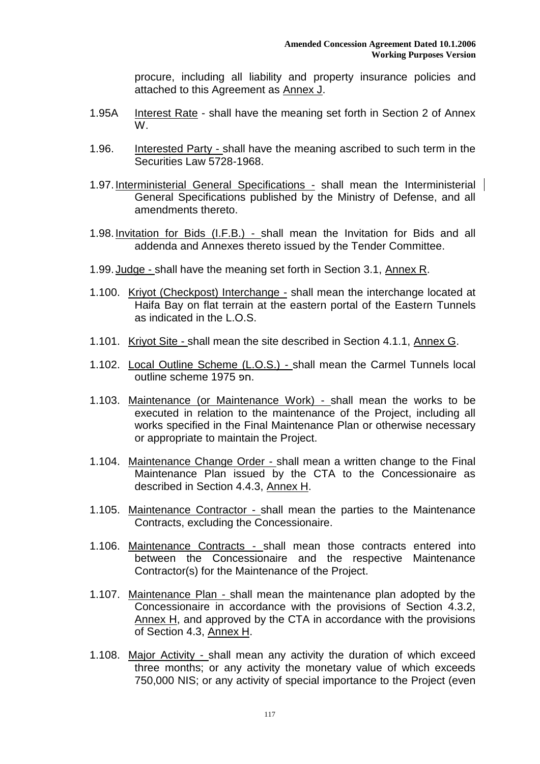procure, including all liability and property insurance policies and attached to this Agreement as Annex J.

1.95A Interest Rate - shall have the meaning set forth in Section 2 of Annex W.

1.96. Interested Party - shall have the meaning ascribed to such term in the Securities Law 5728-1968.

1.97. Interministerial General Specifications - shall mean the Interministerial General Specifications published by the Ministry of Defense, and all amendments thereto.

1.98. Invitation for Bids (I.F.B.) - shall mean the Invitation for Bids and all addenda and Annexes thereto issued by the Tender Committee.

1.99. Judge - shall have the meaning set forth in Section 3.1, Annex R.

1.100. Kriyot (Checkpost) Interchange - shall mean the interchange located at Haifa Bay on flat terrain at the eastern portal of the Eastern Tunnels as indicated in the L.O.S.

1.101. Kriyot Site - shall mean the site described in Section 4.1.1, Annex G.

1.102. Local Outline Scheme (L.O.S.) - shall mean the Carmel Tunnels local outline scheme 1975 חפ.

1.103. Maintenance (or Maintenance Work) - shall mean the works to be executed in relation to the maintenance of the Project, including all works specified in the Final Maintenance Plan or otherwise necessary or appropriate to maintain the Project.

1.104. Maintenance Change Order - shall mean a written change to the Final Maintenance Plan issued by the CTA to the Concessionaire as described in Section 4.4.3, Annex H.

1.105. Maintenance Contractor - shall mean the parties to the Maintenance Contracts, excluding the Concessionaire.

1.106. Maintenance Contracts - shall mean those contracts entered into between the Concessionaire and the respective Maintenance Contractor(s) for the Maintenance of the Project.

1.107. Maintenance Plan - shall mean the maintenance plan adopted by the Concessionaire in accordance with the provisions of Section 4.3.2, Annex H, and approved by the CTA in accordance with the provisions of Section 4.3, Annex H.

1.108. Major Activity - shall mean any activity the duration of which exceed three months; or any activity the monetary value of which exceeds 750,000 NIS; or any activity of special importance to the Project (even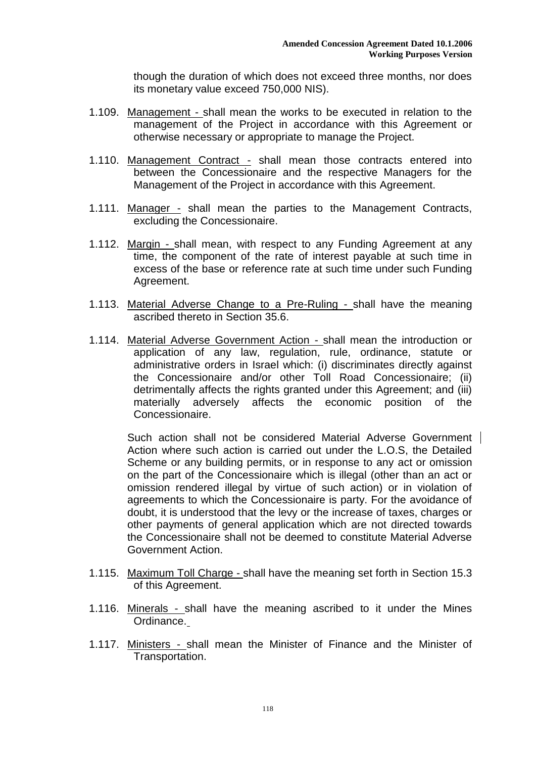though the duration of which does not exceed three months, nor does its monetary value exceed 750,000 NIS).

1.109. Management - shall mean the works to be executed in relation to the management of the Project in accordance with this Agreement or otherwise necessary or appropriate to manage the Project.

1.110. Management Contract - shall mean those contracts entered into between the Concessionaire and the respective Managers for the Management of the Project in accordance with this Agreement.

1.111. Manager - shall mean the parties to the Management Contracts, excluding the Concessionaire.

1.112. Margin - shall mean, with respect to any Funding Agreement at any time, the component of the rate of interest payable at such time in excess of the base or reference rate at such time under such Funding Agreement.

1.113. Material Adverse Change to a Pre-Ruling - shall have the meaning ascribed thereto in Section 35.6.

1.114. Material Adverse Government Action - shall mean the introduction or application of any law, regulation, rule, ordinance, statute or administrative orders in Israel which: (i) discriminates directly against the Concessionaire and/or other Toll Road Concessionaire; (ii) detrimentally affects the rights granted under this Agreement; and (iii) materially adversely affects the economic position of the Concessionaire.

Such action shall not be considered Material Adverse Government Action where such action is carried out under the L.O.S, the Detailed Scheme or any building permits, or in response to any act or omission on the part of the Concessionaire which is illegal (other than an act or omission rendered illegal by virtue of such action) or in violation of agreements to which the Concessionaire is party. For the avoidance of doubt, it is understood that the levy or the increase of taxes, charges or other payments of general application which are not directed towards the Concessionaire shall not be deemed to constitute Material Adverse Government Action.

1.115. Maximum Toll Charge - shall have the meaning set forth in Section 15.3 of this Agreement.

1.116. Minerals - shall have the meaning ascribed to it under the Mines Ordinance.

1.117. Ministers - shall mean the Minister of Finance and the Minister of Transportation.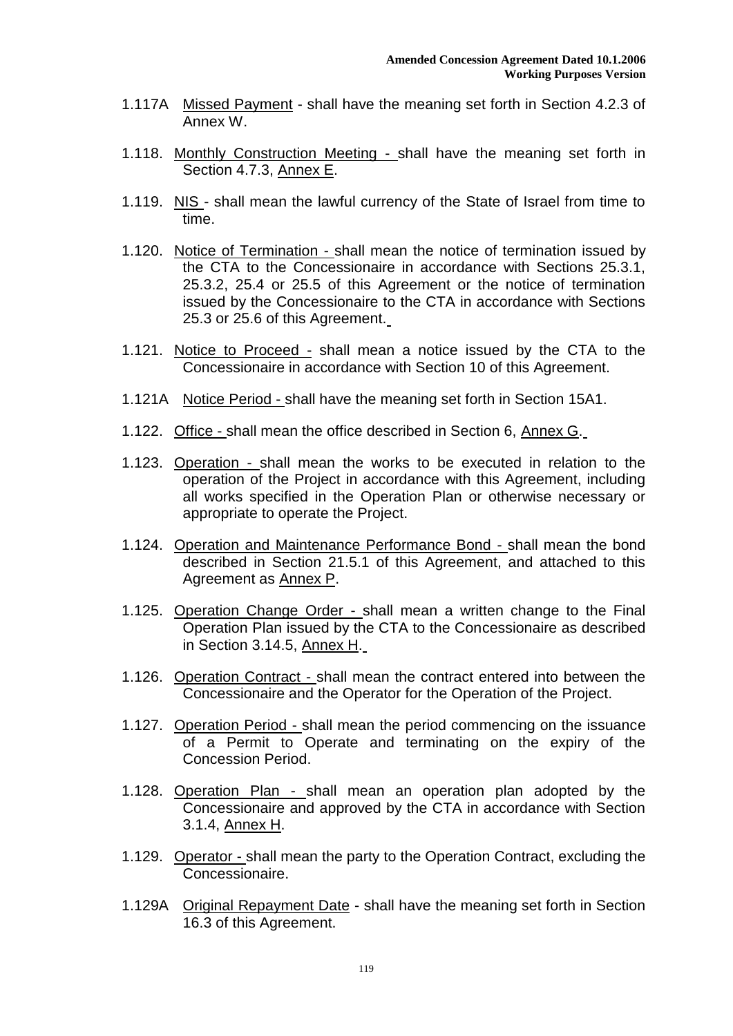1.117A <u>Missed Payment</u> - shall have the meaning set forth in Section 4.2.3 of Annex W.

1.118. <u>Monthly Construction Meeting -</u> shall have the meaning set forth in Section 4.7.3, <u>Annex E</u>.

1.119. <u>NIS</u> - shall mean the lawful currency of the State of Israel from time to time.

1.120. <u>Notice of Termination -</u> shall mean the notice of termination issued by the CTA to the Concessionaire in accordance with Sections 25.3.1, 25.3.2, 25.4 or 25.5 of this Agreement or the notice of termination issued by the Concessionaire to the CTA in accordance with Sections 25.3 or 25.6 of this Agreement.

1.121. <u>Notice to Proceed -</u> shall mean a notice issued by the CTA to the Concessionaire in accordance with Section 10 of this Agreement.

1.121A <u>Notice Period -</u> shall have the meaning set forth in Section 15A1.

1.122. <u>Office -</u> shall mean the office described in Section 6, <u>Annex G</u>.

1.123. <u>Operation -</u> shall mean the works to be executed in relation to the operation of the Project in accordance with this Agreement, including all works specified in the Operation Plan or otherwise necessary or appropriate to operate the Project.

1.124. <u>Operation and Maintenance Performance Bond -</u> shall mean the bond described in Section 21.5.1 of this Agreement, and attached to this Agreement as <u>Annex P</u>.

1.125. <u>Operation Change Order -</u> shall mean a written change to the Final Operation Plan issued by the CTA to the Concessionaire as described in Section 3.14.5, <u>Annex H</u>.

1.126. <u>Operation Contract -</u> shall mean the contract entered into between the Concessionaire and the Operator for the Operation of the Project.

1.127. <u>Operation Period -</u> shall mean the period commencing on the issuance of a Permit to Operate and terminating on the expiry of the Concession Period.

1.128. <u>Operation Plan -</u> shall mean an operation plan adopted by the Concessionaire and approved by the CTA in accordance with Section 3.1.4, <u>Annex H</u>.

1.129. <u>Operator -</u> shall mean the party to the Operation Contract, excluding the Concessionaire.

1.129A <u>Original Repayment Date</u> - shall have the meaning set forth in Section 16.3 of this Agreement.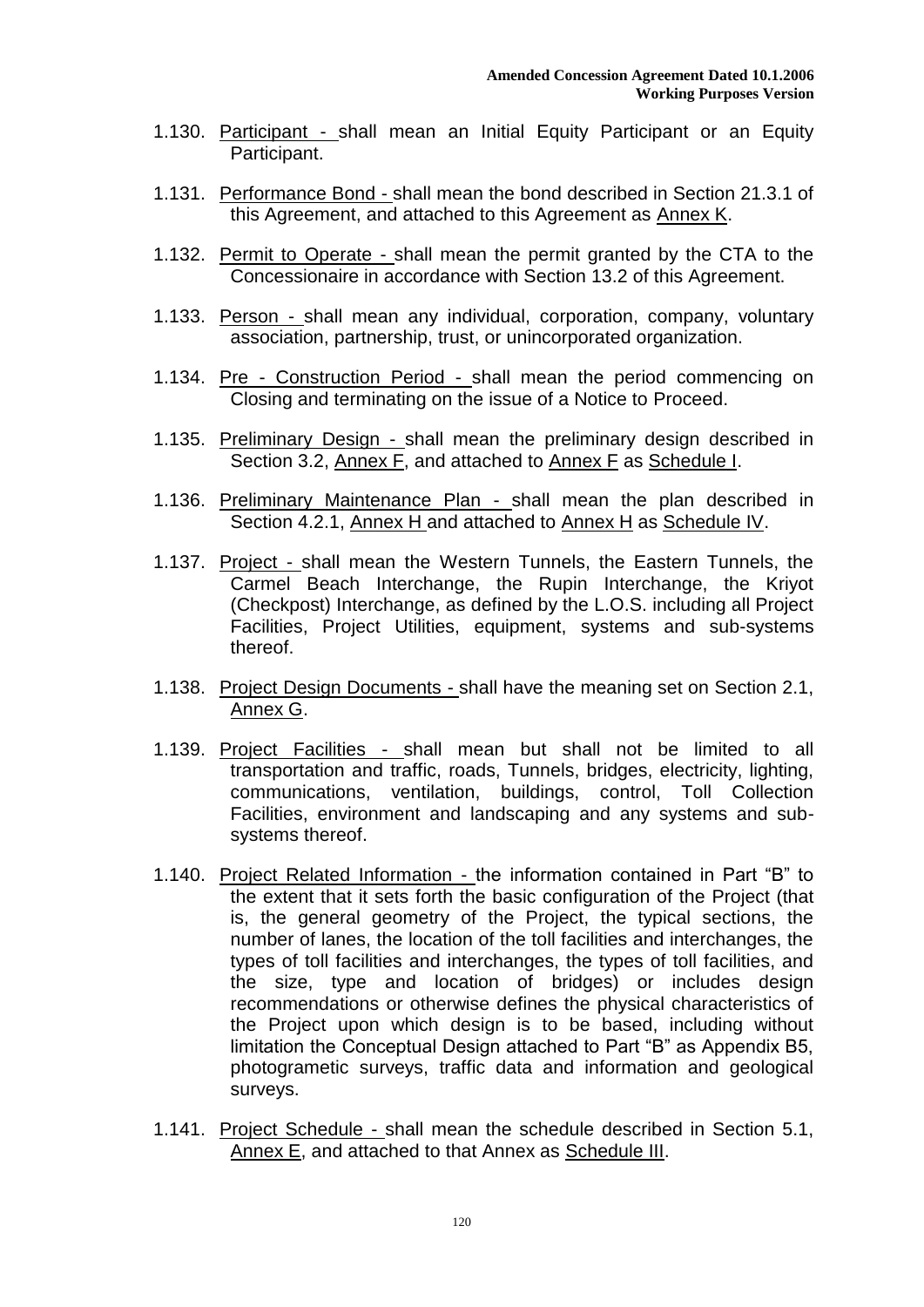1.130. Participant - shall mean an Initial Equity Participant or an Equity Participant.

1.131. Performance Bond - shall mean the bond described in Section 21.3.1 of this Agreement, and attached to this Agreement as Annex K.

1.132. Permit to Operate - shall mean the permit granted by the CTA to the Concessionaire in accordance with Section 13.2 of this Agreement.

1.133. Person - shall mean any individual, corporation, company, voluntary association, partnership, trust, or unincorporated organization.

1.134. Pre - Construction Period - shall mean the period commencing on Closing and terminating on the issue of a Notice to Proceed.

1.135. Preliminary Design - shall mean the preliminary design described in Section 3.2, Annex F, and attached to Annex F as Schedule I.

1.136. Preliminary Maintenance Plan - shall mean the plan described in Section 4.2.1, Annex H and attached to Annex H as Schedule IV.

1.137. Project - shall mean the Western Tunnels, the Eastern Tunnels, the Carmel Beach Interchange, the Rupin Interchange, the Kriyot (Checkpost) Interchange, as defined by the L.O.S. including all Project Facilities, Project Utilities, equipment, systems and sub-systems thereof.

1.138. Project Design Documents - shall have the meaning set on Section 2.1, Annex G.

1.139. Project Facilities - shall mean but shall not be limited to all transportation and traffic, roads, Tunnels, bridges, electricity, lighting, communications, ventilation, buildings, control, Toll Collection Facilities, environment and landscaping and any systems and sub-systems thereof.

1.140. Project Related Information - the information contained in Part "B" to the extent that it sets forth the basic configuration of the Project (that is, the general geometry of the Project, the typical sections, the number of lanes, the location of the toll facilities and interchanges, the types of toll facilities and interchanges, the types of toll facilities, and the size, type and location of bridges) or includes design recommendations or otherwise defines the physical characteristics of the Project upon which design is to be based, including without limitation the Conceptual Design attached to Part "B" as Appendix B5, photogrametic surveys, traffic data and information and geological surveys.

1.141. Project Schedule - shall mean the schedule described in Section 5.1, Annex E, and attached to that Annex as Schedule III.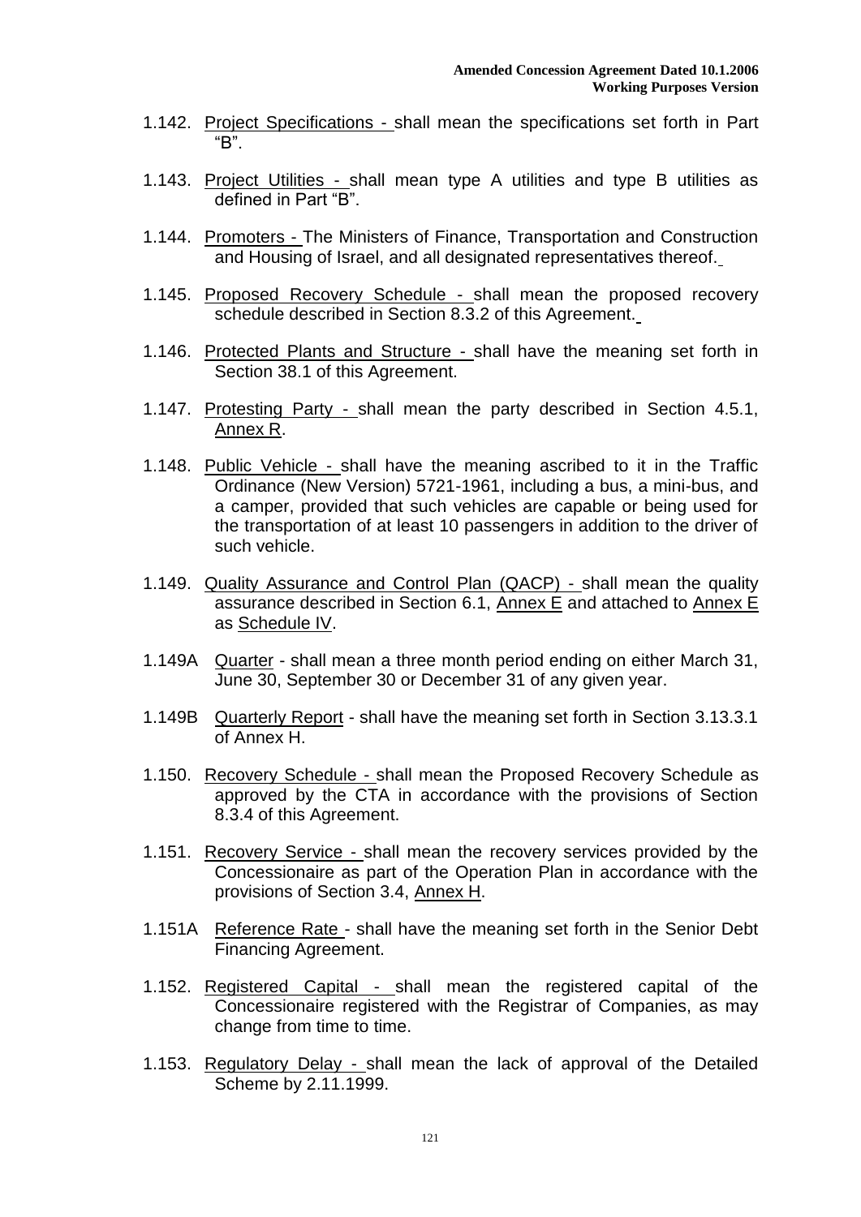1.142. Project Specifications - shall mean the specifications set forth in Part "B".

1.143. Project Utilities - shall mean type A utilities and type B utilities as defined in Part "B".

1.144. Promoters - The Ministers of Finance, Transportation and Construction and Housing of Israel, and all designated representatives thereof.

1.145. Proposed Recovery Schedule - shall mean the proposed recovery schedule described in Section 8.3.2 of this Agreement.

1.146. Protected Plants and Structure - shall have the meaning set forth in Section 38.1 of this Agreement.

1.147. Protesting Party - shall mean the party described in Section 4.5.1, Annex R.

1.148. Public Vehicle - shall have the meaning ascribed to it in the Traffic Ordinance (New Version) 5721-1961, including a bus, a mini-bus, and a camper, provided that such vehicles are capable or being used for the transportation of at least 10 passengers in addition to the driver of such vehicle.

1.149. Quality Assurance and Control Plan (QACP) - shall mean the quality assurance described in Section 6.1, Annex E and attached to Annex E as Schedule IV.

1.149A Quarter - shall mean a three month period ending on either March 31, June 30, September 30 or December 31 of any given year.

1.149B Quarterly Report - shall have the meaning set forth in Section 3.13.3.1 of Annex H.

1.150. Recovery Schedule - shall mean the Proposed Recovery Schedule as approved by the CTA in accordance with the provisions of Section 8.3.4 of this Agreement.

1.151. Recovery Service - shall mean the recovery services provided by the Concessionaire as part of the Operation Plan in accordance with the provisions of Section 3.4, Annex H.

1.151A Reference Rate - shall have the meaning set forth in the Senior Debt Financing Agreement.

1.152. Registered Capital - shall mean the registered capital of the Concessionaire registered with the Registrar of Companies, as may change from time to time.

1.153. Regulatory Delay - shall mean the lack of approval of the Detailed Scheme by 2.11.1999.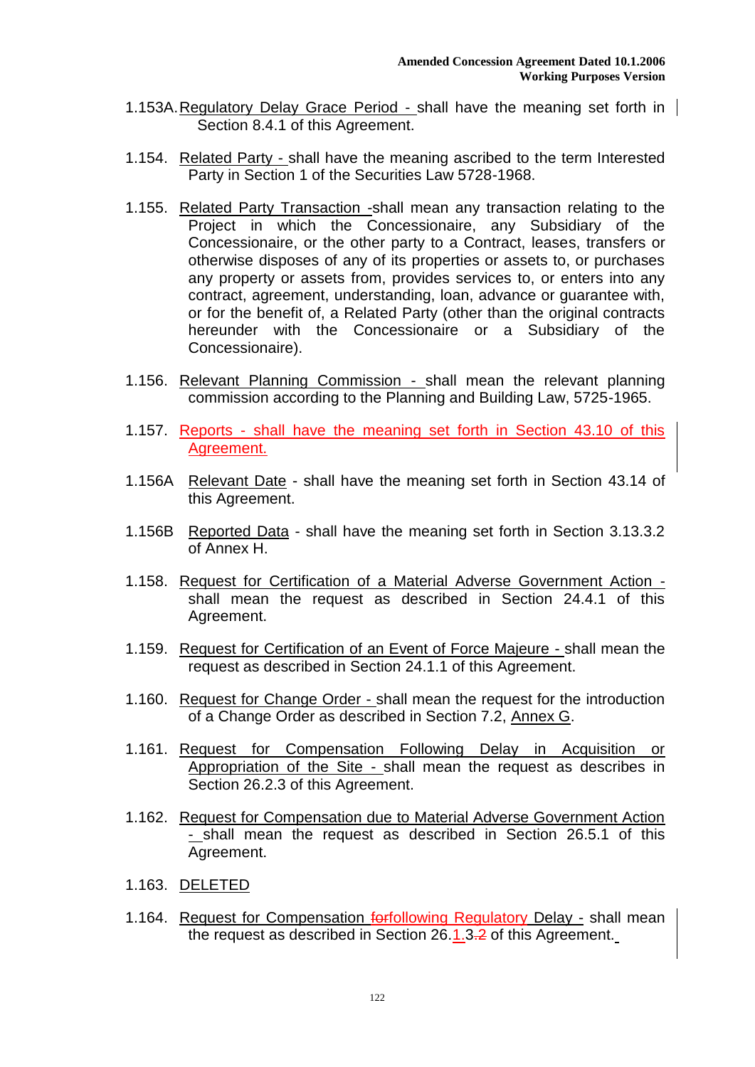1.153A. Regulatory Delay Grace Period - shall have the meaning set forth in Section 8.4.1 of this Agreement.

1.154. Related Party - shall have the meaning ascribed to the term Interested Party in Section 1 of the Securities Law 5728-1968.

1.155. Related Party Transaction -shall mean any transaction relating to the Project in which the Concessionaire, any Subsidiary of the Concessionaire, or the other party to a Contract, leases, transfers or otherwise disposes of any of its properties or assets to, or purchases any property or assets from, provides services to, or enters into any contract, agreement, understanding, loan, advance or guarantee with, or for the benefit of, a Related Party (other than the original contracts hereunder with the Concessionaire or a Subsidiary of the Concessionaire).

1.156. Relevant Planning Commission - shall mean the relevant planning commission according to the Planning and Building Law, 5725-1965.

1.157. Reports - shall have the meaning set forth in Section 43.10 of this Agreement.

1.156A Relevant Date - shall have the meaning set forth in Section 43.14 of this Agreement.

1.156B Reported Data - shall have the meaning set forth in Section 3.13.3.2 of Annex H.

1.158. Request for Certification of a Material Adverse Government Action - shall mean the request as described in Section 24.4.1 of this Agreement.

1.159. Request for Certification of an Event of Force Majeure - shall mean the request as described in Section 24.1.1 of this Agreement.

1.160. Request for Change Order - shall mean the request for the introduction of a Change Order as described in Section 7.2, Annex G.

1.161. Request for Compensation Following Delay in Acquisition or Appropriation of the Site - shall mean the request as describes in Section 26.2.3 of this Agreement.

1.162. Request for Compensation due to Material Adverse Government Action - shall mean the request as described in Section 26.5.1 of this Agreement.

1.163. DELETED

1.164. Request for Compensation ~~for~~following Regulatory Delay - shall mean the request as described in Section 26.1.3.~~2~~ of this Agreement.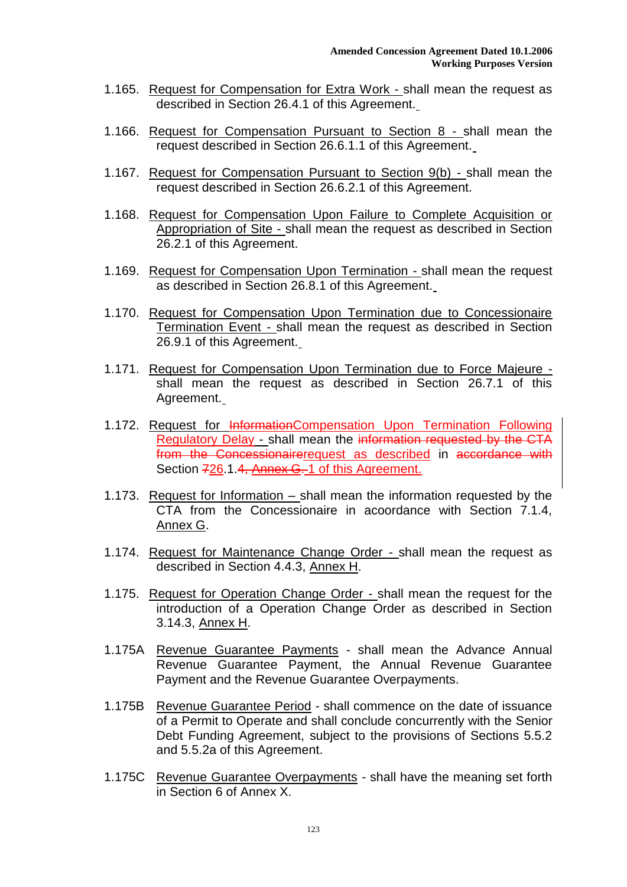1.165. Request for Compensation for Extra Work - shall mean the request as described in Section 26.4.1 of this Agreement.

1.166. Request for Compensation Pursuant to Section 8 - shall mean the request described in Section 26.6.1.1 of this Agreement.

1.167. Request for Compensation Pursuant to Section 9(b) - shall mean the request described in Section 26.6.2.1 of this Agreement.

1.168. Request for Compensation Upon Failure to Complete Acquisition or Appropriation of Site - shall mean the request as described in Section 26.2.1 of this Agreement.

1.169. Request for Compensation Upon Termination - shall mean the request as described in Section 26.8.1 of this Agreement.

1.170. Request for Compensation Upon Termination due to Concessionaire Termination Event - shall mean the request as described in Section 26.9.1 of this Agreement.

1.171. Request for Compensation Upon Termination due to Force Majeure - shall mean the request as described in Section 26.7.1 of this Agreement.

1.172. Request for ~~Information~~Compensation Upon Termination Following Regulatory Delay - shall mean the ~~information requested by the CTA from the Concessionaire~~request as described in ~~accordance with~~ Section ~~7~~26.1.~~4, Annex G.~~1 of this Agreement.

1.173. Request for Information – shall mean the information requested by the CTA from the Concessionaire in accordance with Section 7.1.4, Annex G.

1.174. Request for Maintenance Change Order - shall mean the request as described in Section 4.4.3, Annex H.

1.175. Request for Operation Change Order - shall mean the request for the introduction of a Operation Change Order as described in Section 3.14.3, Annex H.

1.175A Revenue Guarantee Payments - shall mean the Advance Annual Revenue Guarantee Payment, the Annual Revenue Guarantee Payment and the Revenue Guarantee Overpayments.

1.175B Revenue Guarantee Period - shall commence on the date of issuance of a Permit to Operate and shall conclude concurrently with the Senior Debt Funding Agreement, subject to the provisions of Sections 5.5.2 and 5.5.2a of this Agreement.

1.175C Revenue Guarantee Overpayments - shall have the meaning set forth in Section 6 of Annex X.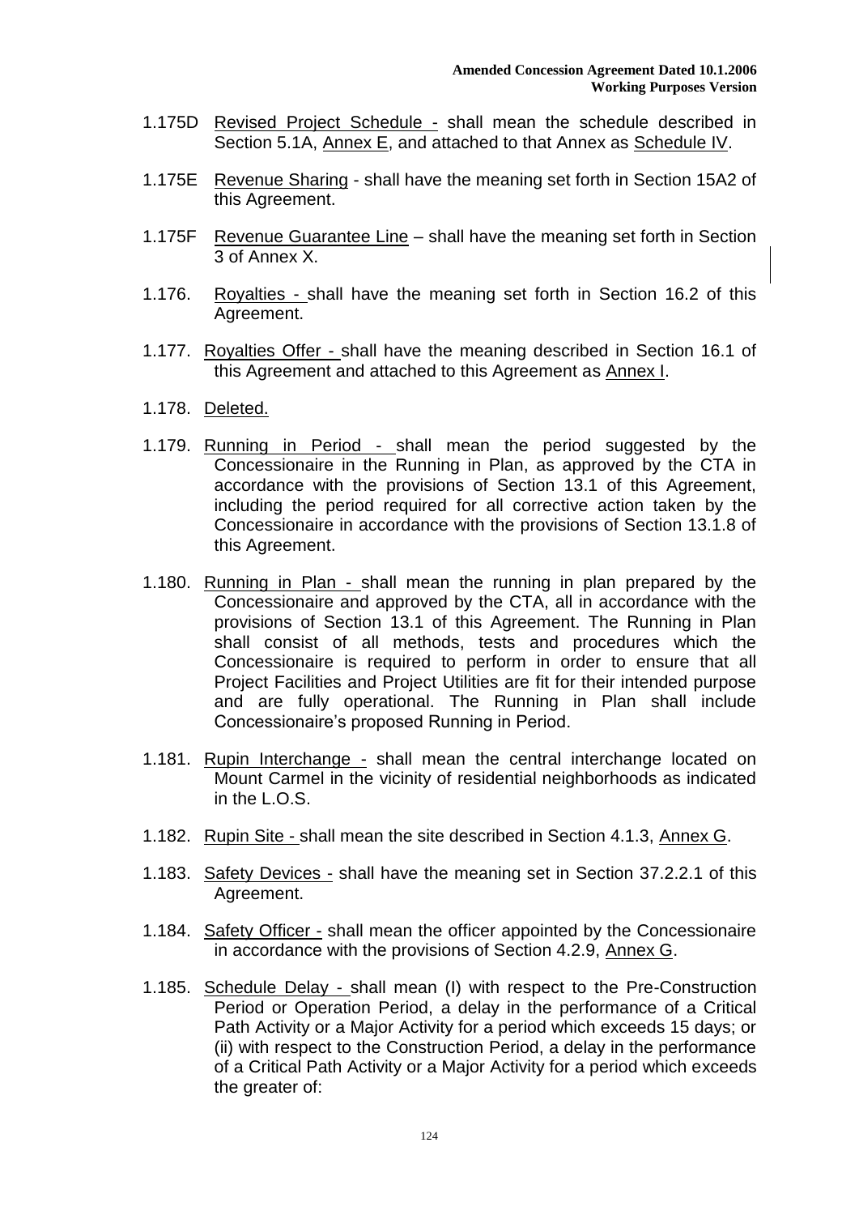1.175D Revised Project Schedule - shall mean the schedule described in Section 5.1A, Annex E, and attached to that Annex as Schedule IV.

1.175E Revenue Sharing - shall have the meaning set forth in Section 15A2 of this Agreement.

1.175F Revenue Guarantee Line – shall have the meaning set forth in Section 3 of Annex X.

1.176. Royalties - shall have the meaning set forth in Section 16.2 of this Agreement.

1.177. Royalties Offer - shall have the meaning described in Section 16.1 of this Agreement and attached to this Agreement as Annex I.

1.178. Deleted.

1.179. Running in Period - shall mean the period suggested by the Concessionaire in the Running in Plan, as approved by the CTA in accordance with the provisions of Section 13.1 of this Agreement, including the period required for all corrective action taken by the Concessionaire in accordance with the provisions of Section 13.1.8 of this Agreement.

1.180. Running in Plan - shall mean the running in plan prepared by the Concessionaire and approved by the CTA, all in accordance with the provisions of Section 13.1 of this Agreement. The Running in Plan shall consist of all methods, tests and procedures which the Concessionaire is required to perform in order to ensure that all Project Facilities and Project Utilities are fit for their intended purpose and are fully operational. The Running in Plan shall include Concessionaire's proposed Running in Period.

1.181. Rupin Interchange - shall mean the central interchange located on Mount Carmel in the vicinity of residential neighborhoods as indicated in the L.O.S.

1.182. Rupin Site - shall mean the site described in Section 4.1.3, Annex G.

1.183. Safety Devices - shall have the meaning set in Section 37.2.2.1 of this Agreement.

1.184. Safety Officer - shall mean the officer appointed by the Concessionaire in accordance with the provisions of Section 4.2.9, Annex G.

1.185. Schedule Delay - shall mean (I) with respect to the Pre-Construction Period or Operation Period, a delay in the performance of a Critical Path Activity or a Major Activity for a period which exceeds 15 days; or (ii) with respect to the Construction Period, a delay in the performance of a Critical Path Activity or a Major Activity for a period which exceeds the greater of: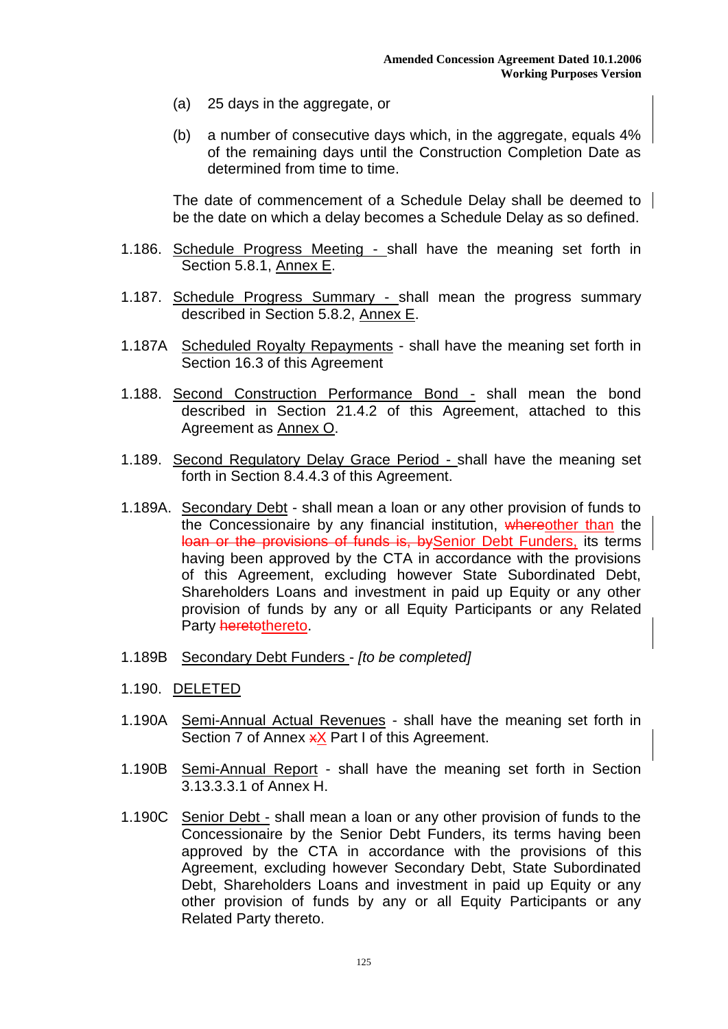(a) 25 days in the aggregate, or

(b) a number of consecutive days which, in the aggregate, equals 4% of the remaining days until the Construction Completion Date as determined from time to time.

The date of commencement of a Schedule Delay shall be deemed to be the date on which a delay becomes a Schedule Delay as so defined.

1.186. Schedule Progress Meeting - shall have the meaning set forth in Section 5.8.1, Annex E.

1.187. Schedule Progress Summary - shall mean the progress summary described in Section 5.8.2, Annex E.

1.187A Scheduled Royalty Repayments - shall have the meaning set forth in Section 16.3 of this Agreement

1.188. Second Construction Performance Bond - shall mean the bond described in Section 21.4.2 of this Agreement, attached to this Agreement as Annex O.

1.189. Second Regulatory Delay Grace Period - shall have the meaning set forth in Section 8.4.4.3 of this Agreement.

1.189A. Secondary Debt - shall mean a loan or any other provision of funds to the Concessionaire by any financial institution, ~~where~~other than the ~~loan or the provisions of funds is, by~~Senior Debt Funders, its terms having been approved by the CTA in accordance with the provisions of this Agreement, excluding however State Subordinated Debt, Shareholders Loans and investment in paid up Equity or any other provision of funds by any or all Equity Participants or any Related Party ~~hereto~~thereto.

1.189B Secondary Debt Funders - *[to be completed]*

1.190. DELETED

1.190A Semi-Annual Actual Revenues - shall have the meaning set forth in Section 7 of Annex ~~x~~X Part I of this Agreement.

1.190B Semi-Annual Report - shall have the meaning set forth in Section 3.13.3.3.1 of Annex H.

1.190C Senior Debt - shall mean a loan or any other provision of funds to the Concessionaire by the Senior Debt Funders, its terms having been approved by the CTA in accordance with the provisions of this Agreement, excluding however Secondary Debt, State Subordinated Debt, Shareholders Loans and investment in paid up Equity or any other provision of funds by any or all Equity Participants or any Related Party thereto.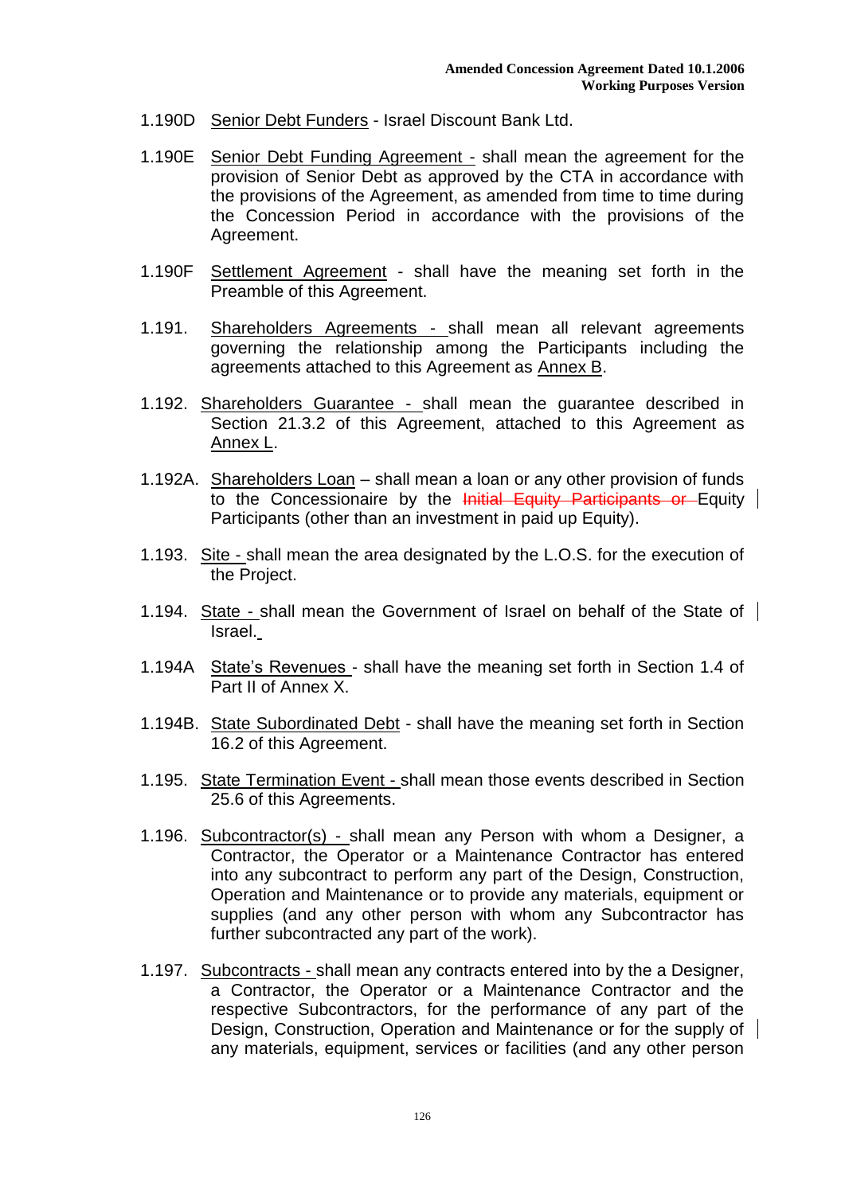1.190D <u>Senior Debt Funders</u> - Israel Discount Bank Ltd.

1.190E <u>Senior Debt Funding Agreement</u> - shall mean the agreement for the provision of Senior Debt as approved by the CTA in accordance with the provisions of the Agreement, as amended from time to time during the Concession Period in accordance with the provisions of the Agreement.

1.190F <u>Settlement Agreement</u> - shall have the meaning set forth in the Preamble of this Agreement.

1.191. <u>Shareholders Agreements</u> - shall mean all relevant agreements governing the relationship among the Participants including the agreements attached to this Agreement as <u>Annex B</u>.

1.192. <u>Shareholders Guarantee</u> - shall mean the guarantee described in Section 21.3.2 of this Agreement, attached to this Agreement as <u>Annex L</u>.

1.192A. <u>Shareholders Loan</u> – shall mean a loan or any other provision of funds to the Concessionaire by the ~~Initial Equity Participants or~~ Equity Participants (other than an investment in paid up Equity).

1.193. <u>Site</u> - shall mean the area designated by the L.O.S. for the execution of the Project.

1.194. <u>State</u> - shall mean the Government of Israel on behalf of the State of Israel.

1.194A <u>State's Revenues</u> - shall have the meaning set forth in Section 1.4 of Part II of Annex X.

1.194B. <u>State Subordinated Debt</u> - shall have the meaning set forth in Section 16.2 of this Agreement.

1.195. <u>State Termination Event</u> - shall mean those events described in Section 25.6 of this Agreements.

1.196. <u>Subcontractor(s)</u> - shall mean any Person with whom a Designer, a Contractor, the Operator or a Maintenance Contractor has entered into any subcontract to perform any part of the Design, Construction, Operation and Maintenance or to provide any materials, equipment or supplies (and any other person with whom any Subcontractor has further subcontracted any part of the work).

1.197. <u>Subcontracts</u> - shall mean any contracts entered into by the a Designer, a Contractor, the Operator or a Maintenance Contractor and the respective Subcontractors, for the performance of any part of the Design, Construction, Operation and Maintenance or for the supply of any materials, equipment, services or facilities (and any other person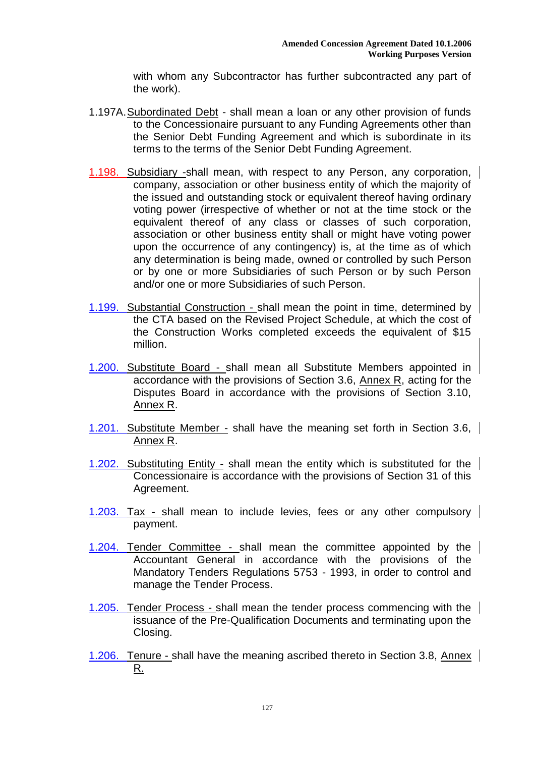with whom any Subcontractor has further subcontracted any part of the work).

1.197A. Subordinated Debt - shall mean a loan or any other provision of funds to the Concessionaire pursuant to any Funding Agreements other than the Senior Debt Funding Agreement and which is subordinate in its terms to the terms of the Senior Debt Funding Agreement.

1.198. Subsidiary -shall mean, with respect to any Person, any corporation, company, association or other business entity of which the majority of the issued and outstanding stock or equivalent thereof having ordinary voting power (irrespective of whether or not at the time stock or the equivalent thereof of any class or classes of such corporation, association or other business entity shall or might have voting power upon the occurrence of any contingency) is, at the time as of which any determination is being made, owned or controlled by such Person or by one or more Subsidiaries of such Person or by such Person and/or one or more Subsidiaries of such Person.

1.199. Substantial Construction - shall mean the point in time, determined by the CTA based on the Revised Project Schedule, at which the cost of the Construction Works completed exceeds the equivalent of $15 million.

1.200. Substitute Board - shall mean all Substitute Members appointed in accordance with the provisions of Section 3.6, Annex R, acting for the Disputes Board in accordance with the provisions of Section 3.10, Annex R.

1.201. Substitute Member - shall have the meaning set forth in Section 3.6, Annex R.

1.202. Substituting Entity - shall mean the entity which is substituted for the Concessionaire is accordance with the provisions of Section 31 of this Agreement.

1.203. Tax - shall mean to include levies, fees or any other compulsory payment.

1.204. Tender Committee - shall mean the committee appointed by the Accountant General in accordance with the provisions of the Mandatory Tenders Regulations 5753 - 1993, in order to control and manage the Tender Process.

1.205. Tender Process - shall mean the tender process commencing with the issuance of the Pre-Qualification Documents and terminating upon the Closing.

1.206. Tenure - shall have the meaning ascribed thereto in Section 3.8, Annex R.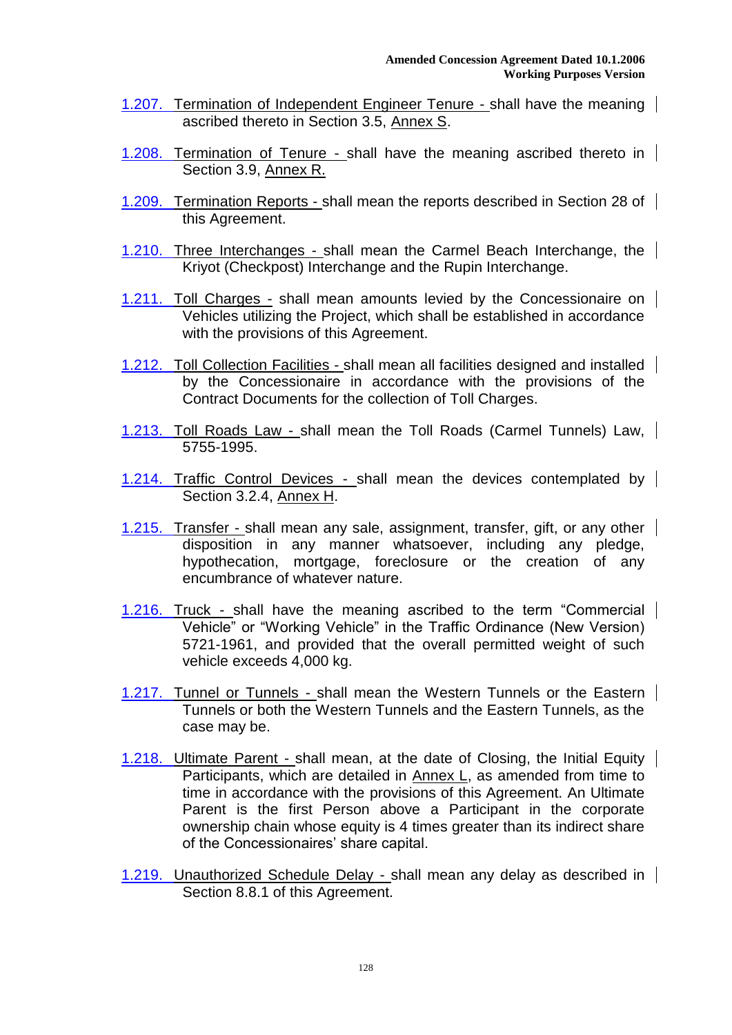1.207. Termination of Independent Engineer Tenure - shall have the meaning ascribed thereto in Section 3.5, Annex S.

1.208. Termination of Tenure - shall have the meaning ascribed thereto in Section 3.9, Annex R.

1.209. Termination Reports - shall mean the reports described in Section 28 of this Agreement.

1.210. Three Interchanges - shall mean the Carmel Beach Interchange, the Kriyot (Checkpost) Interchange and the Rupin Interchange.

1.211. Toll Charges - shall mean amounts levied by the Concessionaire on Vehicles utilizing the Project, which shall be established in accordance with the provisions of this Agreement.

1.212. Toll Collection Facilities - shall mean all facilities designed and installed by the Concessionaire in accordance with the provisions of the Contract Documents for the collection of Toll Charges.

1.213. Toll Roads Law - shall mean the Toll Roads (Carmel Tunnels) Law, 5755-1995.

1.214. Traffic Control Devices - shall mean the devices contemplated by Section 3.2.4, Annex H.

1.215. Transfer - shall mean any sale, assignment, transfer, gift, or any other disposition in any manner whatsoever, including any pledge, hypothecation, mortgage, foreclosure or the creation of any encumbrance of whatever nature.

1.216. Truck - shall have the meaning ascribed to the term "Commercial Vehicle" or "Working Vehicle" in the Traffic Ordinance (New Version) 5721-1961, and provided that the overall permitted weight of such vehicle exceeds 4,000 kg.

1.217. Tunnel or Tunnels - shall mean the Western Tunnels or the Eastern Tunnels or both the Western Tunnels and the Eastern Tunnels, as the case may be.

1.218. Ultimate Parent - shall mean, at the date of Closing, the Initial Equity Participants, which are detailed in Annex L, as amended from time to time in accordance with the provisions of this Agreement. An Ultimate Parent is the first Person above a Participant in the corporate ownership chain whose equity is 4 times greater than its indirect share of the Concessionaires' share capital.

1.219. Unauthorized Schedule Delay - shall mean any delay as described in Section 8.8.1 of this Agreement.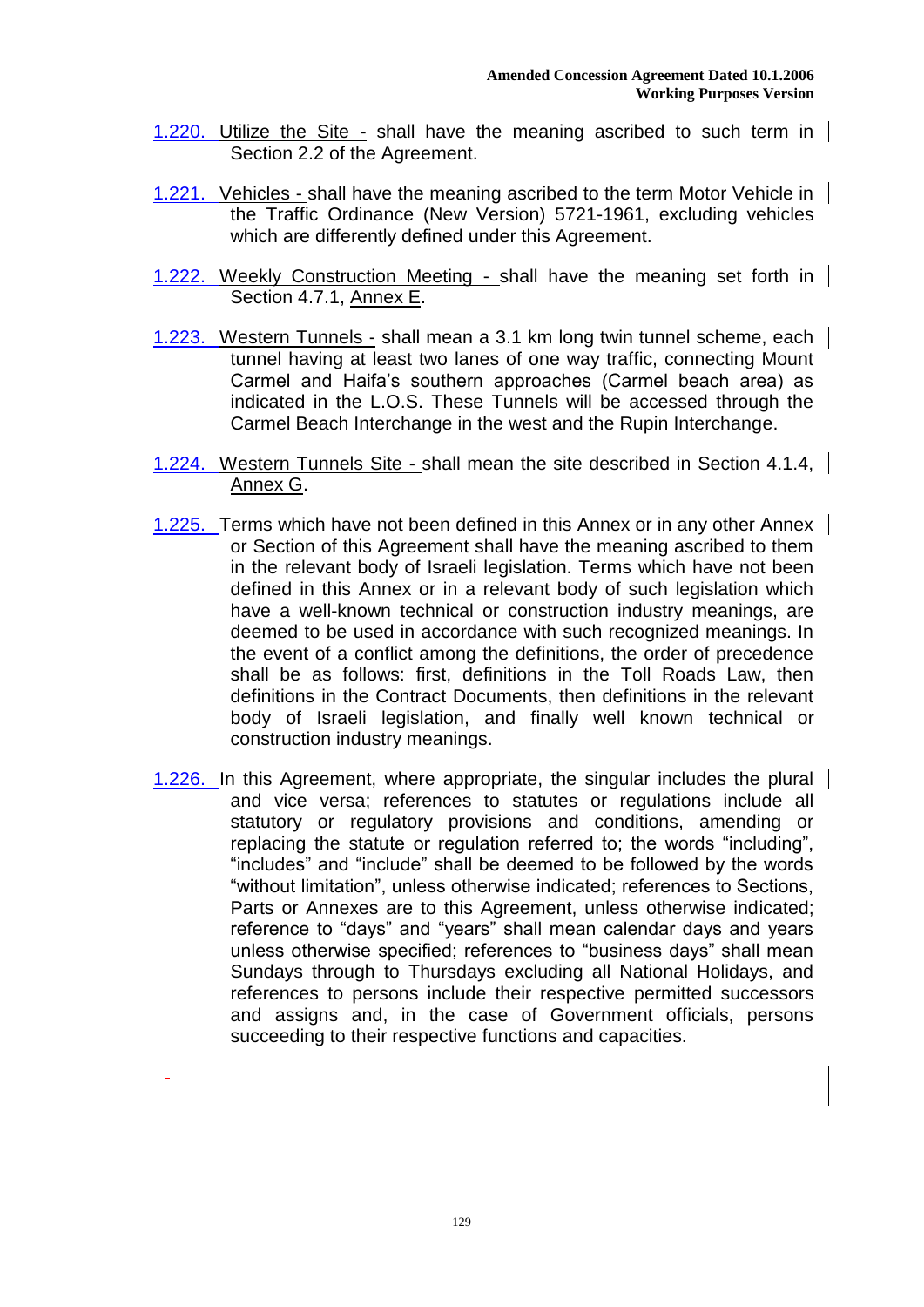1.220. Utilize the Site - shall have the meaning ascribed to such term in Section 2.2 of the Agreement.

1.221. Vehicles - shall have the meaning ascribed to the term Motor Vehicle in the Traffic Ordinance (New Version) 5721-1961, excluding vehicles which are differently defined under this Agreement.

1.222. Weekly Construction Meeting - shall have the meaning set forth in Section 4.7.1, Annex E.

1.223. Western Tunnels - shall mean a 3.1 km long twin tunnel scheme, each tunnel having at least two lanes of one way traffic, connecting Mount Carmel and Haifa's southern approaches (Carmel beach area) as indicated in the L.O.S. These Tunnels will be accessed through the Carmel Beach Interchange in the west and the Rupin Interchange.

1.224. Western Tunnels Site - shall mean the site described in Section 4.1.4, Annex G.

1.225. Terms which have not been defined in this Annex or in any other Annex or Section of this Agreement shall have the meaning ascribed to them in the relevant body of Israeli legislation. Terms which have not been defined in this Annex or in a relevant body of such legislation which have a well-known technical or construction industry meanings, are deemed to be used in accordance with such recognized meanings. In the event of a conflict among the definitions, the order of precedence shall be as follows: first, definitions in the Toll Roads Law, then definitions in the Contract Documents, then definitions in the relevant body of Israeli legislation, and finally well known technical or construction industry meanings.

1.226. In this Agreement, where appropriate, the singular includes the plural and vice versa; references to statutes or regulations include all statutory or regulatory provisions and conditions, amending or replacing the statute or regulation referred to; the words "including", "includes" and "include" shall be deemed to be followed by the words "without limitation", unless otherwise indicated; references to Sections, Parts or Annexes are to this Agreement, unless otherwise indicated; reference to "days" and "years" shall mean calendar days and years unless otherwise specified; references to "business days" shall mean Sundays through to Thursdays excluding all National Holidays, and references to persons include their respective permitted successors and assigns and, in the case of Government officials, persons succeeding to their respective functions and capacities.